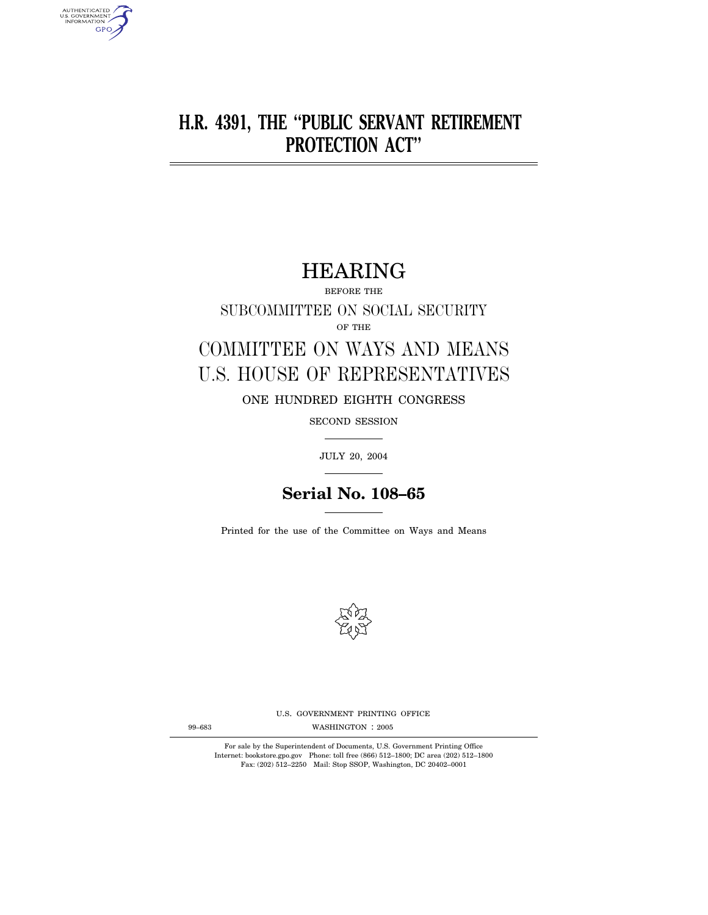# H.R. 4391, THE "PUBLIC SERVANT RETIREMENT PROTECTION ACT"

## HEARING

BEFORE THE

SUBCOMMITTEE ON SOCIAL SECURITY

OF THE

COMMITTEE ON WAYS AND MEANS

U.S. HOUSE OF REPRESENTATIVES

ONE HUNDRED EIGHTH CONGRESS

SECOND SESSION

JULY 20, 2004

**Serial No. 108–65**

Printed for the use of the Committee on Ways and Means

U.S. GOVERNMENT PRINTING OFFICE

99–683 WASHINGTON : 2005

For sale by the Superintendent of Documents, U.S. Government Printing Office
Internet: bookstore.gpo.gov Phone: toll free (866) 512–1800; DC area (202) 512–1800
Fax: (202) 512–2250 Mail: Stop SSOP, Washington, DC 20402–0001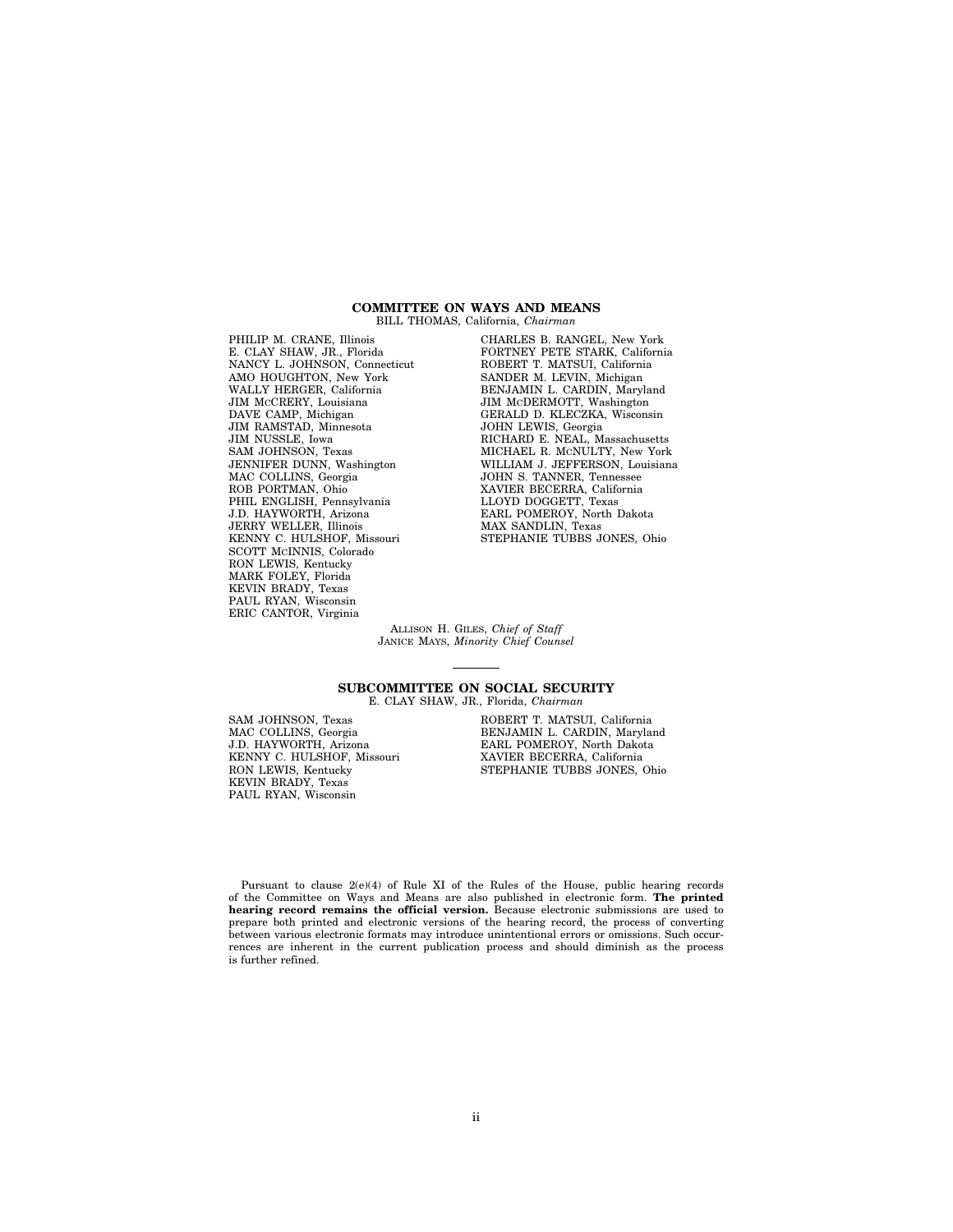## COMMITTEE ON WAYS AND MEANS

BILL THOMAS, California, *Chairman*

PHILIP M. CRANE, Illinois
E. CLAY SHAW, JR., Florida
NANCY L. JOHNSON, Connecticut
AMO HOUGHTON, New York
WALLY HERGER, California
JIM McCRERY, Louisiana
DAVE CAMP, Michigan
JIM RAMSTAD, Minnesota
JIM NUSSLE, Iowa
SAM JOHNSON, Texas
JENNIFER DUNN, Washington
MAC COLLINS, Georgia
ROB PORTMAN, Ohio
PHIL ENGLISH, Pennsylvania
J.D. HAYWORTH, Arizona
JERRY WELLER, Illinois
KENNY C. HULSHOF, Missouri
SCOTT McINNIS, Colorado
RON LEWIS, Kentucky
MARK FOLEY, Florida
KEVIN BRADY, Texas
PAUL RYAN, Wisconsin
ERIC CANTOR, Virginia

CHARLES B. RANGEL, New York
FORTNEY PETE STARK, California
ROBERT T. MATSUI, California
SANDER M. LEVIN, Michigan
BENJAMIN L. CARDIN, Maryland
JIM McDERMOTT, Washington
GERALD D. KLECZKA, Wisconsin
JOHN LEWIS, Georgia
RICHARD E. NEAL, Massachusetts
MICHAEL R. McNULTY, New York
WILLIAM J. JEFFERSON, Louisiana
JOHN S. TANNER, Tennessee
XAVIER BECERRA, California
LLOYD DOGGETT, Texas
EARL POMEROY, North Dakota
MAX SANDLIN, Texas
STEPHANIE TUBBS JONES, Ohio

ALLISON H. GILES, *Chief of Staff*
JANICE MAYS, *Minority Chief Counsel*

---

## SUBCOMMITTEE ON SOCIAL SECURITY

E. CLAY SHAW, JR., Florida, *Chairman*

SAM JOHNSON, Texas
MAC COLLINS, Georgia
J.D. HAYWORTH, Arizona
KENNY C. HULSHOF, Missouri
RON LEWIS, Kentucky
KEVIN BRADY, Texas
PAUL RYAN, Wisconsin

ROBERT T. MATSUI, California
BENJAMIN L. CARDIN, Maryland
EARL POMEROY, North Dakota
XAVIER BECERRA, California
STEPHANIE TUBBS JONES, Ohio

Pursuant to clause 2(e)(4) of Rule XI of the Rules of the House, public hearing records of the Committee on Ways and Means are also published in electronic form. **The printed hearing record remains the official version.** Because electronic submissions are used to prepare both printed and electronic versions of the hearing record, the process of converting between various electronic formats may introduce unintentional errors or omissions. Such occurrences are inherent in the current publication process and should diminish as the process is further refined.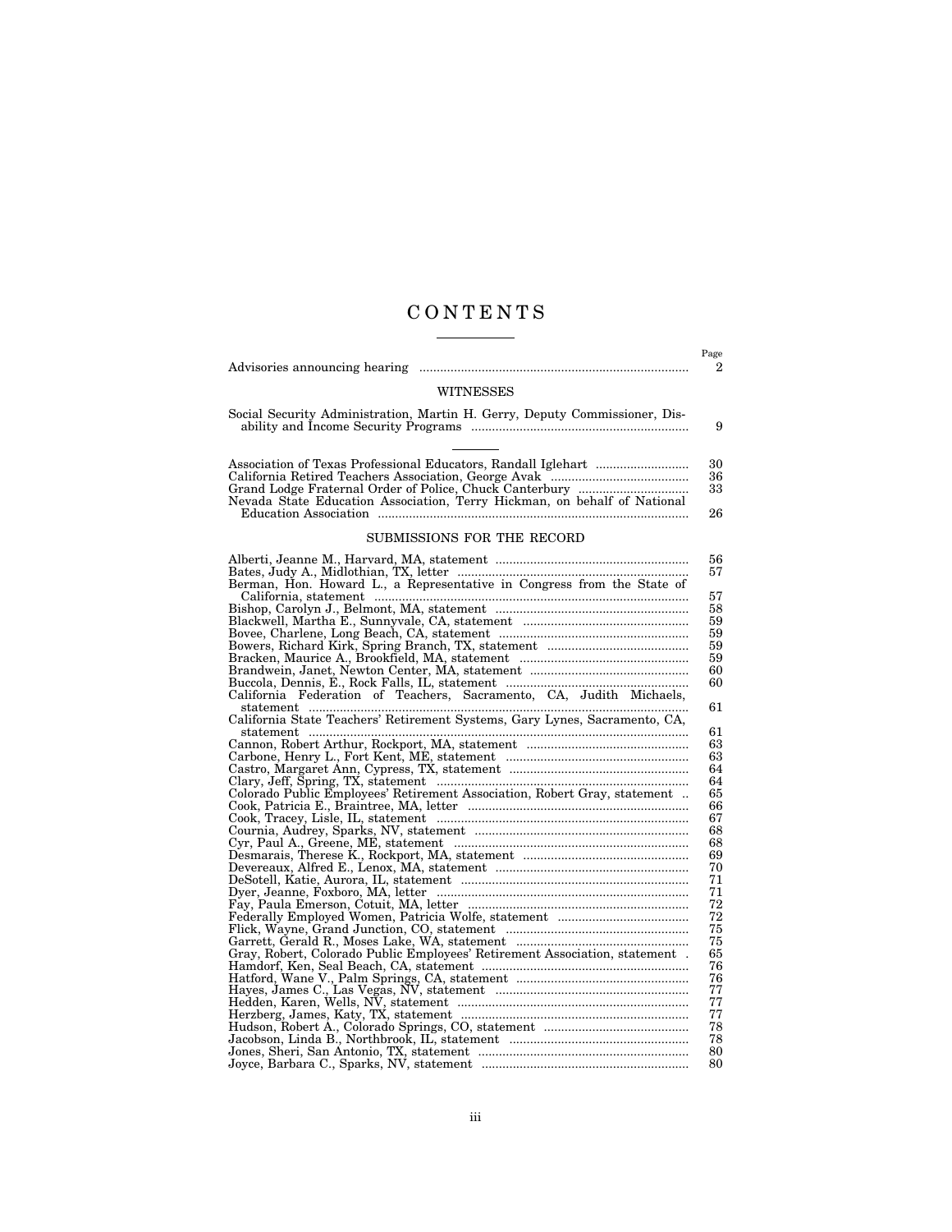# CONTENTS

| | Page |
|---|---|
| Advisories announcing hearing | 2 |

## WITNESSES

| | |
|---|---|
| Social Security Administration, Martin H. Gerry, Deputy Commissioner, Disability and Income Security Programs | 9 |

| | |
|---|---|
| Association of Texas Professional Educators, Randall Iglehart | 30 |
| California Retired Teachers Association, George Avak | 36 |
| Grand Lodge Fraternal Order of Police, Chuck Canterbury | 33 |
| Nevada State Education Association, Terry Hickman, on behalf of National Education Association | 26 |

## SUBMISSIONS FOR THE RECORD

| | |
|---|---|
| Alberti, Jeanne M., Harvard, MA, statement | 56 |
| Bates, Judy A., Midlothian, TX, letter | 57 |
| Berman, Hon. Howard L., a Representative in Congress from the State of California, statement | 57 |
| Bishop, Carolyn J., Belmont, MA, statement | 58 |
| Blackwell, Martha E., Sunnyvale, CA, statement | 59 |
| Bovee, Charlene, Long Beach, CA, statement | 59 |
| Bowers, Richard Kirk, Spring Branch, TX, statement | 59 |
| Bracken, Maurice A., Brookfield, MA, statement | 59 |
| Brandwein, Janet, Newton Center, MA, statement | 60 |
| Buccola, Dennis, E., Rock Falls, IL, statement | 60 |
| California Federation of Teachers, Sacramento, CA, Judith Michaels, statement | 61 |
| California State Teachers' Retirement Systems, Gary Lynes, Sacramento, CA, statement | 61 |
| Cannon, Robert Arthur, Rockport, MA, statement | 63 |
| Carbone, Henry L., Fort Kent, ME, statement | 63 |
| Castro, Margaret Ann, Cypress, TX, statement | 64 |
| Clary, Jeff, Spring, TX, statement | 64 |
| Colorado Public Employees' Retirement Association, Robert Gray, statement | 65 |
| Cook, Patricia E., Braintree, MA, letter | 66 |
| Cook, Tracey, Lisle, IL, statement | 67 |
| Cournia, Audrey, Sparks, NV, statement | 68 |
| Cyr, Paul A., Greene, ME, statement | 68 |
| Desmarais, Therese K., Rockport, MA, statement | 69 |
| Devereaux, Alfred E., Lenox, MA, statement | 70 |
| DeSotell, Katie, Aurora, IL, statement | 71 |
| Dyer, Jeanne, Foxboro, MA, letter | 71 |
| Fay, Paula Emerson, Cotuit, MA, letter | 72 |
| Federally Employed Women, Patricia Wolfe, statement | 72 |
| Flick, Wayne, Grand Junction, CO, statement | 75 |
| Garrett, Gerald R., Moses Lake, WA, statement | 75 |
| Gray, Robert, Colorado Public Employees' Retirement Association, statement | 65 |
| Hamdorf, Ken, Seal Beach, CA, statement | 76 |
| Hatford, Wane V., Palm Springs, CA, statement | 76 |
| Hayes, James C., Las Vegas, NV, statement | 77 |
| Hedden, Karen, Wells, NV, statement | 77 |
| Herzberg, James, Katy, TX, statement | 77 |
| Hudson, Robert A., Colorado Springs, CO, statement | 78 |
| Jacobson, Linda B., Northbrook, IL, statement | 78 |
| Jones, Sheri, San Antonio, TX, statement | 80 |
| Joyce, Barbara C., Sparks, NV, statement | 80 |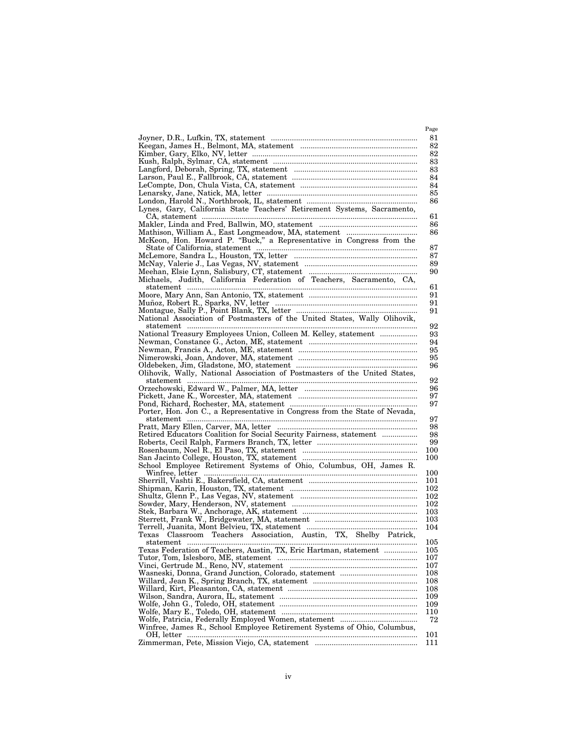| | Page |
|---|---|
| Joyner, D.R., Lufkin, TX, statement | 81 |
| Keegan, James H., Belmont, MA, statement | 82 |
| Kimber, Gary, Elko, NV, letter | 82 |
| Kush, Ralph, Sylmar, CA, statement | 83 |
| Langford, Deborah, Spring, TX, statement | 83 |
| Larson, Paul E., Fallbrook, CA, statement | 84 |
| LeCompte, Don, Chula Vista, CA, statement | 84 |
| Lenarsky, Jane, Natick, MA, letter | 85 |
| London, Harold N., Northbrook, IL, statement | 86 |
| Lynes, Gary, California State Teachers' Retirement Systems, Sacramento, CA, statement | 61 |
| Makler, Linda and Fred, Ballwin, MO, statement | 86 |
| Mathison, William A., East Longmeadow, MA, statement | 86 |
| McKeon, Hon. Howard P. "Buck," a Representative in Congress from the State of California, statement | 87 |
| McLemore, Sandra L., Houston, TX, letter | 87 |
| McNay, Valerie J., Las Vegas, NV, statement | 89 |
| Meehan, Elsie Lynn, Salisbury, CT, statement | 90 |
| Michaels, Judith, California Federation of Teachers, Sacramento, CA, statement | 61 |
| Moore, Mary Ann, San Antonio, TX, statement | 91 |
| Muñoz, Robert R., Sparks, NV, letter | 91 |
| Montague, Sally P., Point Blank, TX, letter | 91 |
| National Association of Postmasters of the United States, Wally Olihovik, statement | 92 |
| National Treasury Employees Union, Colleen M. Kelley, statement | 93 |
| Newman, Constance G., Acton, ME, statement | 94 |
| Newman, Francis A., Acton, ME, statement | 95 |
| Nimerowski, Joan, Andover, MA, statement | 95 |
| Oldebeken, Jim, Gladstone, MO, statement | 96 |
| Olihovik, Wally, National Association of Postmasters of the United States, statement | 92 |
| Orzechowski, Edward W., Palmer, MA, letter | 96 |
| Pickett, Jane K., Worcester, MA, statement | 97 |
| Pond, Richard, Rochester, MA, statement | 97 |
| Porter, Hon. Jon C., a Representative in Congress from the State of Nevada, statement | 97 |
| Pratt, Mary Ellen, Carver, MA, letter | 98 |
| Retired Educators Coalition for Social Security Fairness, statement | 98 |
| Roberts, Cecil Ralph, Farmers Branch, TX, letter | 99 |
| Rosenbaum, Noel R., El Paso, TX, statement | 100 |
| San Jacinto College, Houston, TX, statement | 100 |
| School Employee Retirement Systems of Ohio, Columbus, OH, James R. Winfree, letter | 100 |
| Sherrill, Vashti E., Bakersfield, CA, statement | 101 |
| Shipman, Karin, Houston, TX, statement | 102 |
| Shultz, Glenn P., Las Vegas, NV, statement | 102 |
| Sowder, Mary, Henderson, NV, statement | 102 |
| Stek, Barbara W., Anchorage, AK, statement | 103 |
| Sterrett, Frank W., Bridgewater, MA, statement | 103 |
| Terrell, Juanita, Mont Belvieu, TX, statement | 104 |
| Texas Classroom Teachers Association, Austin, TX, Shelby Patrick, statement | 105 |
| Texas Federation of Teachers, Austin, TX, Eric Hartman, statement | 105 |
| Tutor, Tom, Islesboro, ME, statement | 107 |
| Vinci, Gertrude M., Reno, NV, statement | 107 |
| Wasneski, Donna, Grand Junction, Colorado, statement | 108 |
| Willard, Jean K., Spring Branch, TX, statement | 108 |
| Willard, Kirt, Pleasanton, CA, statement | 108 |
| Wilson, Sandra, Aurora, IL, statement | 109 |
| Wolfe, John G., Toledo, OH, statement | 109 |
| Wolfe, Mary E., Toledo, OH, statement | 110 |
| Wolfe, Patricia, Federally Employed Women, statement | 72 |
| Winfree, James R., School Employee Retirement Systems of Ohio, Columbus, OH, letter | 101 |
| Zimmerman, Pete, Mission Viejo, CA, statement | 111 |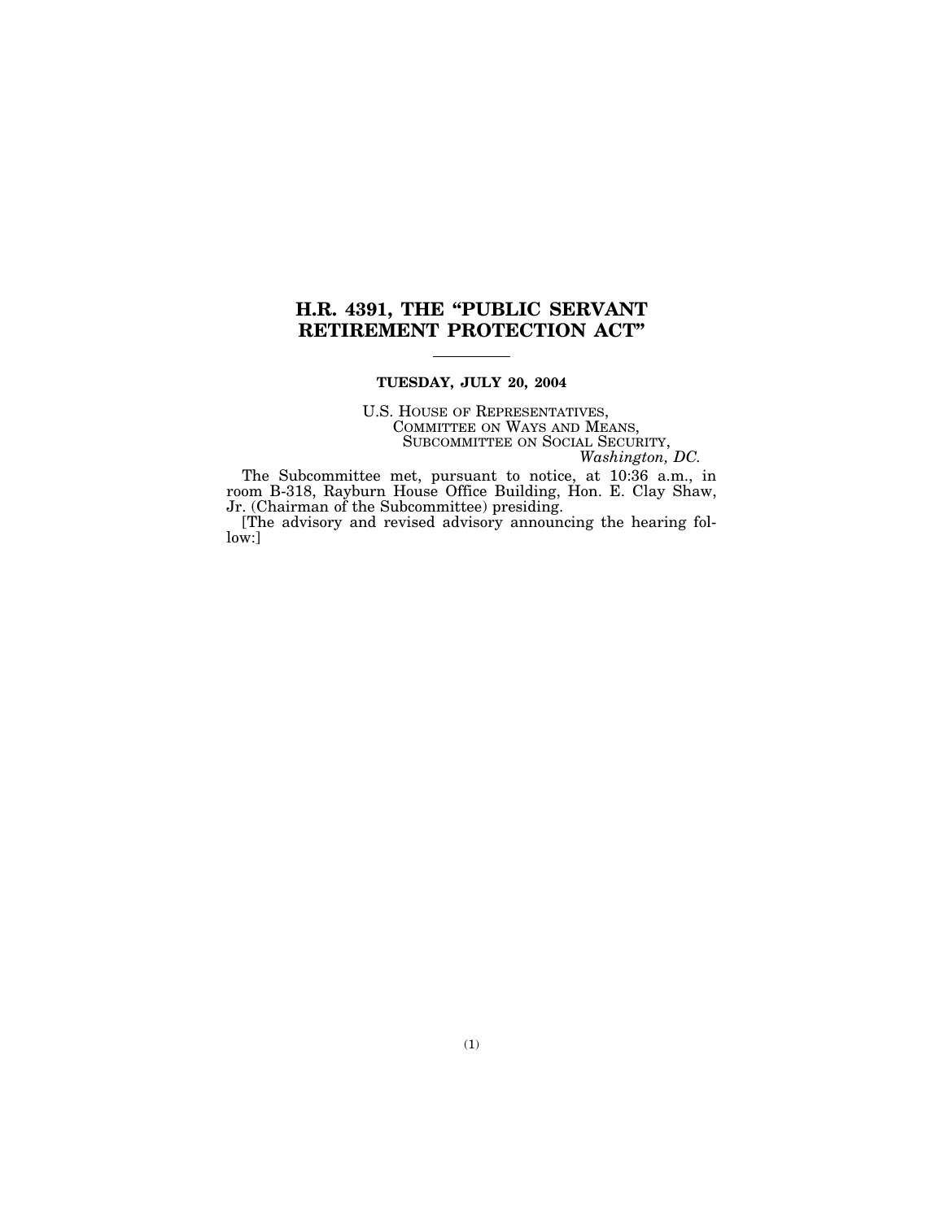# H.R. 4391, THE "PUBLIC SERVANT RETIREMENT PROTECTION ACT"

**TUESDAY, JULY 20, 2004**

U.S. HOUSE OF REPRESENTATIVES,
COMMITTEE ON WAYS AND MEANS,
SUBCOMMITTEE ON SOCIAL SECURITY,
*Washington, DC.*

The Subcommittee met, pursuant to notice, at 10:36 a.m., in room B-318, Rayburn House Office Building, Hon. E. Clay Shaw, Jr. (Chairman of the Subcommittee) presiding.

[The advisory and revised advisory announcing the hearing follow:]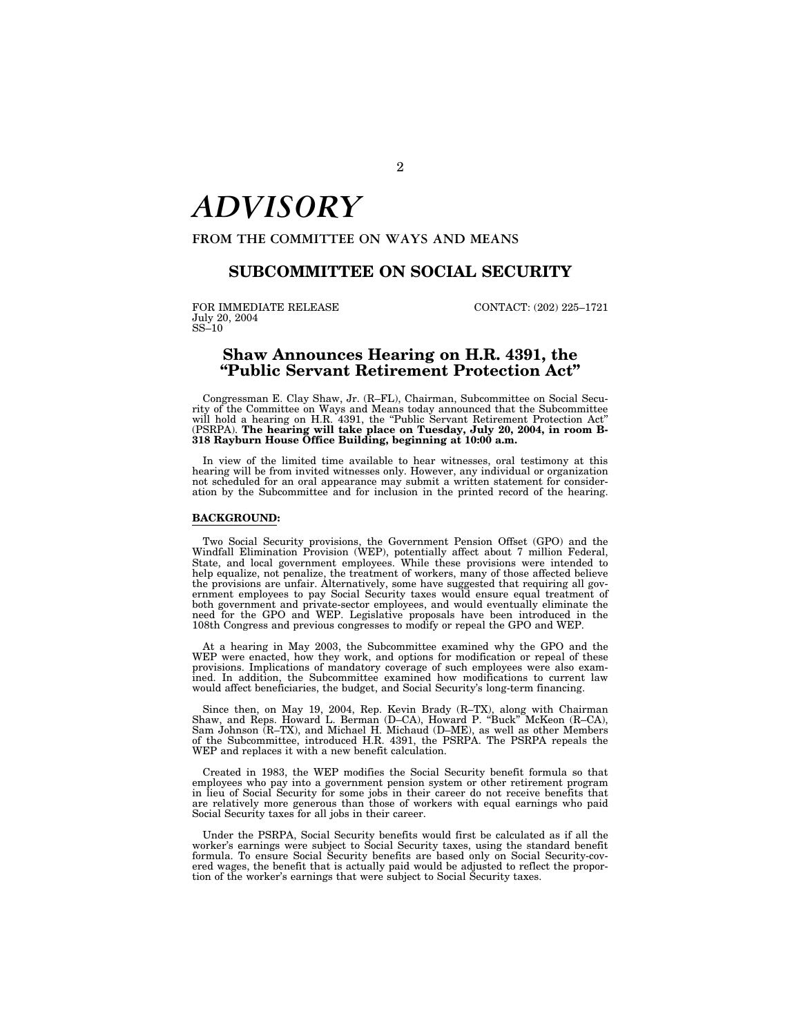# *ADVISORY*

**FROM THE COMMITTEE ON WAYS AND MEANS**

## SUBCOMMITTEE ON SOCIAL SECURITY

FOR IMMEDIATE RELEASE
July 20, 2004
SS–10

CONTACT: (202) 225–1721

## Shaw Announces Hearing on H.R. 4391, the "Public Servant Retirement Protection Act"

Congressman E. Clay Shaw, Jr. (R–FL), Chairman, Subcommittee on Social Security of the Committee on Ways and Means today announced that the Subcommittee will hold a hearing on H.R. 4391, the "Public Servant Retirement Protection Act" (PSRPA). **The hearing will take place on Tuesday, July 20, 2004, in room B-318 Rayburn House Office Building, beginning at 10:00 a.m.**

In view of the limited time available to hear witnesses, oral testimony at this hearing will be from invited witnesses only. However, any individual or organization not scheduled for an oral appearance may submit a written statement for consideration by the Subcommittee and for inclusion in the printed record of the hearing.

**BACKGROUND:**

Two Social Security provisions, the Government Pension Offset (GPO) and the Windfall Elimination Provision (WEP), potentially affect about 7 million Federal, State, and local government employees. While these provisions were intended to help equalize, not penalize, the treatment of workers, many of those affected believe the provisions are unfair. Alternatively, some have suggested that requiring all government employees to pay Social Security taxes would ensure equal treatment of both government and private-sector employees, and would eventually eliminate the need for the GPO and WEP. Legislative proposals have been introduced in the 108th Congress and previous congresses to modify or repeal the GPO and WEP.

At a hearing in May 2003, the Subcommittee examined why the GPO and the WEP were enacted, how they work, and options for modification or repeal of these provisions. Implications of mandatory coverage of such employees were also examined. In addition, the Subcommittee examined how modifications to current law would affect beneficiaries, the budget, and Social Security's long-term financing.

Since then, on May 19, 2004, Rep. Kevin Brady (R–TX), along with Chairman Shaw, and Reps. Howard L. Berman (D–CA), Howard P. "Buck" McKeon (R–CA), Sam Johnson (R–TX), and Michael H. Michaud (D–ME), as well as other Members of the Subcommittee, introduced H.R. 4391, the PSRPA. The PSRPA repeals the WEP and replaces it with a new benefit calculation.

Created in 1983, the WEP modifies the Social Security benefit formula so that employees who pay into a government pension system or other retirement program in lieu of Social Security for some jobs in their career do not receive benefits that are relatively more generous than those of workers with equal earnings who paid Social Security taxes for all jobs in their career.

Under the PSRPA, Social Security benefits would first be calculated as if all the worker's earnings were subject to Social Security taxes, using the standard benefit formula. To ensure Social Security benefits are based only on Social Security-covered wages, the benefit that is actually paid would be adjusted to reflect the proportion of the worker's earnings that were subject to Social Security taxes.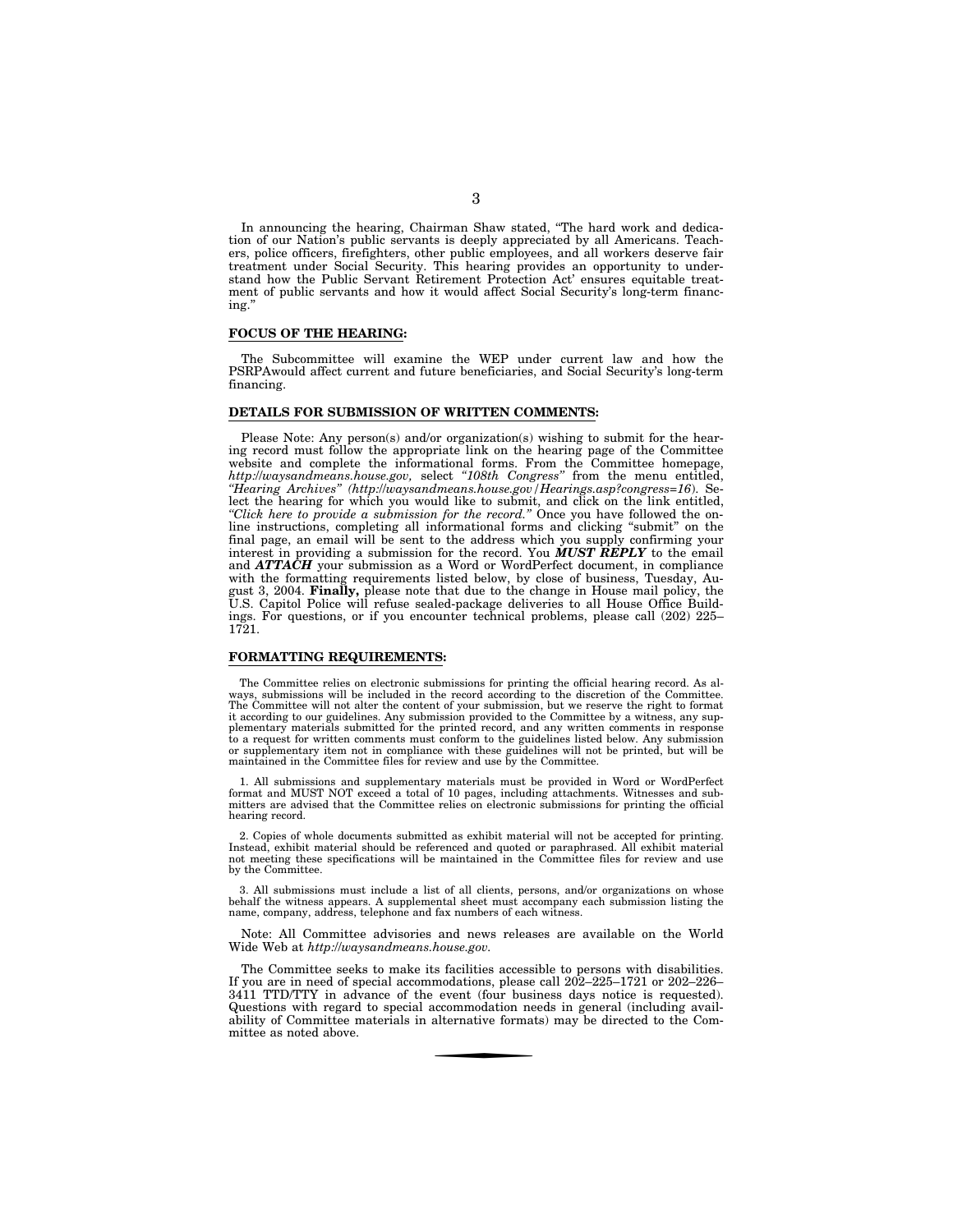In announcing the hearing, Chairman Shaw stated, "The hard work and dedication of our Nation's public servants is deeply appreciated by all Americans. Teachers, police officers, firefighters, other public employees, and all workers deserve fair treatment under Social Security. This hearing provides an opportunity to understand how the Public Servant Retirement Protection Act' ensures equitable treatment of public servants and how it would affect Social Security's long-term financing."

**FOCUS OF THE HEARING:**

The Subcommittee will examine the WEP under current law and how the PSRPAwould affect current and future beneficiaries, and Social Security's long-term financing.

**DETAILS FOR SUBMISSION OF WRITTEN COMMENTS:**

Please Note: Any person(s) and/or organization(s) wishing to submit for the hearing record must follow the appropriate link on the hearing page of the Committee website and complete the informational forms. From the Committee homepage, *http://waysandmeans.house.gov,* select *"108th Congress"* from the menu entitled, *"Hearing Archives" (http://waysandmeans.house.gov/Hearings.asp?congress=16)*. Select the hearing for which you would like to submit, and click on the link entitled, *"Click here to provide a submission for the record."* Once you have followed the online instructions, completing all informational forms and clicking "submit" on the final page, an email will be sent to the address which you supply confirming your interest in providing a submission for the record. You ***MUST REPLY*** to the email and ***ATTACH*** your submission as a Word or WordPerfect document, in compliance with the formatting requirements listed below, by close of business, Tuesday, August 3, 2004. **Finally,** please note that due to the change in House mail policy, the U.S. Capitol Police will refuse sealed-package deliveries to all House Office Buildings. For questions, or if you encounter technical problems, please call (202) 225–1721.

**FORMATTING REQUIREMENTS:**

The Committee relies on electronic submissions for printing the official hearing record. As always, submissions will be included in the record according to the discretion of the Committee. The Committee will not alter the content of your submission, but we reserve the right to format it according to our guidelines. Any submission provided to the Committee by a witness, any supplementary materials submitted for the printed record, and any written comments in response to a request for written comments must conform to the guidelines listed below. Any submission or supplementary item not in compliance with these guidelines will not be printed, but will be maintained in the Committee files for review and use by the Committee.

1. All submissions and supplementary materials must be provided in Word or WordPerfect format and MUST NOT exceed a total of 10 pages, including attachments. Witnesses and submitters are advised that the Committee relies on electronic submissions for printing the official hearing record.

2. Copies of whole documents submitted as exhibit material will not be accepted for printing. Instead, exhibit material should be referenced and quoted or paraphrased. All exhibit material not meeting these specifications will be maintained in the Committee files for review and use by the Committee.

3. All submissions must include a list of all clients, persons, and/or organizations on whose behalf the witness appears. A supplemental sheet must accompany each submission listing the name, company, address, telephone and fax numbers of each witness.

Note: All Committee advisories and news releases are available on the World Wide Web at *http://waysandmeans.house.gov*.

The Committee seeks to make its facilities accessible to persons with disabilities. If you are in need of special accommodations, please call 202–225–1721 or 202–226–3411 TTD/TTY in advance of the event (four business days notice is requested). Questions with regard to special accommodation needs in general (including availability of Committee materials in alternative formats) may be directed to the Committee as noted above.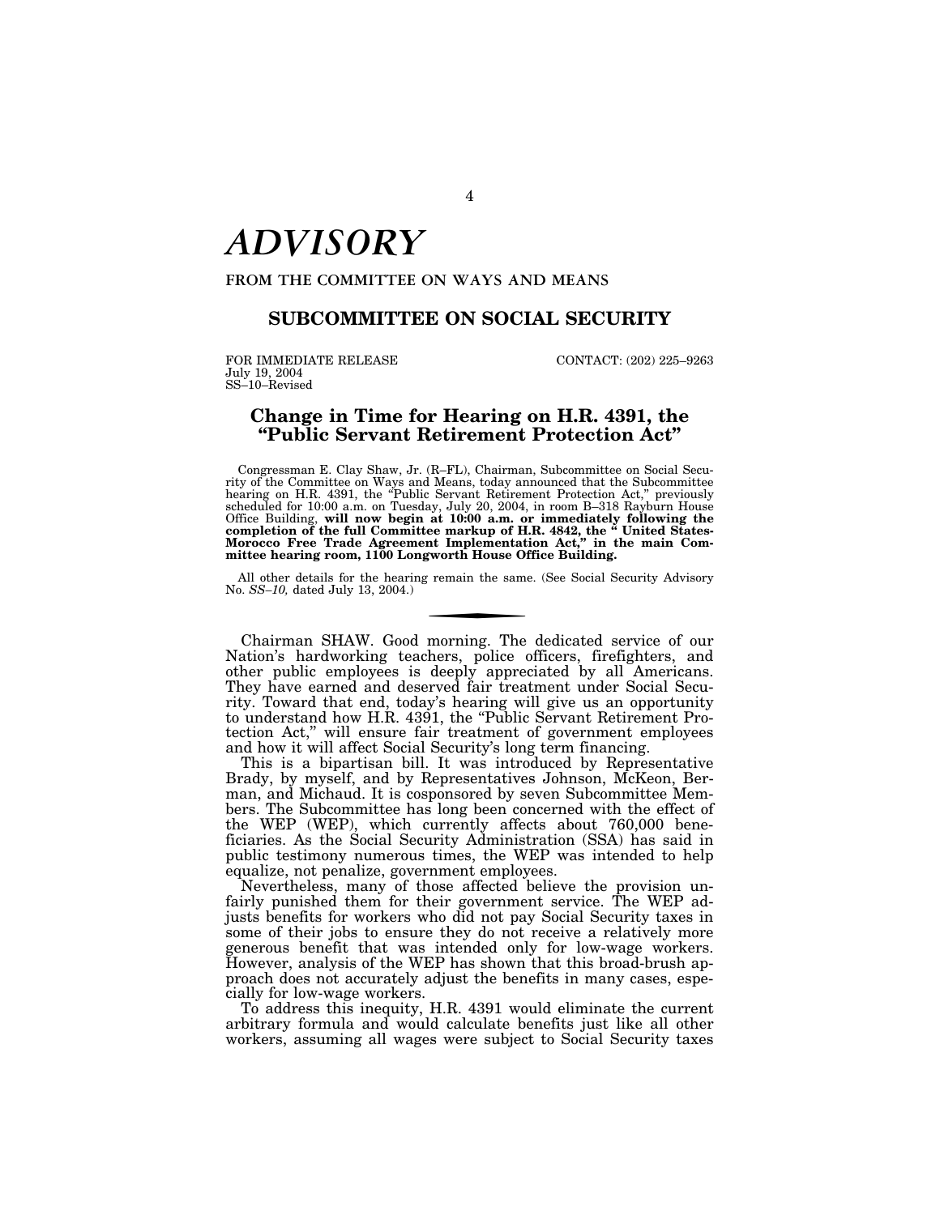# *ADVISORY*

**FROM THE COMMITTEE ON WAYS AND MEANS**

## SUBCOMMITTEE ON SOCIAL SECURITY

FOR IMMEDIATE RELEASE
July 19, 2004
SS–10–Revised

CONTACT: (202) 225–9263

### Change in Time for Hearing on H.R. 4391, the "Public Servant Retirement Protection Act"

Congressman E. Clay Shaw, Jr. (R–FL), Chairman, Subcommittee on Social Security of the Committee on Ways and Means, today announced that the Subcommittee hearing on H.R. 4391, the "Public Servant Retirement Protection Act," previously scheduled for 10:00 a.m. on Tuesday, July 20, 2004, in room B–318 Rayburn House Office Building, **will now begin at 10:00 a.m. or immediately following the completion of the full Committee markup of H.R. 4842, the " United States-Morocco Free Trade Agreement Implementation Act," in the main Committee hearing room, 1100 Longworth House Office Building.**

All other details for the hearing remain the same. (See Social Security Advisory No. *SS–10,* dated July 13, 2004.)

---

Chairman SHAW. Good morning. The dedicated service of our Nation's hardworking teachers, police officers, firefighters, and other public employees is deeply appreciated by all Americans. They have earned and deserved fair treatment under Social Security. Toward that end, today's hearing will give us an opportunity to understand how H.R. 4391, the "Public Servant Retirement Protection Act," will ensure fair treatment of government employees and how it will affect Social Security's long term financing.

This is a bipartisan bill. It was introduced by Representative Brady, by myself, and by Representatives Johnson, McKeon, Berman, and Michaud. It is cosponsored by seven Subcommittee Members. The Subcommittee has long been concerned with the effect of the WEP (WEP), which currently affects about 760,000 beneficiaries. As the Social Security Administration (SSA) has said in public testimony numerous times, the WEP was intended to help equalize, not penalize, government employees.

Nevertheless, many of those affected believe the provision unfairly punished them for their government service. The WEP adjusts benefits for workers who did not pay Social Security taxes in some of their jobs to ensure they do not receive a relatively more generous benefit that was intended only for low-wage workers. However, analysis of the WEP has shown that this broad-brush approach does not accurately adjust the benefits in many cases, especially for low-wage workers.

To address this inequity, H.R. 4391 would eliminate the current arbitrary formula and would calculate benefits just like all other workers, assuming all wages were subject to Social Security taxes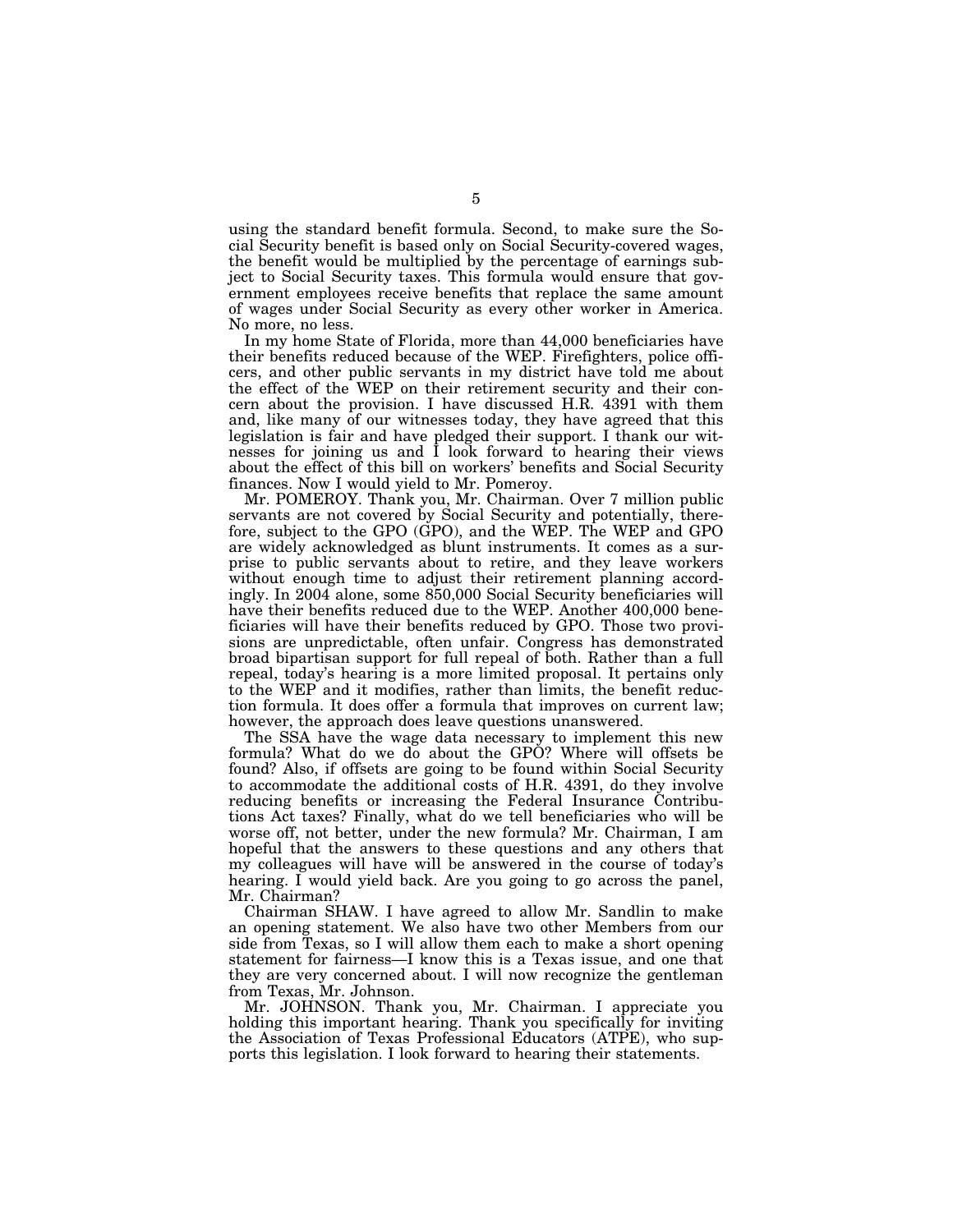using the standard benefit formula. Second, to make sure the Social Security benefit is based only on Social Security-covered wages, the benefit would be multiplied by the percentage of earnings subject to Social Security taxes. This formula would ensure that government employees receive benefits that replace the same amount of wages under Social Security as every other worker in America. No more, no less.

In my home State of Florida, more than 44,000 beneficiaries have their benefits reduced because of the WEP. Firefighters, police officers, and other public servants in my district have told me about the effect of the WEP on their retirement security and their concern about the provision. I have discussed H.R. 4391 with them and, like many of our witnesses today, they have agreed that this legislation is fair and have pledged their support. I thank our witnesses for joining us and I look forward to hearing their views about the effect of this bill on workers' benefits and Social Security finances. Now I would yield to Mr. Pomeroy.

Mr. POMEROY. Thank you, Mr. Chairman. Over 7 million public servants are not covered by Social Security and potentially, therefore, subject to the GPO (GPO), and the WEP. The WEP and GPO are widely acknowledged as blunt instruments. It comes as a surprise to public servants about to retire, and they leave workers without enough time to adjust their retirement planning accordingly. In 2004 alone, some 850,000 Social Security beneficiaries will have their benefits reduced due to the WEP. Another 400,000 beneficiaries will have their benefits reduced by GPO. Those two provisions are unpredictable, often unfair. Congress has demonstrated broad bipartisan support for full repeal of both. Rather than a full repeal, today's hearing is a more limited proposal. It pertains only to the WEP and it modifies, rather than limits, the benefit reduction formula. It does offer a formula that improves on current law; however, the approach does leave questions unanswered.

The SSA have the wage data necessary to implement this new formula? What do we do about the GPO? Where will offsets be found? Also, if offsets are going to be found within Social Security to accommodate the additional costs of H.R. 4391, do they involve reducing benefits or increasing the Federal Insurance Contributions Act taxes? Finally, what do we tell beneficiaries who will be worse off, not better, under the new formula? Mr. Chairman, I am hopeful that the answers to these questions and any others that my colleagues will have will be answered in the course of today's hearing. I would yield back. Are you going to go across the panel, Mr. Chairman?

Chairman SHAW. I have agreed to allow Mr. Sandlin to make an opening statement. We also have two other Members from our side from Texas, so I will allow them each to make a short opening statement for fairness—I know this is a Texas issue, and one that they are very concerned about. I will now recognize the gentleman from Texas, Mr. Johnson.

Mr. JOHNSON. Thank you, Mr. Chairman. I appreciate you holding this important hearing. Thank you specifically for inviting the Association of Texas Professional Educators (ATPE), who supports this legislation. I look forward to hearing their statements.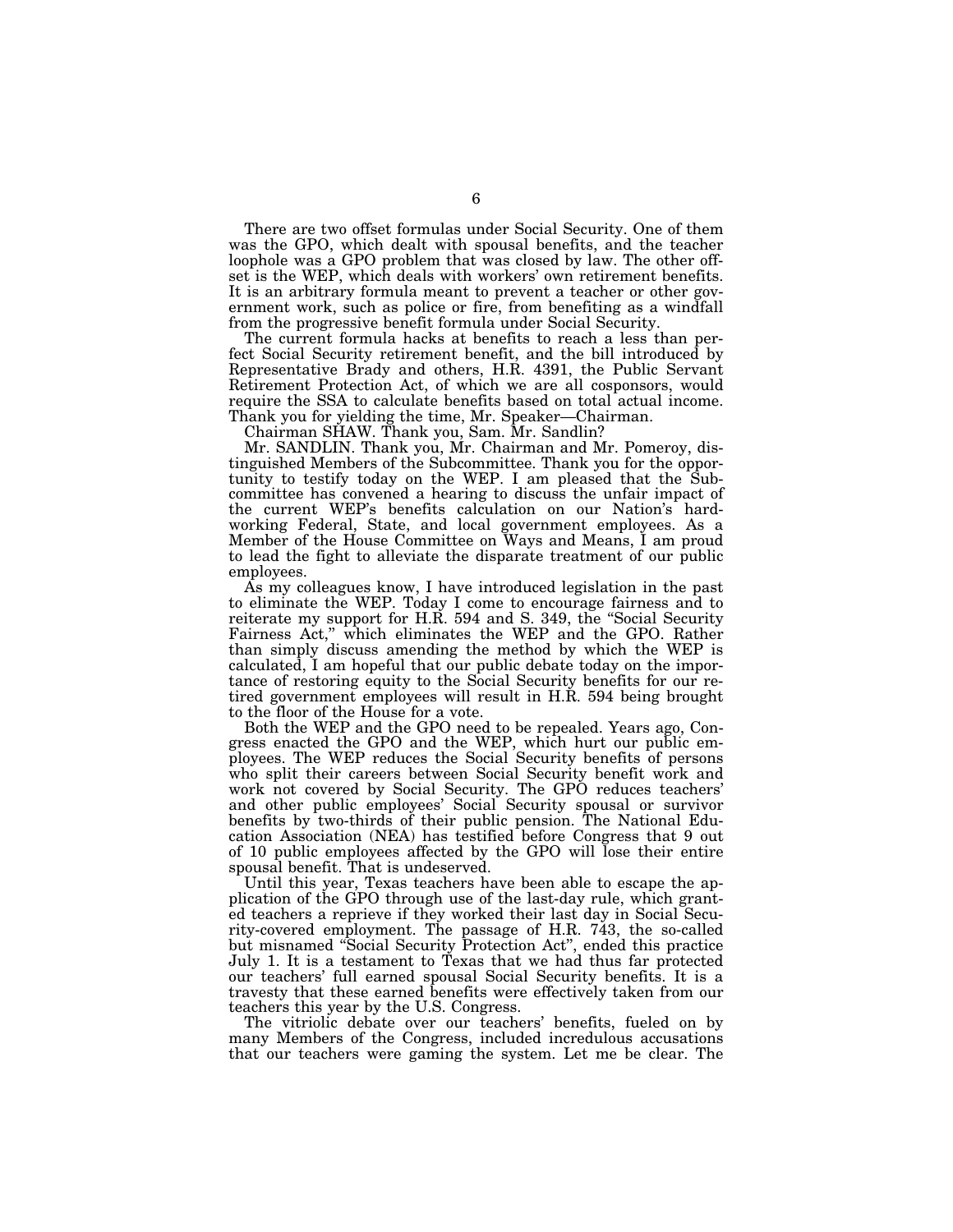There are two offset formulas under Social Security. One of them was the GPO, which dealt with spousal benefits, and the teacher loophole was a GPO problem that was closed by law. The other offset is the WEP, which deals with workers' own retirement benefits. It is an arbitrary formula meant to prevent a teacher or other government work, such as police or fire, from benefiting as a windfall from the progressive benefit formula under Social Security.

The current formula hacks at benefits to reach a less than perfect Social Security retirement benefit, and the bill introduced by Representative Brady and others, H.R. 4391, the Public Servant Retirement Protection Act, of which we are all cosponsors, would require the SSA to calculate benefits based on total actual income. Thank you for yielding the time, Mr. Speaker—Chairman.

Chairman SHAW. Thank you, Sam. Mr. Sandlin?

Mr. SANDLIN. Thank you, Mr. Chairman and Mr. Pomeroy, distinguished Members of the Subcommittee. Thank you for the opportunity to testify today on the WEP. I am pleased that the Subcommittee has convened a hearing to discuss the unfair impact of the current WEP's benefits calculation on our Nation's hard-working Federal, State, and local government employees. As a Member of the House Committee on Ways and Means, I am proud to lead the fight to alleviate the disparate treatment of our public employees.

As my colleagues know, I have introduced legislation in the past to eliminate the WEP. Today I come to encourage fairness and to reiterate my support for H.R. 594 and S. 349, the "Social Security Fairness Act," which eliminates the WEP and the GPO. Rather than simply discuss amending the method by which the WEP is calculated, I am hopeful that our public debate today on the importance of restoring equity to the Social Security benefits for our retired government employees will result in H.R. 594 being brought to the floor of the House for a vote.

Both the WEP and the GPO need to be repealed. Years ago, Congress enacted the GPO and the WEP, which hurt our public employees. The WEP reduces the Social Security benefits of persons who split their careers between Social Security benefit work and work not covered by Social Security. The GPO reduces teachers' and other public employees' Social Security spousal or survivor benefits by two-thirds of their public pension. The National Education Association (NEA) has testified before Congress that 9 out of 10 public employees affected by the GPO will lose their entire spousal benefit. That is undeserved.

Until this year, Texas teachers have been able to escape the application of the GPO through use of the last-day rule, which granted teachers a reprieve if they worked their last day in Social Security-covered employment. The passage of H.R. 743, the so-called but misnamed "Social Security Protection Act", ended this practice July 1. It is a testament to Texas that we had thus far protected our teachers' full earned spousal Social Security benefits. It is a travesty that these earned benefits were effectively taken from our teachers this year by the U.S. Congress.

The vitriolic debate over our teachers' benefits, fueled on by many Members of the Congress, included incredulous accusations that our teachers were gaming the system. Let me be clear. The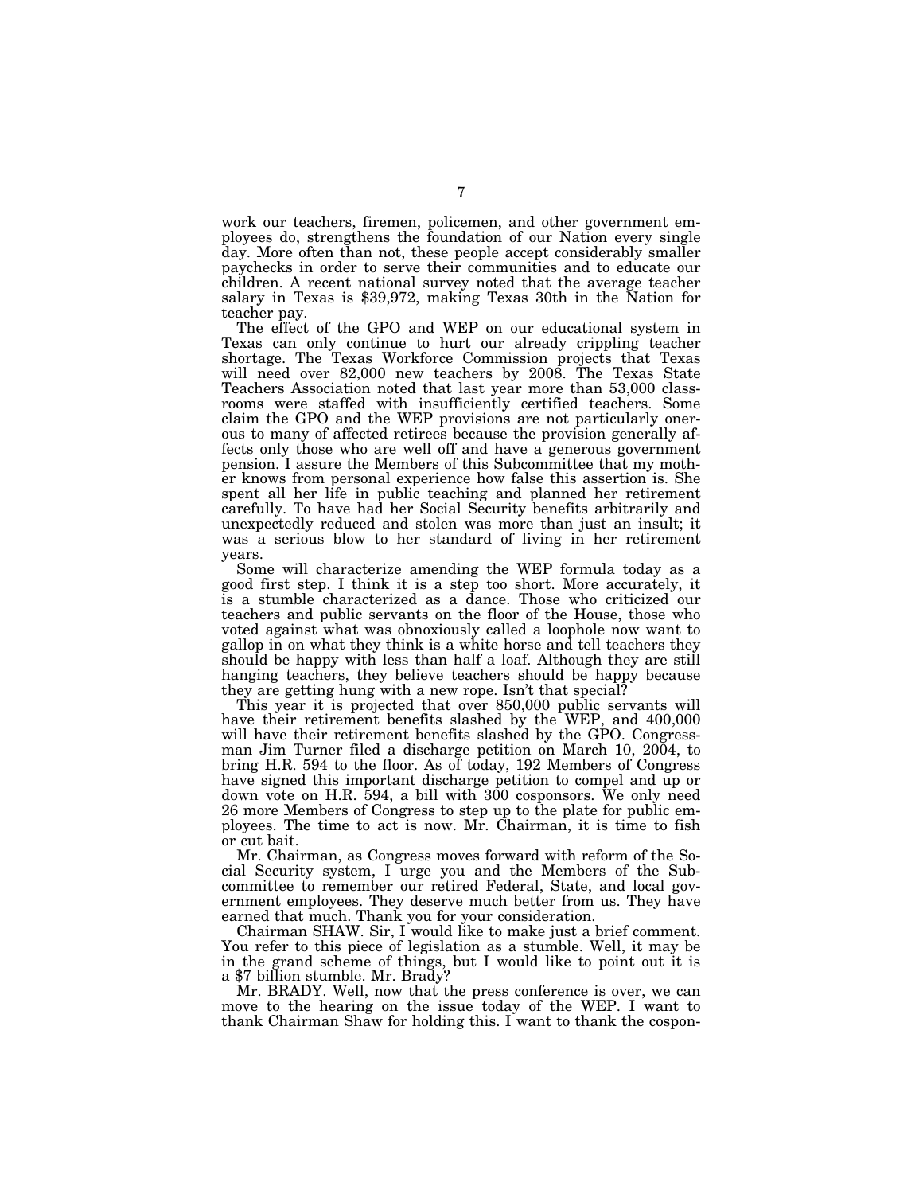work our teachers, firemen, policemen, and other government employees do, strengthens the foundation of our Nation every single day. More often than not, these people accept considerably smaller paychecks in order to serve their communities and to educate our children. A recent national survey noted that the average teacher salary in Texas is $39,972, making Texas 30th in the Nation for teacher pay.

The effect of the GPO and WEP on our educational system in Texas can only continue to hurt our already crippling teacher shortage. The Texas Workforce Commission projects that Texas will need over 82,000 new teachers by 2008. The Texas State Teachers Association noted that last year more than 53,000 classrooms were staffed with insufficiently certified teachers. Some claim the GPO and the WEP provisions are not particularly onerous to many of affected retirees because the provision generally affects only those who are well off and have a generous government pension. I assure the Members of this Subcommittee that my mother knows from personal experience how false this assertion is. She spent all her life in public teaching and planned her retirement carefully. To have had her Social Security benefits arbitrarily and unexpectedly reduced and stolen was more than just an insult; it was a serious blow to her standard of living in her retirement years.

Some will characterize amending the WEP formula today as a good first step. I think it is a step too short. More accurately, it is a stumble characterized as a dance. Those who criticized our teachers and public servants on the floor of the House, those who voted against what was obnoxiously called a loophole now want to gallop in on what they think is a white horse and tell teachers they should be happy with less than half a loaf. Although they are still hanging teachers, they believe teachers should be happy because they are getting hung with a new rope. Isn't that special?

This year it is projected that over 850,000 public servants will have their retirement benefits slashed by the WEP, and 400,000 will have their retirement benefits slashed by the GPO. Congressman Jim Turner filed a discharge petition on March 10, 2004, to bring H.R. 594 to the floor. As of today, 192 Members of Congress have signed this important discharge petition to compel and up or down vote on H.R. 594, a bill with 300 cosponsors. We only need 26 more Members of Congress to step up to the plate for public employees. The time to act is now. Mr. Chairman, it is time to fish or cut bait.

Mr. Chairman, as Congress moves forward with reform of the Social Security system, I urge you and the Members of the Subcommittee to remember our retired Federal, State, and local government employees. They deserve much better from us. They have earned that much. Thank you for your consideration.

Chairman SHAW. Sir, I would like to make just a brief comment. You refer to this piece of legislation as a stumble. Well, it may be in the grand scheme of things, but I would like to point out it is a $7 billion stumble. Mr. Brady?

Mr. BRADY. Well, now that the press conference is over, we can move to the hearing on the issue today of the WEP. I want to thank Chairman Shaw for holding this. I want to thank the cospon-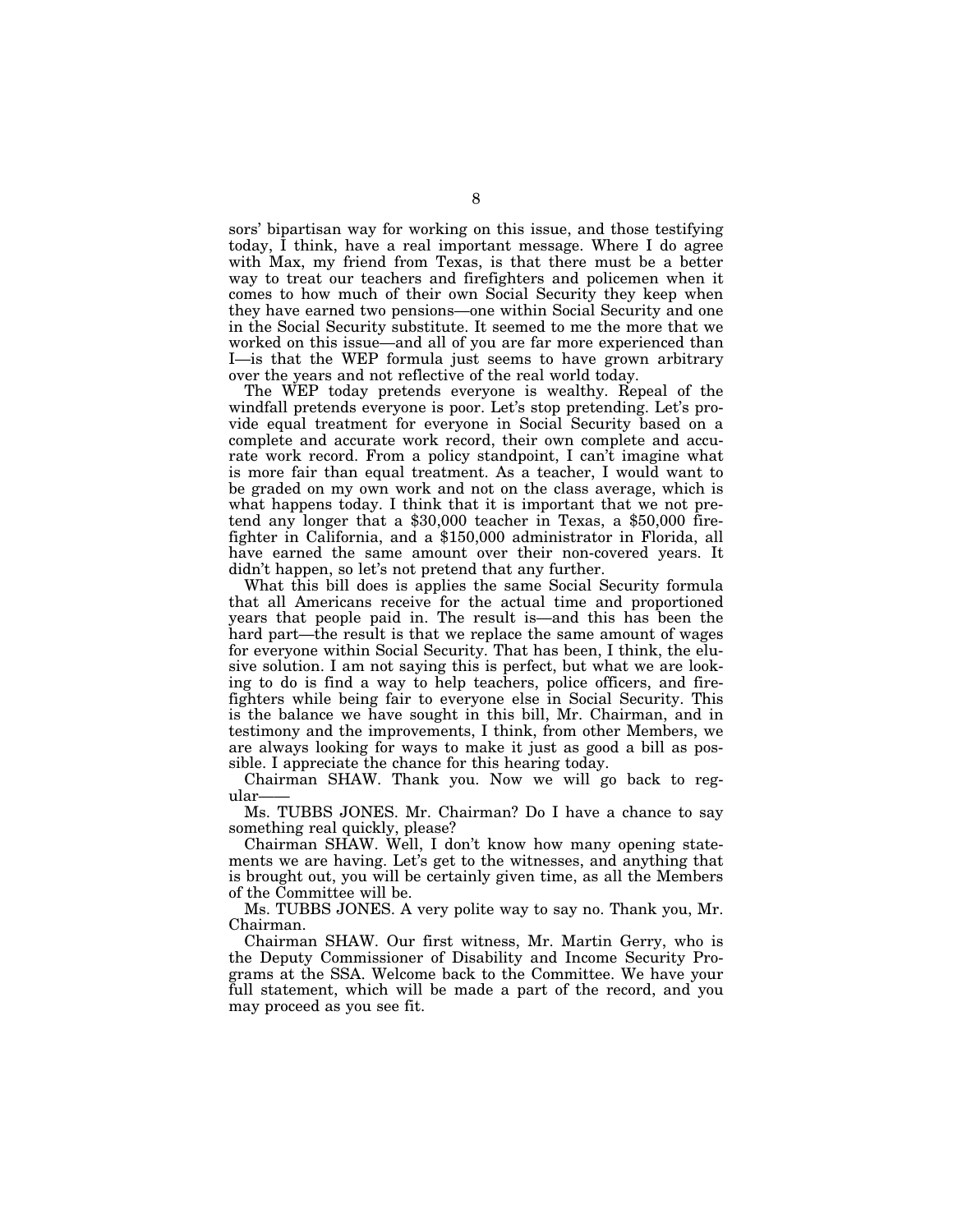sors' bipartisan way for working on this issue, and those testifying today, I think, have a real important message. Where I do agree with Max, my friend from Texas, is that there must be a better way to treat our teachers and firefighters and policemen when it comes to how much of their own Social Security they keep when they have earned two pensions—one within Social Security and one in the Social Security substitute. It seemed to me the more that we worked on this issue—and all of you are far more experienced than I—is that the WEP formula just seems to have grown arbitrary over the years and not reflective of the real world today.

The WEP today pretends everyone is wealthy. Repeal of the windfall pretends everyone is poor. Let's stop pretending. Let's provide equal treatment for everyone in Social Security based on a complete and accurate work record, their own complete and accurate work record. From a policy standpoint, I can't imagine what is more fair than equal treatment. As a teacher, I would want to be graded on my own work and not on the class average, which is what happens today. I think that it is important that we not pretend any longer that a $30,000 teacher in Texas, a $50,000 firefighter in California, and a $150,000 administrator in Florida, all have earned the same amount over their non-covered years. It didn't happen, so let's not pretend that any further.

What this bill does is applies the same Social Security formula that all Americans receive for the actual time and proportioned years that people paid in. The result is—and this has been the hard part—the result is that we replace the same amount of wages for everyone within Social Security. That has been, I think, the elusive solution. I am not saying this is perfect, but what we are looking to do is find a way to help teachers, police officers, and firefighters while being fair to everyone else in Social Security. This is the balance we have sought in this bill, Mr. Chairman, and in testimony and the improvements, I think, from other Members, we are always looking for ways to make it just as good a bill as possible. I appreciate the chance for this hearing today.

Chairman SHAW. Thank you. Now we will go back to regular——

Ms. TUBBS JONES. Mr. Chairman? Do I have a chance to say something real quickly, please?

Chairman SHAW. Well, I don't know how many opening statements we are having. Let's get to the witnesses, and anything that is brought out, you will be certainly given time, as all the Members of the Committee will be.

Ms. TUBBS JONES. A very polite way to say no. Thank you, Mr. Chairman.

Chairman SHAW. Our first witness, Mr. Martin Gerry, who is the Deputy Commissioner of Disability and Income Security Programs at the SSA. Welcome back to the Committee. We have your full statement, which will be made a part of the record, and you may proceed as you see fit.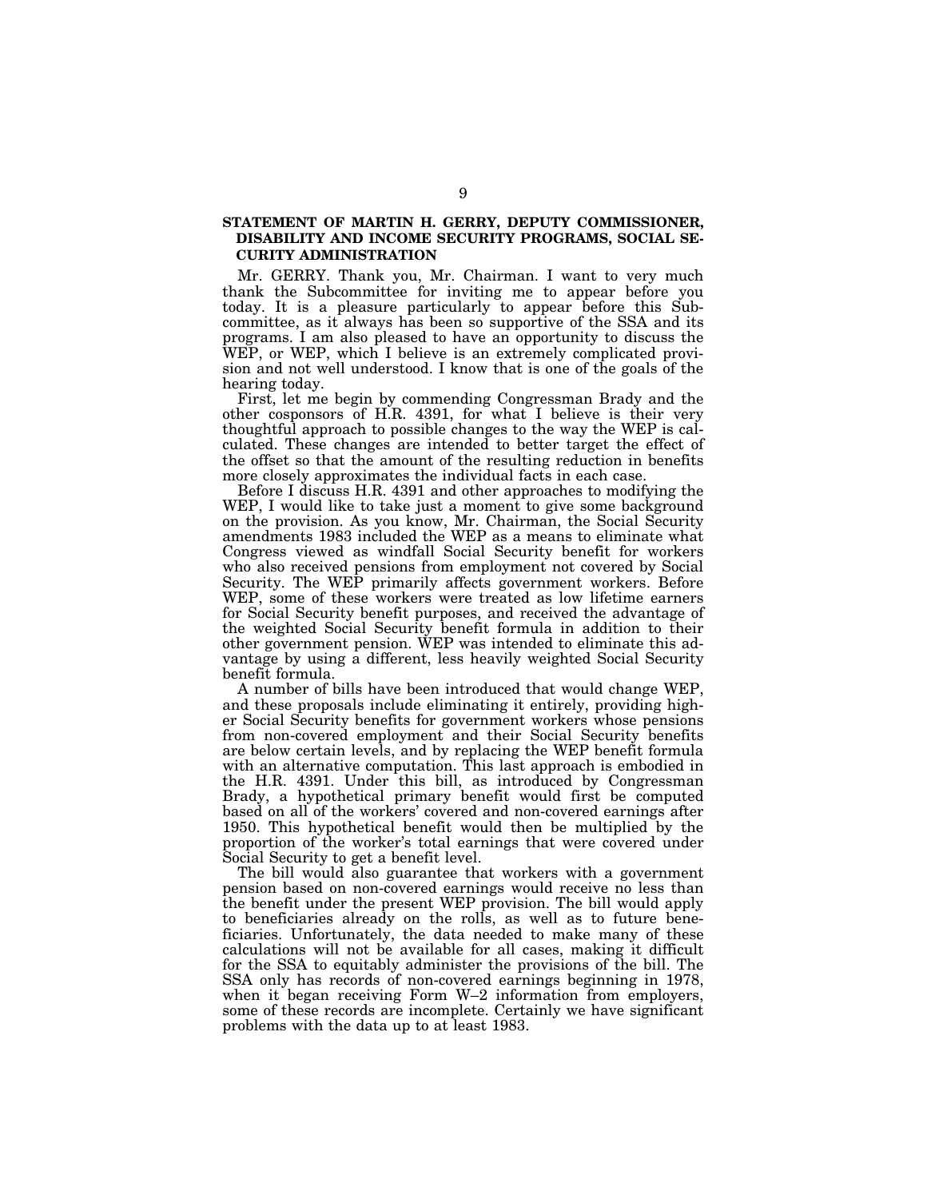**STATEMENT OF MARTIN H. GERRY, DEPUTY COMMISSIONER, DISABILITY AND INCOME SECURITY PROGRAMS, SOCIAL SECURITY ADMINISTRATION**

Mr. GERRY. Thank you, Mr. Chairman. I want to very much thank the Subcommittee for inviting me to appear before you today. It is a pleasure particularly to appear before this Subcommittee, as it always has been so supportive of the SSA and its programs. I am also pleased to have an opportunity to discuss the WEP, or WEP, which I believe is an extremely complicated provision and not well understood. I know that is one of the goals of the hearing today.

First, let me begin by commending Congressman Brady and the other cosponsors of H.R. 4391, for what I believe is their very thoughtful approach to possible changes to the way the WEP is calculated. These changes are intended to better target the effect of the offset so that the amount of the resulting reduction in benefits more closely approximates the individual facts in each case.

Before I discuss H.R. 4391 and other approaches to modifying the WEP, I would like to take just a moment to give some background on the provision. As you know, Mr. Chairman, the Social Security amendments 1983 included the WEP as a means to eliminate what Congress viewed as windfall Social Security benefit for workers who also received pensions from employment not covered by Social Security. The WEP primarily affects government workers. Before WEP, some of these workers were treated as low lifetime earners for Social Security benefit purposes, and received the advantage of the weighted Social Security benefit formula in addition to their other government pension. WEP was intended to eliminate this advantage by using a different, less heavily weighted Social Security benefit formula.

A number of bills have been introduced that would change WEP, and these proposals include eliminating it entirely, providing higher Social Security benefits for government workers whose pensions from non-covered employment and their Social Security benefits are below certain levels, and by replacing the WEP benefit formula with an alternative computation. This last approach is embodied in the H.R. 4391. Under this bill, as introduced by Congressman Brady, a hypothetical primary benefit would first be computed based on all of the workers' covered and non-covered earnings after 1950. This hypothetical benefit would then be multiplied by the proportion of the worker's total earnings that were covered under Social Security to get a benefit level.

The bill would also guarantee that workers with a government pension based on non-covered earnings would receive no less than the benefit under the present WEP provision. The bill would apply to beneficiaries already on the rolls, as well as to future beneficiaries. Unfortunately, the data needed to make many of these calculations will not be available for all cases, making it difficult for the SSA to equitably administer the provisions of the bill. The SSA only has records of non-covered earnings beginning in 1978, when it began receiving Form W–2 information from employers, some of these records are incomplete. Certainly we have significant problems with the data up to at least 1983.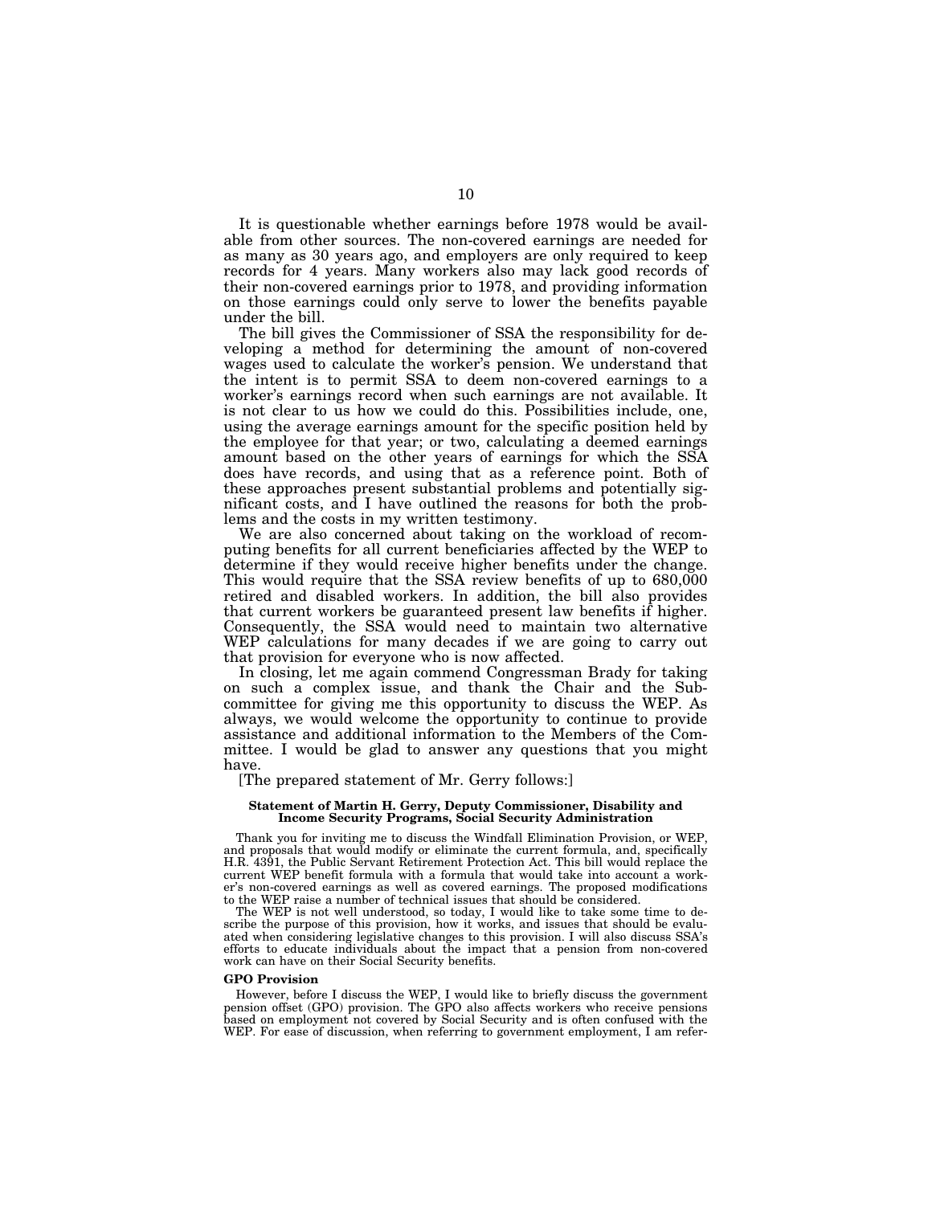It is questionable whether earnings before 1978 would be available from other sources. The non-covered earnings are needed for as many as 30 years ago, and employers are only required to keep records for 4 years. Many workers also may lack good records of their non-covered earnings prior to 1978, and providing information on those earnings could only serve to lower the benefits payable under the bill.

The bill gives the Commissioner of SSA the responsibility for developing a method for determining the amount of non-covered wages used to calculate the worker's pension. We understand that the intent is to permit SSA to deem non-covered earnings to a worker's earnings record when such earnings are not available. It is not clear to us how we could do this. Possibilities include, one, using the average earnings amount for the specific position held by the employee for that year; or two, calculating a deemed earnings amount based on the other years of earnings for which the SSA does have records, and using that as a reference point. Both of these approaches present substantial problems and potentially significant costs, and I have outlined the reasons for both the problems and the costs in my written testimony.

We are also concerned about taking on the workload of recomputing benefits for all current beneficiaries affected by the WEP to determine if they would receive higher benefits under the change. This would require that the SSA review benefits of up to 680,000 retired and disabled workers. In addition, the bill also provides that current workers be guaranteed present law benefits if higher. Consequently, the SSA would need to maintain two alternative WEP calculations for many decades if we are going to carry out that provision for everyone who is now affected.

In closing, let me again commend Congressman Brady for taking on such a complex issue, and thank the Chair and the Subcommittee for giving me this opportunity to discuss the WEP. As always, we would welcome the opportunity to continue to provide assistance and additional information to the Members of the Committee. I would be glad to answer any questions that you might have.

[The prepared statement of Mr. Gerry follows:]

**Statement of Martin H. Gerry, Deputy Commissioner, Disability and Income Security Programs, Social Security Administration**

Thank you for inviting me to discuss the Windfall Elimination Provision, or WEP, and proposals that would modify or eliminate the current formula, and, specifically H.R. 4391, the Public Servant Retirement Protection Act. This bill would replace the current WEP benefit formula with a formula that would take into account a worker's non-covered earnings as well as covered earnings. The proposed modifications to the WEP raise a number of technical issues that should be considered.

The WEP is not well understood, so today, I would like to take some time to describe the purpose of this provision, how it works, and issues that should be evaluated when considering legislative changes to this provision. I will also discuss SSA's efforts to educate individuals about the impact that a pension from non-covered work can have on their Social Security benefits.

**GPO Provision**

However, before I discuss the WEP, I would like to briefly discuss the government pension offset (GPO) provision. The GPO also affects workers who receive pensions based on employment not covered by Social Security and is often confused with the WEP. For ease of discussion, when referring to government employment, I am refer-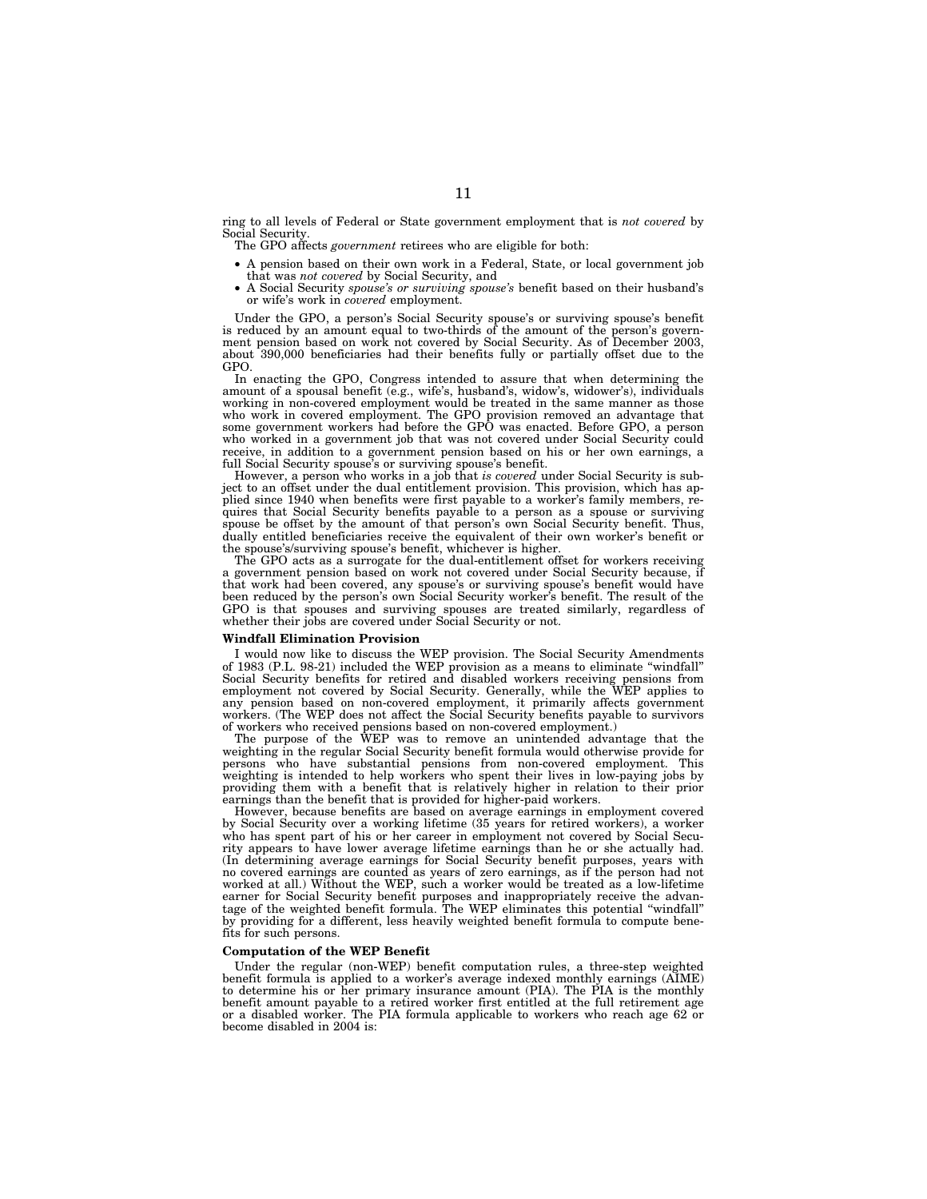ring to all levels of Federal or State government employment that is *not covered* by Social Security.

The GPO affects *government* retirees who are eligible for both:

- A pension based on their own work in a Federal, State, or local government job that was *not covered* by Social Security, and
- A Social Security *spouse's or surviving spouse's* benefit based on their husband's or wife's work in *covered* employment.

Under the GPO, a person's Social Security spouse's or surviving spouse's benefit is reduced by an amount equal to two-thirds of the amount of the person's government pension based on work not covered by Social Security. As of December 2003, about 390,000 beneficiaries had their benefits fully or partially offset due to the GPO.

In enacting the GPO, Congress intended to assure that when determining the amount of a spousal benefit (e.g., wife's, husband's, widow's, widower's), individuals working in non-covered employment would be treated in the same manner as those who work in covered employment. The GPO provision removed an advantage that some government workers had before the GPO was enacted. Before GPO, a person who worked in a government job that was not covered under Social Security could receive, in addition to a government pension based on his or her own earnings, a full Social Security spouse's or surviving spouse's benefit.

However, a person who works in a job that *is covered* under Social Security is subject to an offset under the dual entitlement provision. This provision, which has applied since 1940 when benefits were first payable to a worker's family members, requires that Social Security benefits payable to a person as a spouse or surviving spouse be offset by the amount of that person's own Social Security benefit. Thus, dually entitled beneficiaries receive the equivalent of their own worker's benefit or the spouse's/surviving spouse's benefit, whichever is higher.

The GPO acts as a surrogate for the dual-entitlement offset for workers receiving a government pension based on work not covered under Social Security because, if that work had been covered, any spouse's or surviving spouse's benefit would have been reduced by the person's own Social Security worker's benefit. The result of the GPO is that spouses and surviving spouses are treated similarly, regardless of whether their jobs are covered under Social Security or not.

**Windfall Elimination Provision**

I would now like to discuss the WEP provision. The Social Security Amendments of 1983 (P.L. 98-21) included the WEP provision as a means to eliminate "windfall" Social Security benefits for retired and disabled workers receiving pensions from employment not covered by Social Security. Generally, while the WEP applies to any pension based on non-covered employment, it primarily affects government workers. (The WEP does not affect the Social Security benefits payable to survivors of workers who received pensions based on non-covered employment.)

The purpose of the WEP was to remove an unintended advantage that the weighting in the regular Social Security benefit formula would otherwise provide for persons who have substantial pensions from non-covered employment. This weighting is intended to help workers who spent their lives in low-paying jobs by providing them with a benefit that is relatively higher in relation to their prior earnings than the benefit that is provided for higher-paid workers.

However, because benefits are based on average earnings in employment covered by Social Security over a working lifetime (35 years for retired workers), a worker who has spent part of his or her career in employment not covered by Social Security appears to have lower average lifetime earnings than he or she actually had. (In determining average earnings for Social Security benefit purposes, years with no covered earnings are counted as years of zero earnings, as if the person had not worked at all.) Without the WEP, such a worker would be treated as a low-lifetime earner for Social Security benefit purposes and inappropriately receive the advantage of the weighted benefit formula. The WEP eliminates this potential "windfall" by providing for a different, less heavily weighted benefit formula to compute benefits for such persons.

**Computation of the WEP Benefit**

Under the regular (non-WEP) benefit computation rules, a three-step weighted benefit formula is applied to a worker's average indexed monthly earnings (AIME) to determine his or her primary insurance amount (PIA). The PIA is the monthly benefit amount payable to a retired worker first entitled at the full retirement age or a disabled worker. The PIA formula applicable to workers who reach age 62 or become disabled in 2004 is: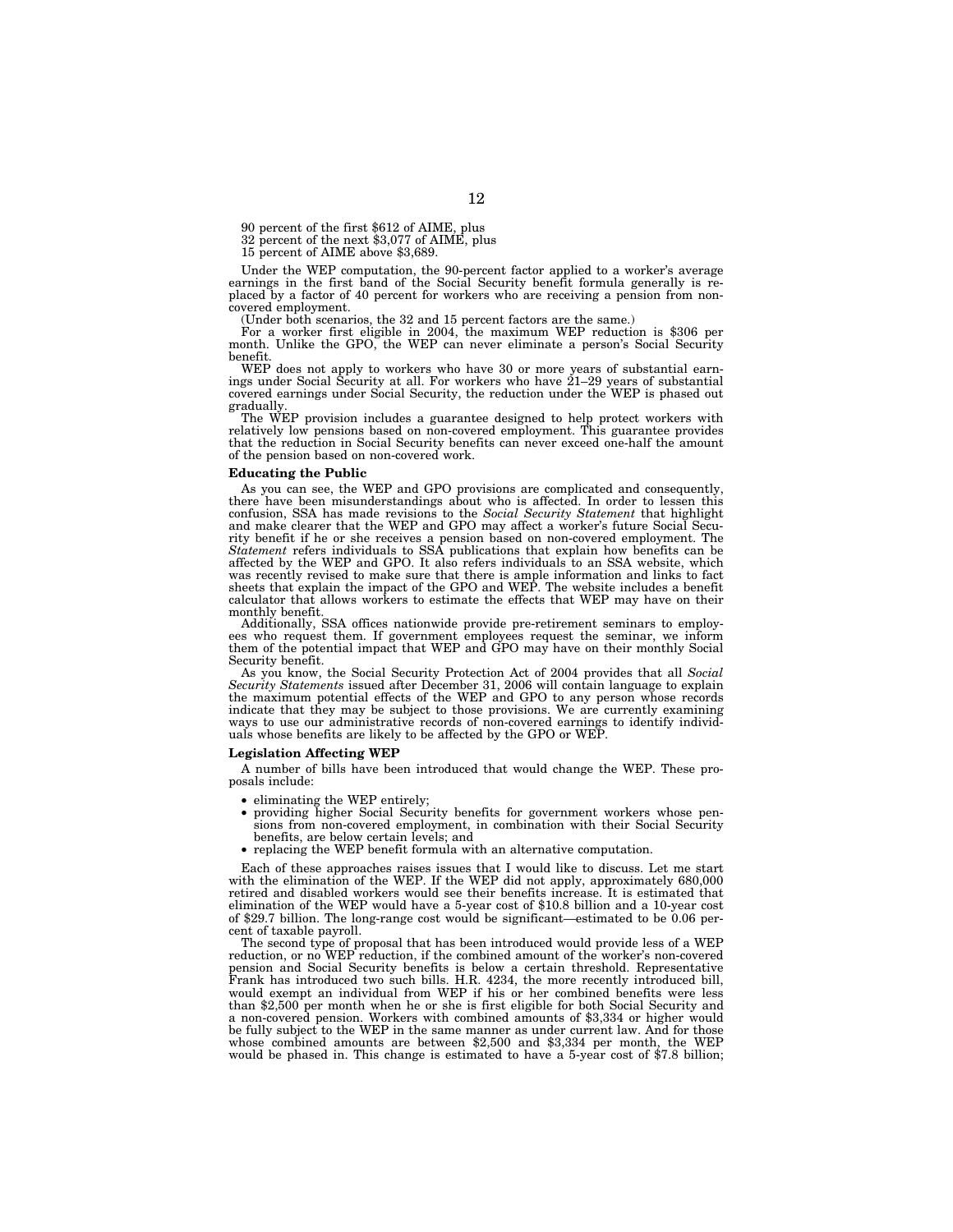90 percent of the first $612 of AIME, plus
32 percent of the next $3,077 of AIME, plus
15 percent of AIME above $3,689.

Under the WEP computation, the 90-percent factor applied to a worker's average earnings in the first band of the Social Security benefit formula generally is replaced by a factor of 40 percent for workers who are receiving a pension from non-covered employment.

(Under both scenarios, the 32 and 15 percent factors are the same.)

For a worker first eligible in 2004, the maximum WEP reduction is $306 per month. Unlike the GPO, the WEP can never eliminate a person's Social Security benefit.

WEP does not apply to workers who have 30 or more years of substantial earnings under Social Security at all. For workers who have 21–29 years of substantial covered earnings under Social Security, the reduction under the WEP is phased out gradually.

The WEP provision includes a guarantee designed to help protect workers with relatively low pensions based on non-covered employment. This guarantee provides that the reduction in Social Security benefits can never exceed one-half the amount of the pension based on non-covered work.

**Educating the Public**

As you can see, the WEP and GPO provisions are complicated and consequently, there have been misunderstandings about who is affected. In order to lessen this confusion, SSA has made revisions to the *Social Security Statement* that highlight and make clearer that the WEP and GPO may affect a worker's future Social Security benefit if he or she receives a pension based on non-covered employment. The *Statement* refers individuals to SSA publications that explain how benefits can be affected by the WEP and GPO. It also refers individuals to an SSA website, which was recently revised to make sure that there is ample information and links to fact sheets that explain the impact of the GPO and WEP. The website includes a benefit calculator that allows workers to estimate the effects that WEP may have on their monthly benefit.

Additionally, SSA offices nationwide provide pre-retirement seminars to employees who request them. If government employees request the seminar, we inform them of the potential impact that WEP and GPO may have on their monthly Social Security benefit.

As you know, the Social Security Protection Act of 2004 provides that all *Social Security Statements* issued after December 31, 2006 will contain language to explain the maximum potential effects of the WEP and GPO to any person whose records indicate that they may be subject to those provisions. We are currently examining ways to use our administrative records of non-covered earnings to identify individuals whose benefits are likely to be affected by the GPO or WEP.

**Legislation Affecting WEP**

A number of bills have been introduced that would change the WEP. These proposals include:

- eliminating the WEP entirely;
- providing higher Social Security benefits for government workers whose pensions from non-covered employment, in combination with their Social Security benefits, are below certain levels; and
- replacing the WEP benefit formula with an alternative computation.

Each of these approaches raises issues that I would like to discuss. Let me start with the elimination of the WEP. If the WEP did not apply, approximately 680,000 retired and disabled workers would see their benefits increase. It is estimated that elimination of the WEP would have a 5-year cost of $10.8 billion and a 10-year cost of $29.7 billion. The long-range cost would be significant—estimated to be 0.06 percent of taxable payroll.

The second type of proposal that has been introduced would provide less of a WEP reduction, or no WEP reduction, if the combined amount of the worker's non-covered pension and Social Security benefits is below a certain threshold. Representative Frank has introduced two such bills. H.R. 4234, the more recently introduced bill, would exempt an individual from WEP if his or her combined benefits were less than $2,500 per month when he or she is first eligible for both Social Security and a non-covered pension. Workers with combined amounts of $3,334 or higher would be fully subject to the WEP in the same manner as under current law. And for those whose combined amounts are between $2,500 and $3,334 per month, the WEP would be phased in. This change is estimated to have a 5-year cost of $7.8 billion;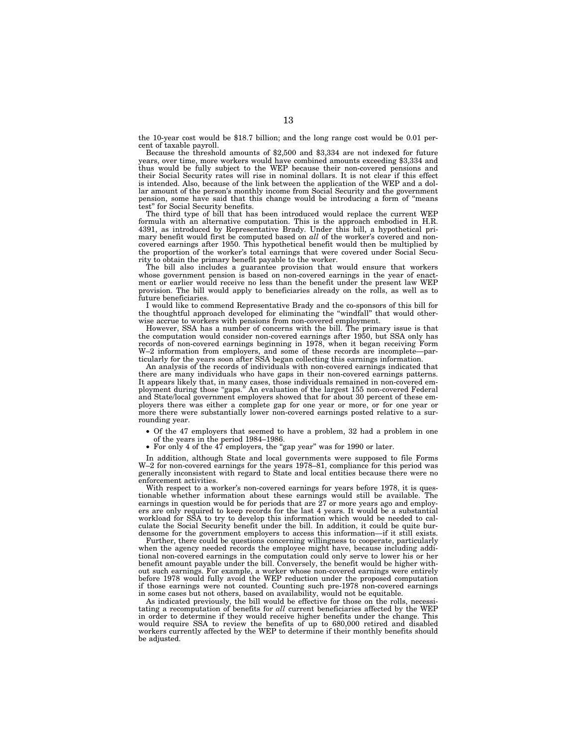the 10-year cost would be $18.7 billion; and the long range cost would be 0.01 percent of taxable payroll.

Because the threshold amounts of $2,500 and $3,334 are not indexed for future years, over time, more workers would have combined amounts exceeding $3,334 and thus would be fully subject to the WEP because their non-covered pensions and their Social Security rates will rise in nominal dollars. It is not clear if this effect is intended. Also, because of the link between the application of the WEP and a dollar amount of the person's monthly income from Social Security and the government pension, some have said that this change would be introducing a form of "means test" for Social Security benefits.

The third type of bill that has been introduced would replace the current WEP formula with an alternative computation. This is the approach embodied in H.R. 4391, as introduced by Representative Brady. Under this bill, a hypothetical primary benefit would first be computed based on *all* of the worker's covered and non-covered earnings after 1950. This hypothetical benefit would then be multiplied by the proportion of the worker's total earnings that were covered under Social Security to obtain the primary benefit payable to the worker.

The bill also includes a guarantee provision that would ensure that workers whose government pension is based on non-covered earnings in the year of enactment or earlier would receive no less than the benefit under the present law WEP provision. The bill would apply to beneficiaries already on the rolls, as well as to future beneficiaries.

I would like to commend Representative Brady and the co-sponsors of this bill for the thoughtful approach developed for eliminating the "windfall" that would otherwise accrue to workers with pensions from non-covered employment.

However, SSA has a number of concerns with the bill. The primary issue is that the computation would consider non-covered earnings after 1950, but SSA only has records of non-covered earnings beginning in 1978, when it began receiving Form W–2 information from employers, and some of these records are incomplete—particularly for the years soon after SSA began collecting this earnings information.

An analysis of the records of individuals with non-covered earnings indicated that there are many individuals who have gaps in their non-covered earnings patterns. It appears likely that, in many cases, those individuals remained in non-covered employment during those "gaps." An evaluation of the largest 155 non-covered Federal and State/local government employers showed that for about 30 percent of these employers there was either a complete gap for one year or more, or for one year or more there were substantially lower non-covered earnings posted relative to a surrounding year.

- Of the 47 employers that seemed to have a problem, 32 had a problem in one of the years in the period 1984–1986.
- For only 4 of the 47 employers, the "gap year" was for 1990 or later.

In addition, although State and local governments were supposed to file Forms W–2 for non-covered earnings for the years 1978–81, compliance for this period was generally inconsistent with regard to State and local entities because there were no enforcement activities.

With respect to a worker's non-covered earnings for years before 1978, it is questionable whether information about these earnings would still be available. The earnings in question would be for periods that are 27 or more years ago and employers are only required to keep records for the last 4 years. It would be a substantial workload for SSA to try to develop this information which would be needed to calculate the Social Security benefit under the bill. In addition, it could be quite burdensome for the government employers to access this information—if it still exists.

Further, there could be questions concerning willingness to cooperate, particularly when the agency needed records the employee might have, because including additional non-covered earnings in the computation could only serve to lower his or her benefit amount payable under the bill. Conversely, the benefit would be higher without such earnings. For example, a worker whose non-covered earnings were entirely before 1978 would fully avoid the WEP reduction under the proposed computation if those earnings were not counted. Counting such pre-1978 non-covered earnings in some cases but not others, based on availability, would not be equitable.

As indicated previously, the bill would be effective for those on the rolls, necessitating a recomputation of benefits for *all* current beneficiaries affected by the WEP in order to determine if they would receive higher benefits under the change. This would require SSA to review the benefits of up to 680,000 retired and disabled workers currently affected by the WEP to determine if their monthly benefits should be adjusted.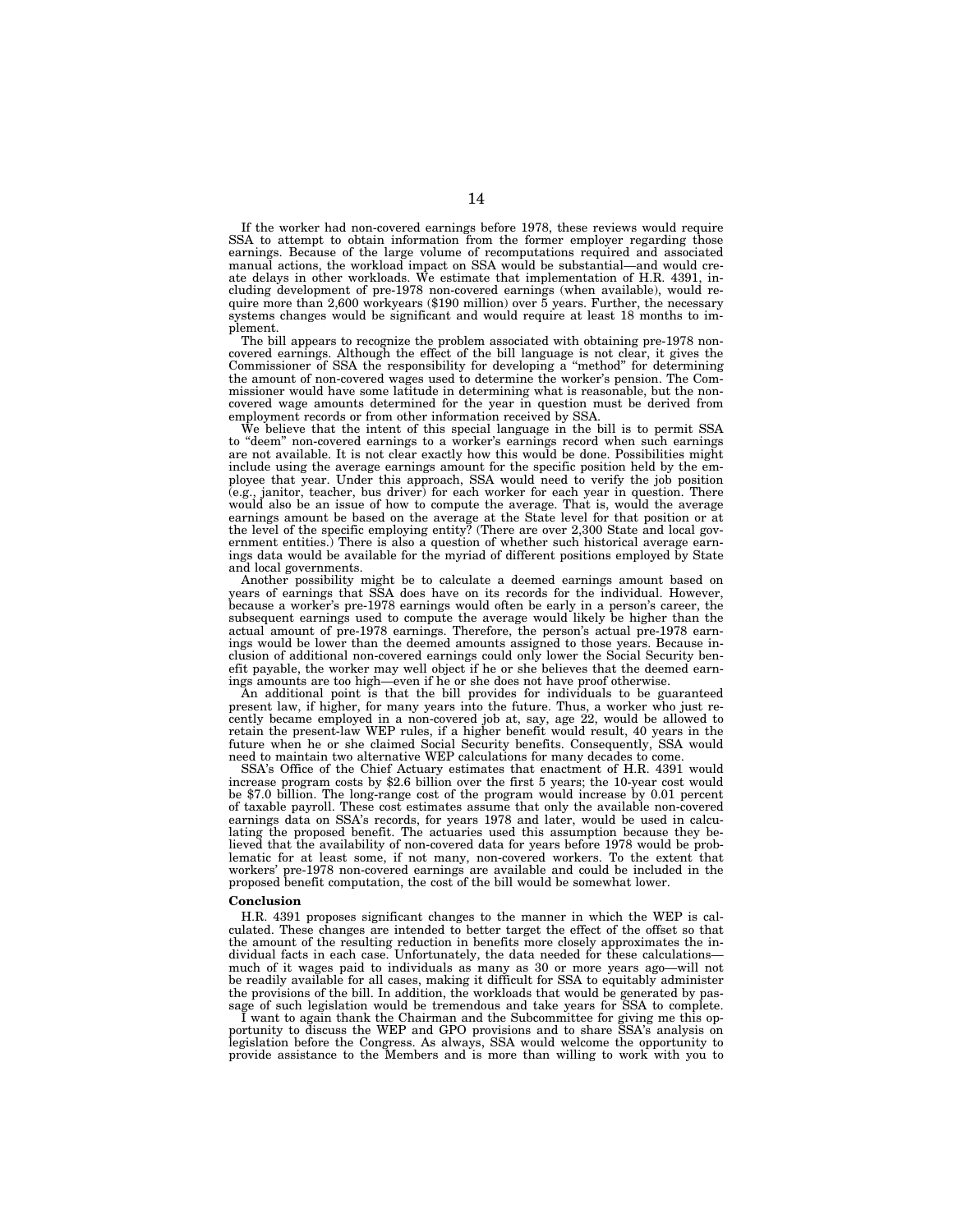If the worker had non-covered earnings before 1978, these reviews would require SSA to attempt to obtain information from the former employer regarding those earnings. Because of the large volume of recomputations required and associated manual actions, the workload impact on SSA would be substantial—and would create delays in other workloads. We estimate that implementation of H.R. 4391, including development of pre-1978 non-covered earnings (when available), would require more than 2,600 workyears ($190 million) over 5 years. Further, the necessary systems changes would be significant and would require at least 18 months to implement.

The bill appears to recognize the problem associated with obtaining pre-1978 non-covered earnings. Although the effect of the bill language is not clear, it gives the Commissioner of SSA the responsibility for developing a "method" for determining the amount of non-covered wages used to determine the worker's pension. The Commissioner would have some latitude in determining what is reasonable, but the non-covered wage amounts determined for the year in question must be derived from employment records or from other information received by SSA.

We believe that the intent of this special language in the bill is to permit SSA to "deem" non-covered earnings to a worker's earnings record when such earnings are not available. It is not clear exactly how this would be done. Possibilities might include using the average earnings amount for the specific position held by the employee that year. Under this approach, SSA would need to verify the job position (e.g., janitor, teacher, bus driver) for each worker for each year in question. There would also be an issue of how to compute the average. That is, would the average earnings amount be based on the average at the State level for that position or at the level of the specific employing entity? (There are over 2,300 State and local government entities.) There is also a question of whether such historical average earnings data would be available for the myriad of different positions employed by State and local governments.

Another possibility might be to calculate a deemed earnings amount based on years of earnings that SSA does have on its records for the individual. However, because a worker's pre-1978 earnings would often be early in a person's career, the subsequent earnings used to compute the average would likely be higher than the actual amount of pre-1978 earnings. Therefore, the person's actual pre-1978 earnings would be lower than the deemed amounts assigned to those years. Because inclusion of additional non-covered earnings could only lower the Social Security benefit payable, the worker may well object if he or she believes that the deemed earnings amounts are too high—even if he or she does not have proof otherwise.

An additional point is that the bill provides for individuals to be guaranteed present law, if higher, for many years into the future. Thus, a worker who just recently became employed in a non-covered job at, say, age 22, would be allowed to retain the present-law WEP rules, if a higher benefit would result, 40 years in the future when he or she claimed Social Security benefits. Consequently, SSA would need to maintain two alternative WEP calculations for many decades to come.

SSA's Office of the Chief Actuary estimates that enactment of H.R. 4391 would increase program costs by $2.6 billion over the first 5 years; the 10-year cost would be $7.0 billion. The long-range cost of the program would increase by 0.01 percent of taxable payroll. These cost estimates assume that only the available non-covered earnings data on SSA's records, for years 1978 and later, would be used in calculating the proposed benefit. The actuaries used this assumption because they believed that the availability of non-covered data for years before 1978 would be problematic for at least some, if not many, non-covered workers. To the extent that workers' pre-1978 non-covered earnings are available and could be included in the proposed benefit computation, the cost of the bill would be somewhat lower.

**Conclusion**

H.R. 4391 proposes significant changes to the manner in which the WEP is calculated. These changes are intended to better target the effect of the offset so that the amount of the resulting reduction in benefits more closely approximates the individual facts in each case. Unfortunately, the data needed for these calculations—much of it wages paid to individuals as many as 30 or more years ago—will not be readily available for all cases, making it difficult for SSA to equitably administer the provisions of the bill. In addition, the workloads that would be generated by passage of such legislation would be tremendous and take years for SSA to complete.

I want to again thank the Chairman and the Subcommittee for giving me this opportunity to discuss the WEP and GPO provisions and to share SSA's analysis on legislation before the Congress. As always, SSA would welcome the opportunity to provide assistance to the Members and is more than willing to work with you to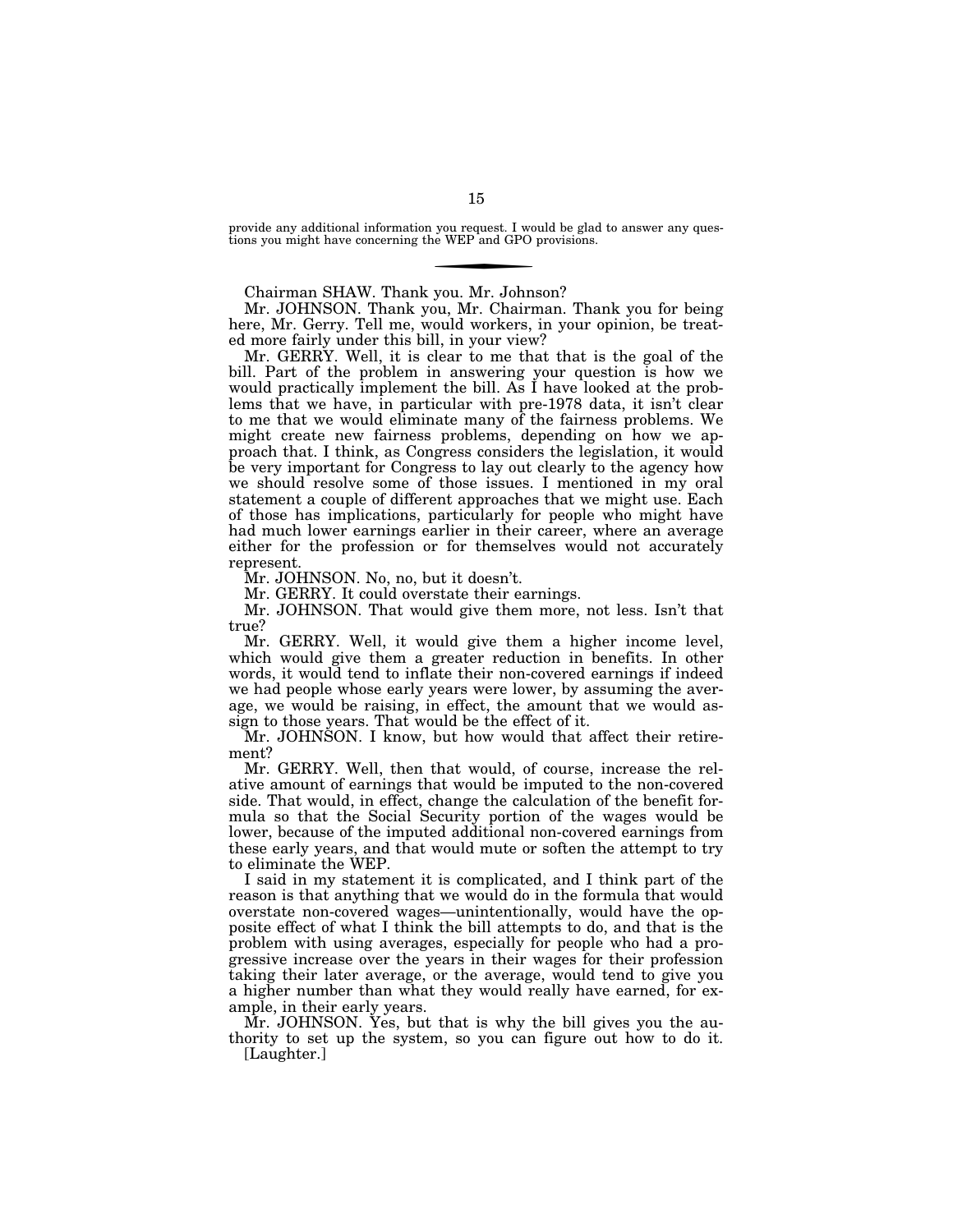provide any additional information you request. I would be glad to answer any questions you might have concerning the WEP and GPO provisions.

---

Chairman SHAW. Thank you. Mr. Johnson?

Mr. JOHNSON. Thank you, Mr. Chairman. Thank you for being here, Mr. Gerry. Tell me, would workers, in your opinion, be treated more fairly under this bill, in your view?

Mr. GERRY. Well, it is clear to me that that is the goal of the bill. Part of the problem in answering your question is how we would practically implement the bill. As I have looked at the problems that we have, in particular with pre-1978 data, it isn't clear to me that we would eliminate many of the fairness problems. We might create new fairness problems, depending on how we approach that. I think, as Congress considers the legislation, it would be very important for Congress to lay out clearly to the agency how we should resolve some of those issues. I mentioned in my oral statement a couple of different approaches that we might use. Each of those has implications, particularly for people who might have had much lower earnings earlier in their career, where an average either for the profession or for themselves would not accurately represent.

Mr. JOHNSON. No, no, but it doesn't.

Mr. GERRY. It could overstate their earnings.

Mr. JOHNSON. That would give them more, not less. Isn't that true?

Mr. GERRY. Well, it would give them a higher income level, which would give them a greater reduction in benefits. In other words, it would tend to inflate their non-covered earnings if indeed we had people whose early years were lower, by assuming the average, we would be raising, in effect, the amount that we would assign to those years. That would be the effect of it.

Mr. JOHNSON. I know, but how would that affect their retirement?

Mr. GERRY. Well, then that would, of course, increase the relative amount of earnings that would be imputed to the non-covered side. That would, in effect, change the calculation of the benefit formula so that the Social Security portion of the wages would be lower, because of the imputed additional non-covered earnings from these early years, and that would mute or soften the attempt to try to eliminate the WEP.

I said in my statement it is complicated, and I think part of the reason is that anything that we would do in the formula that would overstate non-covered wages—unintentionally, would have the opposite effect of what I think the bill attempts to do, and that is the problem with using averages, especially for people who had a progressive increase over the years in their wages for their profession taking their later average, or the average, would tend to give you a higher number than what they would really have earned, for example, in their early years.

Mr. JOHNSON. Yes, but that is why the bill gives you the authority to set up the system, so you can figure out how to do it. [Laughter.]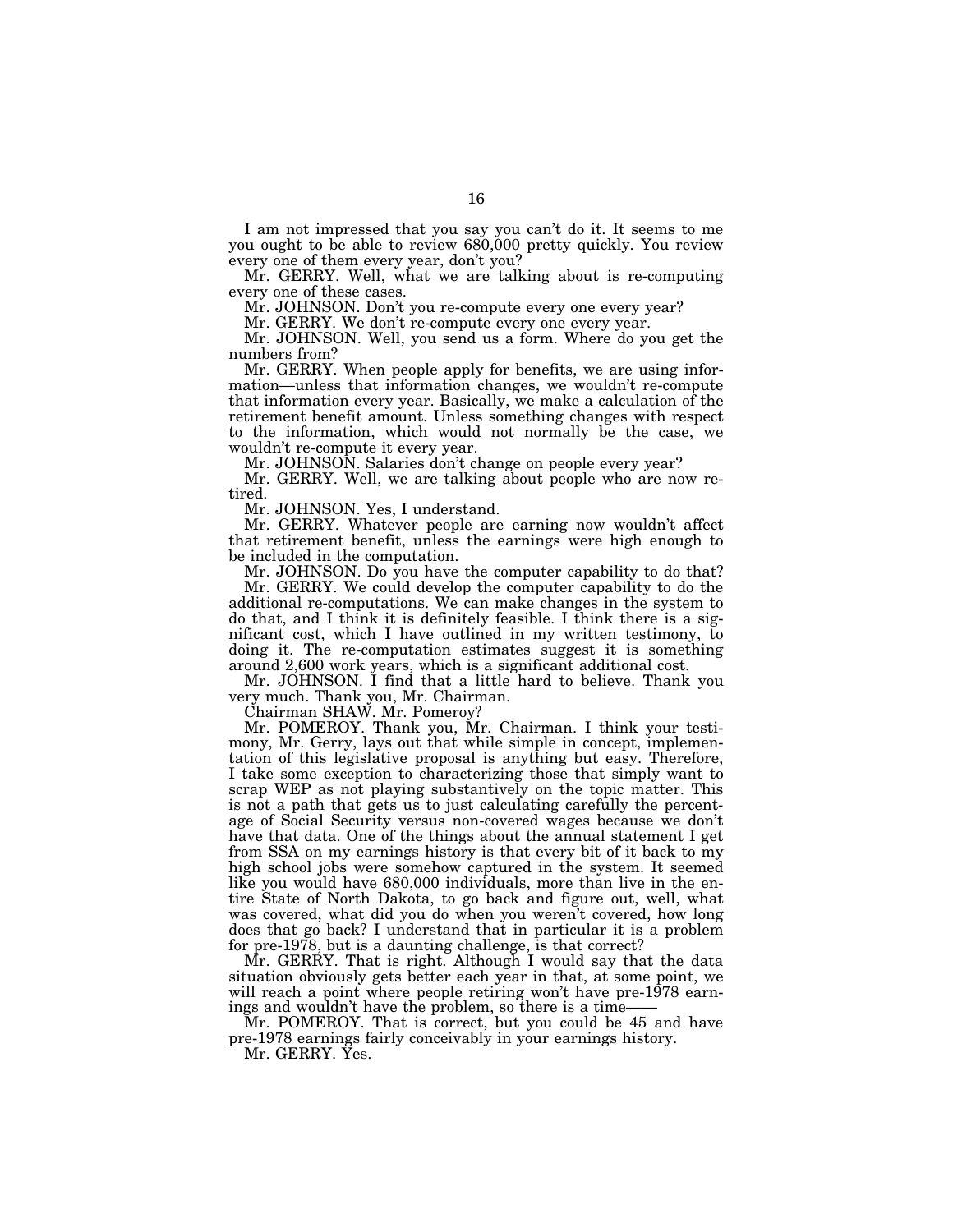I am not impressed that you say you can't do it. It seems to me you ought to be able to review 680,000 pretty quickly. You review every one of them every year, don't you?

Mr. GERRY. Well, what we are talking about is re-computing every one of these cases.

Mr. JOHNSON. Don't you re-compute every one every year?

Mr. GERRY. We don't re-compute every one every year.

Mr. JOHNSON. Well, you send us a form. Where do you get the numbers from?

Mr. GERRY. When people apply for benefits, we are using information—unless that information changes, we wouldn't re-compute that information every year. Basically, we make a calculation of the retirement benefit amount. Unless something changes with respect to the information, which would not normally be the case, we wouldn't re-compute it every year.

Mr. JOHNSON. Salaries don't change on people every year?

Mr. GERRY. Well, we are talking about people who are now retired.

Mr. JOHNSON. Yes, I understand.

Mr. GERRY. Whatever people are earning now wouldn't affect that retirement benefit, unless the earnings were high enough to be included in the computation.

Mr. JOHNSON. Do you have the computer capability to do that?

Mr. GERRY. We could develop the computer capability to do the additional re-computations. We can make changes in the system to do that, and I think it is definitely feasible. I think there is a significant cost, which I have outlined in my written testimony, to doing it. The re-computation estimates suggest it is something around 2,600 work years, which is a significant additional cost.

Mr. JOHNSON. I find that a little hard to believe. Thank you very much. Thank you, Mr. Chairman.

Chairman SHAW. Mr. Pomeroy?

Mr. POMEROY. Thank you, Mr. Chairman. I think your testimony, Mr. Gerry, lays out that while simple in concept, implementation of this legislative proposal is anything but easy. Therefore, I take some exception to characterizing those that simply want to scrap WEP as not playing substantively on the topic matter. This is not a path that gets us to just calculating carefully the percentage of Social Security versus non-covered wages because we don't have that data. One of the things about the annual statement I get from SSA on my earnings history is that every bit of it back to my high school jobs were somehow captured in the system. It seemed like you would have 680,000 individuals, more than live in the entire State of North Dakota, to go back and figure out, well, what was covered, what did you do when you weren't covered, how long does that go back? I understand that in particular it is a problem for pre-1978, but is a daunting challenge, is that correct?

Mr. GERRY. That is right. Although I would say that the data situation obviously gets better each year in that, at some point, we will reach a point where people retiring won't have pre-1978 earnings and wouldn't have the problem, so there is a time——

Mr. POMEROY. That is correct, but you could be 45 and have pre-1978 earnings fairly conceivably in your earnings history.

Mr. GERRY. Yes.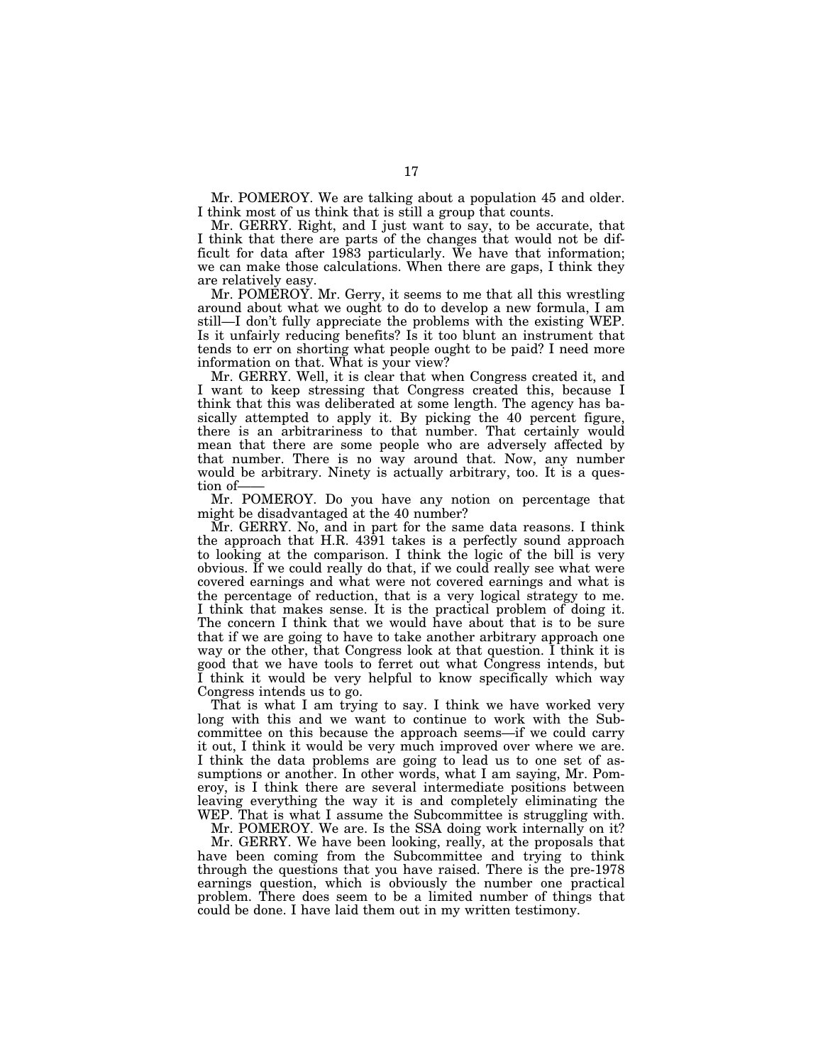Mr. POMEROY. We are talking about a population 45 and older. I think most of us think that is still a group that counts.

Mr. GERRY. Right, and I just want to say, to be accurate, that I think that there are parts of the changes that would not be difficult for data after 1983 particularly. We have that information; we can make those calculations. When there are gaps, I think they are relatively easy.

Mr. POMEROY. Mr. Gerry, it seems to me that all this wrestling around about what we ought to do to develop a new formula, I am still—I don't fully appreciate the problems with the existing WEP. Is it unfairly reducing benefits? Is it too blunt an instrument that tends to err on shorting what people ought to be paid? I need more information on that. What is your view?

Mr. GERRY. Well, it is clear that when Congress created it, and I want to keep stressing that Congress created this, because I think that this was deliberated at some length. The agency has basically attempted to apply it. By picking the 40 percent figure, there is an arbitrariness to that number. That certainly would mean that there are some people who are adversely affected by that number. There is no way around that. Now, any number would be arbitrary. Ninety is actually arbitrary, too. It is a question of——

Mr. POMEROY. Do you have any notion on percentage that might be disadvantaged at the 40 number?

Mr. GERRY. No, and in part for the same data reasons. I think the approach that H.R. 4391 takes is a perfectly sound approach to looking at the comparison. I think the logic of the bill is very obvious. If we could really do that, if we could really see what were covered earnings and what were not covered earnings and what is the percentage of reduction, that is a very logical strategy to me. I think that makes sense. It is the practical problem of doing it. The concern I think that we would have about that is to be sure that if we are going to have to take another arbitrary approach one way or the other, that Congress look at that question. I think it is good that we have tools to ferret out what Congress intends, but I think it would be very helpful to know specifically which way Congress intends us to go.

That is what I am trying to say. I think we have worked very long with this and we want to continue to work with the Subcommittee on this because the approach seems—if we could carry it out, I think it would be very much improved over where we are. I think the data problems are going to lead us to one set of assumptions or another. In other words, what I am saying, Mr. Pomeroy, is I think there are several intermediate positions between leaving everything the way it is and completely eliminating the WEP. That is what I assume the Subcommittee is struggling with.

Mr. POMEROY. We are. Is the SSA doing work internally on it?

Mr. GERRY. We have been looking, really, at the proposals that have been coming from the Subcommittee and trying to think through the questions that you have raised. There is the pre-1978 earnings question, which is obviously the number one practical problem. There does seem to be a limited number of things that could be done. I have laid them out in my written testimony.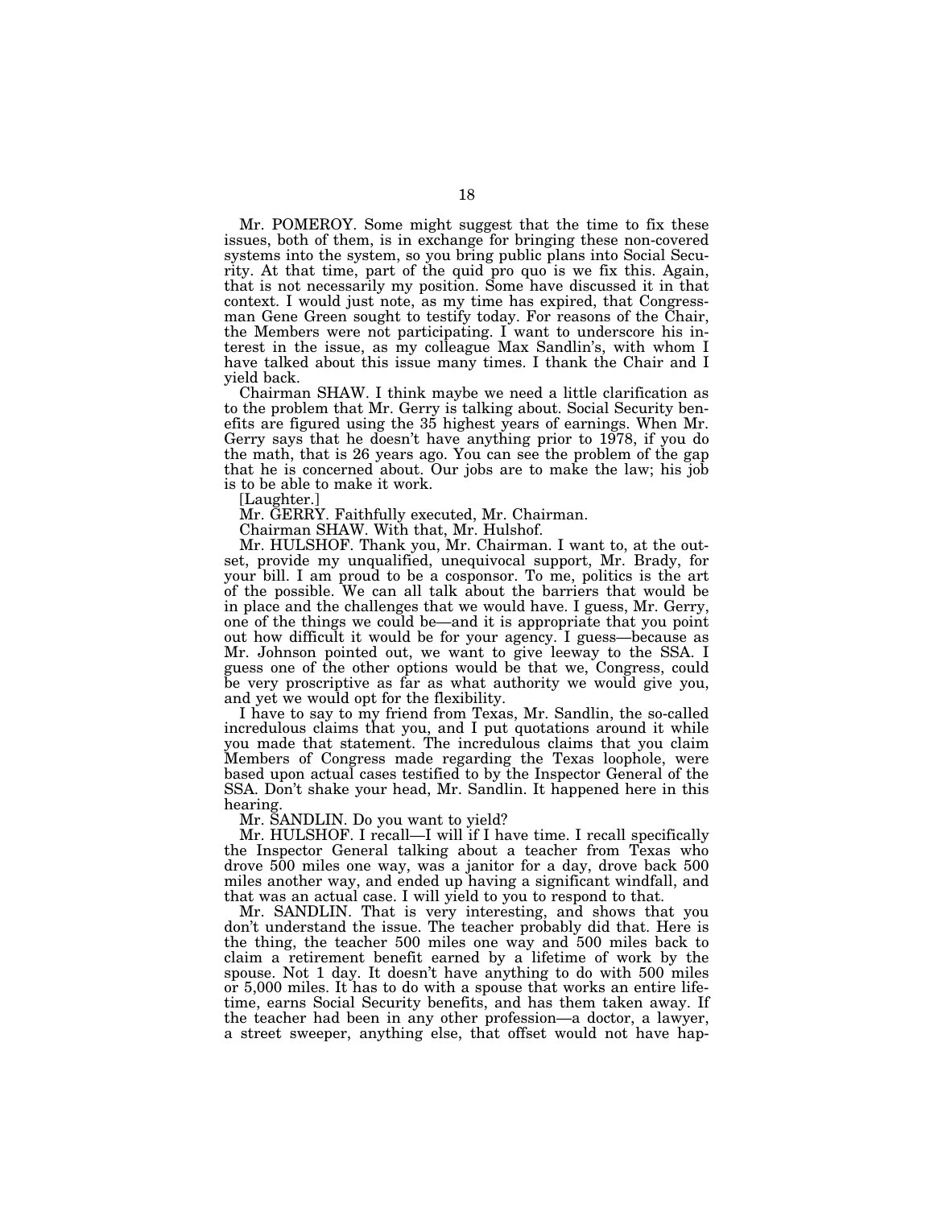Mr. POMEROY. Some might suggest that the time to fix these issues, both of them, is in exchange for bringing these non-covered systems into the system, so you bring public plans into Social Security. At that time, part of the quid pro quo is we fix this. Again, that is not necessarily my position. Some have discussed it in that context. I would just note, as my time has expired, that Congressman Gene Green sought to testify today. For reasons of the Chair, the Members were not participating. I want to underscore his interest in the issue, as my colleague Max Sandlin's, with whom I have talked about this issue many times. I thank the Chair and I yield back.

Chairman SHAW. I think maybe we need a little clarification as to the problem that Mr. Gerry is talking about. Social Security benefits are figured using the 35 highest years of earnings. When Mr. Gerry says that he doesn't have anything prior to 1978, if you do the math, that is 26 years ago. You can see the problem of the gap that he is concerned about. Our jobs are to make the law; his job is to be able to make it work.

[Laughter.]

Mr. GERRY. Faithfully executed, Mr. Chairman.

Chairman SHAW. With that, Mr. Hulshof.

Mr. HULSHOF. Thank you, Mr. Chairman. I want to, at the outset, provide my unqualified, unequivocal support, Mr. Brady, for your bill. I am proud to be a cosponsor. To me, politics is the art of the possible. We can all talk about the barriers that would be in place and the challenges that we would have. I guess, Mr. Gerry, one of the things we could be—and it is appropriate that you point out how difficult it would be for your agency. I guess—because as Mr. Johnson pointed out, we want to give leeway to the SSA. I guess one of the other options would be that we, Congress, could be very proscriptive as far as what authority we would give you, and yet we would opt for the flexibility.

I have to say to my friend from Texas, Mr. Sandlin, the so-called incredulous claims that you, and I put quotations around it while you made that statement. The incredulous claims that you claim Members of Congress made regarding the Texas loophole, were based upon actual cases testified to by the Inspector General of the SSA. Don't shake your head, Mr. Sandlin. It happened here in this hearing.

Mr. SANDLIN. Do you want to yield?

Mr. HULSHOF. I recall—I will if I have time. I recall specifically the Inspector General talking about a teacher from Texas who drove 500 miles one way, was a janitor for a day, drove back 500 miles another way, and ended up having a significant windfall, and that was an actual case. I will yield to you to respond to that.

Mr. SANDLIN. That is very interesting, and shows that you don't understand the issue. The teacher probably did that. Here is the thing, the teacher 500 miles one way and 500 miles back to claim a retirement benefit earned by a lifetime of work by the spouse. Not 1 day. It doesn't have anything to do with 500 miles or 5,000 miles. It has to do with a spouse that works an entire lifetime, earns Social Security benefits, and has them taken away. If the teacher had been in any other profession—a doctor, a lawyer, a street sweeper, anything else, that offset would not have hap-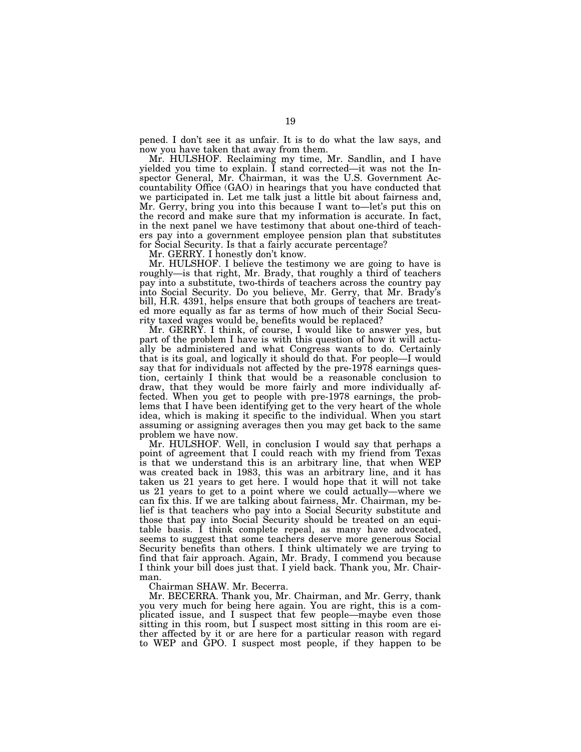pened. I don't see it as unfair. It is to do what the law says, and now you have taken that away from them.

Mr. HULSHOF. Reclaiming my time, Mr. Sandlin, and I have yielded you time to explain. I stand corrected—it was not the Inspector General, Mr. Chairman, it was the U.S. Government Accountability Office (GAO) in hearings that you have conducted that we participated in. Let me talk just a little bit about fairness and, Mr. Gerry, bring you into this because I want to—let's put this on the record and make sure that my information is accurate. In fact, in the next panel we have testimony that about one-third of teachers pay into a government employee pension plan that substitutes for Social Security. Is that a fairly accurate percentage?

Mr. GERRY. I honestly don't know.

Mr. HULSHOF. I believe the testimony we are going to have is roughly—is that right, Mr. Brady, that roughly a third of teachers pay into a substitute, two-thirds of teachers across the country pay into Social Security. Do you believe, Mr. Gerry, that Mr. Brady's bill, H.R. 4391, helps ensure that both groups of teachers are treated more equally as far as terms of how much of their Social Security taxed wages would be, benefits would be replaced?

Mr. GERRY. I think, of course, I would like to answer yes, but part of the problem I have is with this question of how it will actually be administered and what Congress wants to do. Certainly that is its goal, and logically it should do that. For people—I would say that for individuals not affected by the pre-1978 earnings question, certainly I think that would be a reasonable conclusion to draw, that they would be more fairly and more individually affected. When you get to people with pre-1978 earnings, the problems that I have been identifying get to the very heart of the whole idea, which is making it specific to the individual. When you start assuming or assigning averages then you may get back to the same problem we have now.

Mr. HULSHOF. Well, in conclusion I would say that perhaps a point of agreement that I could reach with my friend from Texas is that we understand this is an arbitrary line, that when WEP was created back in 1983, this was an arbitrary line, and it has taken us 21 years to get here. I would hope that it will not take us 21 years to get to a point where we could actually—where we can fix this. If we are talking about fairness, Mr. Chairman, my belief is that teachers who pay into a Social Security substitute and those that pay into Social Security should be treated on an equitable basis. I think complete repeal, as many have advocated, seems to suggest that some teachers deserve more generous Social Security benefits than others. I think ultimately we are trying to find that fair approach. Again, Mr. Brady, I commend you because I think your bill does just that. I yield back. Thank you, Mr. Chairman.

Chairman SHAW. Mr. Becerra.

Mr. BECERRA. Thank you, Mr. Chairman, and Mr. Gerry, thank you very much for being here again. You are right, this is a complicated issue, and I suspect that few people—maybe even those sitting in this room, but I suspect most sitting in this room are either affected by it or are here for a particular reason with regard to WEP and GPO. I suspect most people, if they happen to be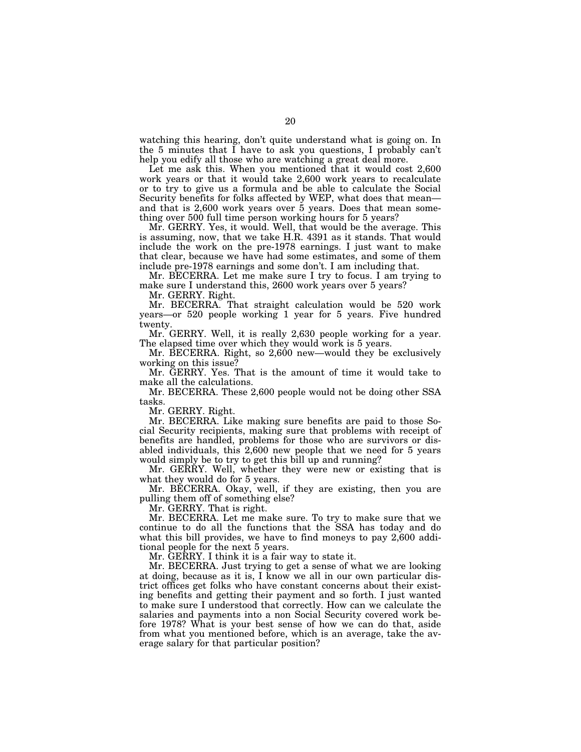watching this hearing, don't quite understand what is going on. In the 5 minutes that I have to ask you questions, I probably can't help you edify all those who are watching a great deal more.

Let me ask this. When you mentioned that it would cost 2,600 work years or that it would take 2,600 work years to recalculate or to try to give us a formula and be able to calculate the Social Security benefits for folks affected by WEP, what does that mean—and that is 2,600 work years over 5 years. Does that mean something over 500 full time person working hours for 5 years?

Mr. GERRY. Yes, it would. Well, that would be the average. This is assuming, now, that we take H.R. 4391 as it stands. That would include the work on the pre-1978 earnings. I just want to make that clear, because we have had some estimates, and some of them include pre-1978 earnings and some don't. I am including that.

Mr. BECERRA. Let me make sure I try to focus. I am trying to make sure I understand this, 2600 work years over 5 years?

Mr. GERRY. Right.

Mr. BECERRA. That straight calculation would be 520 work years—or 520 people working 1 year for 5 years. Five hundred twenty.

Mr. GERRY. Well, it is really 2,630 people working for a year. The elapsed time over which they would work is 5 years.

Mr. BECERRA. Right, so 2,600 new—would they be exclusively working on this issue?

Mr. GERRY. Yes. That is the amount of time it would take to make all the calculations.

Mr. BECERRA. These 2,600 people would not be doing other SSA tasks.

Mr. GERRY. Right.

Mr. BECERRA. Like making sure benefits are paid to those Social Security recipients, making sure that problems with receipt of benefits are handled, problems for those who are survivors or disabled individuals, this 2,600 new people that we need for 5 years would simply be to try to get this bill up and running?

Mr. GERRY. Well, whether they were new or existing that is what they would do for 5 years.

Mr. BECERRA. Okay, well, if they are existing, then you are pulling them off of something else?

Mr. GERRY. That is right.

Mr. BECERRA. Let me make sure. To try to make sure that we continue to do all the functions that the SSA has today and do what this bill provides, we have to find moneys to pay 2,600 additional people for the next 5 years.

Mr. GERRY. I think it is a fair way to state it.

Mr. BECERRA. Just trying to get a sense of what we are looking at doing, because as it is, I know we all in our own particular district offices get folks who have constant concerns about their existing benefits and getting their payment and so forth. I just wanted to make sure I understood that correctly. How can we calculate the salaries and payments into a non Social Security covered work before 1978? What is your best sense of how we can do that, aside from what you mentioned before, which is an average, take the average salary for that particular position?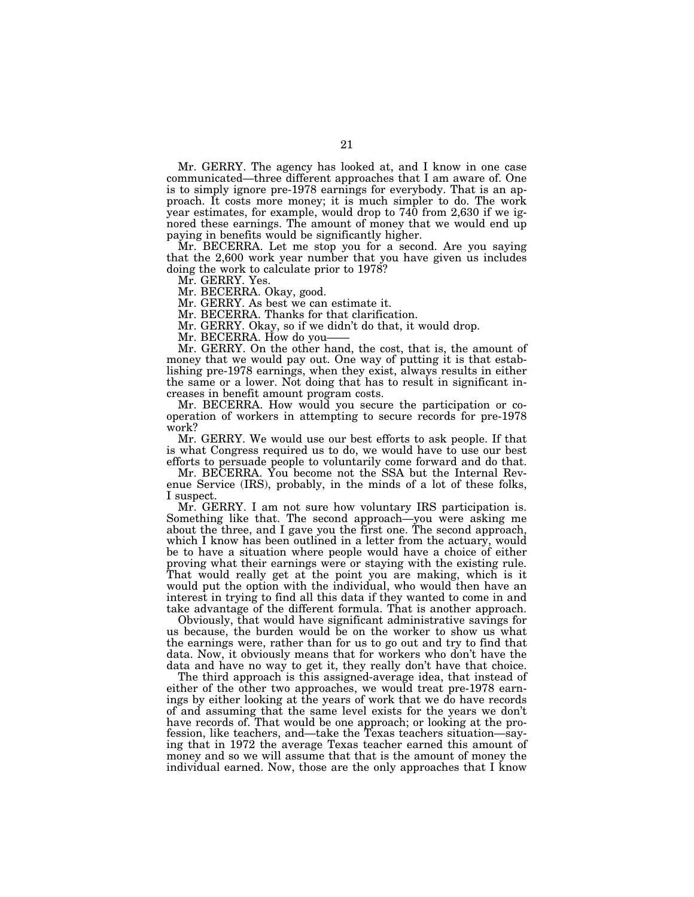Mr. GERRY. The agency has looked at, and I know in one case communicated—three different approaches that I am aware of. One is to simply ignore pre-1978 earnings for everybody. That is an approach. It costs more money; it is much simpler to do. The work year estimates, for example, would drop to 740 from 2,630 if we ignored these earnings. The amount of money that we would end up paying in benefits would be significantly higher.

Mr. BECERRA. Let me stop you for a second. Are you saying that the 2,600 work year number that you have given us includes doing the work to calculate prior to 1978?

Mr. GERRY. Yes.

Mr. BECERRA. Okay, good.

Mr. GERRY. As best we can estimate it.

Mr. BECERRA. Thanks for that clarification.

Mr. GERRY. Okay, so if we didn't do that, it would drop.

Mr. BECERRA. How do you——

Mr. GERRY. On the other hand, the cost, that is, the amount of money that we would pay out. One way of putting it is that establishing pre-1978 earnings, when they exist, always results in either the same or a lower. Not doing that has to result in significant increases in benefit amount program costs.

Mr. BECERRA. How would you secure the participation or cooperation of workers in attempting to secure records for pre-1978 work?

Mr. GERRY. We would use our best efforts to ask people. If that is what Congress required us to do, we would have to use our best efforts to persuade people to voluntarily come forward and do that.

Mr. BECERRA. You become not the SSA but the Internal Revenue Service (IRS), probably, in the minds of a lot of these folks, I suspect.

Mr. GERRY. I am not sure how voluntary IRS participation is. Something like that. The second approach—you were asking me about the three, and I gave you the first one. The second approach, which I know has been outlined in a letter from the actuary, would be to have a situation where people would have a choice of either proving what their earnings were or staying with the existing rule. That would really get at the point you are making, which is it would put the option with the individual, who would then have an interest in trying to find all this data if they wanted to come in and take advantage of the different formula. That is another approach.

Obviously, that would have significant administrative savings for us because, the burden would be on the worker to show us what the earnings were, rather than for us to go out and try to find that data. Now, it obviously means that for workers who don't have the data and have no way to get it, they really don't have that choice.

The third approach is this assigned-average idea, that instead of either of the other two approaches, we would treat pre-1978 earnings by either looking at the years of work that we do have records of and assuming that the same level exists for the years we don't have records of. That would be one approach; or looking at the profession, like teachers, and—take the Texas teachers situation—saying that in 1972 the average Texas teacher earned this amount of money and so we will assume that that is the amount of money the individual earned. Now, those are the only approaches that I know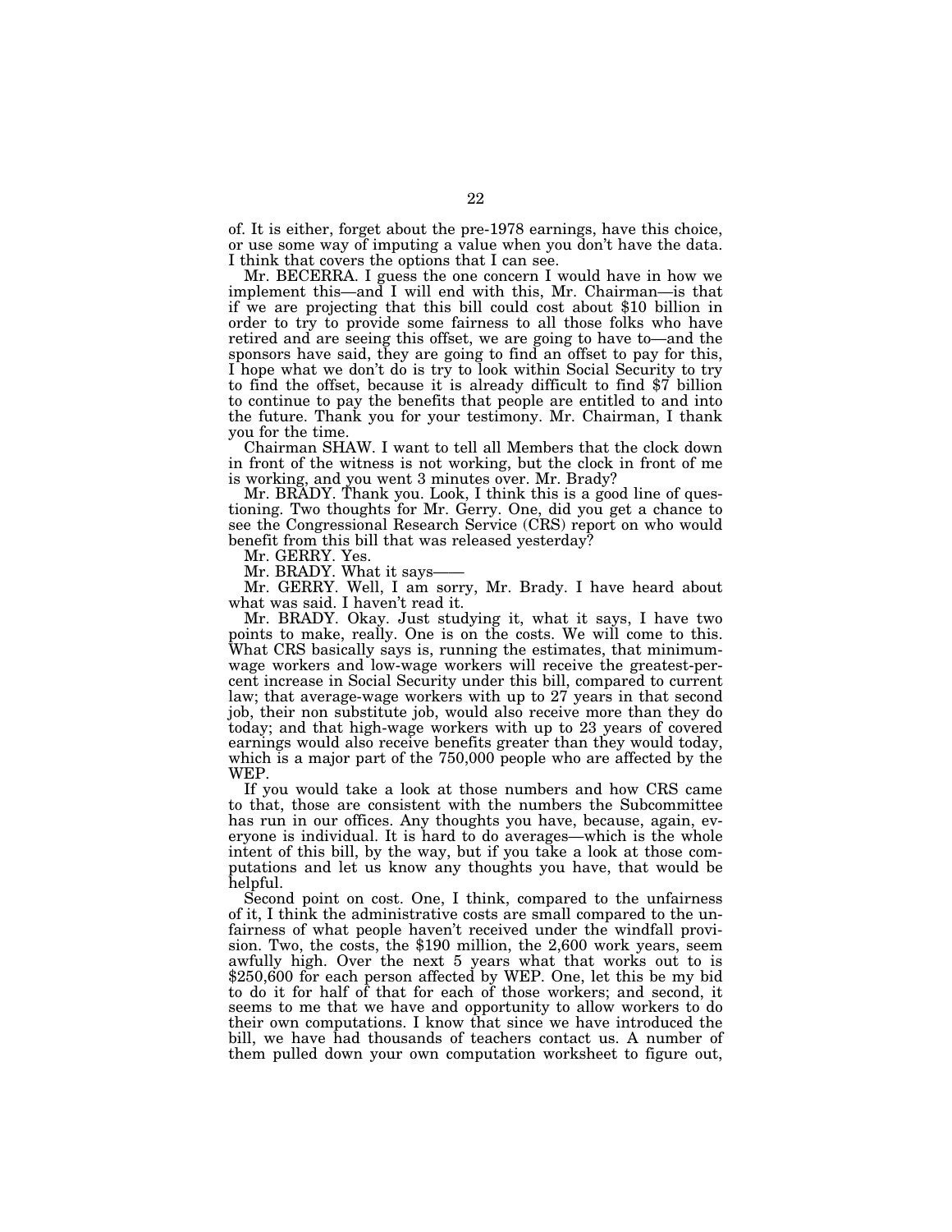of. It is either, forget about the pre-1978 earnings, have this choice, or use some way of imputing a value when you don't have the data. I think that covers the options that I can see.

Mr. BECERRA. I guess the one concern I would have in how we implement this—and I will end with this, Mr. Chairman—is that if we are projecting that this bill could cost about $10 billion in order to try to provide some fairness to all those folks who have retired and are seeing this offset, we are going to have to—and the sponsors have said, they are going to find an offset to pay for this, I hope what we don't do is try to look within Social Security to try to find the offset, because it is already difficult to find $7 billion to continue to pay the benefits that people are entitled to and into the future. Thank you for your testimony. Mr. Chairman, I thank you for the time.

Chairman SHAW. I want to tell all Members that the clock down in front of the witness is not working, but the clock in front of me is working, and you went 3 minutes over. Mr. Brady?

Mr. BRADY. Thank you. Look, I think this is a good line of questioning. Two thoughts for Mr. Gerry. One, did you get a chance to see the Congressional Research Service (CRS) report on who would benefit from this bill that was released yesterday?

Mr. GERRY. Yes.

Mr. BRADY. What it says——

Mr. GERRY. Well, I am sorry, Mr. Brady. I have heard about what was said. I haven't read it.

Mr. BRADY. Okay. Just studying it, what it says, I have two points to make, really. One is on the costs. We will come to this. What CRS basically says is, running the estimates, that minimum-wage workers and low-wage workers will receive the greatest-percent increase in Social Security under this bill, compared to current law; that average-wage workers with up to 27 years in that second job, their non substitute job, would also receive more than they do today; and that high-wage workers with up to 23 years of covered earnings would also receive benefits greater than they would today, which is a major part of the 750,000 people who are affected by the WEP.

If you would take a look at those numbers and how CRS came to that, those are consistent with the numbers the Subcommittee has run in our offices. Any thoughts you have, because, again, everyone is individual. It is hard to do averages—which is the whole intent of this bill, by the way, but if you take a look at those computations and let us know any thoughts you have, that would be helpful.

Second point on cost. One, I think, compared to the unfairness of it, I think the administrative costs are small compared to the unfairness of what people haven't received under the windfall provision. Two, the costs, the $190 million, the 2,600 work years, seem awfully high. Over the next 5 years what that works out to is $250,600 for each person affected by WEP. One, let this be my bid to do it for half of that for each of those workers; and second, it seems to me that we have and opportunity to allow workers to do their own computations. I know that since we have introduced the bill, we have had thousands of teachers contact us. A number of them pulled down your own computation worksheet to figure out,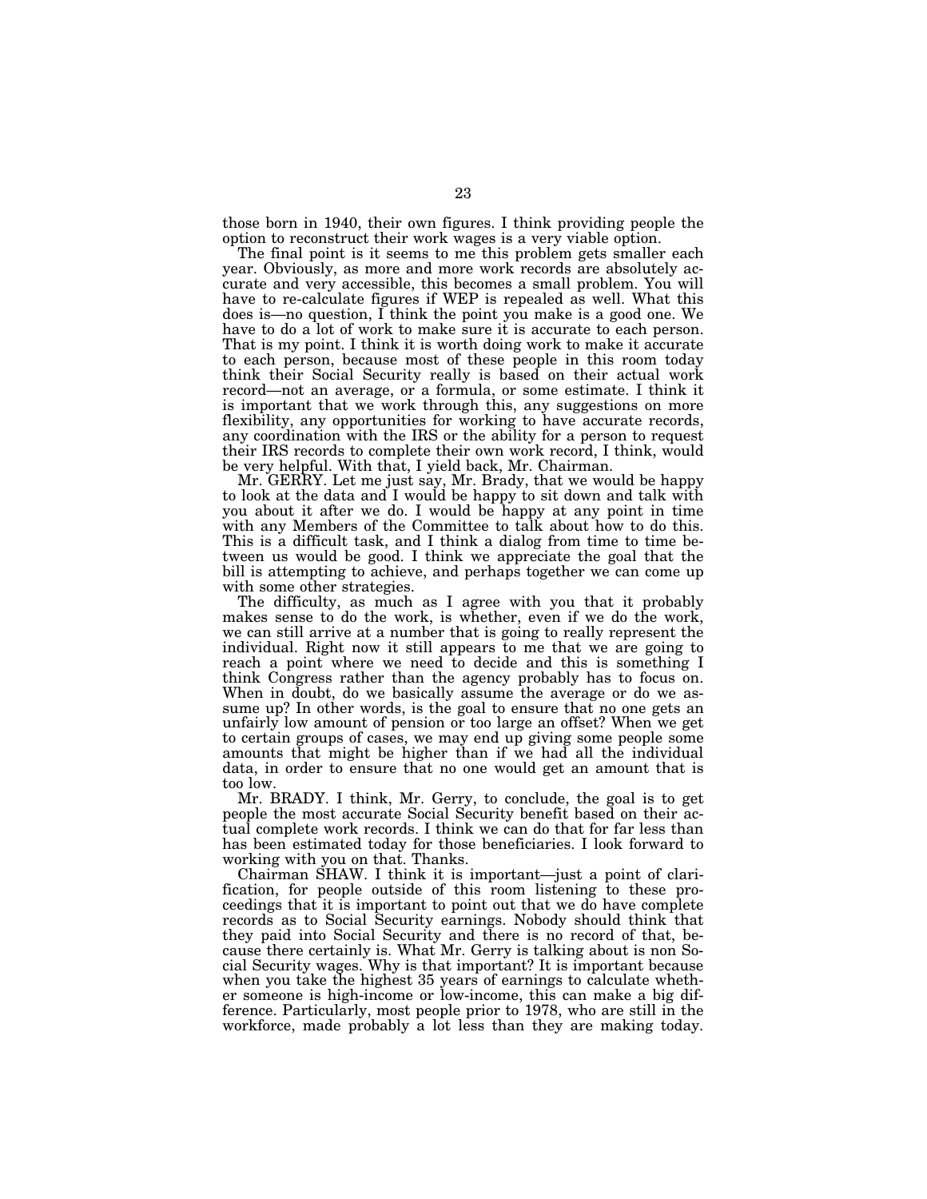those born in 1940, their own figures. I think providing people the option to reconstruct their work wages is a very viable option.

The final point is it seems to me this problem gets smaller each year. Obviously, as more and more work records are absolutely accurate and very accessible, this becomes a small problem. You will have to re-calculate figures if WEP is repealed as well. What this does is—no question, I think the point you make is a good one. We have to do a lot of work to make sure it is accurate to each person. That is my point. I think it is worth doing work to make it accurate to each person, because most of these people in this room today think their Social Security really is based on their actual work record—not an average, or a formula, or some estimate. I think it is important that we work through this, any suggestions on more flexibility, any opportunities for working to have accurate records, any coordination with the IRS or the ability for a person to request their IRS records to complete their own work record, I think, would be very helpful. With that, I yield back, Mr. Chairman.

Mr. GERRY. Let me just say, Mr. Brady, that we would be happy to look at the data and I would be happy to sit down and talk with you about it after we do. I would be happy at any point in time with any Members of the Committee to talk about how to do this. This is a difficult task, and I think a dialog from time to time between us would be good. I think we appreciate the goal that the bill is attempting to achieve, and perhaps together we can come up with some other strategies.

The difficulty, as much as I agree with you that it probably makes sense to do the work, is whether, even if we do the work, we can still arrive at a number that is going to really represent the individual. Right now it still appears to me that we are going to reach a point where we need to decide and this is something I think Congress rather than the agency probably has to focus on. When in doubt, do we basically assume the average or do we assume up? In other words, is the goal to ensure that no one gets an unfairly low amount of pension or too large an offset? When we get to certain groups of cases, we may end up giving some people some amounts that might be higher than if we had all the individual data, in order to ensure that no one would get an amount that is too low.

Mr. BRADY. I think, Mr. Gerry, to conclude, the goal is to get people the most accurate Social Security benefit based on their actual complete work records. I think we can do that for far less than has been estimated today for those beneficiaries. I look forward to working with you on that. Thanks.

Chairman SHAW. I think it is important—just a point of clarification, for people outside of this room listening to these proceedings that it is important to point out that we do have complete records as to Social Security earnings. Nobody should think that they paid into Social Security and there is no record of that, because there certainly is. What Mr. Gerry is talking about is non Social Security wages. Why is that important? It is important because when you take the highest 35 years of earnings to calculate whether someone is high-income or low-income, this can make a big difference. Particularly, most people prior to 1978, who are still in the workforce, made probably a lot less than they are making today.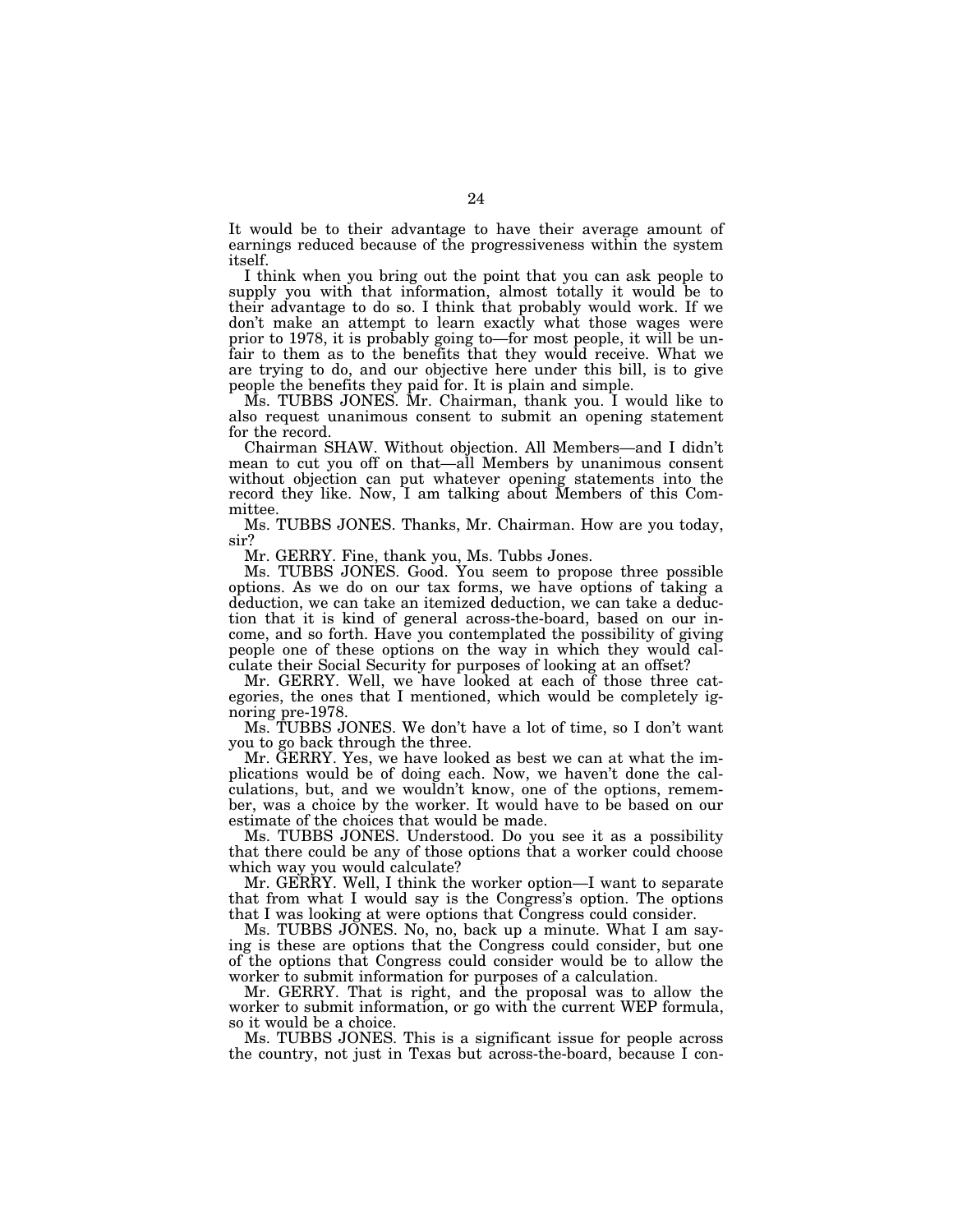It would be to their advantage to have their average amount of earnings reduced because of the progressiveness within the system itself.

I think when you bring out the point that you can ask people to supply you with that information, almost totally it would be to their advantage to do so. I think that probably would work. If we don't make an attempt to learn exactly what those wages were prior to 1978, it is probably going to—for most people, it will be unfair to them as to the benefits that they would receive. What we are trying to do, and our objective here under this bill, is to give people the benefits they paid for. It is plain and simple.

Ms. TUBBS JONES. Mr. Chairman, thank you. I would like to also request unanimous consent to submit an opening statement for the record.

Chairman SHAW. Without objection. All Members—and I didn't mean to cut you off on that—all Members by unanimous consent without objection can put whatever opening statements into the record they like. Now, I am talking about Members of this Committee.

Ms. TUBBS JONES. Thanks, Mr. Chairman. How are you today, sir?

Mr. GERRY. Fine, thank you, Ms. Tubbs Jones.

Ms. TUBBS JONES. Good. You seem to propose three possible options. As we do on our tax forms, we have options of taking a deduction, we can take an itemized deduction, we can take a deduction that it is kind of general across-the-board, based on our income, and so forth. Have you contemplated the possibility of giving people one of these options on the way in which they would calculate their Social Security for purposes of looking at an offset?

Mr. GERRY. Well, we have looked at each of those three categories, the ones that I mentioned, which would be completely ignoring pre-1978.

Ms. TUBBS JONES. We don't have a lot of time, so I don't want you to go back through the three.

Mr. GERRY. Yes, we have looked as best we can at what the implications would be of doing each. Now, we haven't done the calculations, but, and we wouldn't know, one of the options, remember, was a choice by the worker. It would have to be based on our estimate of the choices that would be made.

Ms. TUBBS JONES. Understood. Do you see it as a possibility that there could be any of those options that a worker could choose which way you would calculate?

Mr. GERRY. Well, I think the worker option—I want to separate that from what I would say is the Congress's option. The options that I was looking at were options that Congress could consider.

Ms. TUBBS JONES. No, no, back up a minute. What I am saying is these are options that the Congress could consider, but one of the options that Congress could consider would be to allow the worker to submit information for purposes of a calculation.

Mr. GERRY. That is right, and the proposal was to allow the worker to submit information, or go with the current WEP formula, so it would be a choice.

Ms. TUBBS JONES. This is a significant issue for people across the country, not just in Texas but across-the-board, because I con-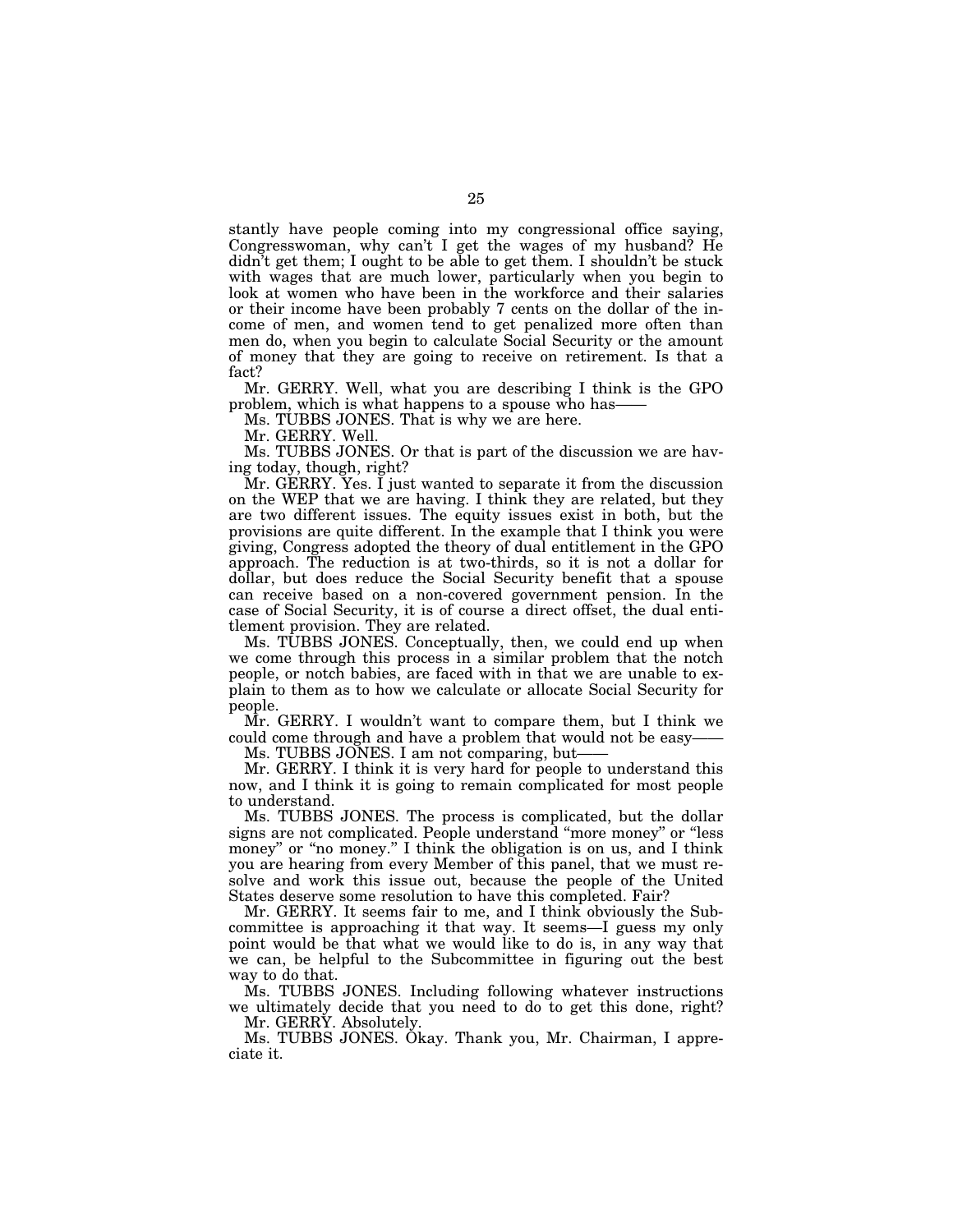stantly have people coming into my congressional office saying, Congresswoman, why can't I get the wages of my husband? He didn't get them; I ought to be able to get them. I shouldn't be stuck with wages that are much lower, particularly when you begin to look at women who have been in the workforce and their salaries or their income have been probably 7 cents on the dollar of the income of men, and women tend to get penalized more often than men do, when you begin to calculate Social Security or the amount of money that they are going to receive on retirement. Is that a fact?

Mr. GERRY. Well, what you are describing I think is the GPO problem, which is what happens to a spouse who has——

Ms. TUBBS JONES. That is why we are here.

Mr. GERRY. Well.

Ms. TUBBS JONES. Or that is part of the discussion we are having today, though, right?

Mr. GERRY. Yes. I just wanted to separate it from the discussion on the WEP that we are having. I think they are related, but they are two different issues. The equity issues exist in both, but the provisions are quite different. In the example that I think you were giving, Congress adopted the theory of dual entitlement in the GPO approach. The reduction is at two-thirds, so it is not a dollar for dollar, but does reduce the Social Security benefit that a spouse can receive based on a non-covered government pension. In the case of Social Security, it is of course a direct offset, the dual entitlement provision. They are related.

Ms. TUBBS JONES. Conceptually, then, we could end up when we come through this process in a similar problem that the notch people, or notch babies, are faced with in that we are unable to explain to them as to how we calculate or allocate Social Security for people.

Mr. GERRY. I wouldn't want to compare them, but I think we could come through and have a problem that would not be easy——

Ms. TUBBS JONES. I am not comparing, but——

Mr. GERRY. I think it is very hard for people to understand this now, and I think it is going to remain complicated for most people to understand.

Ms. TUBBS JONES. The process is complicated, but the dollar signs are not complicated. People understand "more money" or "less money" or "no money." I think the obligation is on us, and I think you are hearing from every Member of this panel, that we must resolve and work this issue out, because the people of the United States deserve some resolution to have this completed. Fair?

Mr. GERRY. It seems fair to me, and I think obviously the Subcommittee is approaching it that way. It seems—I guess my only point would be that what we would like to do is, in any way that we can, be helpful to the Subcommittee in figuring out the best way to do that.

Ms. TUBBS JONES. Including following whatever instructions we ultimately decide that you need to do to get this done, right?

Mr. GERRY. Absolutely.

Ms. TUBBS JONES. Okay. Thank you, Mr. Chairman, I appreciate it.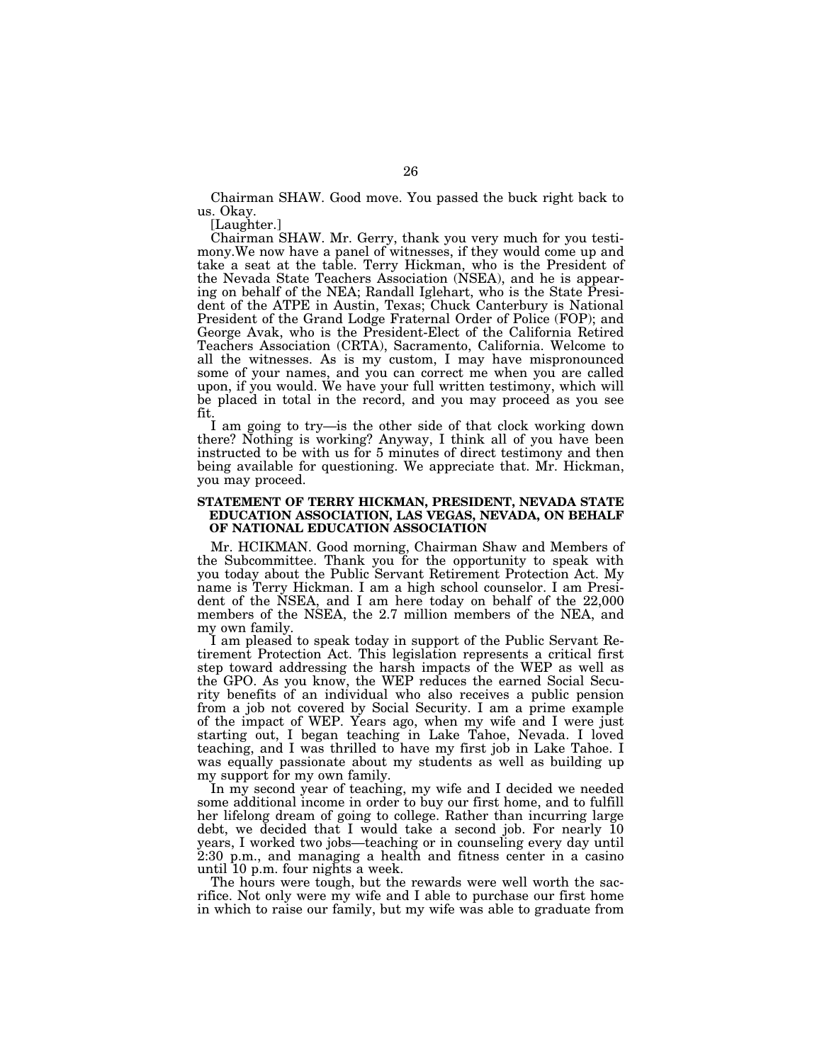Chairman SHAW. Good move. You passed the buck right back to us. Okay.

[Laughter.]

Chairman SHAW. Mr. Gerry, thank you very much for you testimony.We now have a panel of witnesses, if they would come up and take a seat at the table. Terry Hickman, who is the President of the Nevada State Teachers Association (NSEA), and he is appearing on behalf of the NEA; Randall Iglehart, who is the State President of the ATPE in Austin, Texas; Chuck Canterbury is National President of the Grand Lodge Fraternal Order of Police (FOP); and George Avak, who is the President-Elect of the California Retired Teachers Association (CRTA), Sacramento, California. Welcome to all the witnesses. As is my custom, I may have mispronounced some of your names, and you can correct me when you are called upon, if you would. We have your full written testimony, which will be placed in total in the record, and you may proceed as you see fit.

I am going to try—is the other side of that clock working down there? Nothing is working? Anyway, I think all of you have been instructed to be with us for 5 minutes of direct testimony and then being available for questioning. We appreciate that. Mr. Hickman, you may proceed.

**STATEMENT OF TERRY HICKMAN, PRESIDENT, NEVADA STATE EDUCATION ASSOCIATION, LAS VEGAS, NEVADA, ON BEHALF OF NATIONAL EDUCATION ASSOCIATION**

Mr. HCIKMAN. Good morning, Chairman Shaw and Members of the Subcommittee. Thank you for the opportunity to speak with you today about the Public Servant Retirement Protection Act. My name is Terry Hickman. I am a high school counselor. I am President of the NSEA, and I am here today on behalf of the 22,000 members of the NSEA, the 2.7 million members of the NEA, and my own family.

I am pleased to speak today in support of the Public Servant Retirement Protection Act. This legislation represents a critical first step toward addressing the harsh impacts of the WEP as well as the GPO. As you know, the WEP reduces the earned Social Security benefits of an individual who also receives a public pension from a job not covered by Social Security. I am a prime example of the impact of WEP. Years ago, when my wife and I were just starting out, I began teaching in Lake Tahoe, Nevada. I loved teaching, and I was thrilled to have my first job in Lake Tahoe. I was equally passionate about my students as well as building up my support for my own family.

In my second year of teaching, my wife and I decided we needed some additional income in order to buy our first home, and to fulfill her lifelong dream of going to college. Rather than incurring large debt, we decided that I would take a second job. For nearly 10 years, I worked two jobs—teaching or in counseling every day until 2:30 p.m., and managing a health and fitness center in a casino until 10 p.m. four nights a week.

The hours were tough, but the rewards were well worth the sacrifice. Not only were my wife and I able to purchase our first home in which to raise our family, but my wife was able to graduate from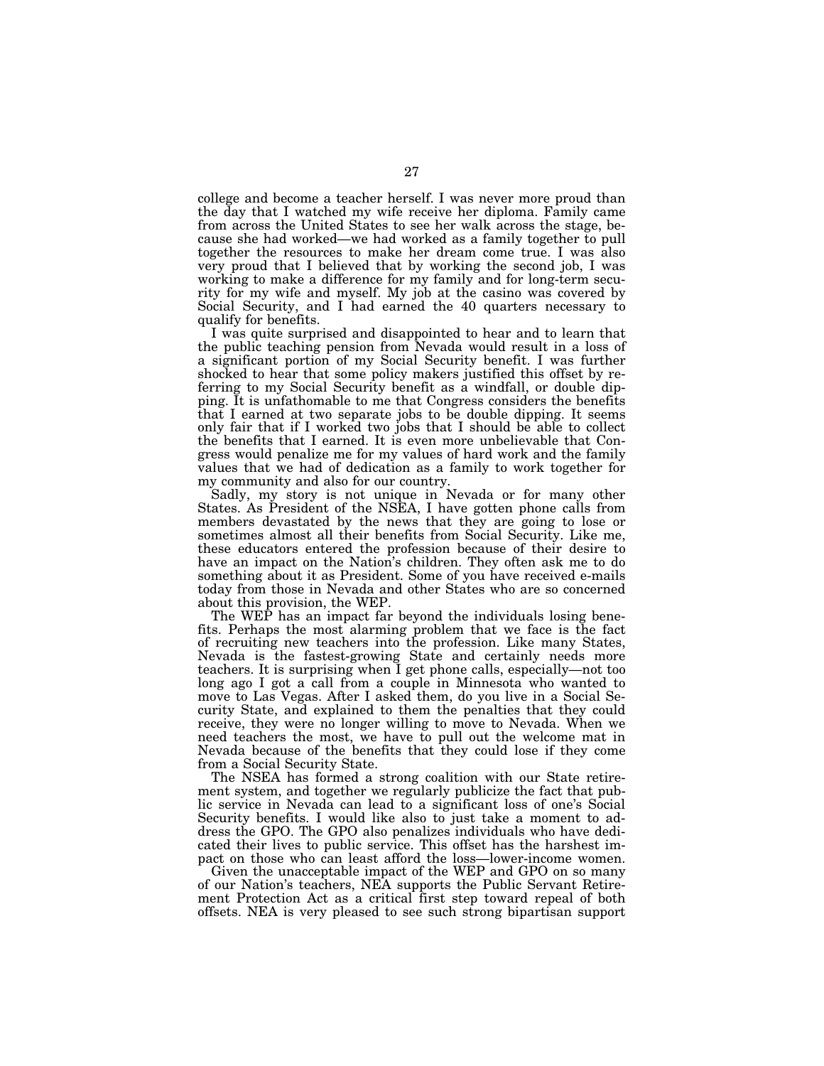college and become a teacher herself. I was never more proud than the day that I watched my wife receive her diploma. Family came from across the United States to see her walk across the stage, because she had worked—we had worked as a family together to pull together the resources to make her dream come true. I was also very proud that I believed that by working the second job, I was working to make a difference for my family and for long-term security for my wife and myself. My job at the casino was covered by Social Security, and I had earned the 40 quarters necessary to qualify for benefits.

I was quite surprised and disappointed to hear and to learn that the public teaching pension from Nevada would result in a loss of a significant portion of my Social Security benefit. I was further shocked to hear that some policy makers justified this offset by referring to my Social Security benefit as a windfall, or double dipping. It is unfathomable to me that Congress considers the benefits that I earned at two separate jobs to be double dipping. It seems only fair that if I worked two jobs that I should be able to collect the benefits that I earned. It is even more unbelievable that Congress would penalize me for my values of hard work and the family values that we had of dedication as a family to work together for my community and also for our country.

Sadly, my story is not unique in Nevada or for many other States. As President of the NSEA, I have gotten phone calls from members devastated by the news that they are going to lose or sometimes almost all their benefits from Social Security. Like me, these educators entered the profession because of their desire to have an impact on the Nation's children. They often ask me to do something about it as President. Some of you have received e-mails today from those in Nevada and other States who are so concerned about this provision, the WEP.

The WEP has an impact far beyond the individuals losing benefits. Perhaps the most alarming problem that we face is the fact of recruiting new teachers into the profession. Like many States, Nevada is the fastest-growing State and certainly needs more teachers. It is surprising when I get phone calls, especially—not too long ago I got a call from a couple in Minnesota who wanted to move to Las Vegas. After I asked them, do you live in a Social Security State, and explained to them the penalties that they could receive, they were no longer willing to move to Nevada. When we need teachers the most, we have to pull out the welcome mat in Nevada because of the benefits that they could lose if they come from a Social Security State.

The NSEA has formed a strong coalition with our State retirement system, and together we regularly publicize the fact that public service in Nevada can lead to a significant loss of one's Social Security benefits. I would like also to just take a moment to address the GPO. The GPO also penalizes individuals who have dedicated their lives to public service. This offset has the harshest impact on those who can least afford the loss—lower-income women.

Given the unacceptable impact of the WEP and GPO on so many of our Nation's teachers, NEA supports the Public Servant Retirement Protection Act as a critical first step toward repeal of both offsets. NEA is very pleased to see such strong bipartisan support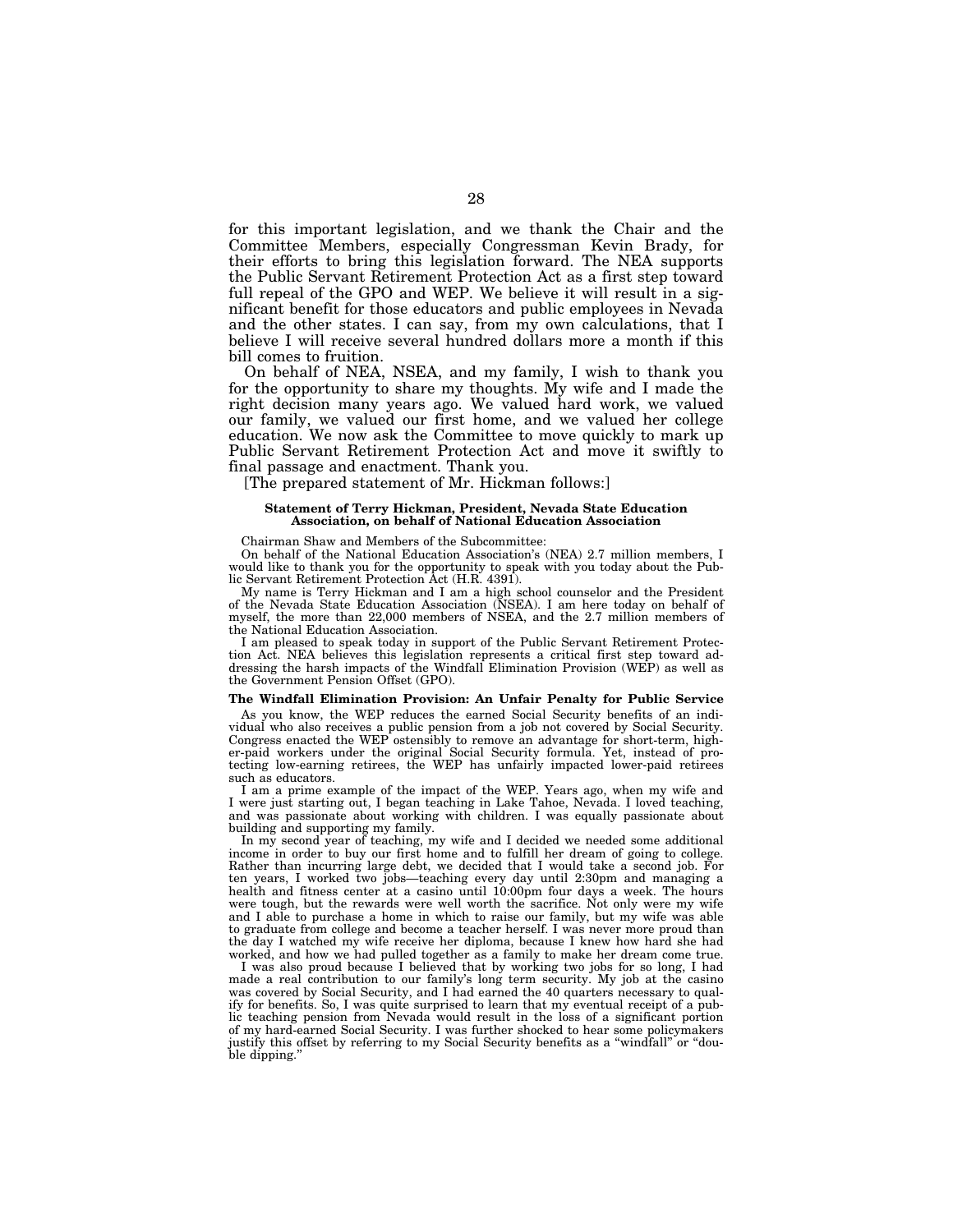for this important legislation, and we thank the Chair and the Committee Members, especially Congressman Kevin Brady, for their efforts to bring this legislation forward. The NEA supports the Public Servant Retirement Protection Act as a first step toward full repeal of the GPO and WEP. We believe it will result in a significant benefit for those educators and public employees in Nevada and the other states. I can say, from my own calculations, that I believe I will receive several hundred dollars more a month if this bill comes to fruition.

On behalf of NEA, NSEA, and my family, I wish to thank you for the opportunity to share my thoughts. My wife and I made the right decision many years ago. We valued hard work, we valued our family, we valued our first home, and we valued her college education. We now ask the Committee to move quickly to mark up Public Servant Retirement Protection Act and move it swiftly to final passage and enactment. Thank you.

[The prepared statement of Mr. Hickman follows:]

**Statement of Terry Hickman, President, Nevada State Education Association, on behalf of National Education Association**

Chairman Shaw and Members of the Subcommittee:

On behalf of the National Education Association's (NEA) 2.7 million members, I would like to thank you for the opportunity to speak with you today about the Public Servant Retirement Protection Act (H.R. 4391).

My name is Terry Hickman and I am a high school counselor and the President of the Nevada State Education Association (NSEA). I am here today on behalf of myself, the more than 22,000 members of NSEA, and the 2.7 million members of the National Education Association.

I am pleased to speak today in support of the Public Servant Retirement Protection Act. NEA believes this legislation represents a critical first step toward addressing the harsh impacts of the Windfall Elimination Provision (WEP) as well as the Government Pension Offset (GPO).

**The Windfall Elimination Provision: An Unfair Penalty for Public Service**

As you know, the WEP reduces the earned Social Security benefits of an individual who also receives a public pension from a job not covered by Social Security. Congress enacted the WEP ostensibly to remove an advantage for short-term, higher-paid workers under the original Social Security formula. Yet, instead of protecting low-earning retirees, the WEP has unfairly impacted lower-paid retirees such as educators.

I am a prime example of the impact of the WEP. Years ago, when my wife and I were just starting out, I began teaching in Lake Tahoe, Nevada. I loved teaching, and was passionate about working with children. I was equally passionate about building and supporting my family.

In my second year of teaching, my wife and I decided we needed some additional income in order to buy our first home and to fulfill her dream of going to college. Rather than incurring large debt, we decided that I would take a second job. For ten years, I worked two jobs—teaching every day until 2:30pm and managing a health and fitness center at a casino until 10:00pm four days a week. The hours were tough, but the rewards were well worth the sacrifice. Not only were my wife and I able to purchase a home in which to raise our family, but my wife was able to graduate from college and become a teacher herself. I was never more proud than the day I watched my wife receive her diploma, because I knew how hard she had worked, and how we had pulled together as a family to make her dream come true.

I was also proud because I believed that by working two jobs for so long, I had made a real contribution to our family's long term security. My job at the casino was covered by Social Security, and I had earned the 40 quarters necessary to qualify for benefits. So, I was quite surprised to learn that my eventual receipt of a public teaching pension from Nevada would result in the loss of a significant portion of my hard-earned Social Security. I was further shocked to hear some policymakers justify this offset by referring to my Social Security benefits as a "windfall" or "double dipping."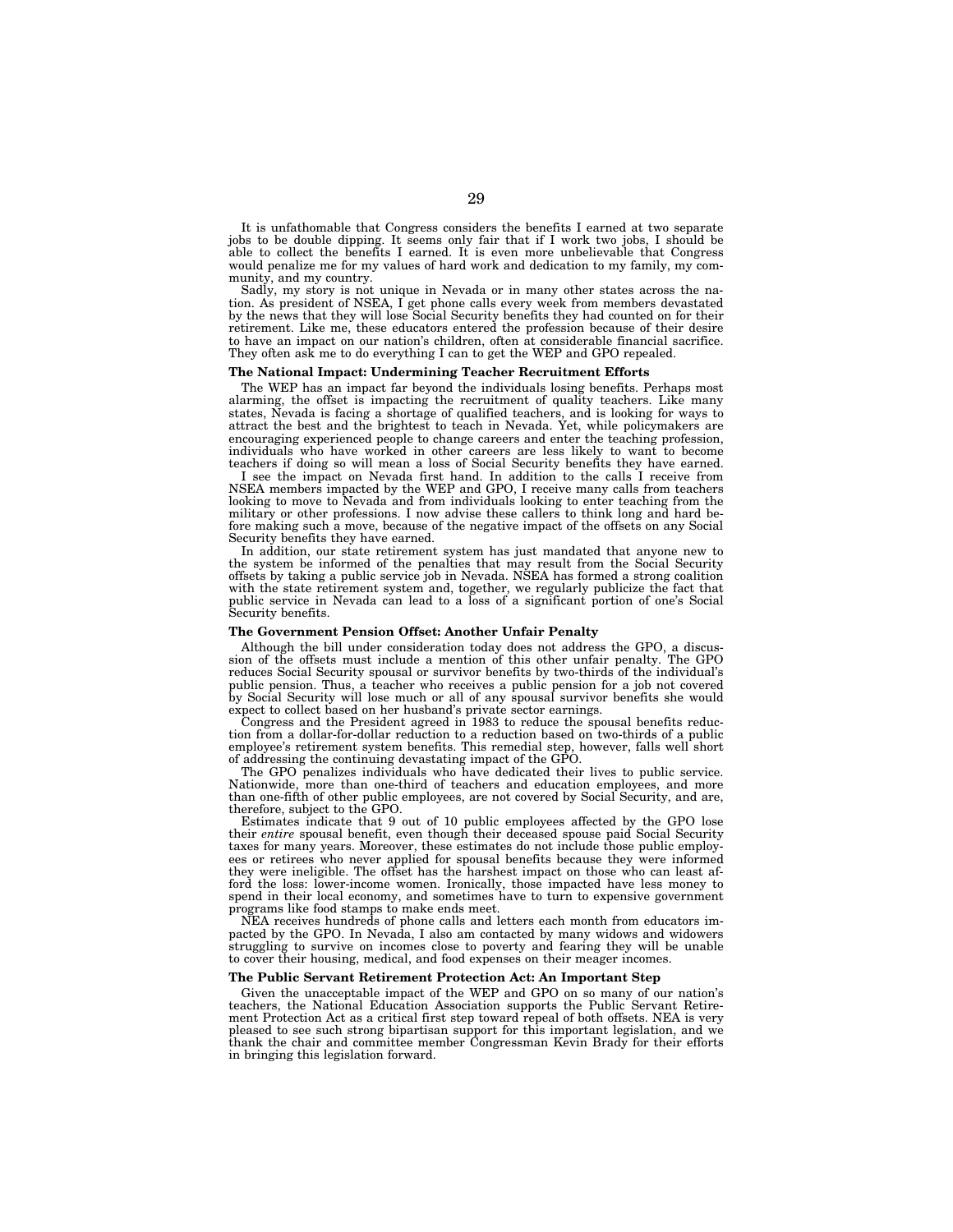It is unfathomable that Congress considers the benefits I earned at two separate jobs to be double dipping. It seems only fair that if I work two jobs, I should be able to collect the benefits I earned. It is even more unbelievable that Congress would penalize me for my values of hard work and dedication to my family, my community, and my country.

Sadly, my story is not unique in Nevada or in many other states across the nation. As president of NSEA, I get phone calls every week from members devastated by the news that they will lose Social Security benefits they had counted on for their retirement. Like me, these educators entered the profession because of their desire to have an impact on our nation's children, often at considerable financial sacrifice. They often ask me to do everything I can to get the WEP and GPO repealed.

**The National Impact: Undermining Teacher Recruitment Efforts**

The WEP has an impact far beyond the individuals losing benefits. Perhaps most alarming, the offset is impacting the recruitment of quality teachers. Like many states, Nevada is facing a shortage of qualified teachers, and is looking for ways to attract the best and the brightest to teach in Nevada. Yet, while policymakers are encouraging experienced people to change careers and enter the teaching profession, individuals who have worked in other careers are less likely to want to become teachers if doing so will mean a loss of Social Security benefits they have earned.

I see the impact on Nevada first hand. In addition to the calls I receive from NSEA members impacted by the WEP and GPO, I receive many calls from teachers looking to move to Nevada and from individuals looking to enter teaching from the military or other professions. I now advise these callers to think long and hard before making such a move, because of the negative impact of the offsets on any Social Security benefits they have earned.

In addition, our state retirement system has just mandated that anyone new to the system be informed of the penalties that may result from the Social Security offsets by taking a public service job in Nevada. NSEA has formed a strong coalition with the state retirement system and, together, we regularly publicize the fact that public service in Nevada can lead to a loss of a significant portion of one's Social Security benefits.

**The Government Pension Offset: Another Unfair Penalty**

Although the bill under consideration today does not address the GPO, a discussion of the offsets must include a mention of this other unfair penalty. The GPO reduces Social Security spousal or survivor benefits by two-thirds of the individual's public pension. Thus, a teacher who receives a public pension for a job not covered by Social Security will lose much or all of any spousal survivor benefits she would expect to collect based on her husband's private sector earnings.

Congress and the President agreed in 1983 to reduce the spousal benefits reduction from a dollar-for-dollar reduction to a reduction based on two-thirds of a public employee's retirement system benefits. This remedial step, however, falls well short of addressing the continuing devastating impact of the GPO.

The GPO penalizes individuals who have dedicated their lives to public service. Nationwide, more than one-third of teachers and education employees, and more than one-fifth of other public employees, are not covered by Social Security, and are, therefore, subject to the GPO.

Estimates indicate that 9 out of 10 public employees affected by the GPO lose their *entire* spousal benefit, even though their deceased spouse paid Social Security taxes for many years. Moreover, these estimates do not include those public employees or retirees who never applied for spousal benefits because they were informed they were ineligible. The offset has the harshest impact on those who can least afford the loss: lower-income women. Ironically, those impacted have less money to spend in their local economy, and sometimes have to turn to expensive government programs like food stamps to make ends meet.

NEA receives hundreds of phone calls and letters each month from educators impacted by the GPO. In Nevada, I also am contacted by many widows and widowers struggling to survive on incomes close to poverty and fearing they will be unable to cover their housing, medical, and food expenses on their meager incomes.

**The Public Servant Retirement Protection Act: An Important Step**

Given the unacceptable impact of the WEP and GPO on so many of our nation's teachers, the National Education Association supports the Public Servant Retirement Protection Act as a critical first step toward repeal of both offsets. NEA is very pleased to see such strong bipartisan support for this important legislation, and we thank the chair and committee member Congressman Kevin Brady for their efforts in bringing this legislation forward.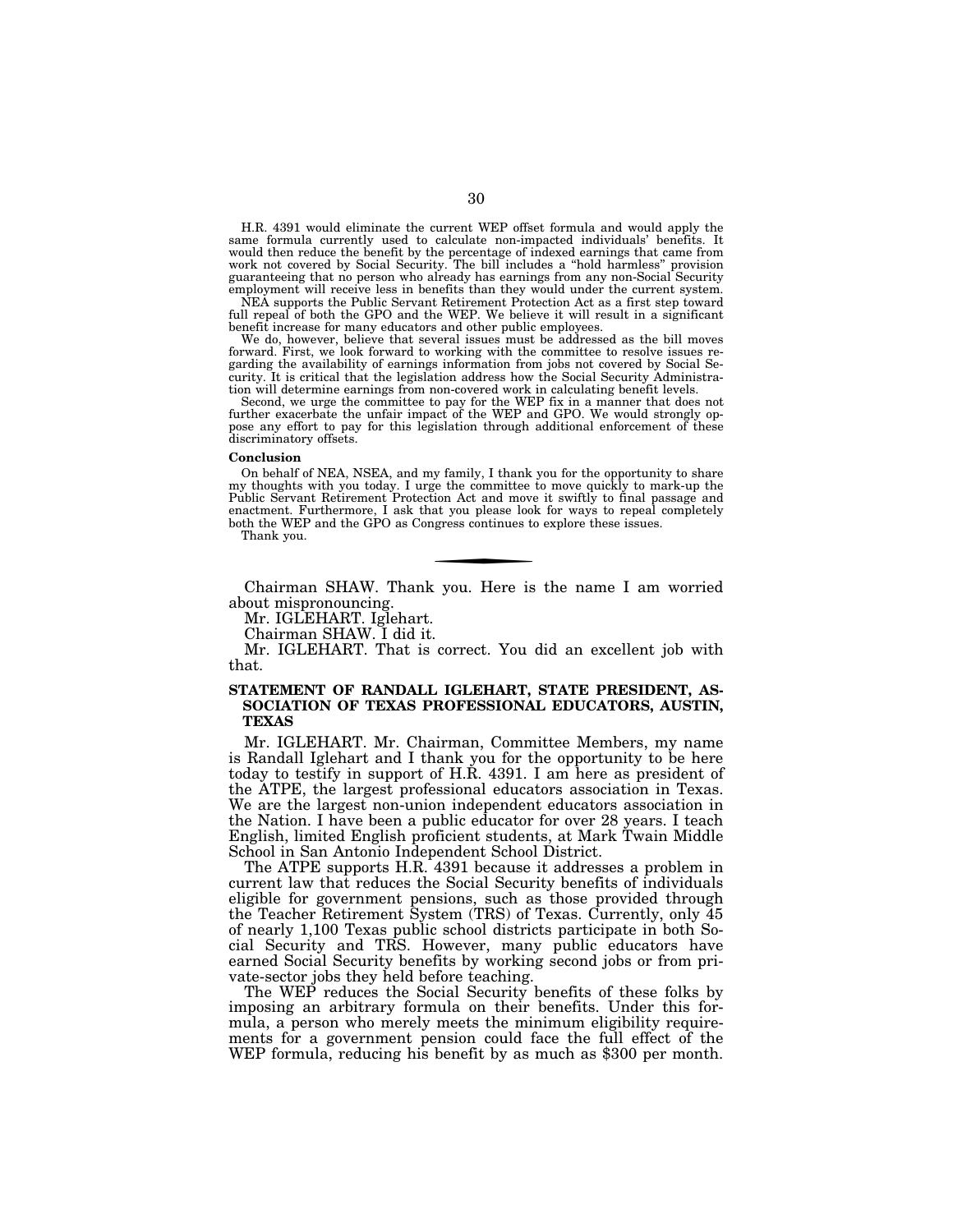H.R. 4391 would eliminate the current WEP offset formula and would apply the same formula currently used to calculate non-impacted individuals' benefits. It would then reduce the benefit by the percentage of indexed earnings that came from work not covered by Social Security. The bill includes a "hold harmless" provision guaranteeing that no person who already has earnings from any non-Social Security employment will receive less in benefits than they would under the current system.

NEA supports the Public Servant Retirement Protection Act as a first step toward full repeal of both the GPO and the WEP. We believe it will result in a significant benefit increase for many educators and other public employees.

We do, however, believe that several issues must be addressed as the bill moves forward. First, we look forward to working with the committee to resolve issues regarding the availability of earnings information from jobs not covered by Social Security. It is critical that the legislation address how the Social Security Administration will determine earnings from non-covered work in calculating benefit levels.

Second, we urge the committee to pay for the WEP fix in a manner that does not further exacerbate the unfair impact of the WEP and GPO. We would strongly oppose any effort to pay for this legislation through additional enforcement of these discriminatory offsets.

**Conclusion**

On behalf of NEA, NSEA, and my family, I thank you for the opportunity to share my thoughts with you today. I urge the committee to move quickly to mark-up the Public Servant Retirement Protection Act and move it swiftly to final passage and enactment. Furthermore, I ask that you please look for ways to repeal completely both the WEP and the GPO as Congress continues to explore these issues.

Thank you.

---

Chairman SHAW. Thank you. Here is the name I am worried about mispronouncing.

Mr. IGLEHART. Iglehart.

Chairman SHAW. I did it.

Mr. IGLEHART. That is correct. You did an excellent job with that.

**STATEMENT OF RANDALL IGLEHART, STATE PRESIDENT, ASSOCIATION OF TEXAS PROFESSIONAL EDUCATORS, AUSTIN, TEXAS**

Mr. IGLEHART. Mr. Chairman, Committee Members, my name is Randall Iglehart and I thank you for the opportunity to be here today to testify in support of H.R. 4391. I am here as president of the ATPE, the largest professional educators association in Texas. We are the largest non-union independent educators association in the Nation. I have been a public educator for over 28 years. I teach English, limited English proficient students, at Mark Twain Middle School in San Antonio Independent School District.

The ATPE supports H.R. 4391 because it addresses a problem in current law that reduces the Social Security benefits of individuals eligible for government pensions, such as those provided through the Teacher Retirement System (TRS) of Texas. Currently, only 45 of nearly 1,100 Texas public school districts participate in both Social Security and TRS. However, many public educators have earned Social Security benefits by working second jobs or from private-sector jobs they held before teaching.

The WEP reduces the Social Security benefits of these folks by imposing an arbitrary formula on their benefits. Under this formula, a person who merely meets the minimum eligibility requirements for a government pension could face the full effect of the WEP formula, reducing his benefit by as much as $300 per month.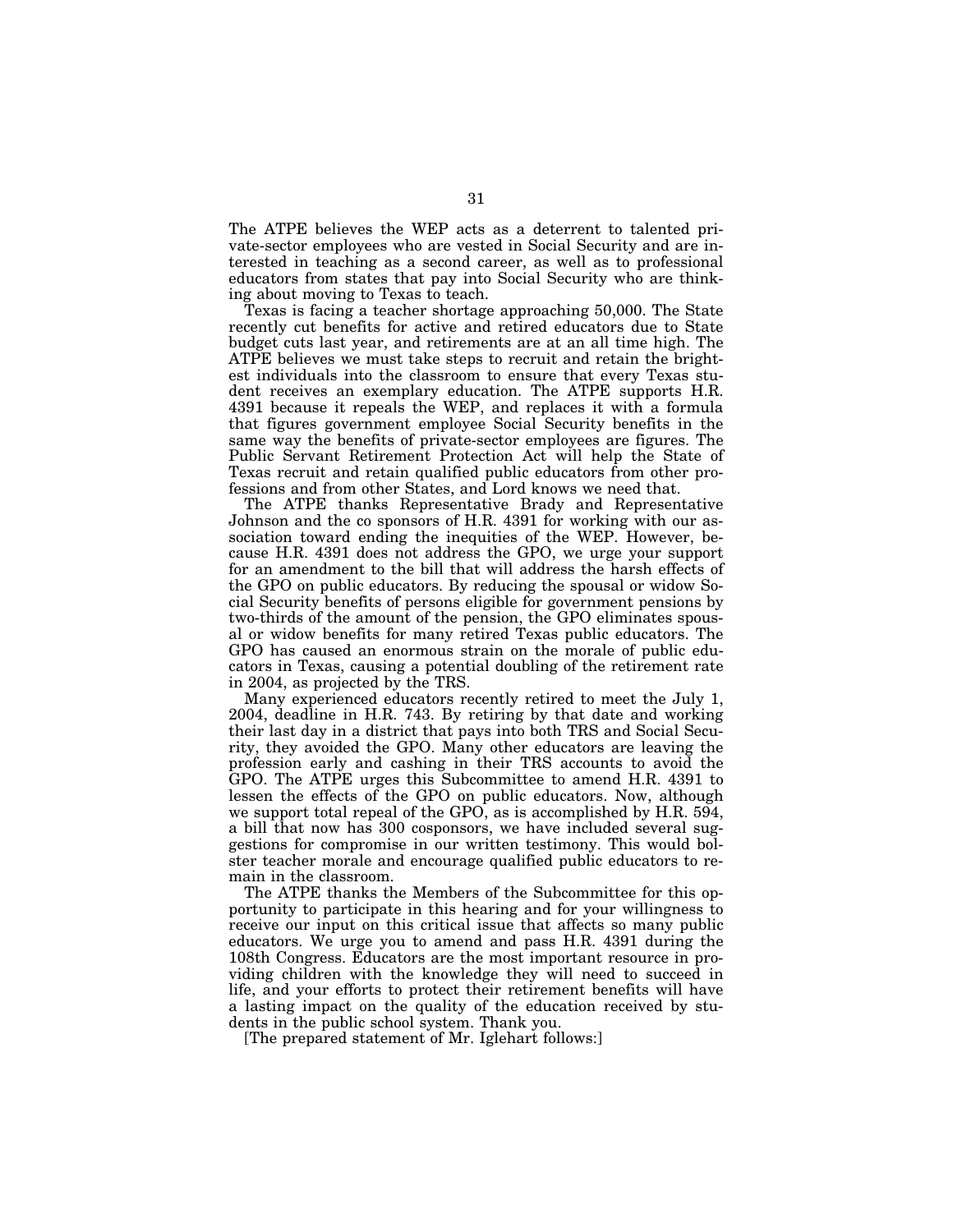The ATPE believes the WEP acts as a deterrent to talented private-sector employees who are vested in Social Security and are interested in teaching as a second career, as well as to professional educators from states that pay into Social Security who are thinking about moving to Texas to teach.

Texas is facing a teacher shortage approaching 50,000. The State recently cut benefits for active and retired educators due to State budget cuts last year, and retirements are at an all time high. The ATPE believes we must take steps to recruit and retain the brightest individuals into the classroom to ensure that every Texas student receives an exemplary education. The ATPE supports H.R. 4391 because it repeals the WEP, and replaces it with a formula that figures government employee Social Security benefits in the same way the benefits of private-sector employees are figures. The Public Servant Retirement Protection Act will help the State of Texas recruit and retain qualified public educators from other professions and from other States, and Lord knows we need that.

The ATPE thanks Representative Brady and Representative Johnson and the co sponsors of H.R. 4391 for working with our association toward ending the inequities of the WEP. However, because H.R. 4391 does not address the GPO, we urge your support for an amendment to the bill that will address the harsh effects of the GPO on public educators. By reducing the spousal or widow Social Security benefits of persons eligible for government pensions by two-thirds of the amount of the pension, the GPO eliminates spousal or widow benefits for many retired Texas public educators. The GPO has caused an enormous strain on the morale of public educators in Texas, causing a potential doubling of the retirement rate in 2004, as projected by the TRS.

Many experienced educators recently retired to meet the July 1, 2004, deadline in H.R. 743. By retiring by that date and working their last day in a district that pays into both TRS and Social Security, they avoided the GPO. Many other educators are leaving the profession early and cashing in their TRS accounts to avoid the GPO. The ATPE urges this Subcommittee to amend H.R. 4391 to lessen the effects of the GPO on public educators. Now, although we support total repeal of the GPO, as is accomplished by H.R. 594, a bill that now has 300 cosponsors, we have included several suggestions for compromise in our written testimony. This would bolster teacher morale and encourage qualified public educators to remain in the classroom.

The ATPE thanks the Members of the Subcommittee for this opportunity to participate in this hearing and for your willingness to receive our input on this critical issue that affects so many public educators. We urge you to amend and pass H.R. 4391 during the 108th Congress. Educators are the most important resource in providing children with the knowledge they will need to succeed in life, and your efforts to protect their retirement benefits will have a lasting impact on the quality of the education received by students in the public school system. Thank you.

[The prepared statement of Mr. Iglehart follows:]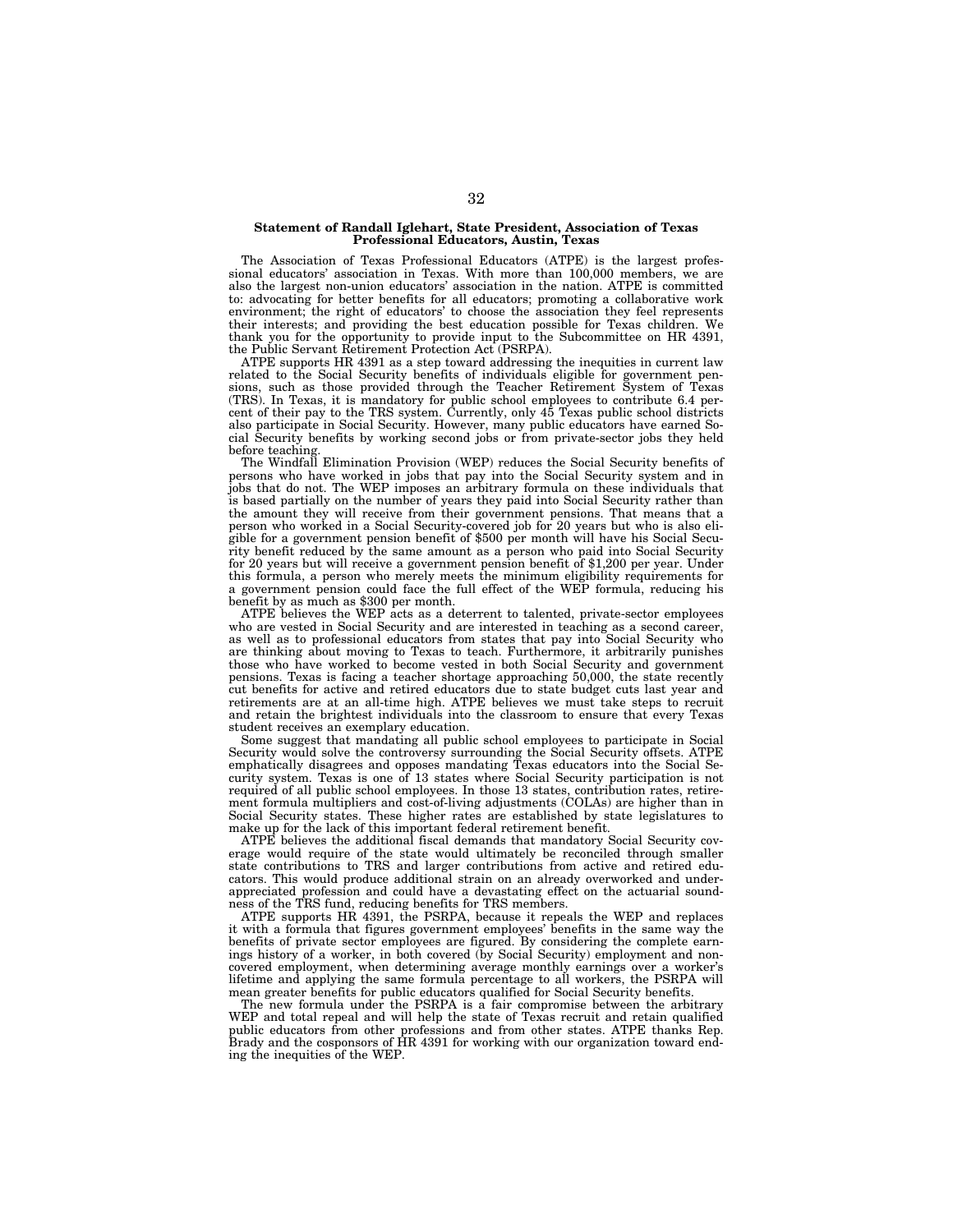**Statement of Randall Iglehart, State President, Association of Texas Professional Educators, Austin, Texas**

The Association of Texas Professional Educators (ATPE) is the largest professional educators' association in Texas. With more than 100,000 members, we are also the largest non-union educators' association in the nation. ATPE is committed to: advocating for better benefits for all educators; promoting a collaborative work environment; the right of educators' to choose the association they feel represents their interests; and providing the best education possible for Texas children. We thank you for the opportunity to provide input to the Subcommittee on HR 4391, the Public Servant Retirement Protection Act (PSRPA).

ATPE supports HR 4391 as a step toward addressing the inequities in current law related to the Social Security benefits of individuals eligible for government pensions, such as those provided through the Teacher Retirement System of Texas (TRS). In Texas, it is mandatory for public school employees to contribute 6.4 percent of their pay to the TRS system. Currently, only 45 Texas public school districts also participate in Social Security. However, many public educators have earned Social Security benefits by working second jobs or from private-sector jobs they held before teaching.

The Windfall Elimination Provision (WEP) reduces the Social Security benefits of persons who have worked in jobs that pay into the Social Security system and in jobs that do not. The WEP imposes an arbitrary formula on these individuals that is based partially on the number of years they paid into Social Security rather than the amount they will receive from their government pensions. That means that a person who worked in a Social Security-covered job for 20 years but who is also eligible for a government pension benefit of $500 per month will have his Social Security benefit reduced by the same amount as a person who paid into Social Security for 20 years but will receive a government pension benefit of $1,200 per year. Under this formula, a person who merely meets the minimum eligibility requirements for a government pension could face the full effect of the WEP formula, reducing his benefit by as much as $300 per month.

ATPE believes the WEP acts as a deterrent to talented, private-sector employees who are vested in Social Security and are interested in teaching as a second career, as well as to professional educators from states that pay into Social Security who are thinking about moving to Texas to teach. Furthermore, it arbitrarily punishes those who have worked to become vested in both Social Security and government pensions. Texas is facing a teacher shortage approaching 50,000, the state recently cut benefits for active and retired educators due to state budget cuts last year and retirements are at an all-time high. ATPE believes we must take steps to recruit and retain the brightest individuals into the classroom to ensure that every Texas student receives an exemplary education.

Some suggest that mandating all public school employees to participate in Social Security would solve the controversy surrounding the Social Security offsets. ATPE emphatically disagrees and opposes mandating Texas educators into the Social Security system. Texas is one of 13 states where Social Security participation is not required of all public school employees. In those 13 states, contribution rates, retirement formula multipliers and cost-of-living adjustments (COLAs) are higher than in Social Security states. These higher rates are established by state legislatures to make up for the lack of this important federal retirement benefit.

ATPE believes the additional fiscal demands that mandatory Social Security coverage would require of the state would ultimately be reconciled through smaller state contributions to TRS and larger contributions from active and retired educators. This would produce additional strain on an already overworked and underappreciated profession and could have a devastating effect on the actuarial soundness of the TRS fund, reducing benefits for TRS members.

ATPE supports HR 4391, the PSRPA, because it repeals the WEP and replaces it with a formula that figures government employees' benefits in the same way the benefits of private sector employees are figured. By considering the complete earnings history of a worker, in both covered (by Social Security) employment and noncovered employment, when determining average monthly earnings over a worker's lifetime and applying the same formula percentage to all workers, the PSRPA will mean greater benefits for public educators qualified for Social Security benefits.

The new formula under the PSRPA is a fair compromise between the arbitrary WEP and total repeal and will help the state of Texas recruit and retain qualified public educators from other professions and from other states. ATPE thanks Rep. Brady and the cosponsors of HR 4391 for working with our organization toward ending the inequities of the WEP.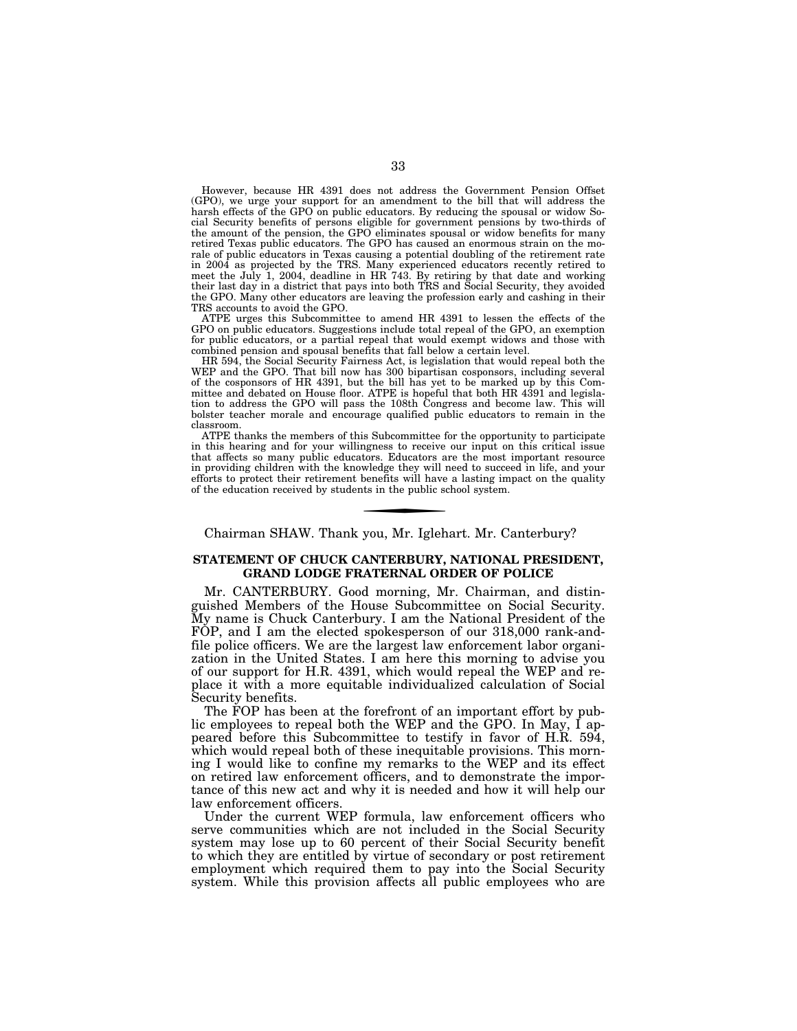However, because HR 4391 does not address the Government Pension Offset (GPO), we urge your support for an amendment to the bill that will address the harsh effects of the GPO on public educators. By reducing the spousal or widow Social Security benefits of persons eligible for government pensions by two-thirds of the amount of the pension, the GPO eliminates spousal or widow benefits for many retired Texas public educators. The GPO has caused an enormous strain on the morale of public educators in Texas causing a potential doubling of the retirement rate in 2004 as projected by the TRS. Many experienced educators recently retired to meet the July 1, 2004, deadline in HR 743. By retiring by that date and working their last day in a district that pays into both TRS and Social Security, they avoided the GPO. Many other educators are leaving the profession early and cashing in their TRS accounts to avoid the GPO.

ATPE urges this Subcommittee to amend HR 4391 to lessen the effects of the GPO on public educators. Suggestions include total repeal of the GPO, an exemption for public educators, or a partial repeal that would exempt widows and those with combined pension and spousal benefits that fall below a certain level.

HR 594, the Social Security Fairness Act, is legislation that would repeal both the WEP and the GPO. That bill now has 300 bipartisan cosponsors, including several of the cosponsors of HR 4391, but the bill has yet to be marked up by this Committee and debated on House floor. ATPE is hopeful that both HR 4391 and legislation to address the GPO will pass the 108th Congress and become law. This will bolster teacher morale and encourage qualified public educators to remain in the classroom.

ATPE thanks the members of this Subcommittee for the opportunity to participate in this hearing and for your willingness to receive our input on this critical issue that affects so many public educators. Educators are the most important resource in providing children with the knowledge they will need to succeed in life, and your efforts to protect their retirement benefits will have a lasting impact on the quality of the education received by students in the public school system.

---

Chairman SHAW. Thank you, Mr. Iglehart. Mr. Canterbury?

## STATEMENT OF CHUCK CANTERBURY, NATIONAL PRESIDENT, GRAND LODGE FRATERNAL ORDER OF POLICE

Mr. CANTERBURY. Good morning, Mr. Chairman, and distinguished Members of the House Subcommittee on Social Security. My name is Chuck Canterbury. I am the National President of the FOP, and I am the elected spokesperson of our 318,000 rank-and-file police officers. We are the largest law enforcement labor organization in the United States. I am here this morning to advise you of our support for H.R. 4391, which would repeal the WEP and replace it with a more equitable individualized calculation of Social Security benefits.

The FOP has been at the forefront of an important effort by public employees to repeal both the WEP and the GPO. In May, I appeared before this Subcommittee to testify in favor of H.R. 594, which would repeal both of these inequitable provisions. This morning I would like to confine my remarks to the WEP and its effect on retired law enforcement officers, and to demonstrate the importance of this new act and why it is needed and how it will help our law enforcement officers.

Under the current WEP formula, law enforcement officers who serve communities which are not included in the Social Security system may lose up to 60 percent of their Social Security benefit to which they are entitled by virtue of secondary or post retirement employment which required them to pay into the Social Security system. While this provision affects all public employees who are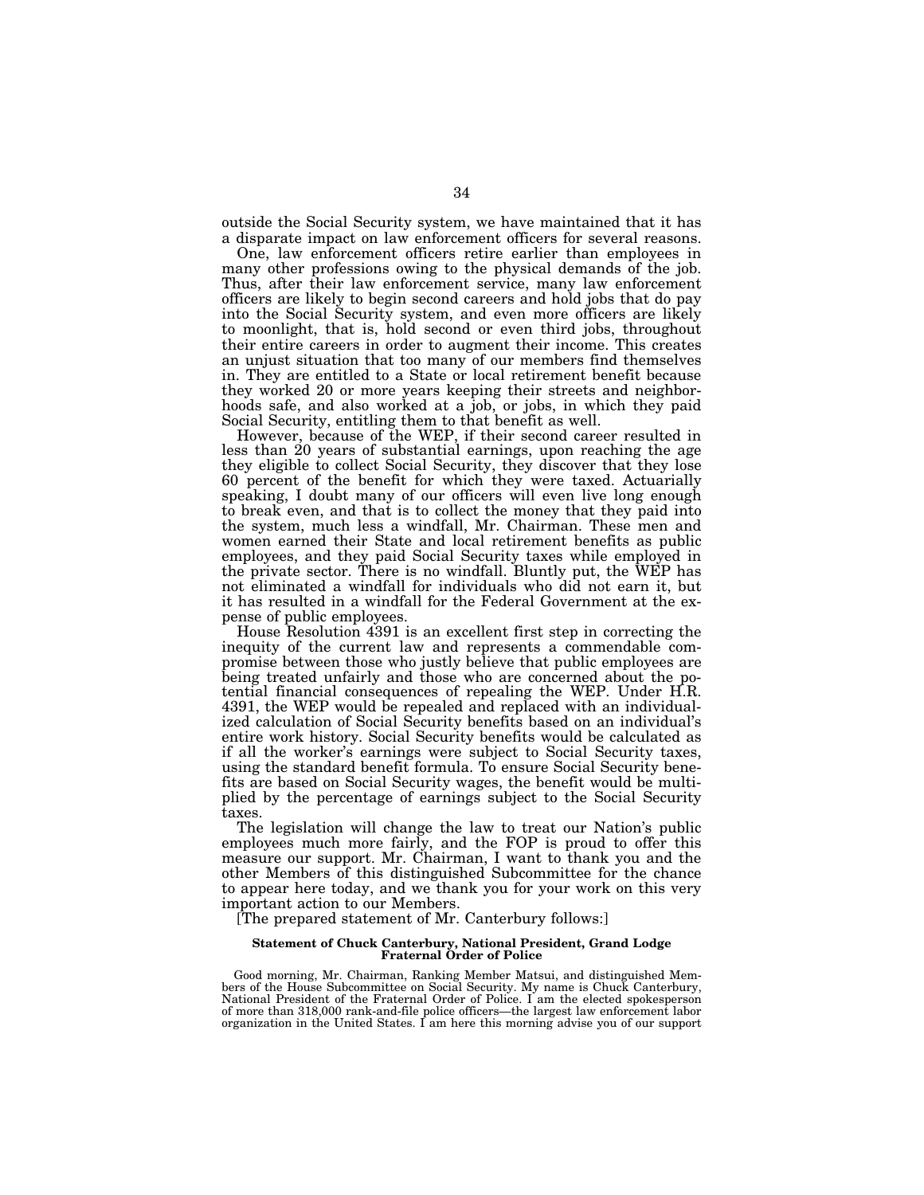outside the Social Security system, we have maintained that it has a disparate impact on law enforcement officers for several reasons.

One, law enforcement officers retire earlier than employees in many other professions owing to the physical demands of the job. Thus, after their law enforcement service, many law enforcement officers are likely to begin second careers and hold jobs that do pay into the Social Security system, and even more officers are likely to moonlight, that is, hold second or even third jobs, throughout their entire careers in order to augment their income. This creates an unjust situation that too many of our members find themselves in. They are entitled to a State or local retirement benefit because they worked 20 or more years keeping their streets and neighborhoods safe, and also worked at a job, or jobs, in which they paid Social Security, entitling them to that benefit as well.

However, because of the WEP, if their second career resulted in less than 20 years of substantial earnings, upon reaching the age they eligible to collect Social Security, they discover that they lose 60 percent of the benefit for which they were taxed. Actuarially speaking, I doubt many of our officers will even live long enough to break even, and that is to collect the money that they paid into the system, much less a windfall, Mr. Chairman. These men and women earned their State and local retirement benefits as public employees, and they paid Social Security taxes while employed in the private sector. There is no windfall. Bluntly put, the WEP has not eliminated a windfall for individuals who did not earn it, but it has resulted in a windfall for the Federal Government at the expense of public employees.

House Resolution 4391 is an excellent first step in correcting the inequity of the current law and represents a commendable compromise between those who justly believe that public employees are being treated unfairly and those who are concerned about the potential financial consequences of repealing the WEP. Under H.R. 4391, the WEP would be repealed and replaced with an individualized calculation of Social Security benefits based on an individual's entire work history. Social Security benefits would be calculated as if all the worker's earnings were subject to Social Security taxes, using the standard benefit formula. To ensure Social Security benefits are based on Social Security wages, the benefit would be multiplied by the percentage of earnings subject to the Social Security taxes.

The legislation will change the law to treat our Nation's public employees much more fairly, and the FOP is proud to offer this measure our support. Mr. Chairman, I want to thank you and the other Members of this distinguished Subcommittee for the chance to appear here today, and we thank you for your work on this very important action to our Members.

[The prepared statement of Mr. Canterbury follows:]

**Statement of Chuck Canterbury, National President, Grand Lodge Fraternal Order of Police**

Good morning, Mr. Chairman, Ranking Member Matsui, and distinguished Members of the House Subcommittee on Social Security. My name is Chuck Canterbury, National President of the Fraternal Order of Police. I am the elected spokesperson of more than 318,000 rank-and-file police officers—the largest law enforcement labor organization in the United States. I am here this morning advise you of our support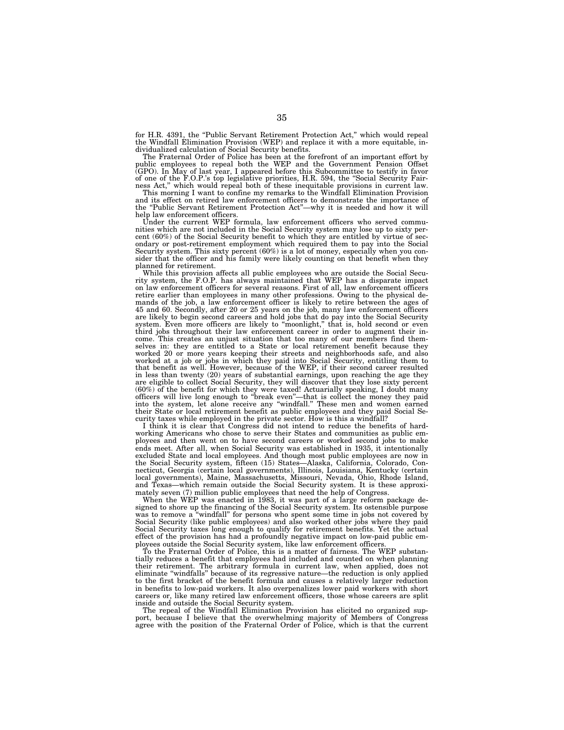for H.R. 4391, the "Public Servant Retirement Protection Act," which would repeal the Windfall Elimination Provision (WEP) and replace it with a more equitable, individualized calculation of Social Security benefits.

The Fraternal Order of Police has been at the forefront of an important effort by public employees to repeal both the WEP and the Government Pension Offset (GPO). In May of last year, I appeared before this Subcommittee to testify in favor of one of the F.O.P.'s top legislative priorities, H.R. 594, the "Social Security Fairness Act," which would repeal both of these inequitable provisions in current law.

This morning I want to confine my remarks to the Windfall Elimination Provision and its effect on retired law enforcement officers to demonstrate the importance of the "Public Servant Retirement Protection Act"—why it is needed and how it will help law enforcement officers.

Under the current WEP formula, law enforcement officers who served communities which are not included in the Social Security system may lose up to sixty percent (60%) of the Social Security benefit to which they are entitled by virtue of secondary or post-retirement employment which required them to pay into the Social Security system. This sixty percent (60%) is a lot of money, especially when you consider that the officer and his family were likely counting on that benefit when they planned for retirement.

While this provision affects all public employees who are outside the Social Security system, the F.O.P. has always maintained that WEP has a disparate impact on law enforcement officers for several reasons. First of all, law enforcement officers retire earlier than employees in many other professions. Owing to the physical demands of the job, a law enforcement officer is likely to retire between the ages of 45 and 60. Secondly, after 20 or 25 years on the job, many law enforcement officers are likely to begin second careers and hold jobs that do pay into the Social Security system. Even more officers are likely to "moonlight," that is, hold second or even third jobs throughout their law enforcement career in order to augment their income. This creates an unjust situation that too many of our members find themselves in: they are entitled to a State or local retirement benefit because they worked 20 or more years keeping their streets and neighborhoods safe, and also worked at a job or jobs in which they paid into Social Security, entitling them to that benefit as well. However, because of the WEP, if their second career resulted in less than twenty (20) years of substantial earnings, upon reaching the age they are eligible to collect Social Security, they will discover that they lose sixty percent (60%) of the benefit for which they were taxed! Actuarially speaking, I doubt many officers will live long enough to "break even"—that is collect the money they paid into the system, let alone receive any "windfall." These men and women earned their State or local retirement benefit as public employees and they paid Social Security taxes while employed in the private sector. How is this a windfall?

I think it is clear that Congress did not intend to reduce the benefits of hardworking Americans who chose to serve their States and communities as public employees and then went on to have second careers or worked second jobs to make ends meet. After all, when Social Security was established in 1935, it intentionally excluded State and local employees. And though most public employees are now in the Social Security system, fifteen (15) States—Alaska, California, Colorado, Connecticut, Georgia (certain local governments), Illinois, Louisiana, Kentucky (certain local governments), Maine, Massachusetts, Missouri, Nevada, Ohio, Rhode Island, and Texas—which remain outside the Social Security system. It is these approximately seven (7) million public employees that need the help of Congress.

When the WEP was enacted in 1983, it was part of a large reform package designed to shore up the financing of the Social Security system. Its ostensible purpose was to remove a "windfall" for persons who spent some time in jobs not covered by Social Security (like public employees) and also worked other jobs where they paid Social Security taxes long enough to qualify for retirement benefits. Yet the actual effect of the provision has had a profoundly negative impact on low-paid public employees outside the Social Security system, like law enforcement officers.

To the Fraternal Order of Police, this is a matter of fairness. The WEP substantially reduces a benefit that employees had included and counted on when planning their retirement. The arbitrary formula in current law, when applied, does not eliminate "windfalls" because of its regressive nature—the reduction is only applied to the first bracket of the benefit formula and causes a relatively larger reduction in benefits to low-paid workers. It also overpenalizes lower paid workers with short careers or, like many retired law enforcement officers, those whose careers are split inside and outside the Social Security system.

The repeal of the Windfall Elimination Provision has elicited no organized support, because I believe that the overwhelming majority of Members of Congress agree with the position of the Fraternal Order of Police, which is that the current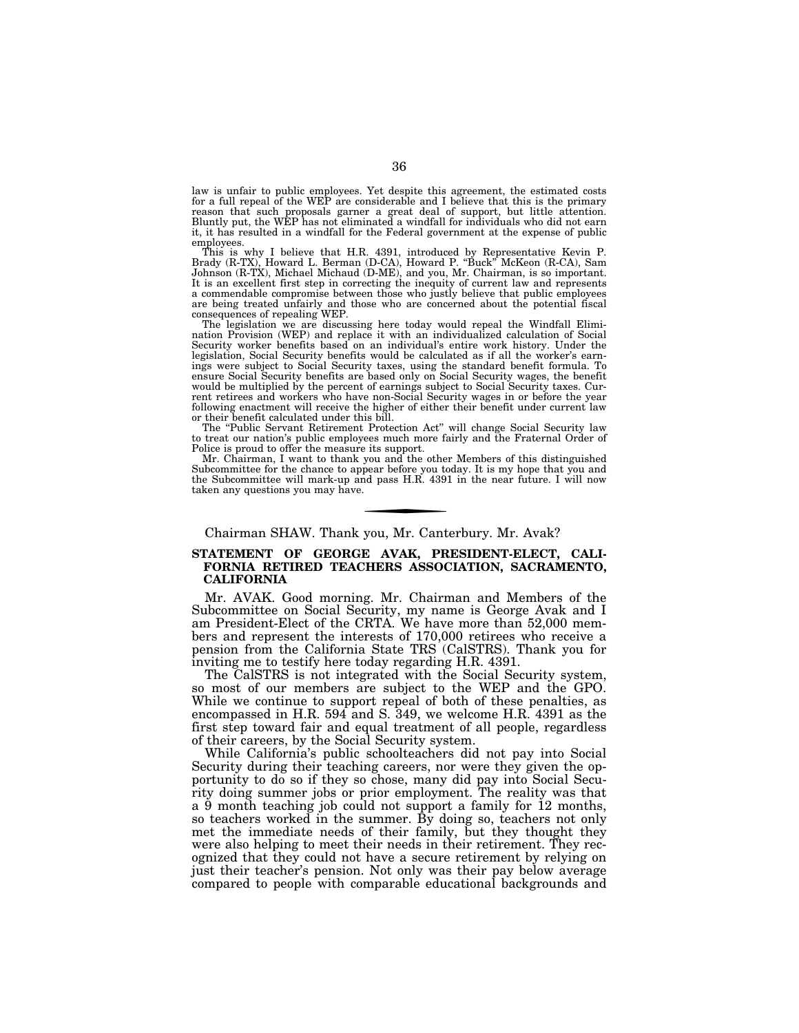law is unfair to public employees. Yet despite this agreement, the estimated costs for a full repeal of the WEP are considerable and I believe that this is the primary reason that such proposals garner a great deal of support, but little attention. Bluntly put, the WEP has not eliminated a windfall for individuals who did not earn it, it has resulted in a windfall for the Federal government at the expense of public employees.

This is why I believe that H.R. 4391, introduced by Representative Kevin P. Brady (R-TX), Howard L. Berman (D-CA), Howard P. "Buck" McKeon (R-CA), Sam Johnson (R-TX), Michael Michaud (D-ME), and you, Mr. Chairman, is so important. It is an excellent first step in correcting the inequity of current law and represents a commendable compromise between those who justly believe that public employees are being treated unfairly and those who are concerned about the potential fiscal consequences of repealing WEP.

The legislation we are discussing here today would repeal the Windfall Elimination Provision (WEP) and replace it with an individualized calculation of Social Security worker benefits based on an individual's entire work history. Under the legislation, Social Security benefits would be calculated as if all the worker's earnings were subject to Social Security taxes, using the standard benefit formula. To ensure Social Security benefits are based only on Social Security wages, the benefit would be multiplied by the percent of earnings subject to Social Security taxes. Current retirees and workers who have non-Social Security wages in or before the year following enactment will receive the higher of either their benefit under current law or their benefit calculated under this bill.

The "Public Servant Retirement Protection Act" will change Social Security law to treat our nation's public employees much more fairly and the Fraternal Order of Police is proud to offer the measure its support.

Mr. Chairman, I want to thank you and the other Members of this distinguished Subcommittee for the chance to appear before you today. It is my hope that you and the Subcommittee will mark-up and pass H.R. 4391 in the near future. I will now taken any questions you may have.

---

Chairman SHAW. Thank you, Mr. Canterbury. Mr. Avak?

**STATEMENT OF GEORGE AVAK, PRESIDENT-ELECT, CALIFORNIA RETIRED TEACHERS ASSOCIATION, SACRAMENTO, CALIFORNIA**

Mr. AVAK. Good morning. Mr. Chairman and Members of the Subcommittee on Social Security, my name is George Avak and I am President-Elect of the CRTA. We have more than 52,000 members and represent the interests of 170,000 retirees who receive a pension from the California State TRS (CalSTRS). Thank you for inviting me to testify here today regarding H.R. 4391.

The CalSTRS is not integrated with the Social Security system, so most of our members are subject to the WEP and the GPO. While we continue to support repeal of both of these penalties, as encompassed in H.R. 594 and S. 349, we welcome H.R. 4391 as the first step toward fair and equal treatment of all people, regardless of their careers, by the Social Security system.

While California's public schoolteachers did not pay into Social Security during their teaching careers, nor were they given the opportunity to do so if they so chose, many did pay into Social Security doing summer jobs or prior employment. The reality was that a 9 month teaching job could not support a family for 12 months, so teachers worked in the summer. By doing so, teachers not only met the immediate needs of their family, but they thought they were also helping to meet their needs in their retirement. They recognized that they could not have a secure retirement by relying on just their teacher's pension. Not only was their pay below average compared to people with comparable educational backgrounds and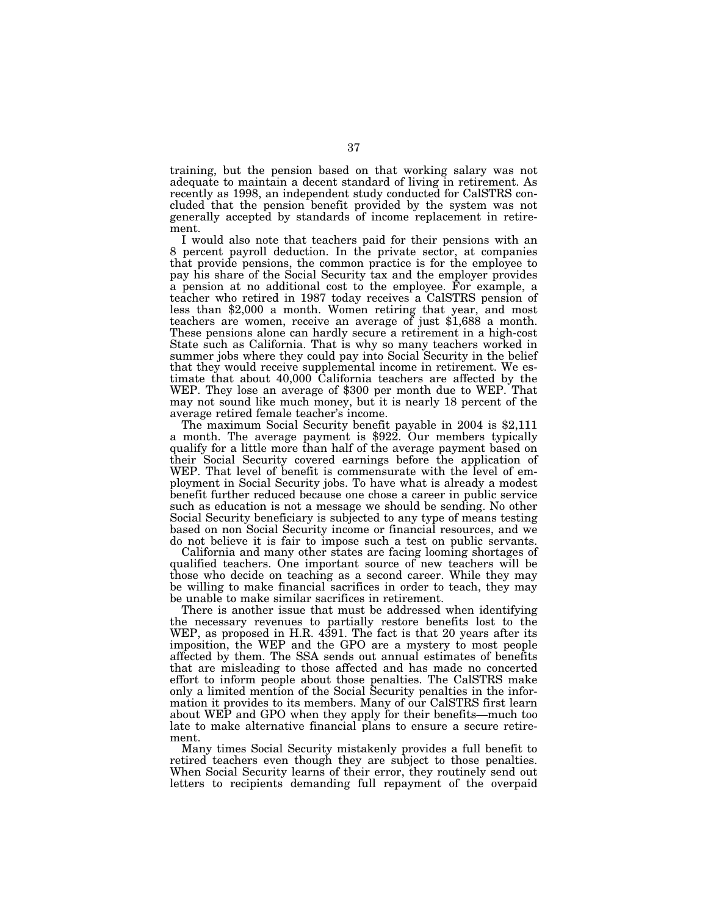training, but the pension based on that working salary was not adequate to maintain a decent standard of living in retirement. As recently as 1998, an independent study conducted for CalSTRS concluded that the pension benefit provided by the system was not generally accepted by standards of income replacement in retirement.

I would also note that teachers paid for their pensions with an 8 percent payroll deduction. In the private sector, at companies that provide pensions, the common practice is for the employee to pay his share of the Social Security tax and the employer provides a pension at no additional cost to the employee. For example, a teacher who retired in 1987 today receives a CalSTRS pension of less than $2,000 a month. Women retiring that year, and most teachers are women, receive an average of just $1,688 a month. These pensions alone can hardly secure a retirement in a high-cost State such as California. That is why so many teachers worked in summer jobs where they could pay into Social Security in the belief that they would receive supplemental income in retirement. We estimate that about 40,000 California teachers are affected by the WEP. They lose an average of $300 per month due to WEP. That may not sound like much money, but it is nearly 18 percent of the average retired female teacher's income.

The maximum Social Security benefit payable in 2004 is $2,111 a month. The average payment is $922. Our members typically qualify for a little more than half of the average payment based on their Social Security covered earnings before the application of WEP. That level of benefit is commensurate with the level of employment in Social Security jobs. To have what is already a modest benefit further reduced because one chose a career in public service such as education is not a message we should be sending. No other Social Security beneficiary is subjected to any type of means testing based on non Social Security income or financial resources, and we do not believe it is fair to impose such a test on public servants.

California and many other states are facing looming shortages of qualified teachers. One important source of new teachers will be those who decide on teaching as a second career. While they may be willing to make financial sacrifices in order to teach, they may be unable to make similar sacrifices in retirement.

There is another issue that must be addressed when identifying the necessary revenues to partially restore benefits lost to the WEP, as proposed in H.R. 4391. The fact is that 20 years after its imposition, the WEP and the GPO are a mystery to most people affected by them. The SSA sends out annual estimates of benefits that are misleading to those affected and has made no concerted effort to inform people about those penalties. The CalSTRS make only a limited mention of the Social Security penalties in the information it provides to its members. Many of our CalSTRS first learn about WEP and GPO when they apply for their benefits—much too late to make alternative financial plans to ensure a secure retirement.

Many times Social Security mistakenly provides a full benefit to retired teachers even though they are subject to those penalties. When Social Security learns of their error, they routinely send out letters to recipients demanding full repayment of the overpaid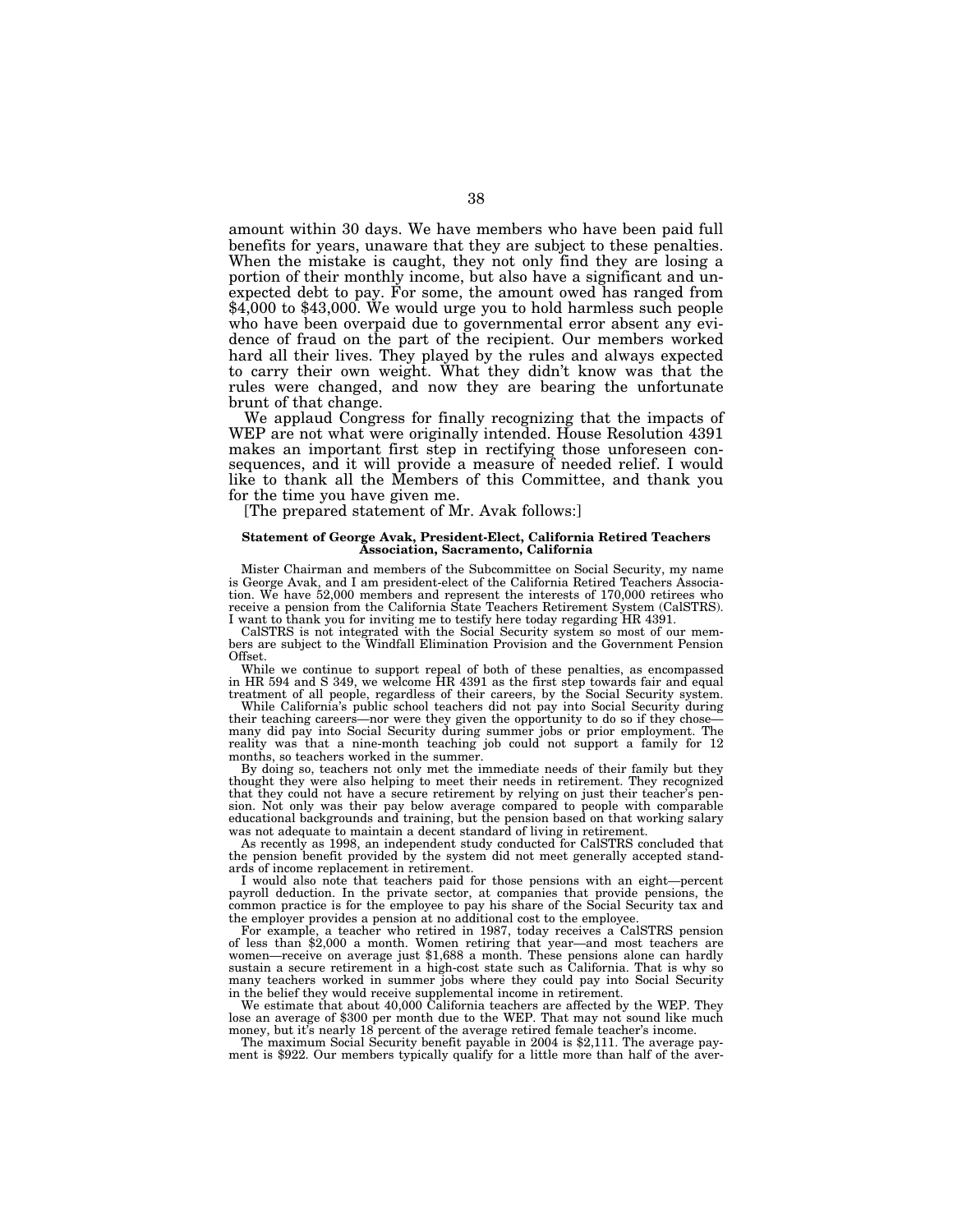amount within 30 days. We have members who have been paid full benefits for years, unaware that they are subject to these penalties. When the mistake is caught, they not only find they are losing a portion of their monthly income, but also have a significant and unexpected debt to pay. For some, the amount owed has ranged from $4,000 to $43,000. We would urge you to hold harmless such people who have been overpaid due to governmental error absent any evidence of fraud on the part of the recipient. Our members worked hard all their lives. They played by the rules and always expected to carry their own weight. What they didn't know was that the rules were changed, and now they are bearing the unfortunate brunt of that change.

We applaud Congress for finally recognizing that the impacts of WEP are not what were originally intended. House Resolution 4391 makes an important first step in rectifying those unforeseen consequences, and it will provide a measure of needed relief. I would like to thank all the Members of this Committee, and thank you for the time you have given me.

[The prepared statement of Mr. Avak follows:]

**Statement of George Avak, President-Elect, California Retired Teachers Association, Sacramento, California**

Mister Chairman and members of the Subcommittee on Social Security, my name is George Avak, and I am president-elect of the California Retired Teachers Association. We have 52,000 members and represent the interests of 170,000 retirees who receive a pension from the California State Teachers Retirement System (CalSTRS). I want to thank you for inviting me to testify here today regarding HR 4391.

CalSTRS is not integrated with the Social Security system so most of our members are subject to the Windfall Elimination Provision and the Government Pension Offset.

While we continue to support repeal of both of these penalties, as encompassed in HR 594 and S 349, we welcome HR 4391 as the first step towards fair and equal treatment of all people, regardless of their careers, by the Social Security system.

While California's public school teachers did not pay into Social Security during their teaching careers—nor were they given the opportunity to do so if they chose—many did pay into Social Security during summer jobs or prior employment. The reality was that a nine-month teaching job could not support a family for 12 months, so teachers worked in the summer.

By doing so, teachers not only met the immediate needs of their family but they thought they were also helping to meet their needs in retirement. They recognized that they could not have a secure retirement by relying on just their teacher's pension. Not only was their pay below average compared to people with comparable educational backgrounds and training, but the pension based on that working salary was not adequate to maintain a decent standard of living in retirement.

As recently as 1998, an independent study conducted for CalSTRS concluded that the pension benefit provided by the system did not meet generally accepted standards of income replacement in retirement.

I would also note that teachers paid for those pensions with an eight—percent payroll deduction. In the private sector, at companies that provide pensions, the common practice is for the employee to pay his share of the Social Security tax and the employer provides a pension at no additional cost to the employee.

For example, a teacher who retired in 1987, today receives a CalSTRS pension of less than $2,000 a month. Women retiring that year—and most teachers are women—receive on average just $1,688 a month. These pensions alone can hardly sustain a secure retirement in a high-cost state such as California. That is why so many teachers worked in summer jobs where they could pay into Social Security in the belief they would receive supplemental income in retirement.

We estimate that about 40,000 California teachers are affected by the WEP. They lose an average of $300 per month due to the WEP. That may not sound like much money, but it's nearly 18 percent of the average retired female teacher's income.

The maximum Social Security benefit payable in 2004 is $2,111. The average payment is $922. Our members typically qualify for a little more than half of the aver-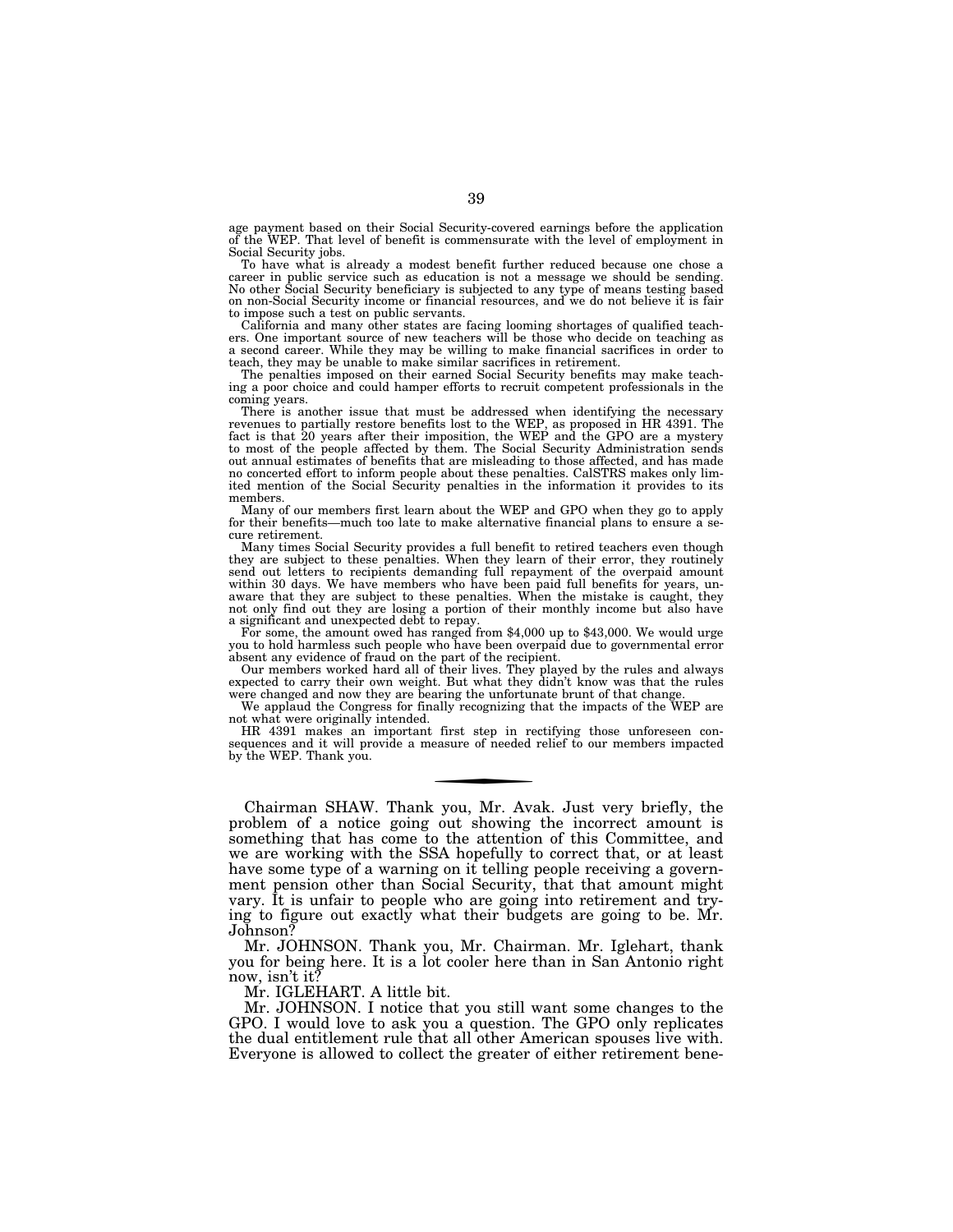age payment based on their Social Security-covered earnings before the application of the WEP. That level of benefit is commensurate with the level of employment in Social Security jobs.

To have what is already a modest benefit further reduced because one chose a career in public service such as education is not a message we should be sending. No other Social Security beneficiary is subjected to any type of means testing based on non-Social Security income or financial resources, and we do not believe it is fair to impose such a test on public servants.

California and many other states are facing looming shortages of qualified teachers. One important source of new teachers will be those who decide on teaching as a second career. While they may be willing to make financial sacrifices in order to teach, they may be unable to make similar sacrifices in retirement.

The penalties imposed on their earned Social Security benefits may make teaching a poor choice and could hamper efforts to recruit competent professionals in the coming years.

There is another issue that must be addressed when identifying the necessary revenues to partially restore benefits lost to the WEP, as proposed in HR 4391. The fact is that 20 years after their imposition, the WEP and the GPO are a mystery to most of the people affected by them. The Social Security Administration sends out annual estimates of benefits that are misleading to those affected, and has made no concerted effort to inform people about these penalties. CalSTRS makes only limited mention of the Social Security penalties in the information it provides to its members.

Many of our members first learn about the WEP and GPO when they go to apply for their benefits—much too late to make alternative financial plans to ensure a secure retirement.

Many times Social Security provides a full benefit to retired teachers even though they are subject to these penalties. When they learn of their error, they routinely send out letters to recipients demanding full repayment of the overpaid amount within 30 days. We have members who have been paid full benefits for years, unaware that they are subject to these penalties. When the mistake is caught, they not only find out they are losing a portion of their monthly income but also have a significant and unexpected debt to repay.

For some, the amount owed has ranged from $4,000 up to $43,000. We would urge you to hold harmless such people who have been overpaid due to governmental error absent any evidence of fraud on the part of the recipient.

Our members worked hard all of their lives. They played by the rules and always expected to carry their own weight. But what they didn't know was that the rules were changed and now they are bearing the unfortunate brunt of that change.

We applaud the Congress for finally recognizing that the impacts of the WEP are not what were originally intended.

HR 4391 makes an important first step in rectifying those unforeseen consequences and it will provide a measure of needed relief to our members impacted by the WEP. Thank you.

---

Chairman SHAW. Thank you, Mr. Avak. Just very briefly, the problem of a notice going out showing the incorrect amount is something that has come to the attention of this Committee, and we are working with the SSA hopefully to correct that, or at least have some type of a warning on it telling people receiving a government pension other than Social Security, that that amount might vary. It is unfair to people who are going into retirement and trying to figure out exactly what their budgets are going to be. Mr. Johnson?

Mr. JOHNSON. Thank you, Mr. Chairman. Mr. Iglehart, thank you for being here. It is a lot cooler here than in San Antonio right now, isn't it?

Mr. IGLEHART. A little bit.

Mr. JOHNSON. I notice that you still want some changes to the GPO. I would love to ask you a question. The GPO only replicates the dual entitlement rule that all other American spouses live with. Everyone is allowed to collect the greater of either retirement bene-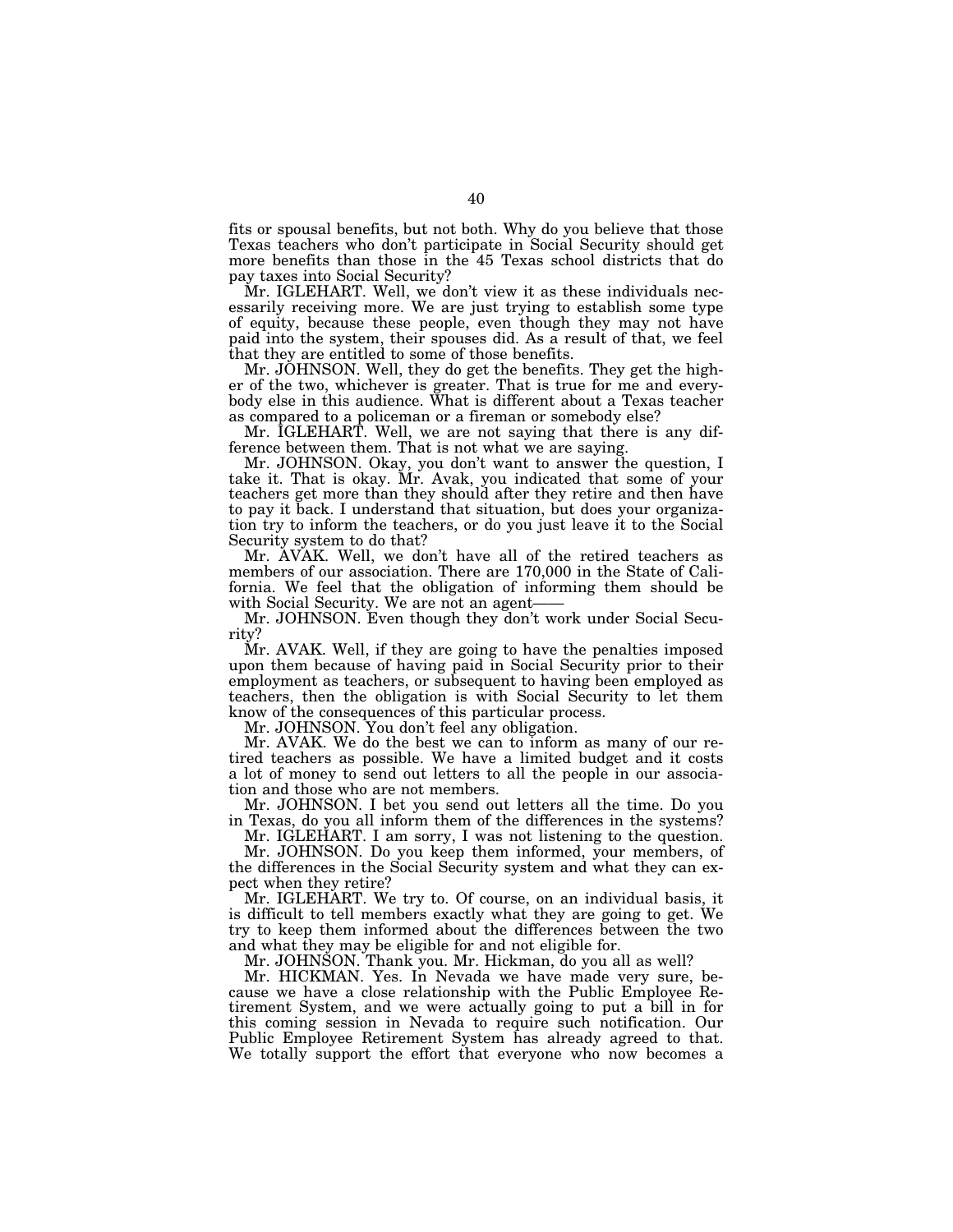fits or spousal benefits, but not both. Why do you believe that those Texas teachers who don't participate in Social Security should get more benefits than those in the 45 Texas school districts that do pay taxes into Social Security?

Mr. IGLEHART. Well, we don't view it as these individuals necessarily receiving more. We are just trying to establish some type of equity, because these people, even though they may not have paid into the system, their spouses did. As a result of that, we feel that they are entitled to some of those benefits.

Mr. JOHNSON. Well, they do get the benefits. They get the higher of the two, whichever is greater. That is true for me and everybody else in this audience. What is different about a Texas teacher as compared to a policeman or a fireman or somebody else?

Mr. IGLEHART. Well, we are not saying that there is any difference between them. That is not what we are saying.

Mr. JOHNSON. Okay, you don't want to answer the question, I take it. That is okay. Mr. Avak, you indicated that some of your teachers get more than they should after they retire and then have to pay it back. I understand that situation, but does your organization try to inform the teachers, or do you just leave it to the Social Security system to do that?

Mr. AVAK. Well, we don't have all of the retired teachers as members of our association. There are 170,000 in the State of California. We feel that the obligation of informing them should be with Social Security. We are not an agent——

Mr. JOHNSON. Even though they don't work under Social Security?

Mr. AVAK. Well, if they are going to have the penalties imposed upon them because of having paid in Social Security prior to their employment as teachers, or subsequent to having been employed as teachers, then the obligation is with Social Security to let them know of the consequences of this particular process.

Mr. JOHNSON. You don't feel any obligation.

Mr. AVAK. We do the best we can to inform as many of our retired teachers as possible. We have a limited budget and it costs a lot of money to send out letters to all the people in our association and those who are not members.

Mr. JOHNSON. I bet you send out letters all the time. Do you in Texas, do you all inform them of the differences in the systems?

Mr. IGLEHART. I am sorry, I was not listening to the question.

Mr. JOHNSON. Do you keep them informed, your members, of the differences in the Social Security system and what they can expect when they retire?

Mr. IGLEHART. We try to. Of course, on an individual basis, it is difficult to tell members exactly what they are going to get. We try to keep them informed about the differences between the two and what they may be eligible for and not eligible for.

Mr. JOHNSON. Thank you. Mr. Hickman, do you all as well?

Mr. HICKMAN. Yes. In Nevada we have made very sure, because we have a close relationship with the Public Employee Retirement System, and we were actually going to put a bill in for this coming session in Nevada to require such notification. Our Public Employee Retirement System has already agreed to that. We totally support the effort that everyone who now becomes a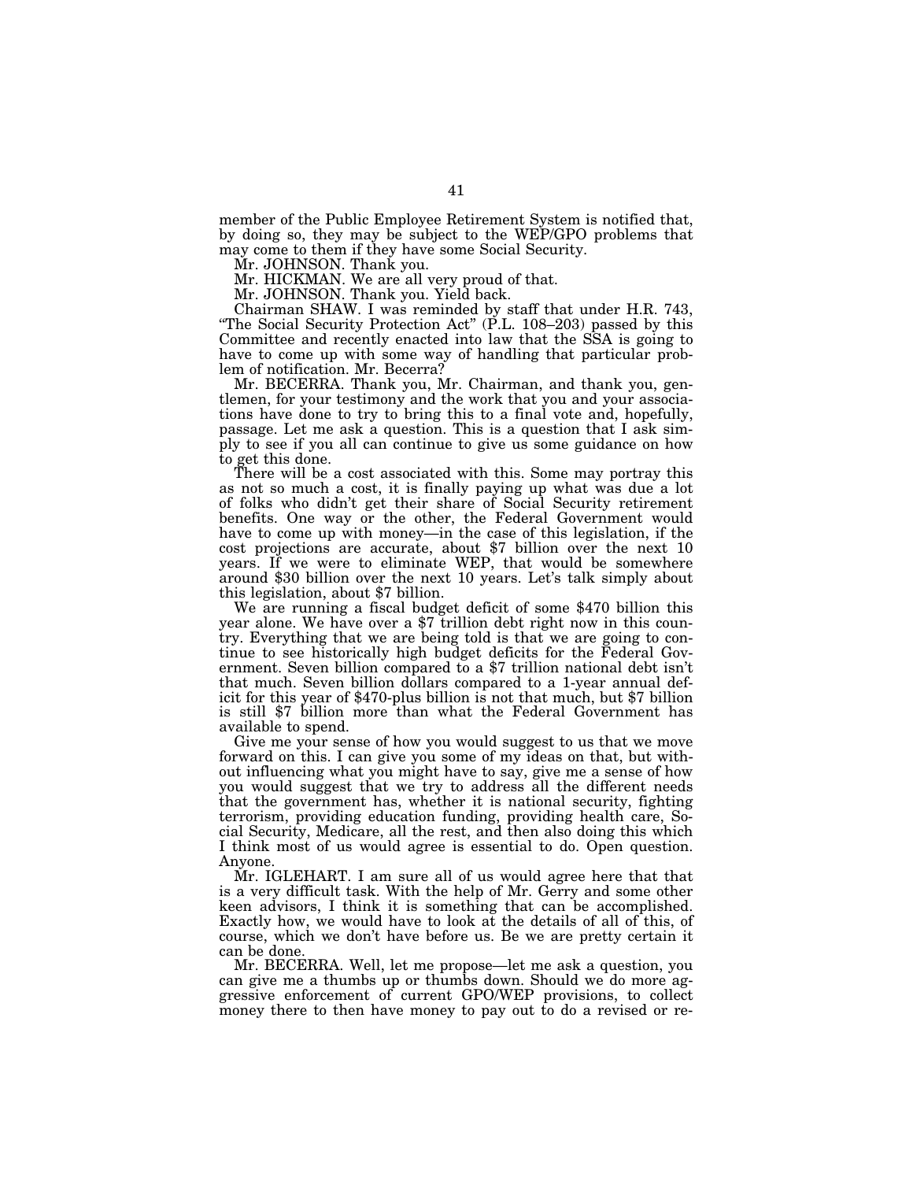member of the Public Employee Retirement System is notified that, by doing so, they may be subject to the WEP/GPO problems that may come to them if they have some Social Security.

Mr. JOHNSON. Thank you.

Mr. HICKMAN. We are all very proud of that.

Mr. JOHNSON. Thank you. Yield back.

Chairman SHAW. I was reminded by staff that under H.R. 743, "The Social Security Protection Act" (P.L. 108–203) passed by this Committee and recently enacted into law that the SSA is going to have to come up with some way of handling that particular problem of notification. Mr. Becerra?

Mr. BECERRA. Thank you, Mr. Chairman, and thank you, gentlemen, for your testimony and the work that you and your associations have done to try to bring this to a final vote and, hopefully, passage. Let me ask a question. This is a question that I ask simply to see if you all can continue to give us some guidance on how to get this done.

There will be a cost associated with this. Some may portray this as not so much a cost, it is finally paying up what was due a lot of folks who didn't get their share of Social Security retirement benefits. One way or the other, the Federal Government would have to come up with money—in the case of this legislation, if the cost projections are accurate, about $7 billion over the next 10 years. If we were to eliminate WEP, that would be somewhere around $30 billion over the next 10 years. Let's talk simply about this legislation, about $7 billion.

We are running a fiscal budget deficit of some $470 billion this year alone. We have over a $7 trillion debt right now in this country. Everything that we are being told is that we are going to continue to see historically high budget deficits for the Federal Government. Seven billion compared to a $7 trillion national debt isn't that much. Seven billion dollars compared to a 1-year annual deficit for this year of $470-plus billion is not that much, but $7 billion is still $7 billion more than what the Federal Government has available to spend.

Give me your sense of how you would suggest to us that we move forward on this. I can give you some of my ideas on that, but without influencing what you might have to say, give me a sense of how you would suggest that we try to address all the different needs that the government has, whether it is national security, fighting terrorism, providing education funding, providing health care, Social Security, Medicare, all the rest, and then also doing this which I think most of us would agree is essential to do. Open question. Anyone.

Mr. IGLEHART. I am sure all of us would agree here that that is a very difficult task. With the help of Mr. Gerry and some other keen advisors, I think it is something that can be accomplished. Exactly how, we would have to look at the details of all of this, of course, which we don't have before us. Be we are pretty certain it can be done.

Mr. BECERRA. Well, let me propose—let me ask a question, you can give me a thumbs up or thumbs down. Should we do more aggressive enforcement of current GPO/WEP provisions, to collect money there to then have money to pay out to do a revised or re-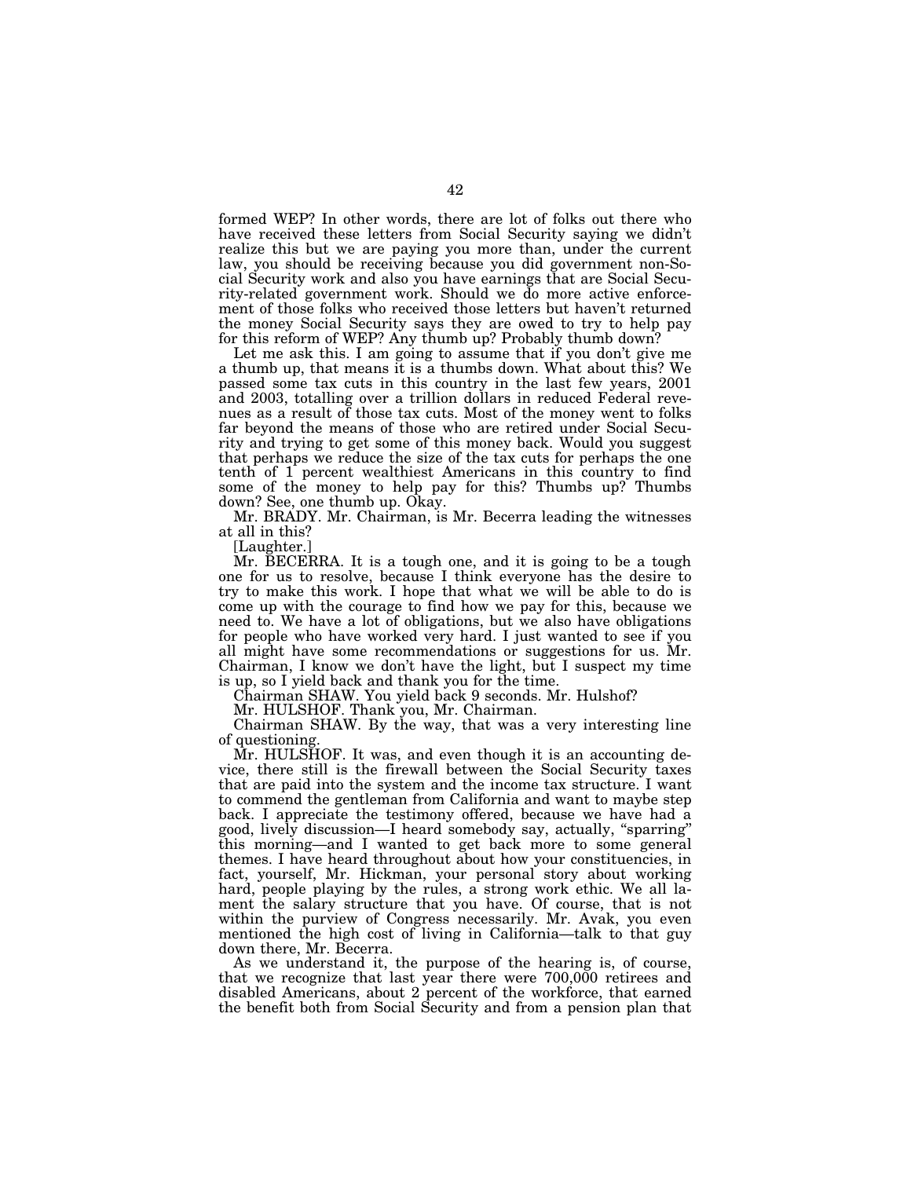formed WEP? In other words, there are lot of folks out there who have received these letters from Social Security saying we didn't realize this but we are paying you more than, under the current law, you should be receiving because you did government non-Social Security work and also you have earnings that are Social Security-related government work. Should we do more active enforcement of those folks who received those letters but haven't returned the money Social Security says they are owed to try to help pay for this reform of WEP? Any thumb up? Probably thumb down?

Let me ask this. I am going to assume that if you don't give me a thumb up, that means it is a thumbs down. What about this? We passed some tax cuts in this country in the last few years, 2001 and 2003, totalling over a trillion dollars in reduced Federal revenues as a result of those tax cuts. Most of the money went to folks far beyond the means of those who are retired under Social Security and trying to get some of this money back. Would you suggest that perhaps we reduce the size of the tax cuts for perhaps the one tenth of 1 percent wealthiest Americans in this country to find some of the money to help pay for this? Thumbs up? Thumbs down? See, one thumb up. Okay.

Mr. BRADY. Mr. Chairman, is Mr. Becerra leading the witnesses at all in this?

[Laughter.]

Mr. BECERRA. It is a tough one, and it is going to be a tough one for us to resolve, because I think everyone has the desire to try to make this work. I hope that what we will be able to do is come up with the courage to find how we pay for this, because we need to. We have a lot of obligations, but we also have obligations for people who have worked very hard. I just wanted to see if you all might have some recommendations or suggestions for us. Mr. Chairman, I know we don't have the light, but I suspect my time is up, so I yield back and thank you for the time.

Chairman SHAW. You yield back 9 seconds. Mr. Hulshof?

Mr. HULSHOF. Thank you, Mr. Chairman.

Chairman SHAW. By the way, that was a very interesting line of questioning.

Mr. HULSHOF. It was, and even though it is an accounting device, there still is the firewall between the Social Security taxes that are paid into the system and the income tax structure. I want to commend the gentleman from California and want to maybe step back. I appreciate the testimony offered, because we have had a good, lively discussion—I heard somebody say, actually, "sparring" this morning—and I wanted to get back more to some general themes. I have heard throughout about how your constituencies, in fact, yourself, Mr. Hickman, your personal story about working hard, people playing by the rules, a strong work ethic. We all lament the salary structure that you have. Of course, that is not within the purview of Congress necessarily. Mr. Avak, you even mentioned the high cost of living in California—talk to that guy down there, Mr. Becerra.

As we understand it, the purpose of the hearing is, of course, that we recognize that last year there were 700,000 retirees and disabled Americans, about 2 percent of the workforce, that earned the benefit both from Social Security and from a pension plan that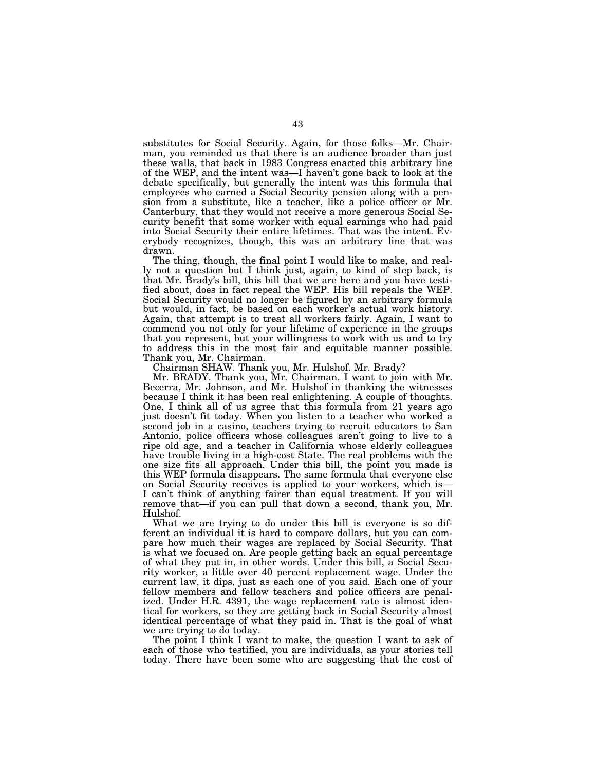substitutes for Social Security. Again, for those folks—Mr. Chairman, you reminded us that there is an audience broader than just these walls, that back in 1983 Congress enacted this arbitrary line of the WEP, and the intent was—I haven't gone back to look at the debate specifically, but generally the intent was this formula that employees who earned a Social Security pension along with a pension from a substitute, like a teacher, like a police officer or Mr. Canterbury, that they would not receive a more generous Social Security benefit that some worker with equal earnings who had paid into Social Security their entire lifetimes. That was the intent. Everybody recognizes, though, this was an arbitrary line that was drawn.

The thing, though, the final point I would like to make, and really not a question but I think just, again, to kind of step back, is that Mr. Brady's bill, this bill that we are here and you have testified about, does in fact repeal the WEP. His bill repeals the WEP. Social Security would no longer be figured by an arbitrary formula but would, in fact, be based on each worker's actual work history. Again, that attempt is to treat all workers fairly. Again, I want to commend you not only for your lifetime of experience in the groups that you represent, but your willingness to work with us and to try to address this in the most fair and equitable manner possible. Thank you, Mr. Chairman.

Chairman SHAW. Thank you, Mr. Hulshof. Mr. Brady?

Mr. BRADY. Thank you, Mr. Chairman. I want to join with Mr. Becerra, Mr. Johnson, and Mr. Hulshof in thanking the witnesses because I think it has been real enlightening. A couple of thoughts. One, I think all of us agree that this formula from 21 years ago just doesn't fit today. When you listen to a teacher who worked a second job in a casino, teachers trying to recruit educators to San Antonio, police officers whose colleagues aren't going to live to a ripe old age, and a teacher in California whose elderly colleagues have trouble living in a high-cost State. The real problems with the one size fits all approach. Under this bill, the point you made is this WEP formula disappears. The same formula that everyone else on Social Security receives is applied to your workers, which is—I can't think of anything fairer than equal treatment. If you will remove that—if you can pull that down a second, thank you, Mr. Hulshof.

What we are trying to do under this bill is everyone is so different an individual it is hard to compare dollars, but you can compare how much their wages are replaced by Social Security. That is what we focused on. Are people getting back an equal percentage of what they put in, in other words. Under this bill, a Social Security worker, a little over 40 percent replacement wage. Under the current law, it dips, just as each one of you said. Each one of your fellow members and fellow teachers and police officers are penalized. Under H.R. 4391, the wage replacement rate is almost identical for workers, so they are getting back in Social Security almost identical percentage of what they paid in. That is the goal of what we are trying to do today.

The point I think I want to make, the question I want to ask of each of those who testified, you are individuals, as your stories tell today. There have been some who are suggesting that the cost of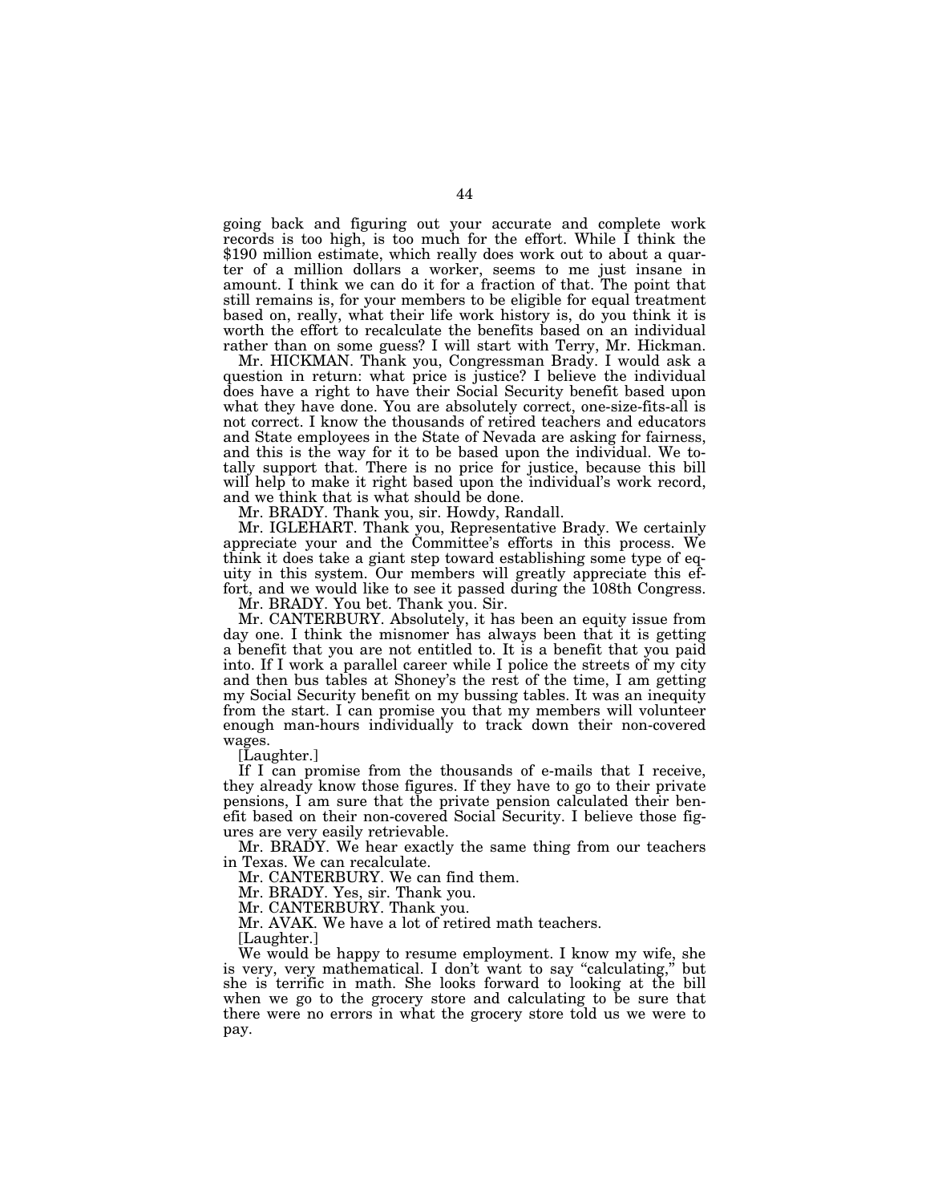going back and figuring out your accurate and complete work records is too high, is too much for the effort. While I think the $190 million estimate, which really does work out to about a quarter of a million dollars a worker, seems to me just insane in amount. I think we can do it for a fraction of that. The point that still remains is, for your members to be eligible for equal treatment based on, really, what their life work history is, do you think it is worth the effort to recalculate the benefits based on an individual rather than on some guess? I will start with Terry, Mr. Hickman.

Mr. HICKMAN. Thank you, Congressman Brady. I would ask a question in return: what price is justice? I believe the individual does have a right to have their Social Security benefit based upon what they have done. You are absolutely correct, one-size-fits-all is not correct. I know the thousands of retired teachers and educators and State employees in the State of Nevada are asking for fairness, and this is the way for it to be based upon the individual. We totally support that. There is no price for justice, because this bill will help to make it right based upon the individual's work record, and we think that is what should be done.

Mr. BRADY. Thank you, sir. Howdy, Randall.

Mr. IGLEHART. Thank you, Representative Brady. We certainly appreciate your and the Committee's efforts in this process. We think it does take a giant step toward establishing some type of equity in this system. Our members will greatly appreciate this effort, and we would like to see it passed during the 108th Congress.

Mr. BRADY. You bet. Thank you. Sir.

Mr. CANTERBURY. Absolutely, it has been an equity issue from day one. I think the misnomer has always been that it is getting a benefit that you are not entitled to. It is a benefit that you paid into. If I work a parallel career while I police the streets of my city and then bus tables at Shoney's the rest of the time, I am getting my Social Security benefit on my bussing tables. It was an inequity from the start. I can promise you that my members will volunteer enough man-hours individually to track down their non-covered wages.

[Laughter.]

If I can promise from the thousands of e-mails that I receive, they already know those figures. If they have to go to their private pensions, I am sure that the private pension calculated their benefit based on their non-covered Social Security. I believe those figures are very easily retrievable.

Mr. BRADY. We hear exactly the same thing from our teachers in Texas. We can recalculate.

Mr. CANTERBURY. We can find them.

Mr. BRADY. Yes, sir. Thank you.

Mr. CANTERBURY. Thank you.

Mr. AVAK. We have a lot of retired math teachers.

[Laughter.]

We would be happy to resume employment. I know my wife, she is very, very mathematical. I don't want to say "calculating," but she is terrific in math. She looks forward to looking at the bill when we go to the grocery store and calculating to be sure that there were no errors in what the grocery store told us we were to pay.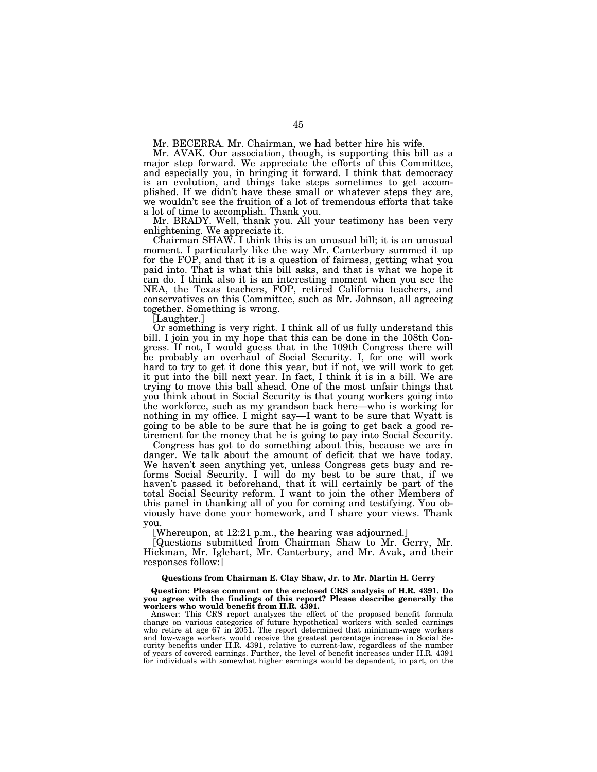Mr. BECERRA. Mr. Chairman, we had better hire his wife.

Mr. AVAK. Our association, though, is supporting this bill as a major step forward. We appreciate the efforts of this Committee, and especially you, in bringing it forward. I think that democracy is an evolution, and things take steps sometimes to get accomplished. If we didn't have these small or whatever steps they are, we wouldn't see the fruition of a lot of tremendous efforts that take a lot of time to accomplish. Thank you.

Mr. BRADY. Well, thank you. All your testimony has been very enlightening. We appreciate it.

Chairman SHAW. I think this is an unusual bill; it is an unusual moment. I particularly like the way Mr. Canterbury summed it up for the FOP, and that it is a question of fairness, getting what you paid into. That is what this bill asks, and that is what we hope it can do. I think also it is an interesting moment when you see the NEA, the Texas teachers, FOP, retired California teachers, and conservatives on this Committee, such as Mr. Johnson, all agreeing together. Something is wrong.

[Laughter.]

Or something is very right. I think all of us fully understand this bill. I join you in my hope that this can be done in the 108th Congress. If not, I would guess that in the 109th Congress there will be probably an overhaul of Social Security. I, for one will work hard to try to get it done this year, but if not, we will work to get it put into the bill next year. In fact, I think it is in a bill. We are trying to move this ball ahead. One of the most unfair things that you think about in Social Security is that young workers going into the workforce, such as my grandson back here—who is working for nothing in my office. I might say—I want to be sure that Wyatt is going to be able to be sure that he is going to get back a good retirement for the money that he is going to pay into Social Security.

Congress has got to do something about this, because we are in danger. We talk about the amount of deficit that we have today. We haven't seen anything yet, unless Congress gets busy and reforms Social Security. I will do my best to be sure that, if we haven't passed it beforehand, that it will certainly be part of the total Social Security reform. I want to join the other Members of this panel in thanking all of you for coming and testifying. You obviously have done your homework, and I share your views. Thank you.

[Whereupon, at 12:21 p.m., the hearing was adjourned.]

[Questions submitted from Chairman Shaw to Mr. Gerry, Mr. Hickman, Mr. Iglehart, Mr. Canterbury, and Mr. Avak, and their responses follow:]

**Questions from Chairman E. Clay Shaw, Jr. to Mr. Martin H. Gerry**

**Question: Please comment on the enclosed CRS analysis of H.R. 4391. Do you agree with the findings of this report? Please describe generally the workers who would benefit from H.R. 4391.**

Answer: This CRS report analyzes the effect of the proposed benefit formula change on various categories of future hypothetical workers with scaled earnings who retire at age 67 in 2051. The report determined that minimum-wage workers and low-wage workers would receive the greatest percentage increase in Social Security benefits under H.R. 4391, relative to current-law, regardless of the number of years of covered earnings. Further, the level of benefit increases under H.R. 4391 for individuals with somewhat higher earnings would be dependent, in part, on the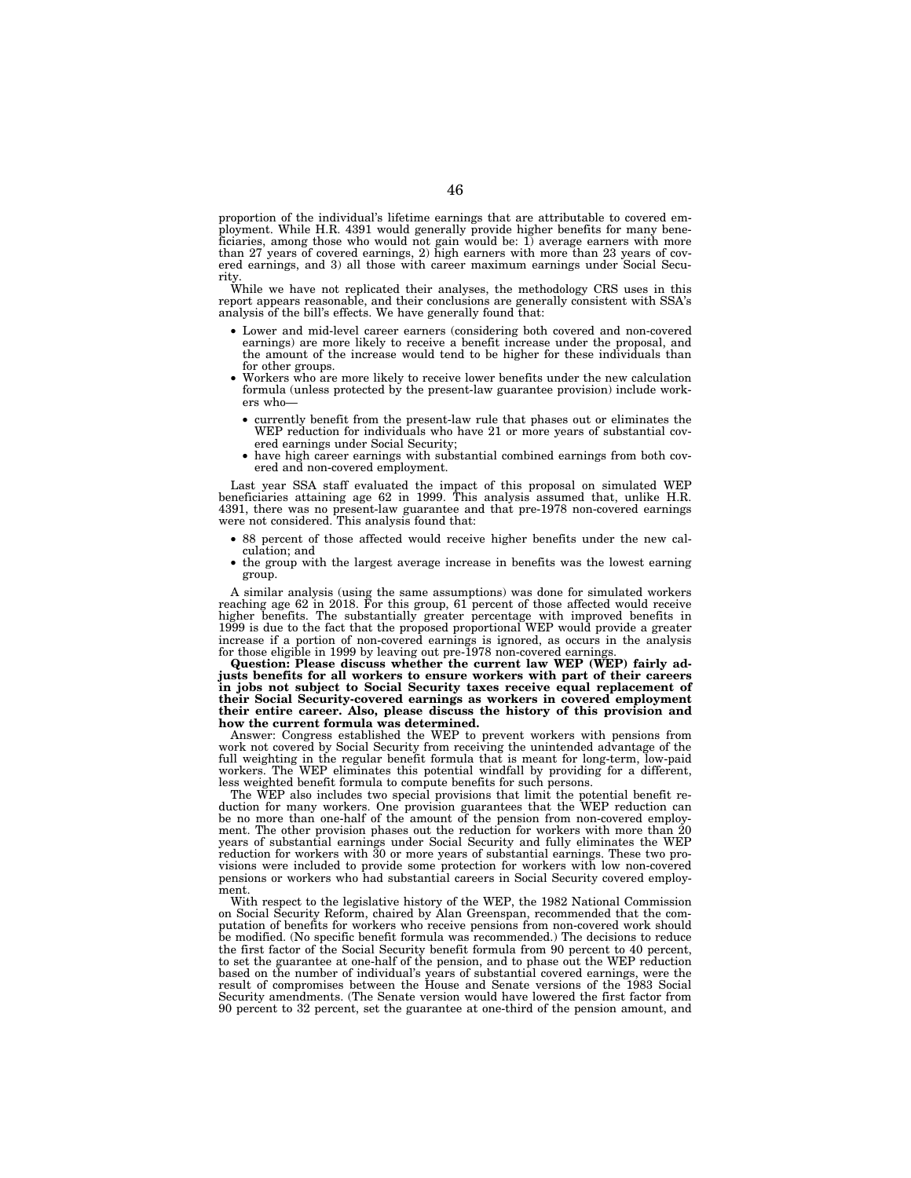proportion of the individual's lifetime earnings that are attributable to covered employment. While H.R. 4391 would generally provide higher benefits for many beneficiaries, among those who would not gain would be: 1) average earners with more than 27 years of covered earnings, 2) high earners with more than 23 years of covered earnings, and 3) all those with career maximum earnings under Social Security.

While we have not replicated their analyses, the methodology CRS uses in this report appears reasonable, and their conclusions are generally consistent with SSA's analysis of the bill's effects. We have generally found that:

- Lower and mid-level career earners (considering both covered and non-covered earnings) are more likely to receive a benefit increase under the proposal, and the amount of the increase would tend to be higher for these individuals than for other groups.
- Workers who are more likely to receive lower benefits under the new calculation formula (unless protected by the present-law guarantee provision) include workers who—
  - currently benefit from the present-law rule that phases out or eliminates the WEP reduction for individuals who have 21 or more years of substantial covered earnings under Social Security;
  - have high career earnings with substantial combined earnings from both covered and non-covered employment.

Last year SSA staff evaluated the impact of this proposal on simulated WEP beneficiaries attaining age 62 in 1999. This analysis assumed that, unlike H.R. 4391, there was no present-law guarantee and that pre-1978 non-covered earnings were not considered. This analysis found that:

- 88 percent of those affected would receive higher benefits under the new calculation; and
- the group with the largest average increase in benefits was the lowest earning group.

A similar analysis (using the same assumptions) was done for simulated workers reaching age 62 in 2018. For this group, 61 percent of those affected would receive higher benefits. The substantially greater percentage with improved benefits in 1999 is due to the fact that the proposed proportional WEP would provide a greater increase if a portion of non-covered earnings is ignored, as occurs in the analysis for those eligible in 1999 by leaving out pre-1978 non-covered earnings.

**Question: Please discuss whether the current law WEP (WEP) fairly adjusts benefits for all workers to ensure workers with part of their careers in jobs not subject to Social Security taxes receive equal replacement of their Social Security-covered earnings as workers in covered employment their entire career. Also, please discuss the history of this provision and how the current formula was determined.**

Answer: Congress established the WEP to prevent workers with pensions from work not covered by Social Security from receiving the unintended advantage of the full weighting in the regular benefit formula that is meant for long-term, low-paid workers. The WEP eliminates this potential windfall by providing for a different, less weighted benefit formula to compute benefits for such persons.

The WEP also includes two special provisions that limit the potential benefit reduction for many workers. One provision guarantees that the WEP reduction can be no more than one-half of the amount of the pension from non-covered employment. The other provision phases out the reduction for workers with more than 20 years of substantial earnings under Social Security and fully eliminates the WEP reduction for workers with 30 or more years of substantial earnings. These two provisions were included to provide some protection for workers with low non-covered pensions or workers who had substantial careers in Social Security covered employment.

With respect to the legislative history of the WEP, the 1982 National Commission on Social Security Reform, chaired by Alan Greenspan, recommended that the computation of benefits for workers who receive pensions from non-covered work should be modified. (No specific benefit formula was recommended.) The decisions to reduce the first factor of the Social Security benefit formula from 90 percent to 40 percent, to set the guarantee at one-half of the pension, and to phase out the WEP reduction based on the number of individual's years of substantial covered earnings, were the result of compromises between the House and Senate versions of the 1983 Social Security amendments. (The Senate version would have lowered the first factor from 90 percent to 32 percent, set the guarantee at one-third of the pension amount, and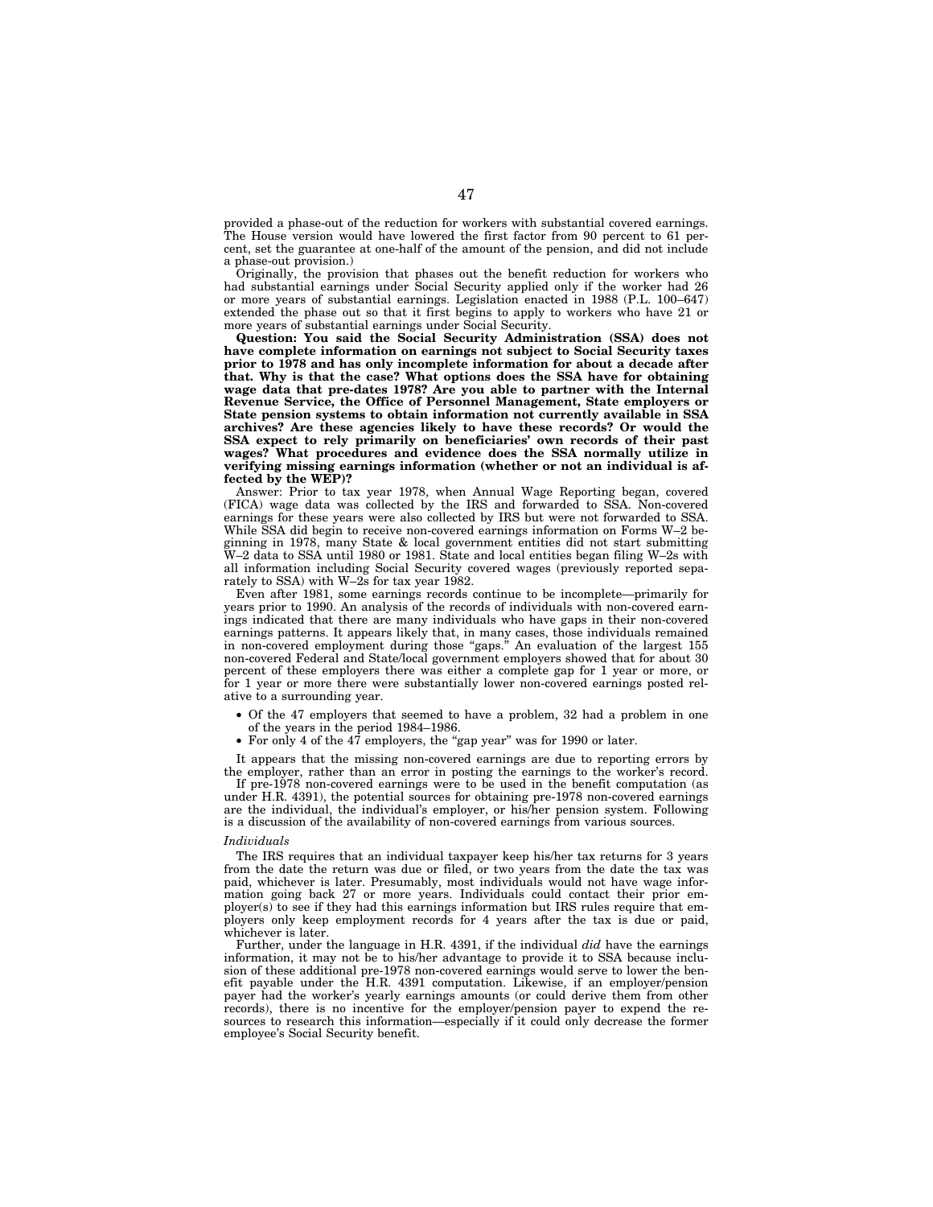provided a phase-out of the reduction for workers with substantial covered earnings. The House version would have lowered the first factor from 90 percent to 61 percent, set the guarantee at one-half of the amount of the pension, and did not include a phase-out provision.)

Originally, the provision that phases out the benefit reduction for workers who had substantial earnings under Social Security applied only if the worker had 26 or more years of substantial earnings. Legislation enacted in 1988 (P.L. 100–647) extended the phase out so that it first begins to apply to workers who have 21 or more years of substantial earnings under Social Security.

**Question: You said the Social Security Administration (SSA) does not have complete information on earnings not subject to Social Security taxes prior to 1978 and has only incomplete information for about a decade after that. Why is that the case? What options does the SSA have for obtaining wage data that pre-dates 1978? Are you able to partner with the Internal Revenue Service, the Office of Personnel Management, State employers or State pension systems to obtain information not currently available in SSA archives? Are these agencies likely to have these records? Or would the SSA expect to rely primarily on beneficiaries' own records of their past wages? What procedures and evidence does the SSA normally utilize in verifying missing earnings information (whether or not an individual is affected by the WEP)?**

Answer: Prior to tax year 1978, when Annual Wage Reporting began, covered (FICA) wage data was collected by the IRS and forwarded to SSA. Non-covered earnings for these years were also collected by IRS but were not forwarded to SSA. While SSA did begin to receive non-covered earnings information on Forms W–2 beginning in 1978, many State & local government entities did not start submitting W–2 data to SSA until 1980 or 1981. State and local entities began filing W–2s with all information including Social Security covered wages (previously reported separately to SSA) with W–2s for tax year 1982.

Even after 1981, some earnings records continue to be incomplete—primarily for years prior to 1990. An analysis of the records of individuals with non-covered earnings indicated that there are many individuals who have gaps in their non-covered earnings patterns. It appears likely that, in many cases, those individuals remained in non-covered employment during those "gaps." An evaluation of the largest 155 non-covered Federal and State/local government employers showed that for about 30 percent of these employers there was either a complete gap for 1 year or more, or for 1 year or more there were substantially lower non-covered earnings posted relative to a surrounding year.

- Of the 47 employers that seemed to have a problem, 32 had a problem in one of the years in the period 1984–1986.
- For only 4 of the 47 employers, the "gap year" was for 1990 or later.

It appears that the missing non-covered earnings are due to reporting errors by the employer, rather than an error in posting the earnings to the worker's record.

If pre-1978 non-covered earnings were to be used in the benefit computation (as under H.R. 4391), the potential sources for obtaining pre-1978 non-covered earnings are the individual, the individual's employer, or his/her pension system. Following is a discussion of the availability of non-covered earnings from various sources.

*Individuals*

The IRS requires that an individual taxpayer keep his/her tax returns for 3 years from the date the return was due or filed, or two years from the date the tax was paid, whichever is later. Presumably, most individuals would not have wage information going back 27 or more years. Individuals could contact their prior employer(s) to see if they had this earnings information but IRS rules require that employers only keep employment records for 4 years after the tax is due or paid, whichever is later.

Further, under the language in H.R. 4391, if the individual *did* have the earnings information, it may not be to his/her advantage to provide it to SSA because inclusion of these additional pre-1978 non-covered earnings would serve to lower the benefit payable under the H.R. 4391 computation. Likewise, if an employer/pension payer had the worker's yearly earnings amounts (or could derive them from other records), there is no incentive for the employer/pension payer to expend the resources to research this information—especially if it could only decrease the former employee's Social Security benefit.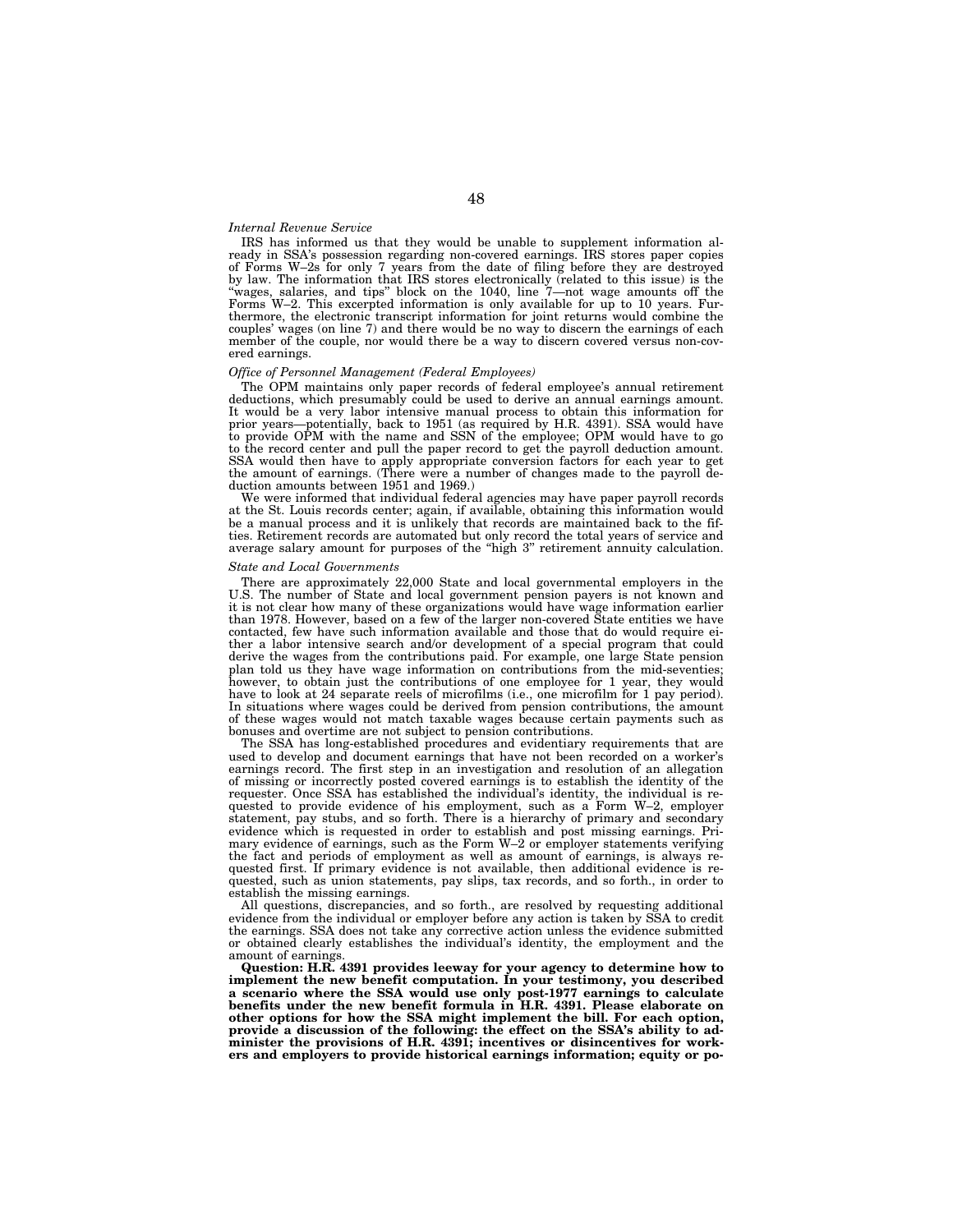*Internal Revenue Service*

IRS has informed us that they would be unable to supplement information already in SSA's possession regarding non-covered earnings. IRS stores paper copies of Forms W–2s for only 7 years from the date of filing before they are destroyed by law. The information that IRS stores electronically (related to this issue) is the "wages, salaries, and tips" block on the 1040, line 7—not wage amounts off the Forms W–2. This excerpted information is only available for up to 10 years. Furthermore, the electronic transcript information for joint returns would combine the couples' wages (on line 7) and there would be no way to discern the earnings of each member of the couple, nor would there be a way to discern covered versus non-covered earnings.

*Office of Personnel Management (Federal Employees)*

The OPM maintains only paper records of federal employee's annual retirement deductions, which presumably could be used to derive an annual earnings amount. It would be a very labor intensive manual process to obtain this information for prior years—potentially, back to 1951 (as required by H.R. 4391). SSA would have to provide OPM with the name and SSN of the employee; OPM would have to go to the record center and pull the paper record to get the payroll deduction amount. SSA would then have to apply appropriate conversion factors for each year to get the amount of earnings. (There were a number of changes made to the payroll deduction amounts between 1951 and 1969.)

We were informed that individual federal agencies may have paper payroll records at the St. Louis records center; again, if available, obtaining this information would be a manual process and it is unlikely that records are maintained back to the fifties. Retirement records are automated but only record the total years of service and average salary amount for purposes of the "high 3" retirement annuity calculation.

*State and Local Governments*

There are approximately 22,000 State and local governmental employers in the U.S. The number of State and local government pension payers is not known and it is not clear how many of these organizations would have wage information earlier than 1978. However, based on a few of the larger non-covered State entities we have contacted, few have such information available and those that do would require either a labor intensive search and/or development of a special program that could derive the wages from the contributions paid. For example, one large State pension plan told us they have wage information on contributions from the mid-seventies; however, to obtain just the contributions of one employee for 1 year, they would have to look at 24 separate reels of microfilms (i.e., one microfilm for 1 pay period). In situations where wages could be derived from pension contributions, the amount of these wages would not match taxable wages because certain payments such as bonuses and overtime are not subject to pension contributions.

The SSA has long-established procedures and evidentiary requirements that are used to develop and document earnings that have not been recorded on a worker's earnings record. The first step in an investigation and resolution of an allegation of missing or incorrectly posted covered earnings is to establish the identity of the requester. Once SSA has established the individual's identity, the individual is requested to provide evidence of his employment, such as a Form W–2, employer statement, pay stubs, and so forth. There is a hierarchy of primary and secondary evidence which is requested in order to establish and post missing earnings. Primary evidence of earnings, such as the Form W–2 or employer statements verifying the fact and periods of employment as well as amount of earnings, is always requested first. If primary evidence is not available, then additional evidence is requested, such as union statements, pay slips, tax records, and so forth., in order to establish the missing earnings.

All questions, discrepancies, and so forth., are resolved by requesting additional evidence from the individual or employer before any action is taken by SSA to credit the earnings. SSA does not take any corrective action unless the evidence submitted or obtained clearly establishes the individual's identity, the employment and the amount of earnings.

**Question: H.R. 4391 provides leeway for your agency to determine how to implement the new benefit computation. In your testimony, you described a scenario where the SSA would use only post-1977 earnings to calculate benefits under the new benefit formula in H.R. 4391. Please elaborate on other options for how the SSA might implement the bill. For each option, provide a discussion of the following: the effect on the SSA's ability to administer the provisions of H.R. 4391; incentives or disincentives for workers and employers to provide historical earnings information; equity or po-**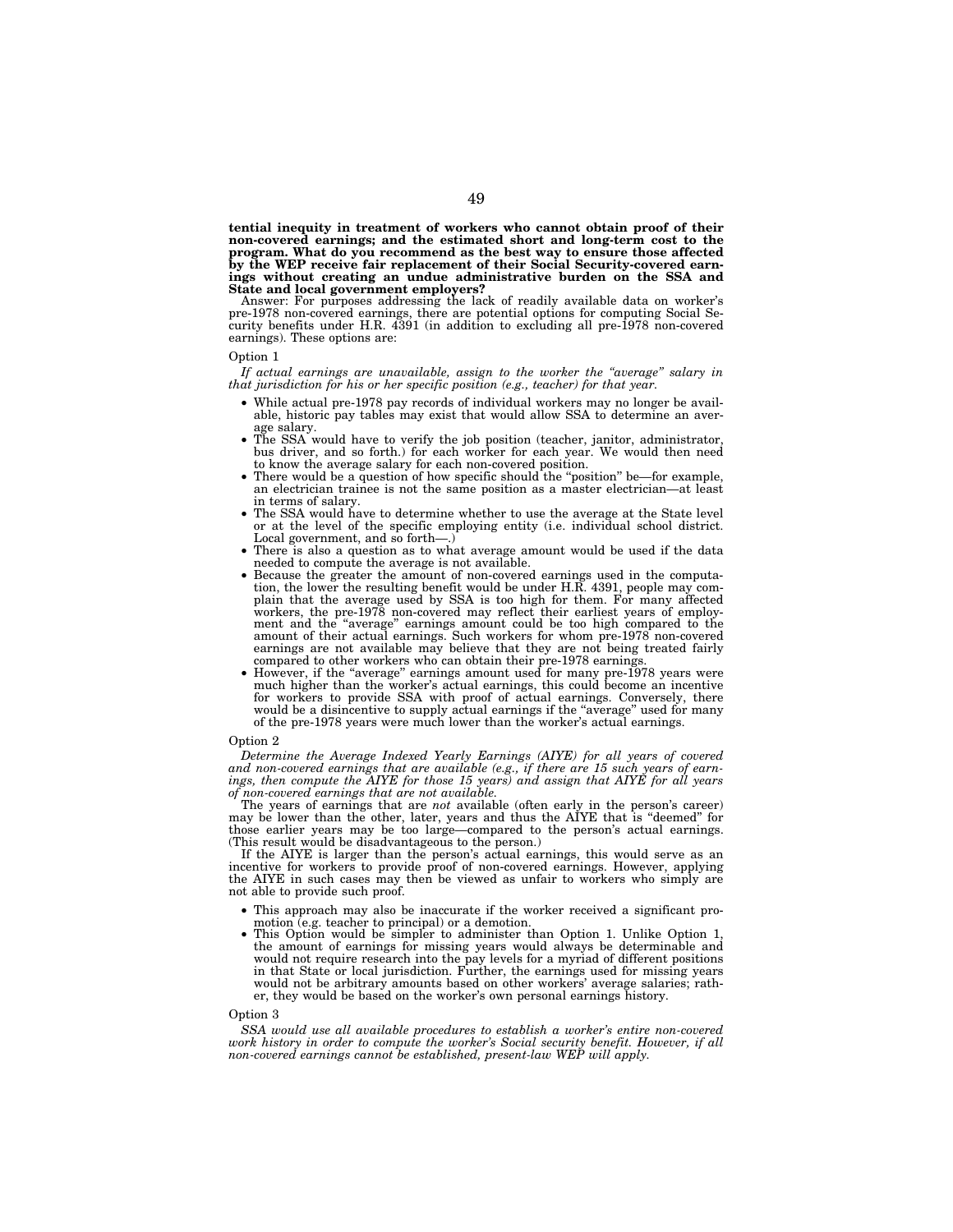**tential inequity in treatment of workers who cannot obtain proof of their non-covered earnings; and the estimated short and long-term cost to the program. What do you recommend as the best way to ensure those affected by the WEP receive fair replacement of their Social Security-covered earnings without creating an undue administrative burden on the SSA and State and local government employers?**

Answer: For purposes addressing the lack of readily available data on worker's pre-1978 non-covered earnings, there are potential options for computing Social Security benefits under H.R. 4391 (in addition to excluding all pre-1978 non-covered earnings). These options are:

Option 1

*If actual earnings are unavailable, assign to the worker the "average" salary in that jurisdiction for his or her specific position (e.g., teacher) for that year.*

- While actual pre-1978 pay records of individual workers may no longer be available, historic pay tables may exist that would allow SSA to determine an average salary.
- The SSA would have to verify the job position (teacher, janitor, administrator, bus driver, and so forth.) for each worker for each year. We would then need to know the average salary for each non-covered position.
- There would be a question of how specific should the "position" be—for example, an electrician trainee is not the same position as a master electrician—at least in terms of salary.
- The SSA would have to determine whether to use the average at the State level or at the level of the specific employing entity (i.e. individual school district. Local government, and so forth—.)
- There is also a question as to what average amount would be used if the data needed to compute the average is not available.
- Because the greater the amount of non-covered earnings used in the computation, the lower the resulting benefit would be under H.R. 4391, people may complain that the average used by SSA is too high for them. For many affected workers, the pre-1978 non-covered may reflect their earliest years of employment and the "average" earnings amount could be too high compared to the amount of their actual earnings. Such workers for whom pre-1978 non-covered earnings are not available may believe that they are not being treated fairly compared to other workers who can obtain their pre-1978 earnings.
- However, if the "average" earnings amount used for many pre-1978 years were much higher than the worker's actual earnings, this could become an incentive for workers to provide SSA with proof of actual earnings. Conversely, there would be a disincentive to supply actual earnings if the "average" used for many of the pre-1978 years were much lower than the worker's actual earnings.

Option 2

*Determine the Average Indexed Yearly Earnings (AIYE) for all years of covered and non-covered earnings that are available (e.g., if there are 15 such years of earnings, then compute the AIYE for those 15 years) and assign that AIYE for all years of non-covered earnings that are not available.*

The years of earnings that are *not* available (often early in the person's career) may be lower than the other, later, years and thus the AIYE that is "deemed" for those earlier years may be too large—compared to the person's actual earnings. (This result would be disadvantageous to the person.)

If the AIYE is larger than the person's actual earnings, this would serve as an incentive for workers to provide proof of non-covered earnings. However, applying the AIYE in such cases may then be viewed as unfair to workers who simply are not able to provide such proof.

- This approach may also be inaccurate if the worker received a significant promotion (e.g. teacher to principal) or a demotion.
- This Option would be simpler to administer than Option 1. Unlike Option 1, the amount of earnings for missing years would always be determinable and would not require research into the pay levels for a myriad of different positions in that State or local jurisdiction. Further, the earnings used for missing years would not be arbitrary amounts based on other workers' average salaries; rather, they would be based on the worker's own personal earnings history.

Option 3

*SSA would use all available procedures to establish a worker's entire non-covered work history in order to compute the worker's Social security benefit. However, if all non-covered earnings cannot be established, present-law WEP will apply.*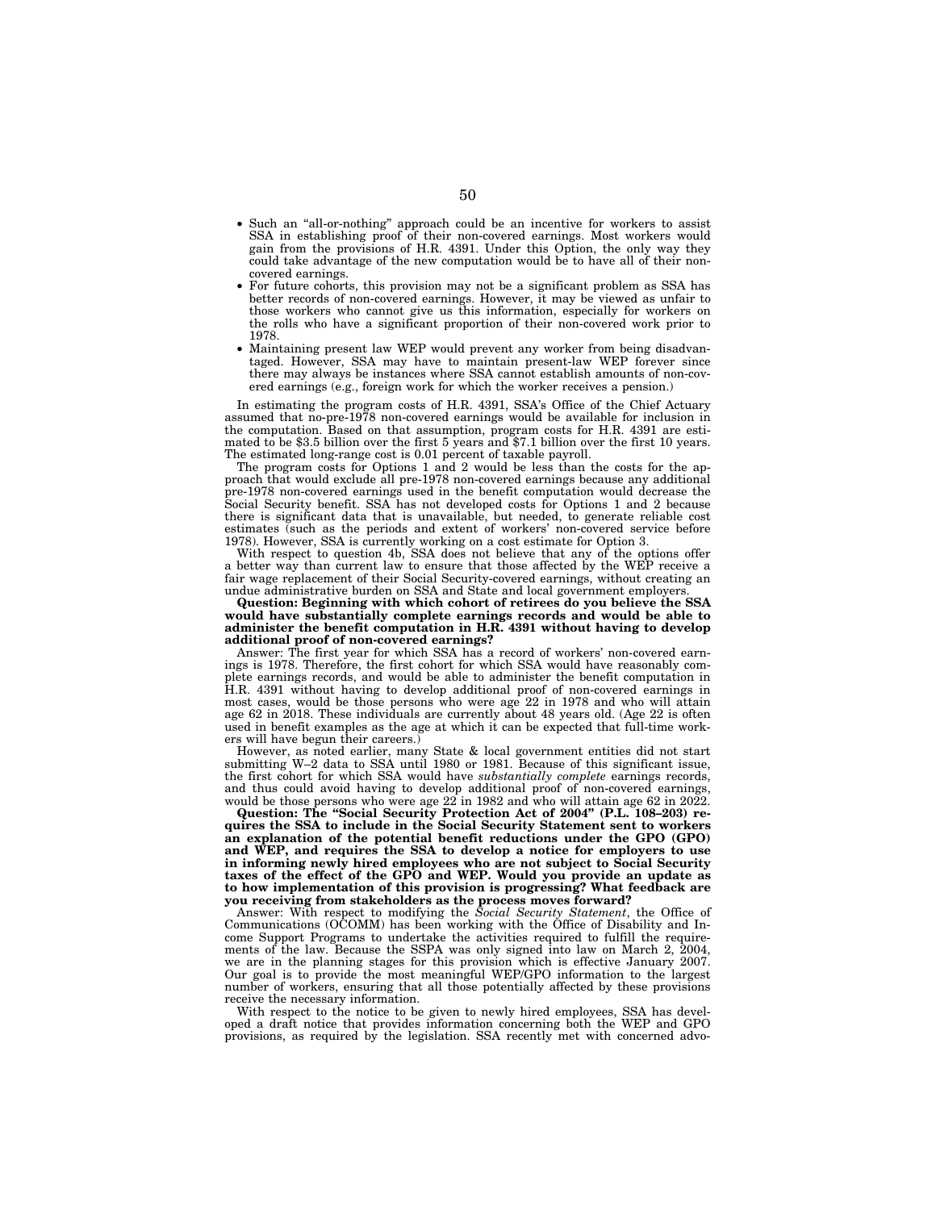- Such an "all-or-nothing" approach could be an incentive for workers to assist SSA in establishing proof of their non-covered earnings. Most workers would gain from the provisions of H.R. 4391. Under this Option, the only way they could take advantage of the new computation would be to have all of their non-covered earnings.
- For future cohorts, this provision may not be a significant problem as SSA has better records of non-covered earnings. However, it may be viewed as unfair to those workers who cannot give us this information, especially for workers on the rolls who have a significant proportion of their non-covered work prior to 1978.
- Maintaining present law WEP would prevent any worker from being disadvantaged. However, SSA may have to maintain present-law WEP forever since there may always be instances where SSA cannot establish amounts of non-covered earnings (e.g., foreign work for which the worker receives a pension.)

In estimating the program costs of H.R. 4391, SSA's Office of the Chief Actuary assumed that no-pre-1978 non-covered earnings would be available for inclusion in the computation. Based on that assumption, program costs for H.R. 4391 are estimated to be $3.5 billion over the first 5 years and $7.1 billion over the first 10 years. The estimated long-range cost is 0.01 percent of taxable payroll.

The program costs for Options 1 and 2 would be less than the costs for the approach that would exclude all pre-1978 non-covered earnings because any additional pre-1978 non-covered earnings used in the benefit computation would decrease the Social Security benefit. SSA has not developed costs for Options 1 and 2 because there is significant data that is unavailable, but needed, to generate reliable cost estimates (such as the periods and extent of workers' non-covered service before 1978). However, SSA is currently working on a cost estimate for Option 3.

With respect to question 4b, SSA does not believe that any of the options offer a better way than current law to ensure that those affected by the WEP receive a fair wage replacement of their Social Security-covered earnings, without creating an undue administrative burden on SSA and State and local government employers.

**Question: Beginning with which cohort of retirees do you believe the SSA would have substantially complete earnings records and would be able to administer the benefit computation in H.R. 4391 without having to develop additional proof of non-covered earnings?**

Answer: The first year for which SSA has a record of workers' non-covered earnings is 1978. Therefore, the first cohort for which SSA would have reasonably complete earnings records, and would be able to administer the benefit computation in H.R. 4391 without having to develop additional proof of non-covered earnings in most cases, would be those persons who were age 22 in 1978 and who will attain age 62 in 2018. These individuals are currently about 48 years old. (Age 22 is often used in benefit examples as the age at which it can be expected that full-time workers will have begun their careers.)

However, as noted earlier, many State & local government entities did not start submitting W–2 data to SSA until 1980 or 1981. Because of this significant issue, the first cohort for which SSA would have *substantially complete* earnings records, and thus could avoid having to develop additional proof of non-covered earnings, would be those persons who were age 22 in 1982 and who will attain age 62 in 2022.

**Question: The "Social Security Protection Act of 2004" (P.L. 108–203) requires the SSA to include in the Social Security Statement sent to workers an explanation of the potential benefit reductions under the GPO (GPO) and WEP, and requires the SSA to develop a notice for employers to use in informing newly hired employees who are not subject to Social Security taxes of the effect of the GPO and WEP. Would you provide an update as to how implementation of this provision is progressing? What feedback are you receiving from stakeholders as the process moves forward?**

Answer: With respect to modifying the *Social Security Statement*, the Office of Communications (OCOMM) has been working with the Office of Disability and Income Support Programs to undertake the activities required to fulfill the requirements of the law. Because the SSPA was only signed into law on March 2, 2004, we are in the planning stages for this provision which is effective January 2007. Our goal is to provide the most meaningful WEP/GPO information to the largest number of workers, ensuring that all those potentially affected by these provisions receive the necessary information.

With respect to the notice to be given to newly hired employees, SSA has developed a draft notice that provides information concerning both the WEP and GPO provisions, as required by the legislation. SSA recently met with concerned advo-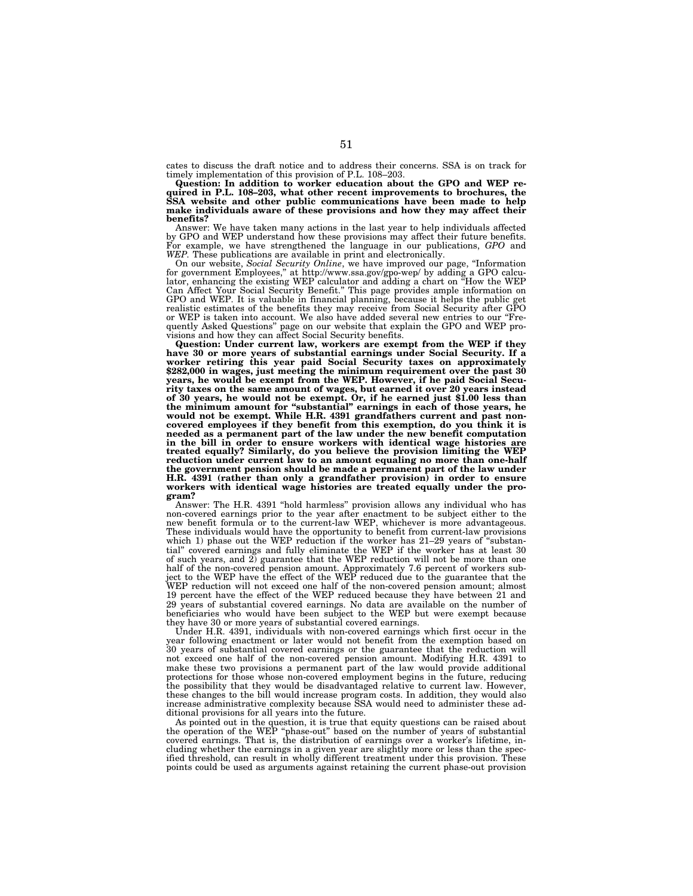cates to discuss the draft notice and to address their concerns. SSA is on track for timely implementation of this provision of P.L. 108–203.

**Question: In addition to worker education about the GPO and WEP required in P.L. 108–203, what other recent improvements to brochures, the SSA website and other public communications have been made to help make individuals aware of these provisions and how they may affect their benefits?**

Answer: We have taken many actions in the last year to help individuals affected by GPO and WEP understand how these provisions may affect their future benefits. For example, we have strengthened the language in our publications, *GPO* and *WEP*. These publications are available in print and electronically.

On our website, *Social Security Online*, we have improved our page, "Information for government Employees," at http://www.ssa.gov/gpo-wep/ by adding a GPO calculator, enhancing the existing WEP calculator and adding a chart on "How the WEP Can Affect Your Social Security Benefit." This page provides ample information on GPO and WEP. It is valuable in financial planning, because it helps the public get realistic estimates of the benefits they may receive from Social Security after GPO or WEP is taken into account. We also have added several new entries to our "Frequently Asked Questions" page on our website that explain the GPO and WEP provisions and how they can affect Social Security benefits.

**Question: Under current law, workers are exempt from the WEP if they have 30 or more years of substantial earnings under Social Security. If a worker retiring this year paid Social Security taxes on approximately $282,000 in wages, just meeting the minimum requirement over the past 30 years, he would be exempt from the WEP. However, if he paid Social Security taxes on the same amount of wages, but earned it over 20 years instead of 30 years, he would not be exempt. Or, if he earned just $1.00 less than the minimum amount for "substantial" earnings in each of those years, he would not be exempt. While H.R. 4391 grandfathers current and past non-covered employees if they benefit from this exemption, do you think it is needed as a permanent part of the law under the new benefit computation in the bill in order to ensure workers with identical wage histories are treated equally? Similarly, do you believe the provision limiting the WEP reduction under current law to an amount equaling no more than one-half the government pension should be made a permanent part of the law under H.R. 4391 (rather than only a grandfather provision) in order to ensure workers with identical wage histories are treated equally under the program?**

Answer: The H.R. 4391 "hold harmless" provision allows any individual who has non-covered earnings prior to the year after enactment to be subject either to the new benefit formula or to the current-law WEP, whichever is more advantageous. These individuals would have the opportunity to benefit from current-law provisions which 1) phase out the WEP reduction if the worker has 21–29 years of "substantial" covered earnings and fully eliminate the WEP if the worker has at least 30 of such years, and 2) guarantee that the WEP reduction will not be more than one half of the non-covered pension amount. Approximately 7.6 percent of workers subject to the WEP have the effect of the WEP reduced due to the guarantee that the WEP reduction will not exceed one half of the non-covered pension amount; almost 19 percent have the effect of the WEP reduced because they have between 21 and 29 years of substantial covered earnings. No data are available on the number of beneficiaries who would have been subject to the WEP but were exempt because they have 30 or more years of substantial covered earnings.

Under H.R. 4391, individuals with non-covered earnings which first occur in the year following enactment or later would not benefit from the exemption based on 30 years of substantial covered earnings or the guarantee that the reduction will not exceed one half of the non-covered pension amount. Modifying H.R. 4391 to make these two provisions a permanent part of the law would provide additional protections for those whose non-covered employment begins in the future, reducing the possibility that they would be disadvantaged relative to current law. However, these changes to the bill would increase program costs. In addition, they would also increase administrative complexity because SSA would need to administer these additional provisions for all years into the future.

As pointed out in the question, it is true that equity questions can be raised about the operation of the WEP "phase-out" based on the number of years of substantial covered earnings. That is, the distribution of earnings over a worker's lifetime, including whether the earnings in a given year are slightly more or less than the specified threshold, can result in wholly different treatment under this provision. These points could be used as arguments against retaining the current phase-out provision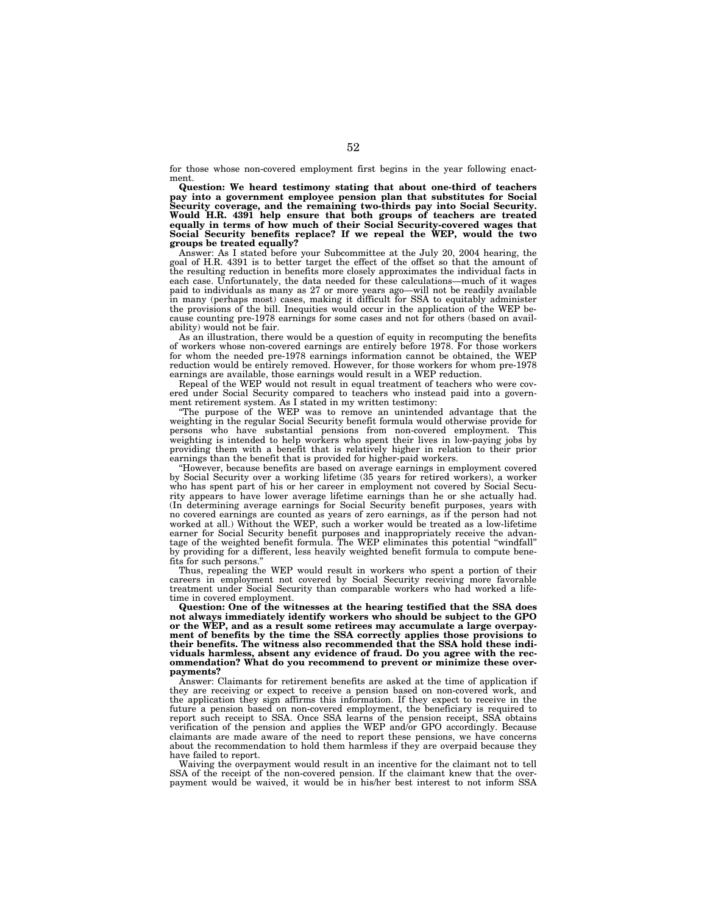for those whose non-covered employment first begins in the year following enactment.

**Question: We heard testimony stating that about one-third of teachers pay into a government employee pension plan that substitutes for Social Security coverage, and the remaining two-thirds pay into Social Security. Would H.R. 4391 help ensure that both groups of teachers are treated equally in terms of how much of their Social Security-covered wages that Social Security benefits replace? If we repeal the WEP, would the two groups be treated equally?**

Answer: As I stated before your Subcommittee at the July 20, 2004 hearing, the goal of H.R. 4391 is to better target the effect of the offset so that the amount of the resulting reduction in benefits more closely approximates the individual facts in each case. Unfortunately, the data needed for these calculations—much of it wages paid to individuals as many as 27 or more years ago—will not be readily available in many (perhaps most) cases, making it difficult for SSA to equitably administer the provisions of the bill. Inequities would occur in the application of the WEP because counting pre-1978 earnings for some cases and not for others (based on availability) would not be fair.

As an illustration, there would be a question of equity in recomputing the benefits of workers whose non-covered earnings are entirely before 1978. For those workers for whom the needed pre-1978 earnings information cannot be obtained, the WEP reduction would be entirely removed. However, for those workers for whom pre-1978 earnings are available, those earnings would result in a WEP reduction.

Repeal of the WEP would not result in equal treatment of teachers who were covered under Social Security compared to teachers who instead paid into a government retirement system. As I stated in my written testimony:

"The purpose of the WEP was to remove an unintended advantage that the weighting in the regular Social Security benefit formula would otherwise provide for persons who have substantial pensions from non-covered employment. This weighting is intended to help workers who spent their lives in low-paying jobs by providing them with a benefit that is relatively higher in relation to their prior earnings than the benefit that is provided for higher-paid workers.

"However, because benefits are based on average earnings in employment covered by Social Security over a working lifetime (35 years for retired workers), a worker who has spent part of his or her career in employment not covered by Social Security appears to have lower average lifetime earnings than he or she actually had. (In determining average earnings for Social Security benefit purposes, years with no covered earnings are counted as years of zero earnings, as if the person had not worked at all.) Without the WEP, such a worker would be treated as a low-lifetime earner for Social Security benefit purposes and inappropriately receive the advantage of the weighted benefit formula. The WEP eliminates this potential "windfall" by providing for a different, less heavily weighted benefit formula to compute benefits for such persons."

Thus, repealing the WEP would result in workers who spent a portion of their careers in employment not covered by Social Security receiving more favorable treatment under Social Security than comparable workers who had worked a lifetime in covered employment.

**Question: One of the witnesses at the hearing testified that the SSA does not always immediately identify workers who should be subject to the GPO or the WEP, and as a result some retirees may accumulate a large overpayment of benefits by the time the SSA correctly applies those provisions to their benefits. The witness also recommended that the SSA hold these individuals harmless, absent any evidence of fraud. Do you agree with the recommendation? What do you recommend to prevent or minimize these overpayments?**

Answer: Claimants for retirement benefits are asked at the time of application if they are receiving or expect to receive a pension based on non-covered work, and the application they sign affirms this information. If they expect to receive in the future a pension based on non-covered employment, the beneficiary is required to report such receipt to SSA. Once SSA learns of the pension receipt, SSA obtains verification of the pension and applies the WEP and/or GPO accordingly. Because claimants are made aware of the need to report these pensions, we have concerns about the recommendation to hold them harmless if they are overpaid because they have failed to report.

Waiving the overpayment would result in an incentive for the claimant not to tell SSA of the receipt of the non-covered pension. If the claimant knew that the overpayment would be waived, it would be in his/her best interest to not inform SSA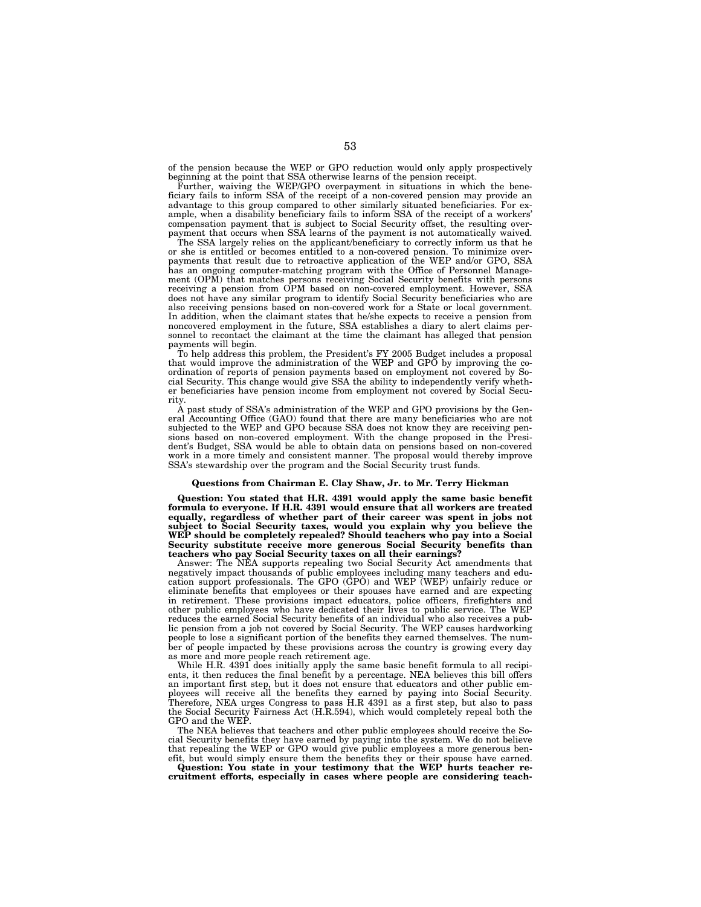of the pension because the WEP or GPO reduction would only apply prospectively beginning at the point that SSA otherwise learns of the pension receipt.

Further, waiving the WEP/GPO overpayment in situations in which the beneficiary fails to inform SSA of the receipt of a non-covered pension may provide an advantage to this group compared to other similarly situated beneficiaries. For example, when a disability beneficiary fails to inform SSA of the receipt of a workers' compensation payment that is subject to Social Security offset, the resulting overpayment that occurs when SSA learns of the payment is not automatically waived.

The SSA largely relies on the applicant/beneficiary to correctly inform us that he or she is entitled or becomes entitled to a non-covered pension. To minimize overpayments that result due to retroactive application of the WEP and/or GPO, SSA has an ongoing computer-matching program with the Office of Personnel Management (OPM) that matches persons receiving Social Security benefits with persons receiving a pension from OPM based on non-covered employment. However, SSA does not have any similar program to identify Social Security beneficiaries who are also receiving pensions based on non-covered work for a State or local government. In addition, when the claimant states that he/she expects to receive a pension from noncovered employment in the future, SSA establishes a diary to alert claims personnel to recontact the claimant at the time the claimant has alleged that pension payments will begin.

To help address this problem, the President's FY 2005 Budget includes a proposal that would improve the administration of the WEP and GPO by improving the coordination of reports of pension payments based on employment not covered by Social Security. This change would give SSA the ability to independently verify whether beneficiaries have pension income from employment not covered by Social Security.

A past study of SSA's administration of the WEP and GPO provisions by the General Accounting Office (GAO) found that there are many beneficiaries who are not subjected to the WEP and GPO because SSA does not know they are receiving pensions based on non-covered employment. With the change proposed in the President's Budget, SSA would be able to obtain data on pensions based on non-covered work in a more timely and consistent manner. The proposal would thereby improve SSA's stewardship over the program and the Social Security trust funds.

**Questions from Chairman E. Clay Shaw, Jr. to Mr. Terry Hickman**

**Question: You stated that H.R. 4391 would apply the same basic benefit formula to everyone. If H.R. 4391 would ensure that all workers are treated equally, regardless of whether part of their career was spent in jobs not subject to Social Security taxes, would you explain why you believe the WEP should be completely repealed? Should teachers who pay into a Social Security substitute receive more generous Social Security benefits than teachers who pay Social Security taxes on all their earnings?**

Answer: The NEA supports repealing two Social Security Act amendments that negatively impact thousands of public employees including many teachers and education support professionals. The GPO (GPO) and WEP (WEP) unfairly reduce or eliminate benefits that employees or their spouses have earned and are expecting in retirement. These provisions impact educators, police officers, firefighters and other public employees who have dedicated their lives to public service. The WEP reduces the earned Social Security benefits of an individual who also receives a public pension from a job not covered by Social Security. The WEP causes hardworking people to lose a significant portion of the benefits they earned themselves. The number of people impacted by these provisions across the country is growing every day as more and more people reach retirement age.

While H.R. 4391 does initially apply the same basic benefit formula to all recipients, it then reduces the final benefit by a percentage. NEA believes this bill offers an important first step, but it does not ensure that educators and other public employees will receive all the benefits they earned by paying into Social Security. Therefore, NEA urges Congress to pass H.R 4391 as a first step, but also to pass the Social Security Fairness Act (H.R.594), which would completely repeal both the GPO and the WEP.

The NEA believes that teachers and other public employees should receive the Social Security benefits they have earned by paying into the system. We do not believe that repealing the WEP or GPO would give public employees a more generous benefit, but would simply ensure them the benefits they or their spouse have earned.

**Question: You state in your testimony that the WEP hurts teacher recruitment efforts, especially in cases where people are considering teach-**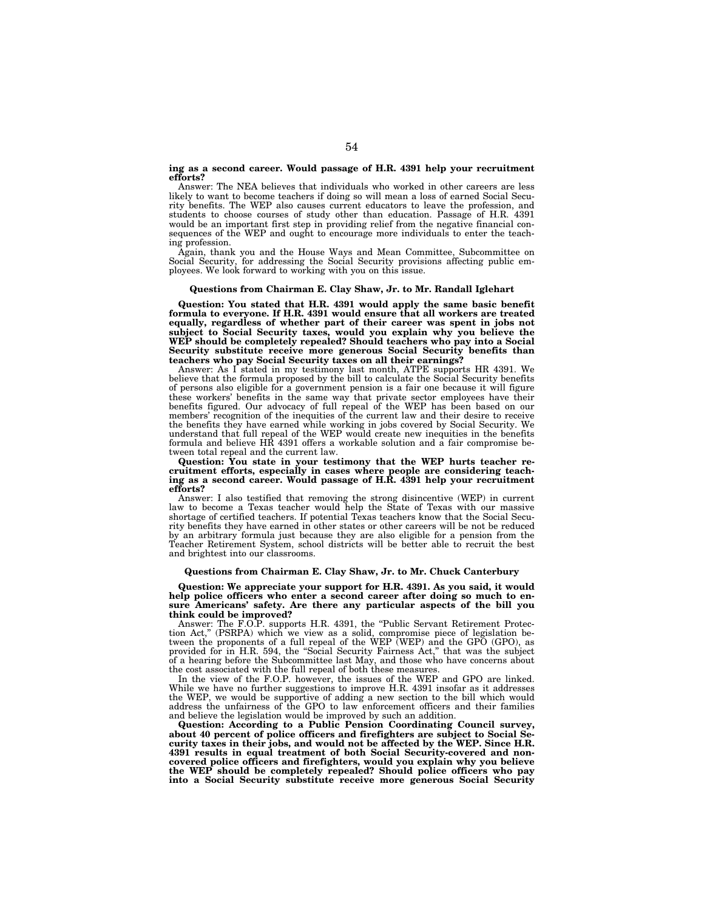**ing as a second career. Would passage of H.R. 4391 help your recruitment efforts?**

Answer: The NEA believes that individuals who worked in other careers are less likely to want to become teachers if doing so will mean a loss of earned Social Security benefits. The WEP also causes current educators to leave the profession, and students to choose courses of study other than education. Passage of H.R. 4391 would be an important first step in providing relief from the negative financial consequences of the WEP and ought to encourage more individuals to enter the teaching profession.

Again, thank you and the House Ways and Mean Committee, Subcommittee on Social Security, for addressing the Social Security provisions affecting public employees. We look forward to working with you on this issue.

### Questions from Chairman E. Clay Shaw, Jr. to Mr. Randall Iglehart

**Question: You stated that H.R. 4391 would apply the same basic benefit formula to everyone. If H.R. 4391 would ensure that all workers are treated equally, regardless of whether part of their career was spent in jobs not subject to Social Security taxes, would you explain why you believe the WEP should be completely repealed? Should teachers who pay into a Social Security substitute receive more generous Social Security benefits than teachers who pay Social Security taxes on all their earnings?**

Answer: As I stated in my testimony last month, ATPE supports HR 4391. We believe that the formula proposed by the bill to calculate the Social Security benefits of persons also eligible for a government pension is a fair one because it will figure these workers' benefits in the same way that private sector employees have their benefits figured. Our advocacy of full repeal of the WEP has been based on our members' recognition of the inequities of the current law and their desire to receive the benefits they have earned while working in jobs covered by Social Security. We understand that full repeal of the WEP would create new inequities in the benefits formula and believe HR 4391 offers a workable solution and a fair compromise between total repeal and the current law.

**Question: You state in your testimony that the WEP hurts teacher recruitment efforts, especially in cases where people are considering teaching as a second career. Would passage of H.R. 4391 help your recruitment efforts?**

Answer: I also testified that removing the strong disincentive (WEP) in current law to become a Texas teacher would help the State of Texas with our massive shortage of certified teachers. If potential Texas teachers know that the Social Security benefits they have earned in other states or other careers will be not be reduced by an arbitrary formula just because they are also eligible for a pension from the Teacher Retirement System, school districts will be better able to recruit the best and brightest into our classrooms.

### Questions from Chairman E. Clay Shaw, Jr. to Mr. Chuck Canterbury

**Question: We appreciate your support for H.R. 4391. As you said, it would help police officers who enter a second career after doing so much to ensure Americans' safety. Are there any particular aspects of the bill you think could be improved?**

Answer: The F.O.P. supports H.R. 4391, the "Public Servant Retirement Protection Act," (PSRPA) which we view as a solid, compromise piece of legislation between the proponents of a full repeal of the WEP (WEP) and the GPO (GPO), as provided for in H.R. 594, the "Social Security Fairness Act," that was the subject of a hearing before the Subcommittee last May, and those who have concerns about the cost associated with the full repeal of both these measures.

In the view of the F.O.P. however, the issues of the WEP and GPO are linked. While we have no further suggestions to improve H.R. 4391 insofar as it addresses the WEP, we would be supportive of adding a new section to the bill which would address the unfairness of the GPO to law enforcement officers and their families and believe the legislation would be improved by such an addition.

**Question: According to a Public Pension Coordinating Council survey, about 40 percent of police officers and firefighters are subject to Social Security taxes in their jobs, and would not be affected by the WEP. Since H.R. 4391 results in equal treatment of both Social Security-covered and non-covered police officers and firefighters, would you explain why you believe the WEP should be completely repealed? Should police officers who pay into a Social Security substitute receive more generous Social Security**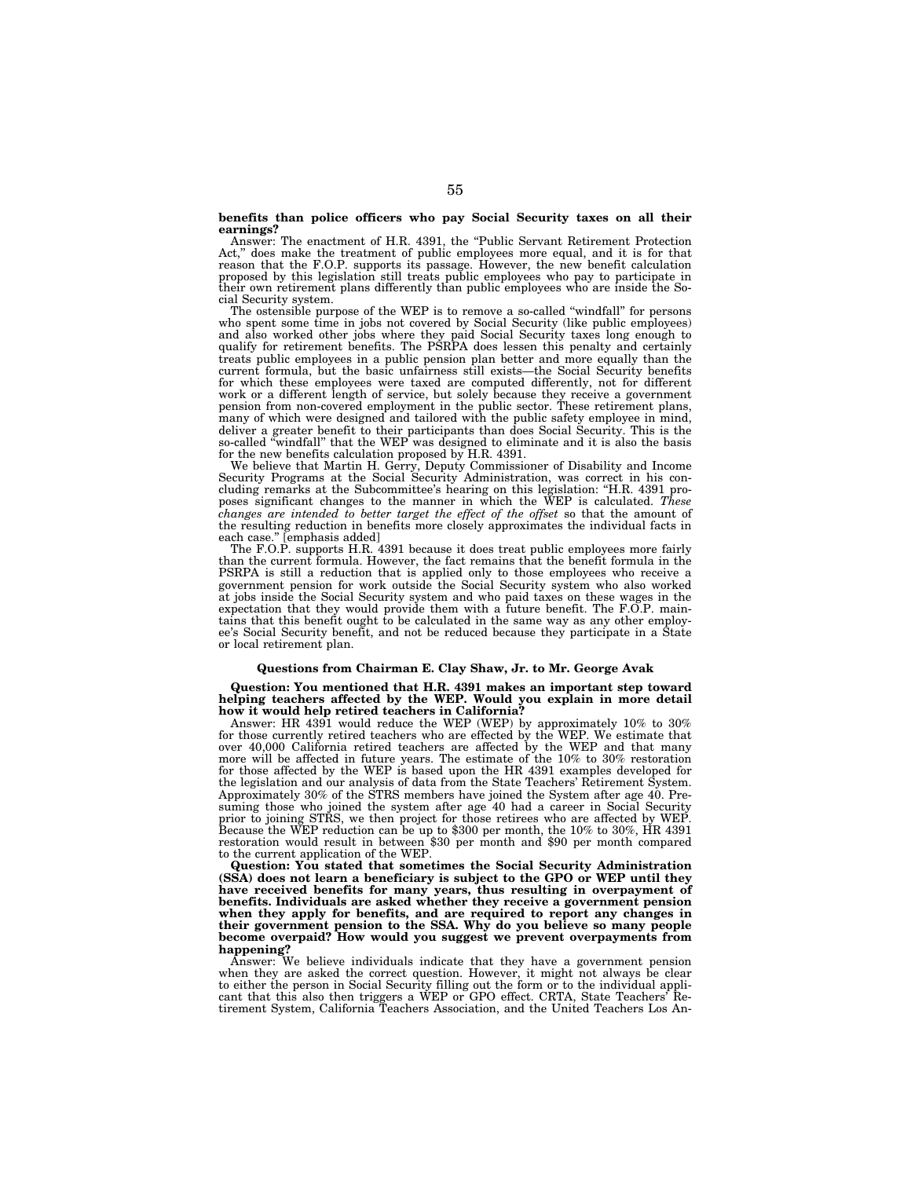**benefits than police officers who pay Social Security taxes on all their earnings?**

Answer: The enactment of H.R. 4391, the "Public Servant Retirement Protection Act," does make the treatment of public employees more equal, and it is for that reason that the F.O.P. supports its passage. However, the new benefit calculation proposed by this legislation still treats public employees who pay to participate in their own retirement plans differently than public employees who are inside the Social Security system.

The ostensible purpose of the WEP is to remove a so-called "windfall" for persons who spent some time in jobs not covered by Social Security (like public employees) and also worked other jobs where they paid Social Security taxes long enough to qualify for retirement benefits. The PSRPA does lessen this penalty and certainly treats public employees in a public pension plan better and more equally than the current formula, but the basic unfairness still exists—the Social Security benefits for which these employees were taxed are computed differently, not for different work or a different length of service, but solely because they receive a government pension from non-covered employment in the public sector. These retirement plans, many of which were designed and tailored with the public safety employee in mind, deliver a greater benefit to their participants than does Social Security. This is the so-called "windfall" that the WEP was designed to eliminate and it is also the basis for the new benefits calculation proposed by H.R. 4391.

We believe that Martin H. Gerry, Deputy Commissioner of Disability and Income Security Programs at the Social Security Administration, was correct in his concluding remarks at the Subcommittee's hearing on this legislation: "H.R. 4391 proposes significant changes to the manner in which the WEP is calculated. *These changes are intended to better target the effect of the offset* so that the amount of the resulting reduction in benefits more closely approximates the individual facts in each case." [emphasis added]

The F.O.P. supports H.R. 4391 because it does treat public employees more fairly than the current formula. However, the fact remains that the benefit formula in the PSRPA is still a reduction that is applied only to those employees who receive a government pension for work outside the Social Security system who also worked at jobs inside the Social Security system and who paid taxes on these wages in the expectation that they would provide them with a future benefit. The F.O.P. maintains that this benefit ought to be calculated in the same way as any other employee's Social Security benefit, and not be reduced because they participate in a State or local retirement plan.

### Questions from Chairman E. Clay Shaw, Jr. to Mr. George Avak

**Question: You mentioned that H.R. 4391 makes an important step toward helping teachers affected by the WEP. Would you explain in more detail how it would help retired teachers in California?**

Answer: HR 4391 would reduce the WEP (WEP) by approximately 10% to 30% for those currently retired teachers who are effected by the WEP. We estimate that over 40,000 California retired teachers are affected by the WEP and that many more will be affected in future years. The estimate of the 10% to 30% restoration for those affected by the WEP is based upon the HR 4391 examples developed for the legislation and our analysis of data from the State Teachers' Retirement System. Approximately 30% of the STRS members have joined the System after age 40. Presuming those who joined the system after age 40 had a career in Social Security prior to joining STRS, we then project for those retirees who are affected by WEP. Because the WEP reduction can be up to $300 per month, the 10% to 30%, HR 4391 restoration would result in between $30 per month and $90 per month compared to the current application of the WEP.

**Question: You stated that sometimes the Social Security Administration (SSA) does not learn a beneficiary is subject to the GPO or WEP until they have received benefits for many years, thus resulting in overpayment of benefits. Individuals are asked whether they receive a government pension when they apply for benefits, and are required to report any changes in their government pension to the SSA. Why do you believe so many people become overpaid? How would you suggest we prevent overpayments from happening?**

Answer: We believe individuals indicate that they have a government pension when they are asked the correct question. However, it might not always be clear to either the person in Social Security filling out the form or to the individual applicant that this also then triggers a WEP or GPO effect. CRTA, State Teachers' Retirement System, California Teachers Association, and the United Teachers Los An-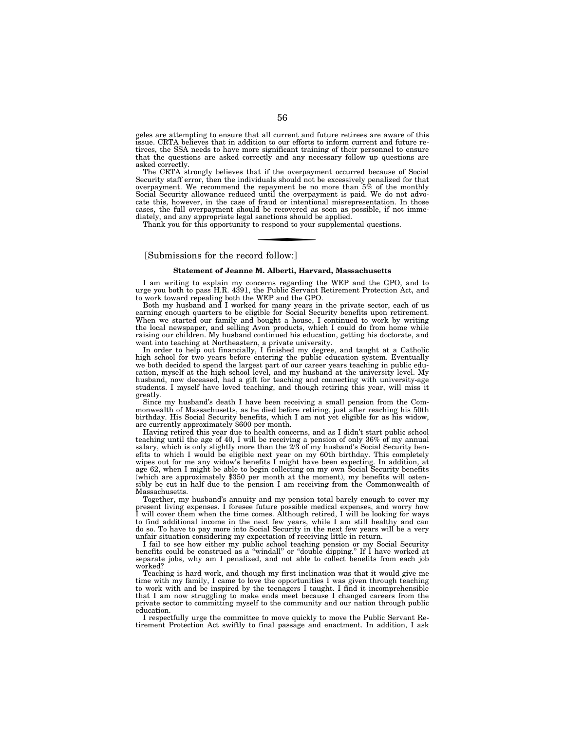geles are attempting to ensure that all current and future retirees are aware of this issue. CRTA believes that in addition to our efforts to inform current and future retirees, the SSA needs to have more significant training of their personnel to ensure that the questions are asked correctly and any necessary follow up questions are asked correctly.

The CRTA strongly believes that if the overpayment occurred because of Social Security staff error, then the individuals should not be excessively penalized for that overpayment. We recommend the repayment be no more than 5% of the monthly Social Security allowance reduced until the overpayment is paid. We do not advocate this, however, in the case of fraud or intentional misrepresentation. In those cases, the full overpayment should be recovered as soon as possible, if not immediately, and any appropriate legal sanctions should be applied.

Thank you for this opportunity to respond to your supplemental questions.

---

[Submissions for the record follow:]

**Statement of Jeanne M. Alberti, Harvard, Massachusetts**

I am writing to explain my concerns regarding the WEP and the GPO, and to urge you both to pass H.R. 4391, the Public Servant Retirement Protection Act, and to work toward repealing both the WEP and the GPO.

Both my husband and I worked for many years in the private sector, each of us earning enough quarters to be eligible for Social Security benefits upon retirement. When we started our family and bought a house, I continued to work by writing the local newspaper, and selling Avon products, which I could do from home while raising our children. My husband continued his education, getting his doctorate, and went into teaching at Northeastern, a private university.

In order to help out financially, I finished my degree, and taught at a Catholic high school for two years before entering the public education system. Eventually we both decided to spend the largest part of our career years teaching in public education, myself at the high school level, and my husband at the university level. My husband, now deceased, had a gift for teaching and connecting with university-age students. I myself have loved teaching, and though retiring this year, will miss it greatly.

Since my husband's death I have been receiving a small pension from the Commonwealth of Massachusetts, as he died before retiring, just after reaching his 50th birthday. His Social Security benefits, which I am not yet eligible for as his widow, are currently approximately $600 per month.

Having retired this year due to health concerns, and as I didn't start public school teaching until the age of 40, I will be receiving a pension of only 36% of my annual salary, which is only slightly more than the 2/3 of my husband's Social Security benefits to which I would be eligible next year on my 60th birthday. This completely wipes out for me any widow's benefits I might have been expecting. In addition, at age 62, when I might be able to begin collecting on my own Social Security benefits (which are approximately $350 per month at the moment), my benefits will ostensibly be cut in half due to the pension I am receiving from the Commonwealth of Massachusetts.

Together, my husband's annuity and my pension total barely enough to cover my present living expenses. I foresee future possible medical expenses, and worry how I will cover them when the time comes. Although retired, I will be looking for ways to find additional income in the next few years, while I am still healthy and can do so. To have to pay more into Social Security in the next few years will be a very unfair situation considering my expectation of receiving little in return.

I fail to see how either my public school teaching pension or my Social Security benefits could be construed as a "windall" or "double dipping." If I have worked at separate jobs, why am I penalized, and not able to collect benefits from each job worked?

Teaching is hard work, and though my first inclination was that it would give me time with my family, I came to love the opportunities I was given through teaching to work with and be inspired by the teenagers I taught. I find it incomprehensible that I am now struggling to make ends meet because I changed careers from the private sector to committing myself to the community and our nation through public education.

I respectfully urge the committee to move quickly to move the Public Servant Retirement Protection Act swiftly to final passage and enactment. In addition, I ask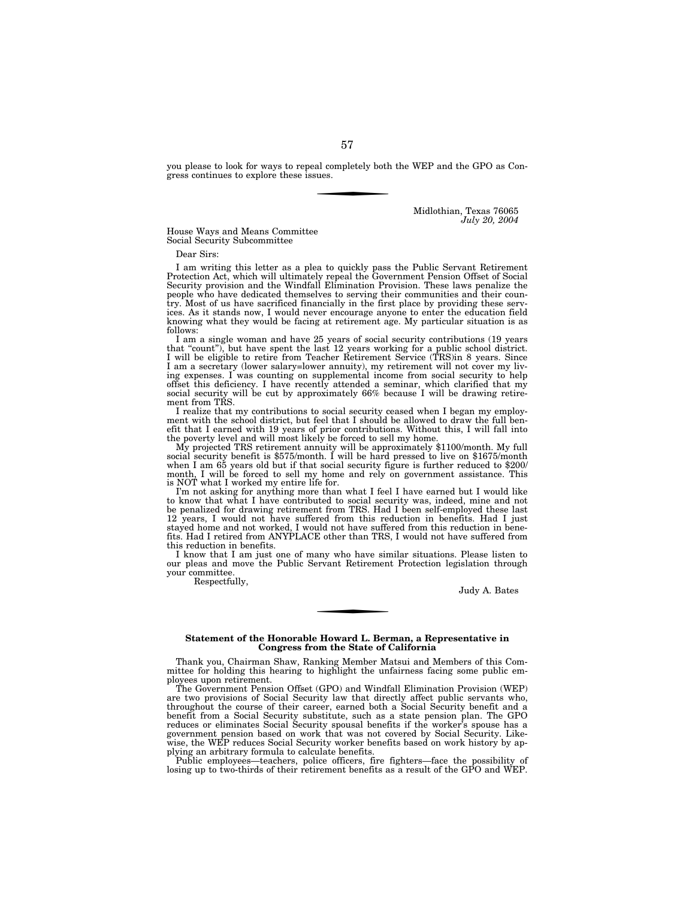you please to look for ways to repeal completely both the WEP and the GPO as Congress continues to explore these issues.

---

Midlothian, Texas 76065
*July 20, 2004*

House Ways and Means Committee
Social Security Subcommittee

Dear Sirs:

I am writing this letter as a plea to quickly pass the Public Servant Retirement Protection Act, which will ultimately repeal the Government Pension Offset of Social Security provision and the Windfall Elimination Provision. These laws penalize the people who have dedicated themselves to serving their communities and their country. Most of us have sacrificed financially in the first place by providing these services. As it stands now, I would never encourage anyone to enter the education field knowing what they would be facing at retirement age. My particular situation is as follows:

I am a single woman and have 25 years of social security contributions (19 years that "count"), but have spent the last 12 years working for a public school district. I will be eligible to retire from Teacher Retirement Service (TRS)in 8 years. Since I am a secretary (lower salary=lower annuity), my retirement will not cover my living expenses. I was counting on supplemental income from social security to help offset this deficiency. I have recently attended a seminar, which clarified that my social security will be cut by approximately 66% because I will be drawing retirement from TRS.

I realize that my contributions to social security ceased when I began my employment with the school district, but feel that I should be allowed to draw the full benefit that I earned with 19 years of prior contributions. Without this, I will fall into the poverty level and will most likely be forced to sell my home.

My projected TRS retirement annuity will be approximately $1100/month. My full social security benefit is $575/month. I will be hard pressed to live on $1675/month when I am 65 years old but if that social security figure is further reduced to $200/month, I will be forced to sell my home and rely on government assistance. This is NOT what I worked my entire life for.

I'm not asking for anything more than what I feel I have earned but I would like to know that what I have contributed to social security was, indeed, mine and not be penalized for drawing retirement from TRS. Had I been self-employed these last 12 years, I would not have suffered from this reduction in benefits. Had I just stayed home and not worked, I would not have suffered from this reduction in benefits. Had I retired from ANYPLACE other than TRS, I would not have suffered from this reduction in benefits.

I know that I am just one of many who have similar situations. Please listen to our pleas and move the Public Servant Retirement Protection legislation through your committee.

Respectfully,

Judy A. Bates

---

**Statement of the Honorable Howard L. Berman, a Representative in Congress from the State of California**

Thank you, Chairman Shaw, Ranking Member Matsui and Members of this Committee for holding this hearing to highlight the unfairness facing some public employees upon retirement.

The Government Pension Offset (GPO) and Windfall Elimination Provision (WEP) are two provisions of Social Security law that directly affect public servants who, throughout the course of their career, earned both a Social Security benefit and a benefit from a Social Security substitute, such as a state pension plan. The GPO reduces or eliminates Social Security spousal benefits if the worker's spouse has a government pension based on work that was not covered by Social Security. Likewise, the WEP reduces Social Security worker benefits based on work history by applying an arbitrary formula to calculate benefits.

Public employees—teachers, police officers, fire fighters—face the possibility of losing up to two-thirds of their retirement benefits as a result of the GPO and WEP.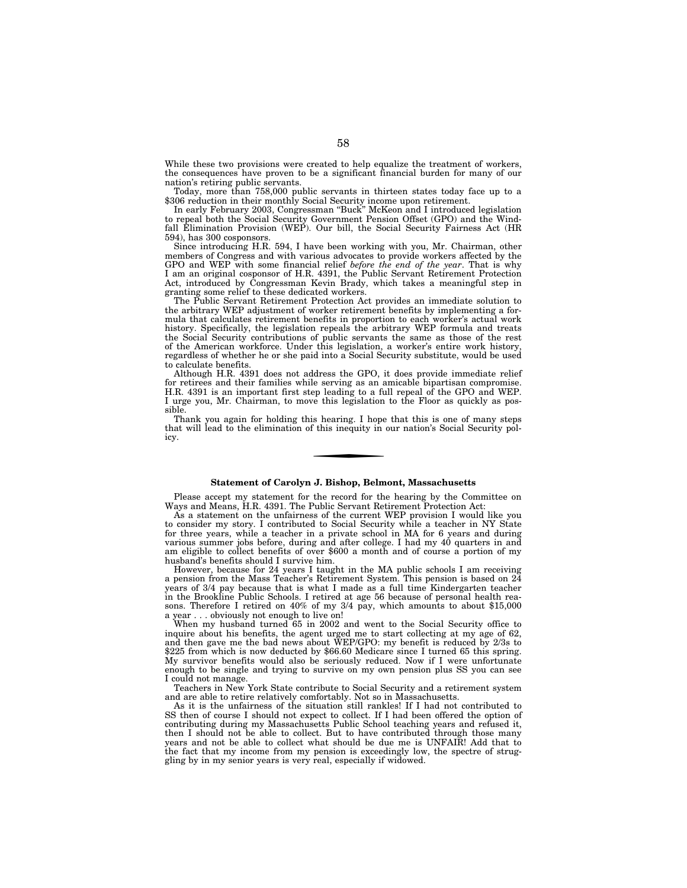While these two provisions were created to help equalize the treatment of workers, the consequences have proven to be a significant financial burden for many of our nation's retiring public servants.

Today, more than 758,000 public servants in thirteen states today face up to a \$306 reduction in their monthly Social Security income upon retirement.

In early February 2003, Congressman "Buck" McKeon and I introduced legislation to repeal both the Social Security Government Pension Offset (GPO) and the Windfall Elimination Provision (WEP). Our bill, the Social Security Fairness Act (HR 594), has 300 cosponsors.

Since introducing H.R. 594, I have been working with you, Mr. Chairman, other members of Congress and with various advocates to provide workers affected by the GPO and WEP with some financial relief *before the end of the year*. That is why I am an original cosponsor of H.R. 4391, the Public Servant Retirement Protection Act, introduced by Congressman Kevin Brady, which takes a meaningful step in granting some relief to these dedicated workers.

The Public Servant Retirement Protection Act provides an immediate solution to the arbitrary WEP adjustment of worker retirement benefits by implementing a formula that calculates retirement benefits in proportion to each worker's actual work history. Specifically, the legislation repeals the arbitrary WEP formula and treats the Social Security contributions of public servants the same as those of the rest of the American workforce. Under this legislation, a worker's entire work history, regardless of whether he or she paid into a Social Security substitute, would be used to calculate benefits.

Although H.R. 4391 does not address the GPO, it does provide immediate relief for retirees and their families while serving as an amicable bipartisan compromise. H.R. 4391 is an important first step leading to a full repeal of the GPO and WEP. I urge you, Mr. Chairman, to move this legislation to the Floor as quickly as possible.

Thank you again for holding this hearing. I hope that this is one of many steps that will lead to the elimination of this inequity in our nation's Social Security policy.

---

**Statement of Carolyn J. Bishop, Belmont, Massachusetts**

Please accept my statement for the record for the hearing by the Committee on Ways and Means, H.R. 4391. The Public Servant Retirement Protection Act:

As a statement on the unfairness of the current WEP provision I would like you to consider my story. I contributed to Social Security while a teacher in NY State for three years, while a teacher in a private school in MA for 6 years and during various summer jobs before, during and after college. I had my 40 quarters in and am eligible to collect benefits of over \$600 a month and of course a portion of my husband's benefits should I survive him.

However, because for 24 years I taught in the MA public schools I am receiving a pension from the Mass Teacher's Retirement System. This pension is based on 24 years of 3/4 pay because that is what I made as a full time Kindergarten teacher in the Brookline Public Schools. I retired at age 56 because of personal health reasons. Therefore I retired on 40% of my 3/4 pay, which amounts to about \$15,000 a year . . . obviously not enough to live on!

When my husband turned 65 in 2002 and went to the Social Security office to inquire about his benefits, the agent urged me to start collecting at my age of 62, and then gave me the bad news about WEP/GPO: my benefit is reduced by 2/3s to \$225 from which is now deducted by \$66.60 Medicare since I turned 65 this spring. My survivor benefits would also be seriously reduced. Now if I were unfortunate enough to be single and trying to survive on my own pension plus SS you can see I could not manage.

Teachers in New York State contribute to Social Security and a retirement system and are able to retire relatively comfortably. Not so in Massachusetts.

As it is the unfairness of the situation still rankles! If I had not contributed to SS then of course I should not expect to collect. If I had been offered the option of contributing during my Massachusetts Public School teaching years and refused it, then I should not be able to collect. But to have contributed through those many years and not be able to collect what should be due me is UNFAIR! Add that to the fact that my income from my pension is exceedingly low, the spectre of struggling by in my senior years is very real, especially if widowed.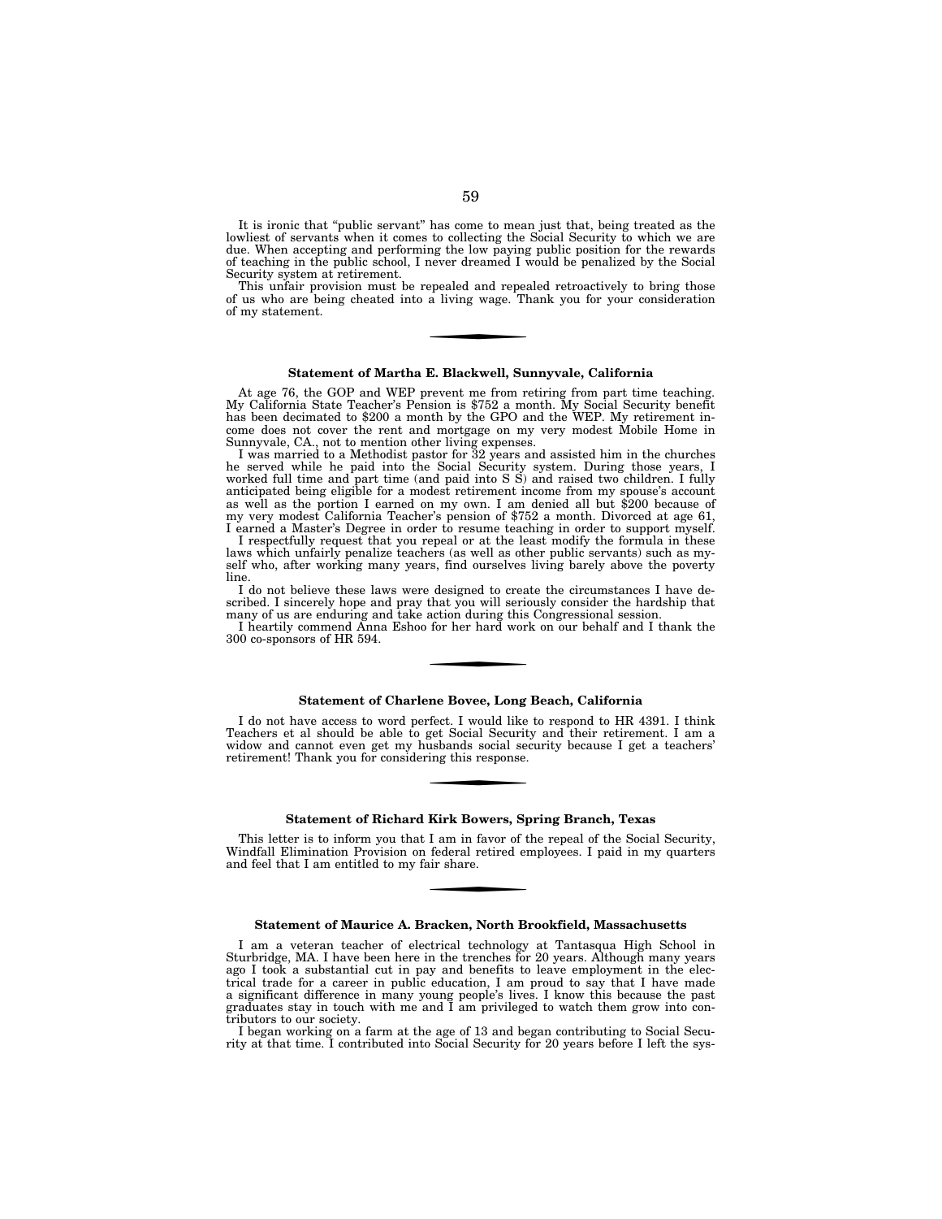It is ironic that "public servant" has come to mean just that, being treated as the lowliest of servants when it comes to collecting the Social Security to which we are due. When accepting and performing the low paying public position for the rewards of teaching in the public school, I never dreamed I would be penalized by the Social Security system at retirement.

This unfair provision must be repealed and repealed retroactively to bring those of us who are being cheated into a living wage. Thank you for your consideration of my statement.

---

**Statement of Martha E. Blackwell, Sunnyvale, California**

At age 76, the GOP and WEP prevent me from retiring from part time teaching. My California State Teacher's Pension is $752 a month. My Social Security benefit has been decimated to $200 a month by the GPO and the WEP. My retirement income does not cover the rent and mortgage on my very modest Mobile Home in Sunnyvale, CA., not to mention other living expenses.

I was married to a Methodist pastor for 32 years and assisted him in the churches he served while he paid into the Social Security system. During those years, I worked full time and part time (and paid into S S) and raised two children. I fully anticipated being eligible for a modest retirement income from my spouse's account as well as the portion I earned on my own. I am denied all but $200 because of my very modest California Teacher's pension of $752 a month. Divorced at age 61, I earned a Master's Degree in order to resume teaching in order to support myself.

I respectfully request that you repeal or at the least modify the formula in these laws which unfairly penalize teachers (as well as other public servants) such as myself who, after working many years, find ourselves living barely above the poverty line.

I do not believe these laws were designed to create the circumstances I have described. I sincerely hope and pray that you will seriously consider the hardship that many of us are enduring and take action during this Congressional session.

I heartily commend Anna Eshoo for her hard work on our behalf and I thank the 300 co-sponsors of HR 594.

---

**Statement of Charlene Bovee, Long Beach, California**

I do not have access to word perfect. I would like to respond to HR 4391. I think Teachers et al should be able to get Social Security and their retirement. I am a widow and cannot even get my husbands social security because I get a teachers' retirement! Thank you for considering this response.

---

**Statement of Richard Kirk Bowers, Spring Branch, Texas**

This letter is to inform you that I am in favor of the repeal of the Social Security, Windfall Elimination Provision on federal retired employees. I paid in my quarters and feel that I am entitled to my fair share.

---

**Statement of Maurice A. Bracken, North Brookfield, Massachusetts**

I am a veteran teacher of electrical technology at Tantasqua High School in Sturbridge, MA. I have been here in the trenches for 20 years. Although many years ago I took a substantial cut in pay and benefits to leave employment in the electrical trade for a career in public education, I am proud to say that I have made a significant difference in many young people's lives. I know this because the past graduates stay in touch with me and I am privileged to watch them grow into contributors to our society.

I began working on a farm at the age of 13 and began contributing to Social Security at that time. I contributed into Social Security for 20 years before I left the sys-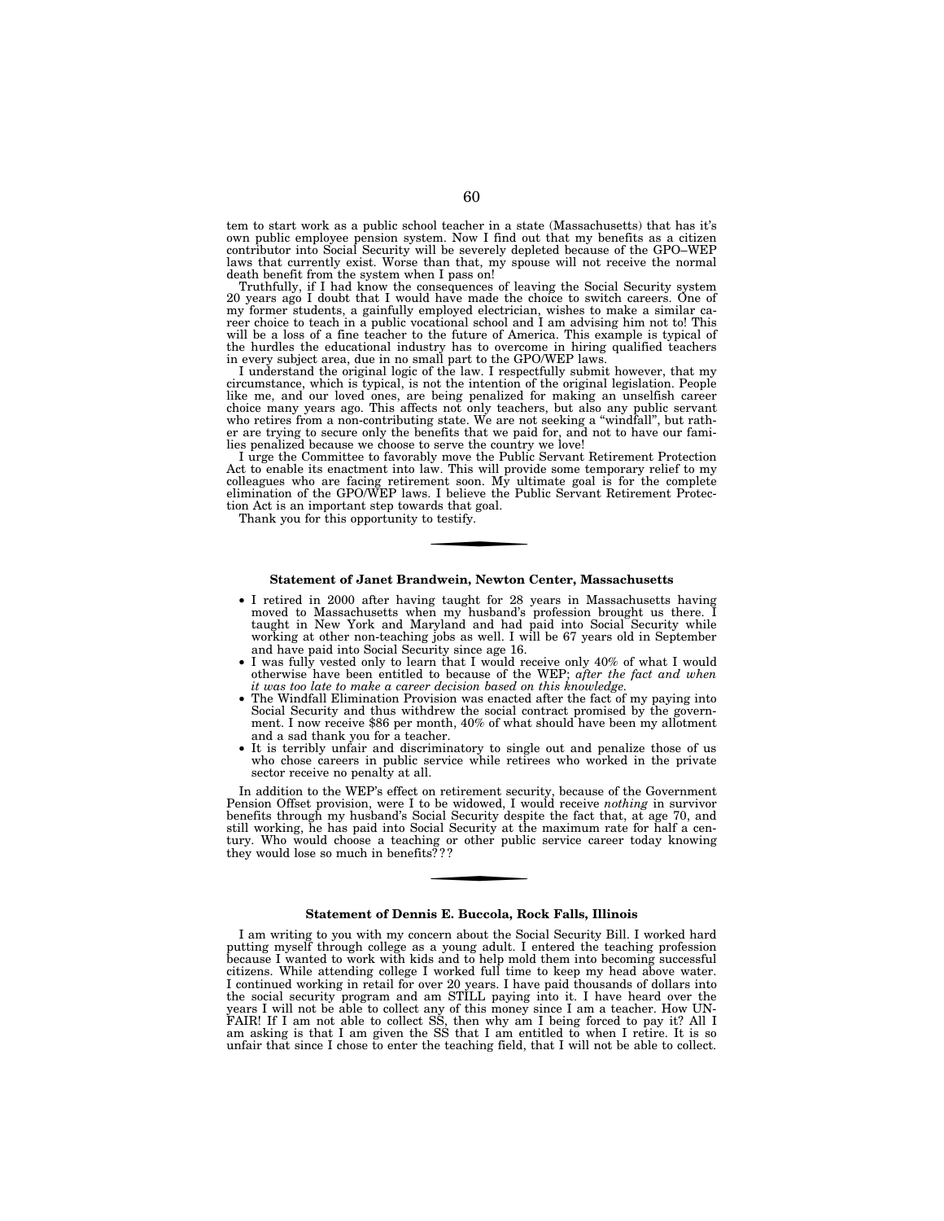tem to start work as a public school teacher in a state (Massachusetts) that has it's own public employee pension system. Now I find out that my benefits as a citizen contributor into Social Security will be severely depleted because of the GPO–WEP laws that currently exist. Worse than that, my spouse will not receive the normal death benefit from the system when I pass on!

Truthfully, if I had know the consequences of leaving the Social Security system 20 years ago I doubt that I would have made the choice to switch careers. One of my former students, a gainfully employed electrician, wishes to make a similar career choice to teach in a public vocational school and I am advising him not to! This will be a loss of a fine teacher to the future of America. This example is typical of the hurdles the educational industry has to overcome in hiring qualified teachers in every subject area, due in no small part to the GPO/WEP laws.

I understand the original logic of the law. I respectfully submit however, that my circumstance, which is typical, is not the intention of the original legislation. People like me, and our loved ones, are being penalized for making an unselfish career choice many years ago. This affects not only teachers, but also any public servant who retires from a non-contributing state. We are not seeking a "windfall", but rather are trying to secure only the benefits that we paid for, and not to have our families penalized because we choose to serve the country we love!

I urge the Committee to favorably move the Public Servant Retirement Protection Act to enable its enactment into law. This will provide some temporary relief to my colleagues who are facing retirement soon. My ultimate goal is for the complete elimination of the GPO/WEP laws. I believe the Public Servant Retirement Protection Act is an important step towards that goal.

Thank you for this opportunity to testify.

---

**Statement of Janet Brandwein, Newton Center, Massachusetts**

- I retired in 2000 after having taught for 28 years in Massachusetts having moved to Massachusetts when my husband's profession brought us there. I taught in New York and Maryland and had paid into Social Security while working at other non-teaching jobs as well. I will be 67 years old in September and have paid into Social Security since age 16.
- I was fully vested only to learn that I would receive only 40% of what I would otherwise have been entitled to because of the WEP; *after the fact and when it was too late to make a career decision based on this knowledge.*
- The Windfall Elimination Provision was enacted after the fact of my paying into Social Security and thus withdrew the social contract promised by the government. I now receive $86 per month, 40% of what should have been my allotment and a sad thank you for a teacher.
- It is terribly unfair and discriminatory to single out and penalize those of us who chose careers in public service while retirees who worked in the private sector receive no penalty at all.

In addition to the WEP's effect on retirement security, because of the Government Pension Offset provision, were I to be widowed, I would receive *nothing* in survivor benefits through my husband's Social Security despite the fact that, at age 70, and still working, he has paid into Social Security at the maximum rate for half a century. Who would choose a teaching or other public service career today knowing they would lose so much in benefits???

---

**Statement of Dennis E. Buccola, Rock Falls, Illinois**

I am writing to you with my concern about the Social Security Bill. I worked hard putting myself through college as a young adult. I entered the teaching profession because I wanted to work with kids and to help mold them into becoming successful citizens. While attending college I worked full time to keep my head above water. I continued working in retail for over 20 years. I have paid thousands of dollars into the social security program and am STILL paying into it. I have heard over the years I will not be able to collect any of this money since I am a teacher. How UNFAIR! If I am not able to collect SS, then why am I being forced to pay it? All I am asking is that I am given the SS that I am entitled to when I retire. It is so unfair that since I chose to enter the teaching field, that I will not be able to collect.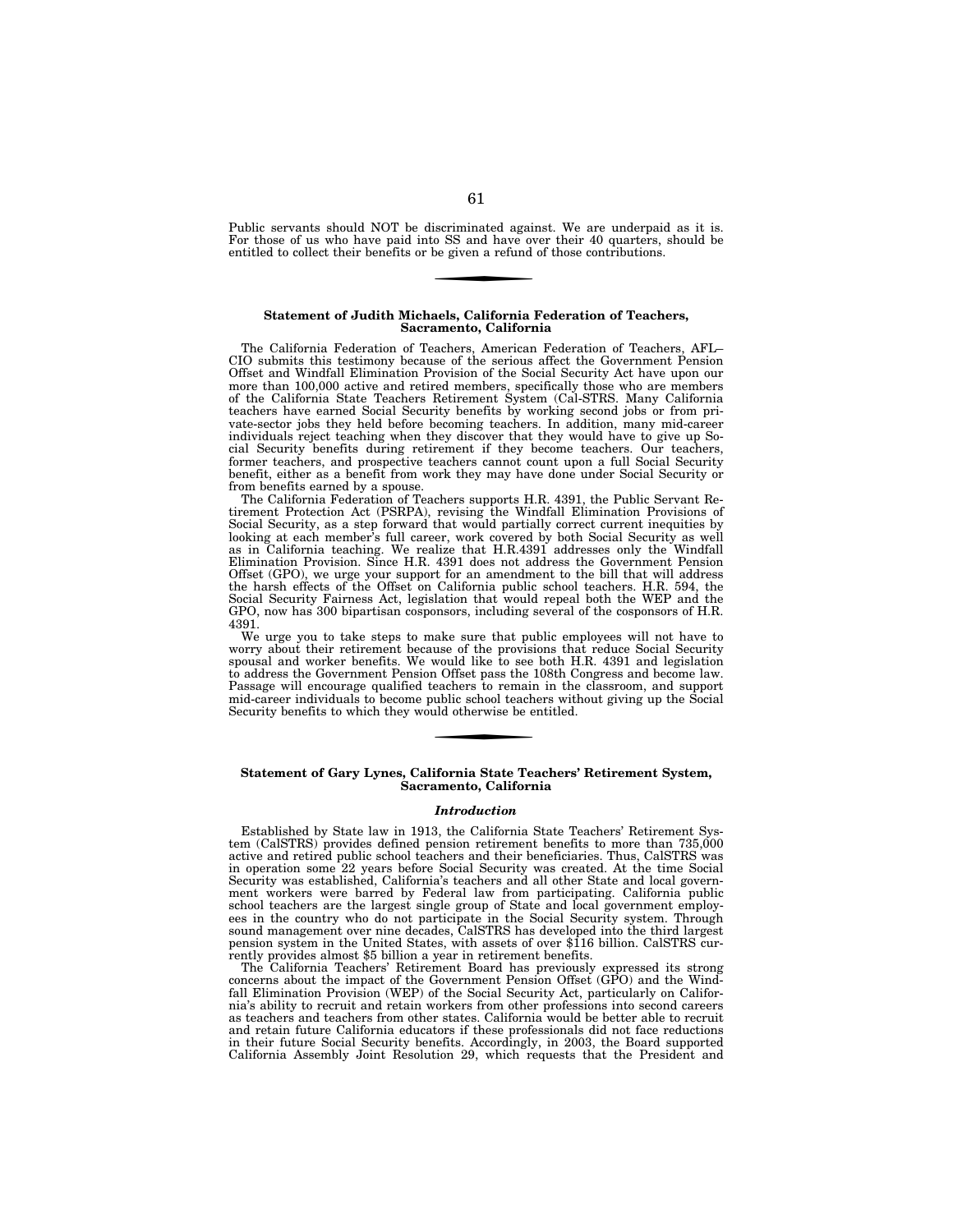Public servants should NOT be discriminated against. We are underpaid as it is. For those of us who have paid into SS and have over their 40 quarters, should be entitled to collect their benefits or be given a refund of those contributions.

---

**Statement of Judith Michaels, California Federation of Teachers, Sacramento, California**

The California Federation of Teachers, American Federation of Teachers, AFL–CIO submits this testimony because of the serious affect the Government Pension Offset and Windfall Elimination Provision of the Social Security Act have upon our more than 100,000 active and retired members, specifically those who are members of the California State Teachers Retirement System (Cal-STRS. Many California teachers have earned Social Security benefits by working second jobs or from private-sector jobs they held before becoming teachers. In addition, many mid-career individuals reject teaching when they discover that they would have to give up Social Security benefits during retirement if they become teachers. Our teachers, former teachers, and prospective teachers cannot count upon a full Social Security benefit, either as a benefit from work they may have done under Social Security or from benefits earned by a spouse.

The California Federation of Teachers supports H.R. 4391, the Public Servant Retirement Protection Act (PSRPA), revising the Windfall Elimination Provisions of Social Security, as a step forward that would partially correct current inequities by looking at each member's full career, work covered by both Social Security as well as in California teaching. We realize that H.R.4391 addresses only the Windfall Elimination Provision. Since H.R. 4391 does not address the Government Pension Offset (GPO), we urge your support for an amendment to the bill that will address the harsh effects of the Offset on California public school teachers. H.R. 594, the Social Security Fairness Act, legislation that would repeal both the WEP and the GPO, now has 300 bipartisan cosponsors, including several of the cosponsors of H.R. 4391.

We urge you to take steps to make sure that public employees will not have to worry about their retirement because of the provisions that reduce Social Security spousal and worker benefits. We would like to see both H.R. 4391 and legislation to address the Government Pension Offset pass the 108th Congress and become law. Passage will encourage qualified teachers to remain in the classroom, and support mid-career individuals to become public school teachers without giving up the Social Security benefits to which they would otherwise be entitled.

---

**Statement of Gary Lynes, California State Teachers' Retirement System, Sacramento, California**

***Introduction***

Established by State law in 1913, the California State Teachers' Retirement System (CalSTRS) provides defined pension retirement benefits to more than 735,000 active and retired public school teachers and their beneficiaries. Thus, CalSTRS was in operation some 22 years before Social Security was created. At the time Social Security was established, California's teachers and all other State and local government workers were barred by Federal law from participating. California public school teachers are the largest single group of State and local government employees in the country who do not participate in the Social Security system. Through sound management over nine decades, CalSTRS has developed into the third largest pension system in the United States, with assets of over $116 billion. CalSTRS currently provides almost $5 billion a year in retirement benefits.

The California Teachers' Retirement Board has previously expressed its strong concerns about the impact of the Government Pension Offset (GPO) and the Windfall Elimination Provision (WEP) of the Social Security Act, particularly on California's ability to recruit and retain workers from other professions into second careers as teachers and teachers from other states. California would be better able to recruit and retain future California educators if these professionals did not face reductions in their future Social Security benefits. Accordingly, in 2003, the Board supported California Assembly Joint Resolution 29, which requests that the President and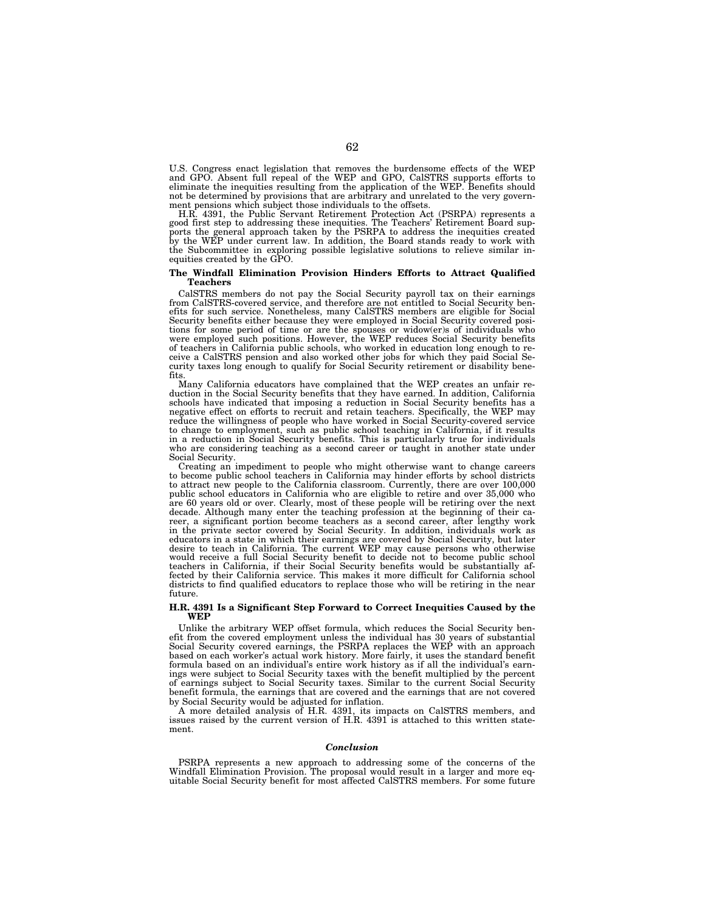U.S. Congress enact legislation that removes the burdensome effects of the WEP and GPO. Absent full repeal of the WEP and GPO, CalSTRS supports efforts to eliminate the inequities resulting from the application of the WEP. Benefits should not be determined by provisions that are arbitrary and unrelated to the very government pensions which subject those individuals to the offsets.

H.R. 4391, the Public Servant Retirement Protection Act (PSRPA) represents a good first step to addressing these inequities. The Teachers' Retirement Board supports the general approach taken by the PSRPA to address the inequities created by the WEP under current law. In addition, the Board stands ready to work with the Subcommittee in exploring possible legislative solutions to relieve similar inequities created by the GPO.

### The Windfall Elimination Provision Hinders Efforts to Attract Qualified Teachers

CalSTRS members do not pay the Social Security payroll tax on their earnings from CalSTRS-covered service, and therefore are not entitled to Social Security benefits for such service. Nonetheless, many CalSTRS members are eligible for Social Security benefits either because they were employed in Social Security covered positions for some period of time or are the spouses or widow(er)s of individuals who were employed such positions. However, the WEP reduces Social Security benefits of teachers in California public schools, who worked in education long enough to receive a CalSTRS pension and also worked other jobs for which they paid Social Security taxes long enough to qualify for Social Security retirement or disability benefits.

Many California educators have complained that the WEP creates an unfair reduction in the Social Security benefits that they have earned. In addition, California schools have indicated that imposing a reduction in Social Security benefits has a negative effect on efforts to recruit and retain teachers. Specifically, the WEP may reduce the willingness of people who have worked in Social Security-covered service to change to employment, such as public school teaching in California, if it results in a reduction in Social Security benefits. This is particularly true for individuals who are considering teaching as a second career or taught in another state under Social Security.

Creating an impediment to people who might otherwise want to change careers to become public school teachers in California may hinder efforts by school districts to attract new people to the California classroom. Currently, there are over 100,000 public school educators in California who are eligible to retire and over 35,000 who are 60 years old or over. Clearly, most of these people will be retiring over the next decade. Although many enter the teaching profession at the beginning of their career, a significant portion become teachers as a second career, after lengthy work in the private sector covered by Social Security. In addition, individuals work as educators in a state in which their earnings are covered by Social Security, but later desire to teach in California. The current WEP may cause persons who otherwise would receive a full Social Security benefit to decide not to become public school teachers in California, if their Social Security benefits would be substantially affected by their California service. This makes it more difficult for California school districts to find qualified educators to replace those who will be retiring in the near future.

### H.R. 4391 Is a Significant Step Forward to Correct Inequities Caused by the WEP

Unlike the arbitrary WEP offset formula, which reduces the Social Security benefit from the covered employment unless the individual has 30 years of substantial Social Security covered earnings, the PSRPA replaces the WEP with an approach based on each worker's actual work history. More fairly, it uses the standard benefit formula based on an individual's entire work history as if all the individual's earnings were subject to Social Security taxes with the benefit multiplied by the percent of earnings subject to Social Security taxes. Similar to the current Social Security benefit formula, the earnings that are covered and the earnings that are not covered by Social Security would be adjusted for inflation.

A more detailed analysis of H.R. 4391, its impacts on CalSTRS members, and issues raised by the current version of H.R. 4391 is attached to this written statement.

### *Conclusion*

PSRPA represents a new approach to addressing some of the concerns of the Windfall Elimination Provision. The proposal would result in a larger and more equitable Social Security benefit for most affected CalSTRS members. For some future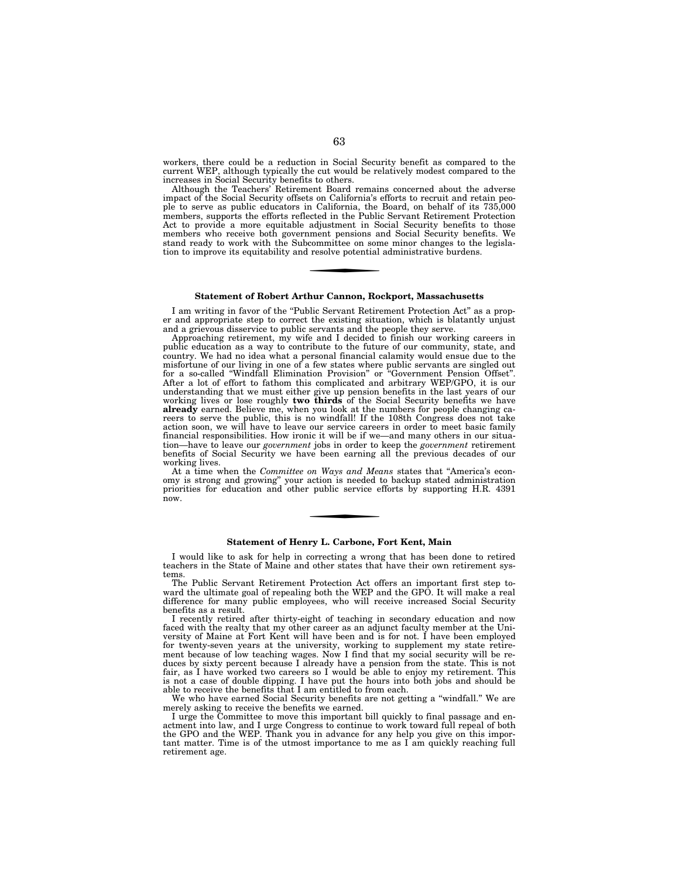workers, there could be a reduction in Social Security benefit as compared to the current WEP, although typically the cut would be relatively modest compared to the increases in Social Security benefits to others.

Although the Teachers' Retirement Board remains concerned about the adverse impact of the Social Security offsets on California's efforts to recruit and retain people to serve as public educators in California, the Board, on behalf of its 735,000 members, supports the efforts reflected in the Public Servant Retirement Protection Act to provide a more equitable adjustment in Social Security benefits to those members who receive both government pensions and Social Security benefits. We stand ready to work with the Subcommittee on some minor changes to the legislation to improve its equitability and resolve potential administrative burdens.

---

**Statement of Robert Arthur Cannon, Rockport, Massachusetts**

I am writing in favor of the "Public Servant Retirement Protection Act" as a proper and appropriate step to correct the existing situation, which is blatantly unjust and a grievous disservice to public servants and the people they serve.

Approaching retirement, my wife and I decided to finish our working careers in public education as a way to contribute to the future of our community, state, and country. We had no idea what a personal financial calamity would ensue due to the misfortune of our living in one of a few states where public servants are singled out for a so-called "Windfall Elimination Provision" or "Government Pension Offset". After a lot of effort to fathom this complicated and arbitrary WEP/GPO, it is our understanding that we must either give up pension benefits in the last years of our working lives or lose roughly **two thirds** of the Social Security benefits we have **already** earned. Believe me, when you look at the numbers for people changing careers to serve the public, this is no windfall! If the 108th Congress does not take action soon, we will have to leave our service careers in order to meet basic family financial responsibilities. How ironic it will be if we—and many others in our situation—have to leave our *government* jobs in order to keep the *government* retirement benefits of Social Security we have been earning all the previous decades of our working lives.

At a time when the *Committee on Ways and Means* states that "America's economy is strong and growing" your action is needed to backup stated administration priorities for education and other public service efforts by supporting H.R. 4391 now.

---

**Statement of Henry L. Carbone, Fort Kent, Main**

I would like to ask for help in correcting a wrong that has been done to retired teachers in the State of Maine and other states that have their own retirement systems.

The Public Servant Retirement Protection Act offers an important first step toward the ultimate goal of repealing both the WEP and the GPO. It will make a real difference for many public employees, who will receive increased Social Security benefits as a result.

I recently retired after thirty-eight of teaching in secondary education and now faced with the realty that my other career as an adjunct faculty member at the University of Maine at Fort Kent will have been and is for not. I have been employed for twenty-seven years at the university, working to supplement my state retirement because of low teaching wages. Now I find that my social security will be reduces by sixty percent because I already have a pension from the state. This is not fair, as I have worked two careers so I would be able to enjoy my retirement. This is not a case of double dipping. I have put the hours into both jobs and should be able to receive the benefits that I am entitled to from each.

We who have earned Social Security benefits are not getting a "windfall." We are merely asking to receive the benefits we earned.

I urge the Committee to move this important bill quickly to final passage and enactment into law, and I urge Congress to continue to work toward full repeal of both the GPO and the WEP. Thank you in advance for any help you give on this important matter. Time is of the utmost importance to me as I am quickly reaching full retirement age.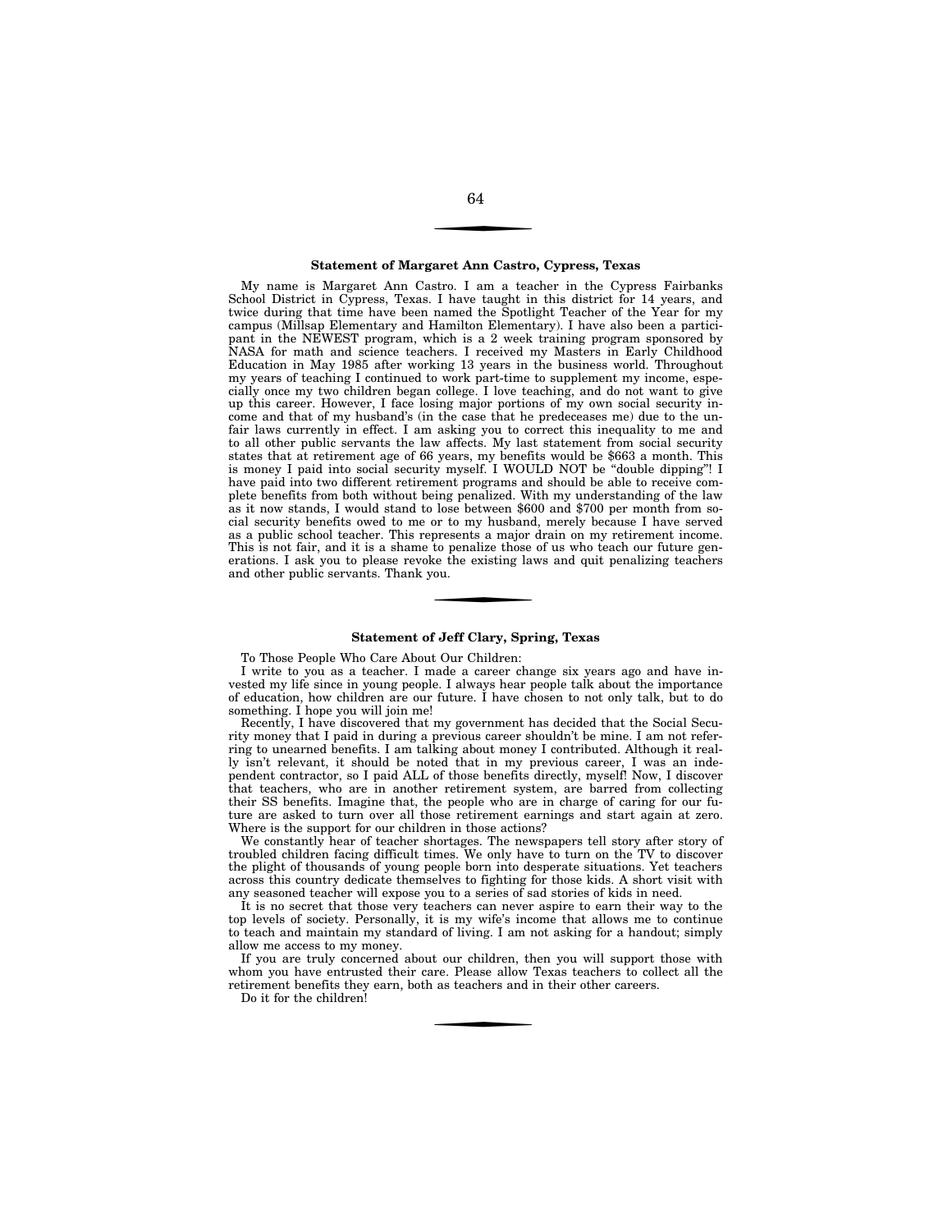### Statement of Margaret Ann Castro, Cypress, Texas

My name is Margaret Ann Castro. I am a teacher in the Cypress Fairbanks School District in Cypress, Texas. I have taught in this district for 14 years, and twice during that time have been named the Spotlight Teacher of the Year for my campus (Millsap Elementary and Hamilton Elementary). I have also been a participant in the NEWEST program, which is a 2 week training program sponsored by NASA for math and science teachers. I received my Masters in Early Childhood Education in May 1985 after working 13 years in the business world. Throughout my years of teaching I continued to work part-time to supplement my income, especially once my two children began college. I love teaching, and do not want to give up this career. However, I face losing major portions of my own social security income and that of my husband's (in the case that he predeceases me) due to the unfair laws currently in effect. I am asking you to correct this inequality to me and to all other public servants the law affects. My last statement from social security states that at retirement age of 66 years, my benefits would be $663 a month. This is money I paid into social security myself. I WOULD NOT be "double dipping"! I have paid into two different retirement programs and should be able to receive complete benefits from both without being penalized. With my understanding of the law as it now stands, I would stand to lose between $600 and $700 per month from social security benefits owed to me or to my husband, merely because I have served as a public school teacher. This represents a major drain on my retirement income. This is not fair, and it is a shame to penalize those of us who teach our future generations. I ask you to please revoke the existing laws and quit penalizing teachers and other public servants. Thank you.

### Statement of Jeff Clary, Spring, Texas

To Those People Who Care About Our Children:

I write to you as a teacher. I made a career change six years ago and have invested my life since in young people. I always hear people talk about the importance of education, how children are our future. I have chosen to not only talk, but to do something. I hope you will join me!

Recently, I have discovered that my government has decided that the Social Security money that I paid in during a previous career shouldn't be mine. I am not referring to unearned benefits. I am talking about money I contributed. Although it really isn't relevant, it should be noted that in my previous career, I was an independent contractor, so I paid ALL of those benefits directly, myself! Now, I discover that teachers, who are in another retirement system, are barred from collecting their SS benefits. Imagine that, the people who are in charge of caring for our future are asked to turn over all those retirement earnings and start again at zero. Where is the support for our children in those actions?

We constantly hear of teacher shortages. The newspapers tell story after story of troubled children facing difficult times. We only have to turn on the TV to discover the plight of thousands of young people born into desperate situations. Yet teachers across this country dedicate themselves to fighting for those kids. A short visit with any seasoned teacher will expose you to a series of sad stories of kids in need.

It is no secret that those very teachers can never aspire to earn their way to the top levels of society. Personally, it is my wife's income that allows me to continue to teach and maintain my standard of living. I am not asking for a handout; simply allow me access to my money.

If you are truly concerned about our children, then you will support those with whom you have entrusted their care. Please allow Texas teachers to collect all the retirement benefits they earn, both as teachers and in their other careers.

Do it for the children!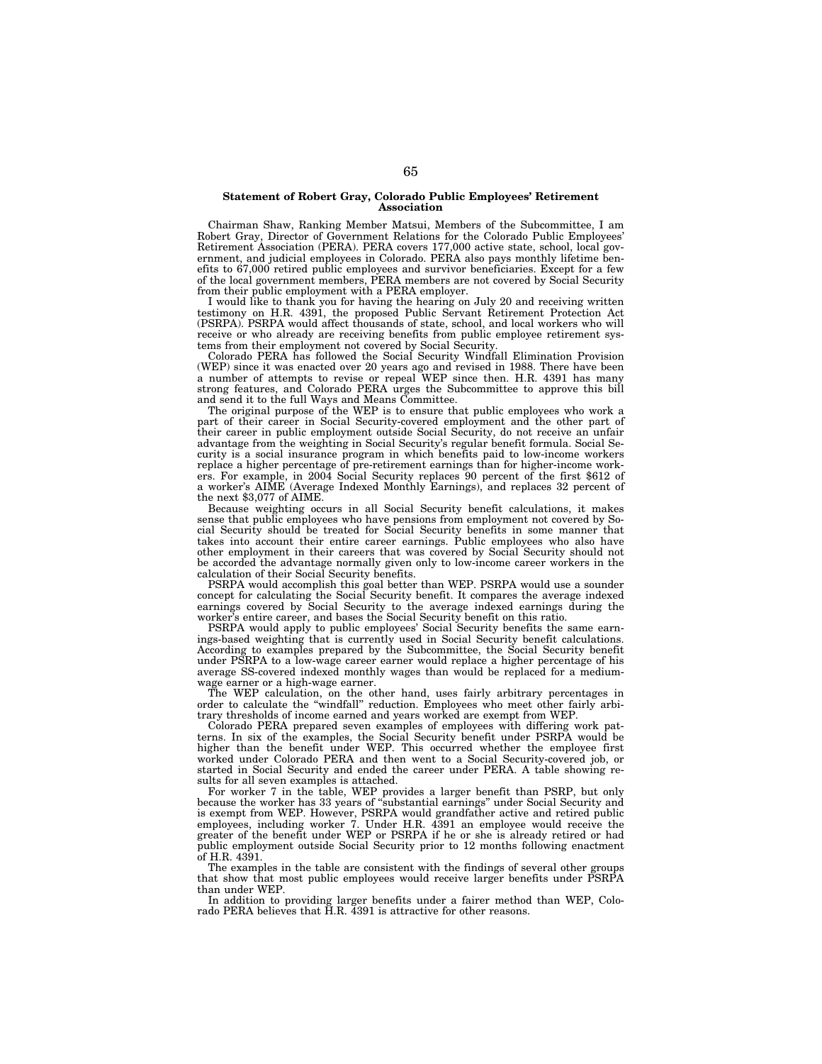## Statement of Robert Gray, Colorado Public Employees' Retirement Association

Chairman Shaw, Ranking Member Matsui, Members of the Subcommittee, I am Robert Gray, Director of Government Relations for the Colorado Public Employees' Retirement Association (PERA). PERA covers 177,000 active state, school, local government, and judicial employees in Colorado. PERA also pays monthly lifetime benefits to 67,000 retired public employees and survivor beneficiaries. Except for a few of the local government members, PERA members are not covered by Social Security from their public employment with a PERA employer.

I would like to thank you for having the hearing on July 20 and receiving written testimony on H.R. 4391, the proposed Public Servant Retirement Protection Act (PSRPA). PSRPA would affect thousands of state, school, and local workers who will receive or who already are receiving benefits from public employee retirement systems from their employment not covered by Social Security.

Colorado PERA has followed the Social Security Windfall Elimination Provision (WEP) since it was enacted over 20 years ago and revised in 1988. There have been a number of attempts to revise or repeal WEP since then. H.R. 4391 has many strong features, and Colorado PERA urges the Subcommittee to approve this bill and send it to the full Ways and Means Committee.

The original purpose of the WEP is to ensure that public employees who work a part of their career in Social Security-covered employment and the other part of their career in public employment outside Social Security, do not receive an unfair advantage from the weighting in Social Security's regular benefit formula. Social Security is a social insurance program in which benefits paid to low-income workers replace a higher percentage of pre-retirement earnings than for higher-income workers. For example, in 2004 Social Security replaces 90 percent of the first $612 of a worker's AIME (Average Indexed Monthly Earnings), and replaces 32 percent of the next $3,077 of AIME.

Because weighting occurs in all Social Security benefit calculations, it makes sense that public employees who have pensions from employment not covered by Social Security should be treated for Social Security benefits in some manner that takes into account their entire career earnings. Public employees who also have other employment in their careers that was covered by Social Security should not be accorded the advantage normally given only to low-income career workers in the calculation of their Social Security benefits.

PSRPA would accomplish this goal better than WEP. PSRPA would use a sounder concept for calculating the Social Security benefit. It compares the average indexed earnings covered by Social Security to the average indexed earnings during the worker's entire career, and bases the Social Security benefit on this ratio.

PSRPA would apply to public employees' Social Security benefits the same earnings-based weighting that is currently used in Social Security benefit calculations. According to examples prepared by the Subcommittee, the Social Security benefit under PSRPA to a low-wage career earner would replace a higher percentage of his average SS-covered indexed monthly wages than would be replaced for a medium-wage earner or a high-wage earner.

The WEP calculation, on the other hand, uses fairly arbitrary percentages in order to calculate the "windfall" reduction. Employees who meet other fairly arbitrary thresholds of income earned and years worked are exempt from WEP.

Colorado PERA prepared seven examples of employees with differing work patterns. In six of the examples, the Social Security benefit under PSRPA would be higher than the benefit under WEP. This occurred whether the employee first worked under Colorado PERA and then went to a Social Security-covered job, or started in Social Security and ended the career under PERA. A table showing results for all seven examples is attached.

For worker 7 in the table, WEP provides a larger benefit than PSRP, but only because the worker has 33 years of "substantial earnings" under Social Security and is exempt from WEP. However, PSRPA would grandfather active and retired public employees, including worker 7. Under H.R. 4391 an employee would receive the greater of the benefit under WEP or PSRPA if he or she is already retired or had public employment outside Social Security prior to 12 months following enactment of H.R. 4391.

The examples in the table are consistent with the findings of several other groups that show that most public employees would receive larger benefits under PSRPA than under WEP.

In addition to providing larger benefits under a fairer method than WEP, Colorado PERA believes that H.R. 4391 is attractive for other reasons.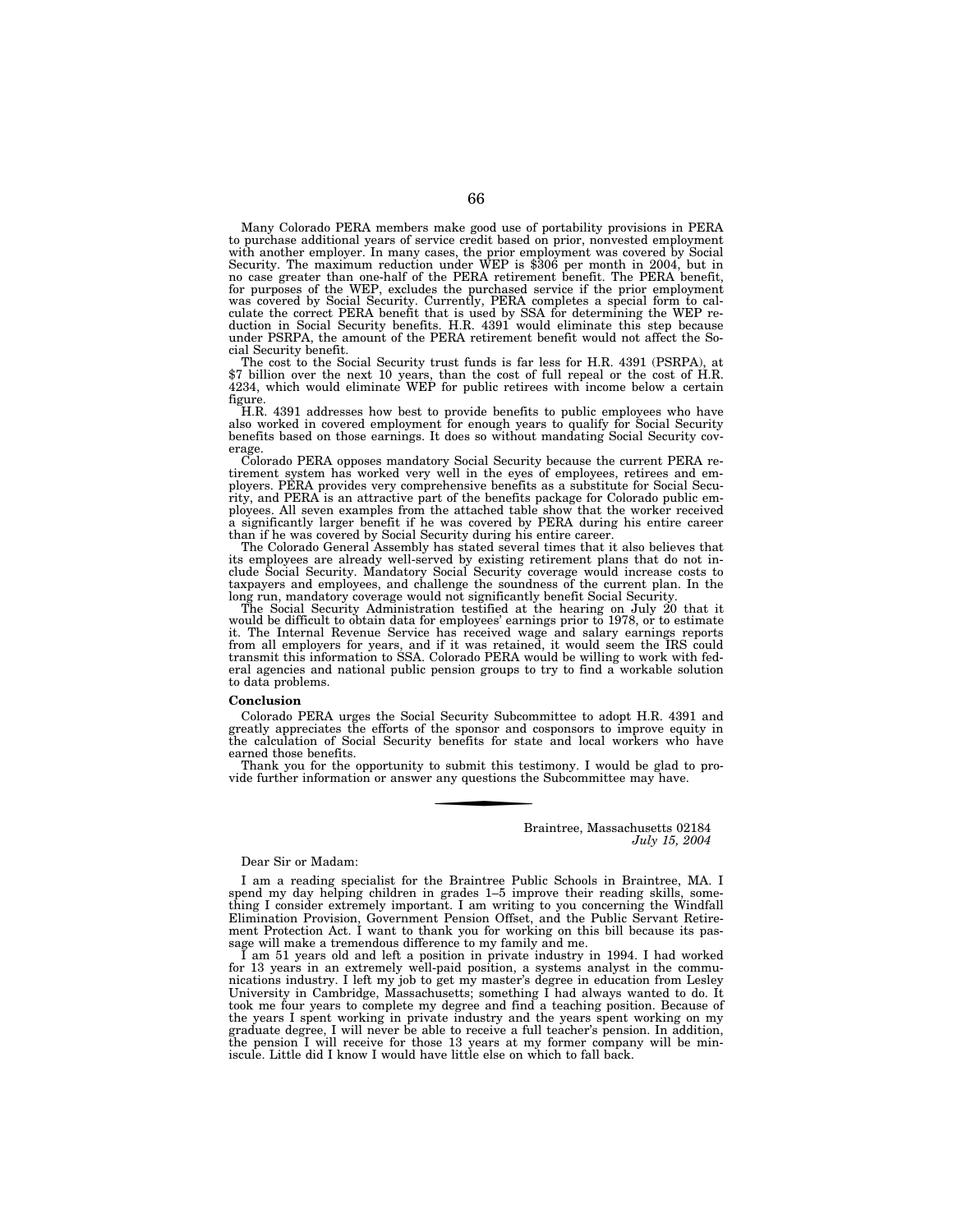Many Colorado PERA members make good use of portability provisions in PERA to purchase additional years of service credit based on prior, nonvested employment with another employer. In many cases, the prior employment was covered by Social Security. The maximum reduction under WEP is $306 per month in 2004, but in no case greater than one-half of the PERA retirement benefit. The PERA benefit, for purposes of the WEP, excludes the purchased service if the prior employment was covered by Social Security. Currently, PERA completes a special form to calculate the correct PERA benefit that is used by SSA for determining the WEP reduction in Social Security benefits. H.R. 4391 would eliminate this step because under PSRPA, the amount of the PERA retirement benefit would not affect the Social Security benefit.

The cost to the Social Security trust funds is far less for H.R. 4391 (PSRPA), at $7 billion over the next 10 years, than the cost of full repeal or the cost of H.R. 4234, which would eliminate WEP for public retirees with income below a certain figure.

H.R. 4391 addresses how best to provide benefits to public employees who have also worked in covered employment for enough years to qualify for Social Security benefits based on those earnings. It does so without mandating Social Security coverage.

Colorado PERA opposes mandatory Social Security because the current PERA retirement system has worked very well in the eyes of employees, retirees and employers. PERA provides very comprehensive benefits as a substitute for Social Security, and PERA is an attractive part of the benefits package for Colorado public employees. All seven examples from the attached table show that the worker received a significantly larger benefit if he was covered by PERA during his entire career than if he was covered by Social Security during his entire career.

The Colorado General Assembly has stated several times that it also believes that its employees are already well-served by existing retirement plans that do not include Social Security. Mandatory Social Security coverage would increase costs to taxpayers and employees, and challenge the soundness of the current plan. In the long run, mandatory coverage would not significantly benefit Social Security.

The Social Security Administration testified at the hearing on July 20 that it would be difficult to obtain data for employees' earnings prior to 1978, or to estimate it. The Internal Revenue Service has received wage and salary earnings reports from all employers for years, and if it was retained, it would seem the IRS could transmit this information to SSA. Colorado PERA would be willing to work with federal agencies and national public pension groups to try to find a workable solution to data problems.

**Conclusion**

Colorado PERA urges the Social Security Subcommittee to adopt H.R. 4391 and greatly appreciates the efforts of the sponsor and cosponsors to improve equity in the calculation of Social Security benefits for state and local workers who have earned those benefits.

Thank you for the opportunity to submit this testimony. I would be glad to provide further information or answer any questions the Subcommittee may have.

---

Braintree, Massachusetts 02184
*July 15, 2004*

Dear Sir or Madam:

I am a reading specialist for the Braintree Public Schools in Braintree, MA. I spend my day helping children in grades 1–5 improve their reading skills, something I consider extremely important. I am writing to you concerning the Windfall Elimination Provision, Government Pension Offset, and the Public Servant Retirement Protection Act. I want to thank you for working on this bill because its passage will make a tremendous difference to my family and me.

I am 51 years old and left a position in private industry in 1994. I had worked for 13 years in an extremely well-paid position, a systems analyst in the communications industry. I left my job to get my master's degree in education from Lesley University in Cambridge, Massachusetts; something I had always wanted to do. It took me four years to complete my degree and find a teaching position. Because of the years I spent working in private industry and the years spent working on my graduate degree, I will never be able to receive a full teacher's pension. In addition, the pension I will receive for those 13 years at my former company will be miniscule. Little did I know I would have little else on which to fall back.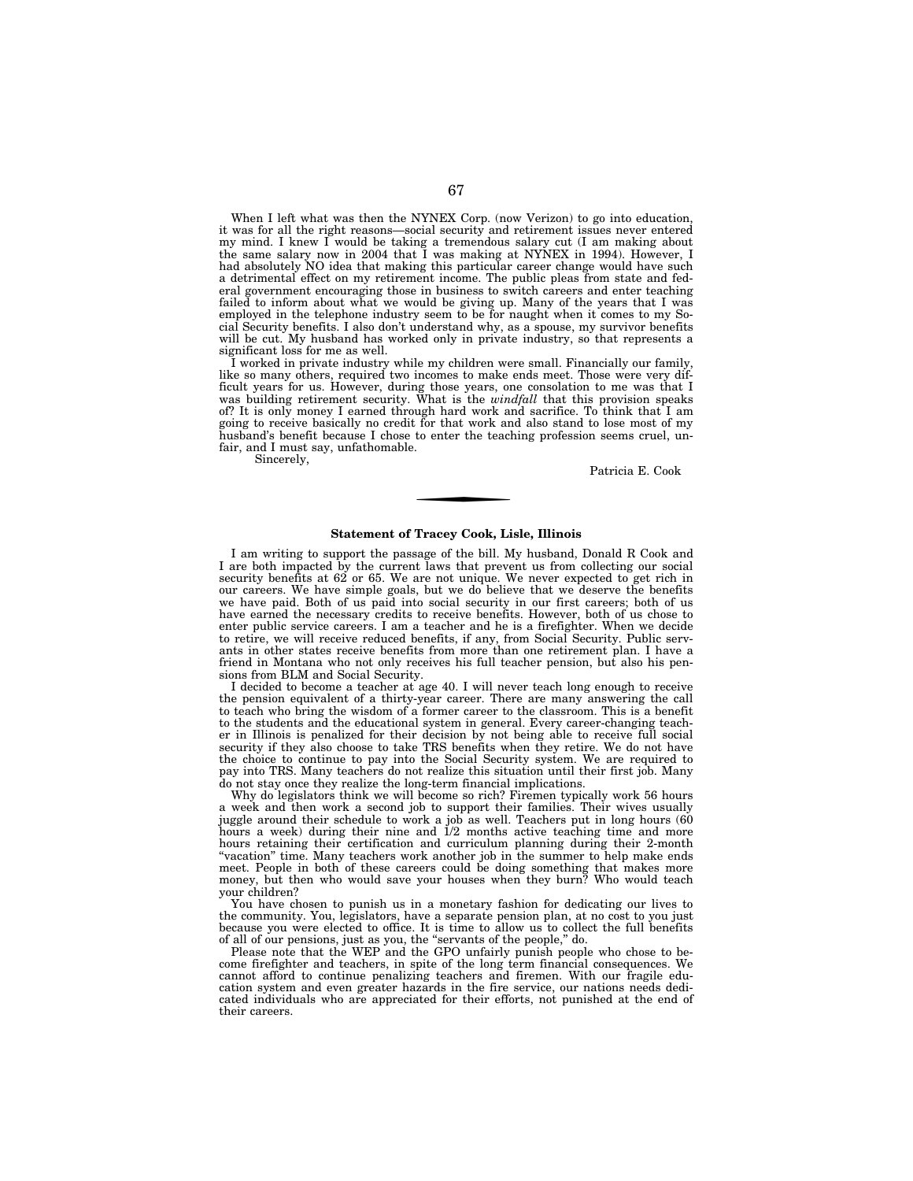When I left what was then the NYNEX Corp. (now Verizon) to go into education, it was for all the right reasons—social security and retirement issues never entered my mind. I knew I would be taking a tremendous salary cut (I am making about the same salary now in 2004 that I was making at NYNEX in 1994). However, I had absolutely NO idea that making this particular career change would have such a detrimental effect on my retirement income. The public pleas from state and federal government encouraging those in business to switch careers and enter teaching failed to inform about what we would be giving up. Many of the years that I was employed in the telephone industry seem to be for naught when it comes to my Social Security benefits. I also don't understand why, as a spouse, my survivor benefits will be cut. My husband has worked only in private industry, so that represents a significant loss for me as well.

I worked in private industry while my children were small. Financially our family, like so many others, required two incomes to make ends meet. Those were very difficult years for us. However, during those years, one consolation to me was that I was building retirement security. What is the *windfall* that this provision speaks of? It is only money I earned through hard work and sacrifice. To think that I am going to receive basically no credit for that work and also stand to lose most of my husband's benefit because I chose to enter the teaching profession seems cruel, unfair, and I must say, unfathomable.

Sincerely,

Patricia E. Cook

---

**Statement of Tracey Cook, Lisle, Illinois**

I am writing to support the passage of the bill. My husband, Donald R Cook and I are both impacted by the current laws that prevent us from collecting our social security benefits at 62 or 65. We are not unique. We never expected to get rich in our careers. We have simple goals, but we do believe that we deserve the benefits we have paid. Both of us paid into social security in our first careers; both of us have earned the necessary credits to receive benefits. However, both of us chose to enter public service careers. I am a teacher and he is a firefighter. When we decide to retire, we will receive reduced benefits, if any, from Social Security. Public servants in other states receive benefits from more than one retirement plan. I have a friend in Montana who not only receives his full teacher pension, but also his pensions from BLM and Social Security.

I decided to become a teacher at age 40. I will never teach long enough to receive the pension equivalent of a thirty-year career. There are many answering the call to teach who bring the wisdom of a former career to the classroom. This is a benefit to the students and the educational system in general. Every career-changing teacher in Illinois is penalized for their decision by not being able to receive full social security if they also choose to take TRS benefits when they retire. We do not have the choice to continue to pay into the Social Security system. We are required to pay into TRS. Many teachers do not realize this situation until their first job. Many do not stay once they realize the long-term financial implications.

Why do legislators think we will become so rich? Firemen typically work 56 hours a week and then work a second job to support their families. Their wives usually juggle around their schedule to work a job as well. Teachers put in long hours (60 hours a week) during their nine and 1/2 months active teaching time and more hours retaining their certification and curriculum planning during their 2-month "vacation" time. Many teachers work another job in the summer to help make ends meet. People in both of these careers could be doing something that makes more money, but then who would save your houses when they burn? Who would teach your children?

You have chosen to punish us in a monetary fashion for dedicating our lives to the community. You, legislators, have a separate pension plan, at no cost to you just because you were elected to office. It is time to allow us to collect the full benefits of all of our pensions, just as you, the "servants of the people," do.

Please note that the WEP and the GPO unfairly punish people who chose to become firefighter and teachers, in spite of the long term financial consequences. We cannot afford to continue penalizing teachers and firemen. With our fragile education system and even greater hazards in the fire service, our nations needs dedicated individuals who are appreciated for their efforts, not punished at the end of their careers.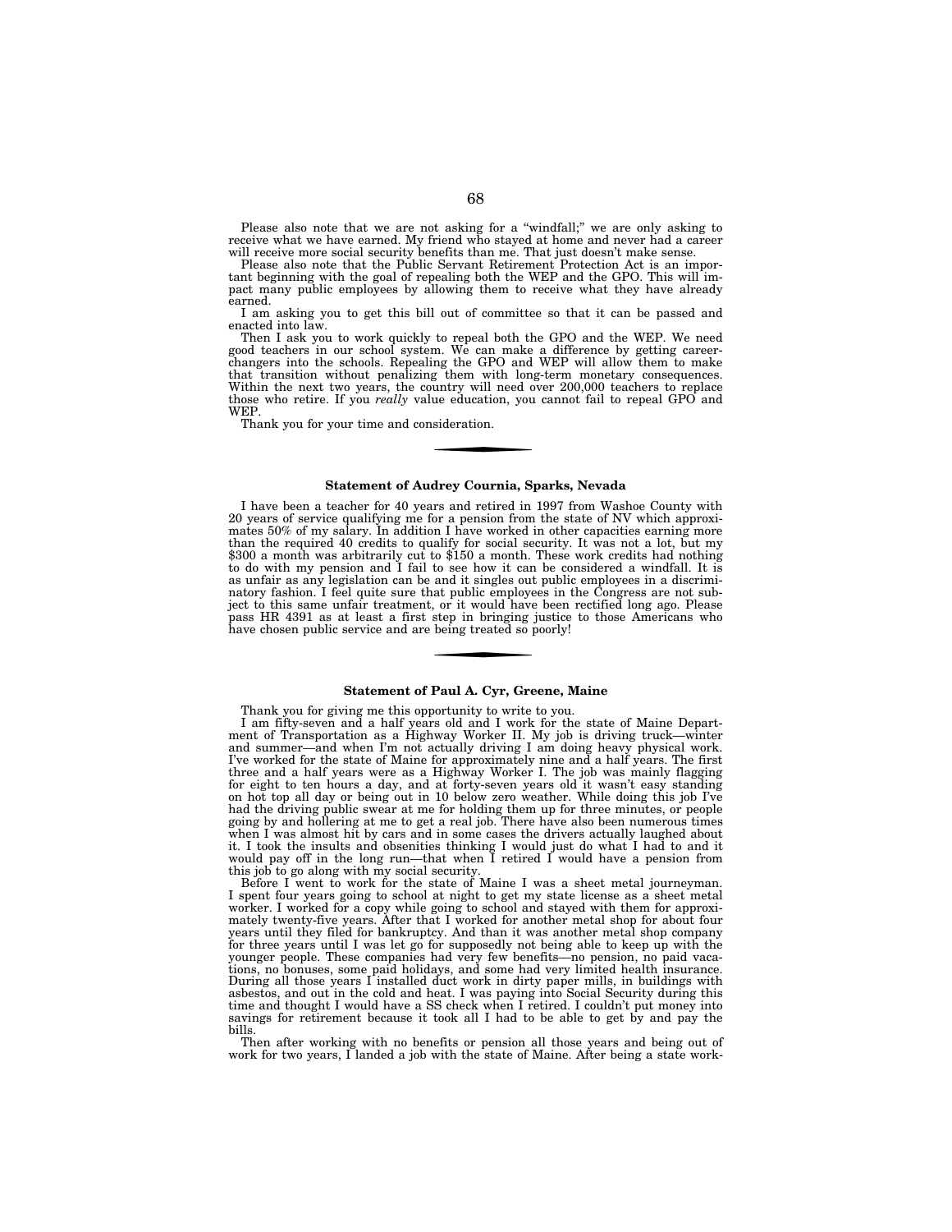Please also note that we are not asking for a "windfall;" we are only asking to receive what we have earned. My friend who stayed at home and never had a career will receive more social security benefits than me. That just doesn't make sense.

Please also note that the Public Servant Retirement Protection Act is an important beginning with the goal of repealing both the WEP and the GPO. This will impact many public employees by allowing them to receive what they have already earned.

I am asking you to get this bill out of committee so that it can be passed and enacted into law.

Then I ask you to work quickly to repeal both the GPO and the WEP. We need good teachers in our school system. We can make a difference by getting career-changers into the schools. Repealing the GPO and WEP will allow them to make that transition without penalizing them with long-term monetary consequences. Within the next two years, the country will need over 200,000 teachers to replace those who retire. If you *really* value education, you cannot fail to repeal GPO and WEP.

Thank you for your time and consideration.

---

### Statement of Audrey Cournia, Sparks, Nevada

I have been a teacher for 40 years and retired in 1997 from Washoe County with 20 years of service qualifying me for a pension from the state of NV which approximates 50% of my salary. In addition I have worked in other capacities earning more than the required 40 credits to qualify for social security. It was not a lot, but my $300 a month was arbitrarily cut to $150 a month. These work credits had nothing to do with my pension and I fail to see how it can be considered a windfall. It is as unfair as any legislation can be and it singles out public employees in a discriminatory fashion. I feel quite sure that public employees in the Congress are not subject to this same unfair treatment, or it would have been rectified long ago. Please pass HR 4391 as at least a first step in bringing justice to those Americans who have chosen public service and are being treated so poorly!

---

### Statement of Paul A. Cyr, Greene, Maine

Thank you for giving me this opportunity to write to you.

I am fifty-seven and a half years old and I work for the state of Maine Department of Transportation as a Highway Worker II. My job is driving truck—winter and summer—and when I'm not actually driving I am doing heavy physical work. I've worked for the state of Maine for approximately nine and a half years. The first three and a half years were as a Highway Worker I. The job was mainly flagging for eight to ten hours a day, and at forty-seven years old it wasn't easy standing on hot top all day or being out in 10 below zero weather. While doing this job I've had the driving public swear at me for holding them up for three minutes, or people going by and hollering at me to get a real job. There have also been numerous times when I was almost hit by cars and in some cases the drivers actually laughed about it. I took the insults and obsenities thinking I would just do what I had to and it would pay off in the long run—that when I retired I would have a pension from this job to go along with my social security.

Before I went to work for the state of Maine I was a sheet metal journeyman. I spent four years going to school at night to get my state license as a sheet metal worker. I worked for a copy while going to school and stayed with them for approximately twenty-five years. After that I worked for another metal shop for about four years until they filed for bankruptcy. And than it was another metal shop company for three years until I was let go for supposedly not being able to keep up with the younger people. These companies had very few benefits—no pension, no paid vacations, no bonuses, some paid holidays, and some had very limited health insurance. During all those years I installed duct work in dirty paper mills, in buildings with asbestos, and out in the cold and heat. I was paying into Social Security during this time and thought I would have a SS check when I retired. I couldn't put money into savings for retirement because it took all I had to be able to get by and pay the bills.

Then after working with no benefits or pension all those years and being out of work for two years, I landed a job with the state of Maine. After being a state work-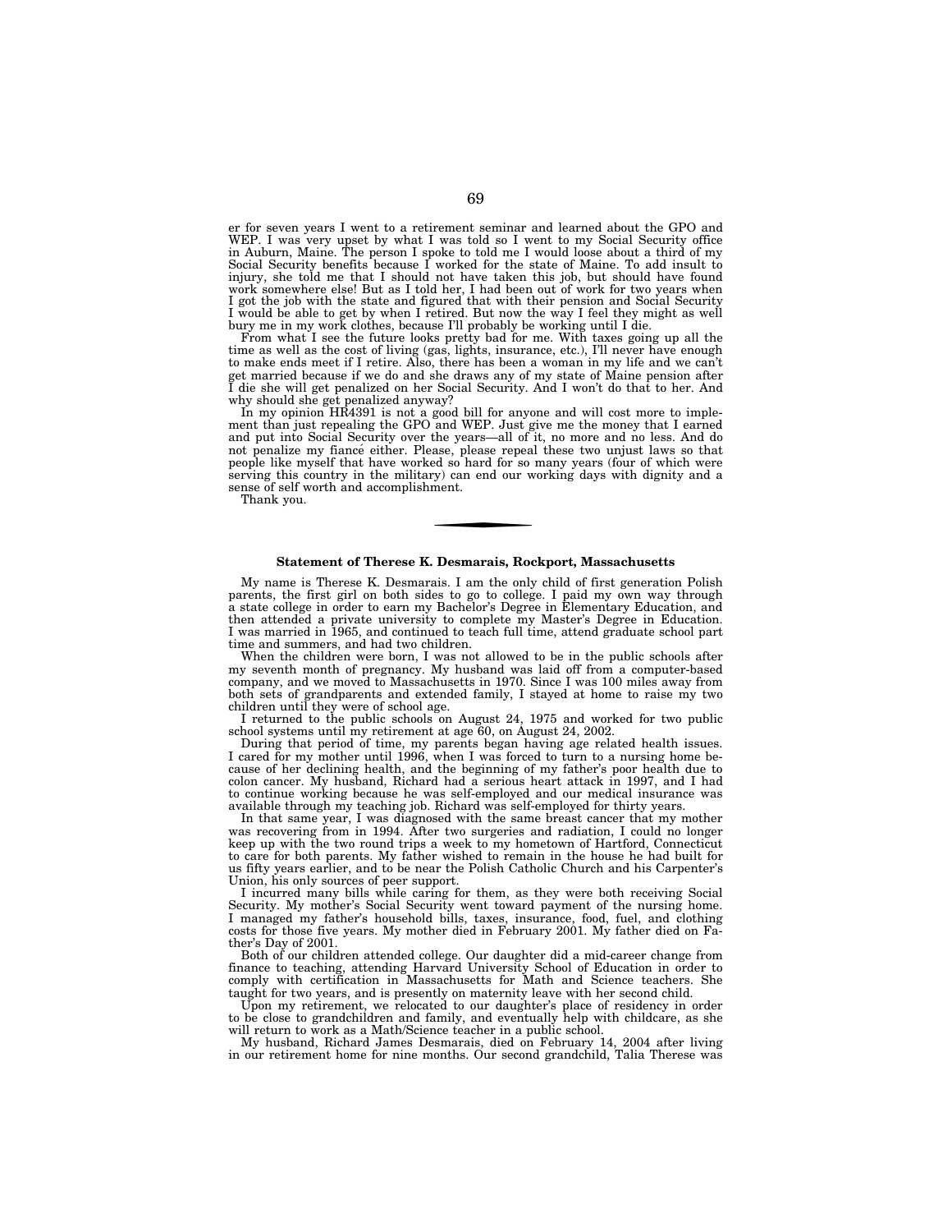er for seven years I went to a retirement seminar and learned about the GPO and WEP. I was very upset by what I was told so I went to my Social Security office in Auburn, Maine. The person I spoke to told me I would loose about a third of my Social Security benefits because I worked for the state of Maine. To add insult to injury, she told me that I should not have taken this job, but should have found work somewhere else! But as I told her, I had been out of work for two years when I got the job with the state and figured that with their pension and Social Security I would be able to get by when I retired. But now the way I feel they might as well bury me in my work clothes, because I'll probably be working until I die.

From what I see the future looks pretty bad for me. With taxes going up all the time as well as the cost of living (gas, lights, insurance, etc.), I'll never have enough to make ends meet if I retire. Also, there has been a woman in my life and we can't get married because if we do and she draws any of my state of Maine pension after I die she will get penalized on her Social Security. And I won't do that to her. And why should she get penalized anyway?

In my opinion HR4391 is not a good bill for anyone and will cost more to implement than just repealing the GPO and WEP. Just give me the money that I earned and put into Social Security over the years—all of it, no more and no less. And do not penalize my fiancé either. Please, please repeal these two unjust laws so that people like myself that have worked so hard for so many years (four of which were serving this country in the military) can end our working days with dignity and a sense of self worth and accomplishment.

Thank you.

---

**Statement of Therese K. Desmarais, Rockport, Massachusetts**

My name is Therese K. Desmarais. I am the only child of first generation Polish parents, the first girl on both sides to go to college. I paid my own way through a state college in order to earn my Bachelor's Degree in Elementary Education, and then attended a private university to complete my Master's Degree in Education. I was married in 1965, and continued to teach full time, attend graduate school part time and summers, and had two children.

When the children were born, I was not allowed to be in the public schools after my seventh month of pregnancy. My husband was laid off from a computer-based company, and we moved to Massachusetts in 1970. Since I was 100 miles away from both sets of grandparents and extended family, I stayed at home to raise my two children until they were of school age.

I returned to the public schools on August 24, 1975 and worked for two public school systems until my retirement at age 60, on August 24, 2002.

During that period of time, my parents began having age related health issues. I cared for my mother until 1996, when I was forced to turn to a nursing home because of her declining health, and the beginning of my father's poor health due to colon cancer. My husband, Richard had a serious heart attack in 1997, and I had to continue working because he was self-employed and our medical insurance was available through my teaching job. Richard was self-employed for thirty years.

In that same year, I was diagnosed with the same breast cancer that my mother was recovering from in 1994. After two surgeries and radiation, I could no longer keep up with the two round trips a week to my hometown of Hartford, Connecticut to care for both parents. My father wished to remain in the house he had built for us fifty years earlier, and to be near the Polish Catholic Church and his Carpenter's Union, his only sources of peer support.

I incurred many bills while caring for them, as they were both receiving Social Security. My mother's Social Security went toward payment of the nursing home. I managed my father's household bills, taxes, insurance, food, fuel, and clothing costs for those five years. My mother died in February 2001. My father died on Father's Day of 2001.

Both of our children attended college. Our daughter did a mid-career change from finance to teaching, attending Harvard University School of Education in order to comply with certification in Massachusetts for Math and Science teachers. She taught for two years, and is presently on maternity leave with her second child.

Upon my retirement, we relocated to our daughter's place of residency in order to be close to grandchildren and family, and eventually help with childcare, as she will return to work as a Math/Science teacher in a public school.

My husband, Richard James Desmarais, died on February 14, 2004 after living in our retirement home for nine months. Our second grandchild, Talia Therese was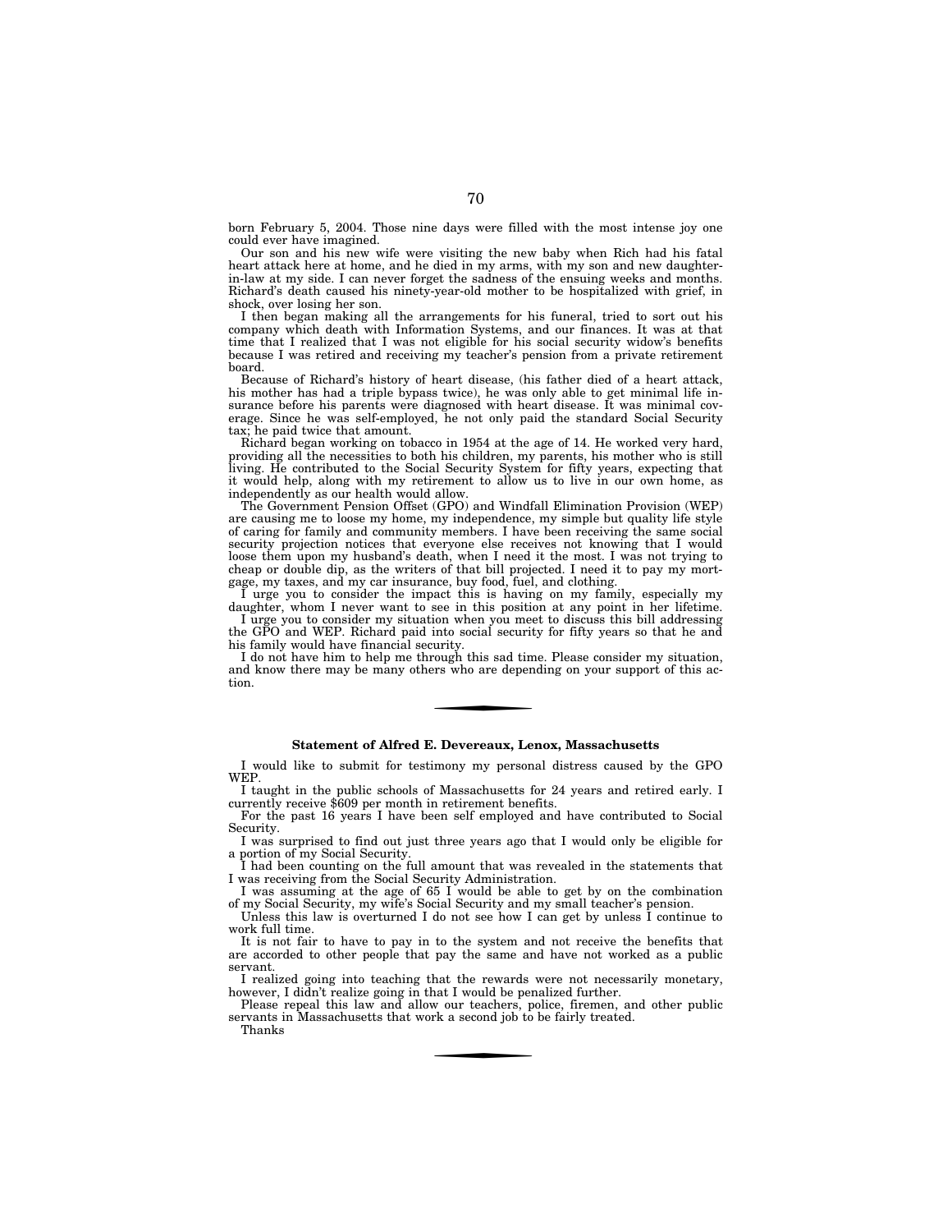born February 5, 2004. Those nine days were filled with the most intense joy one could ever have imagined.

Our son and his new wife were visiting the new baby when Rich had his fatal heart attack here at home, and he died in my arms, with my son and new daughter-in-law at my side. I can never forget the sadness of the ensuing weeks and months. Richard's death caused his ninety-year-old mother to be hospitalized with grief, in shock, over losing her son.

I then began making all the arrangements for his funeral, tried to sort out his company which death with Information Systems, and our finances. It was at that time that I realized that I was not eligible for his social security widow's benefits because I was retired and receiving my teacher's pension from a private retirement board.

Because of Richard's history of heart disease, (his father died of a heart attack, his mother has had a triple bypass twice), he was only able to get minimal life insurance before his parents were diagnosed with heart disease. It was minimal coverage. Since he was self-employed, he not only paid the standard Social Security tax; he paid twice that amount.

Richard began working on tobacco in 1954 at the age of 14. He worked very hard, providing all the necessities to both his children, my parents, his mother who is still living. He contributed to the Social Security System for fifty years, expecting that it would help, along with my retirement to allow us to live in our own home, as independently as our health would allow.

The Government Pension Offset (GPO) and Windfall Elimination Provision (WEP) are causing me to loose my home, my independence, my simple but quality life style of caring for family and community members. I have been receiving the same social security projection notices that everyone else receives not knowing that I would loose them upon my husband's death, when I need it the most. I was not trying to cheap or double dip, as the writers of that bill projected. I need it to pay my mortgage, my taxes, and my car insurance, buy food, fuel, and clothing.

I urge you to consider the impact this is having on my family, especially my daughter, whom I never want to see in this position at any point in her lifetime.

I urge you to consider my situation when you meet to discuss this bill addressing the GPO and WEP. Richard paid into social security for fifty years so that he and his family would have financial security.

I do not have him to help me through this sad time. Please consider my situation, and know there may be many others who are depending on your support of this action.

---

**Statement of Alfred E. Devereaux, Lenox, Massachusetts**

I would like to submit for testimony my personal distress caused by the GPO WEP.

I taught in the public schools of Massachusetts for 24 years and retired early. I currently receive $609 per month in retirement benefits.

For the past 16 years I have been self employed and have contributed to Social Security.

I was surprised to find out just three years ago that I would only be eligible for a portion of my Social Security.

I had been counting on the full amount that was revealed in the statements that I was receiving from the Social Security Administration.

I was assuming at the age of 65 I would be able to get by on the combination of my Social Security, my wife's Social Security and my small teacher's pension.

Unless this law is overturned I do not see how I can get by unless I continue to work full time.

It is not fair to have to pay in to the system and not receive the benefits that are accorded to other people that pay the same and have not worked as a public servant.

I realized going into teaching that the rewards were not necessarily monetary, however, I didn't realize going in that I would be penalized further.

Please repeal this law and allow our teachers, police, firemen, and other public servants in Massachusetts that work a second job to be fairly treated.

Thanks

---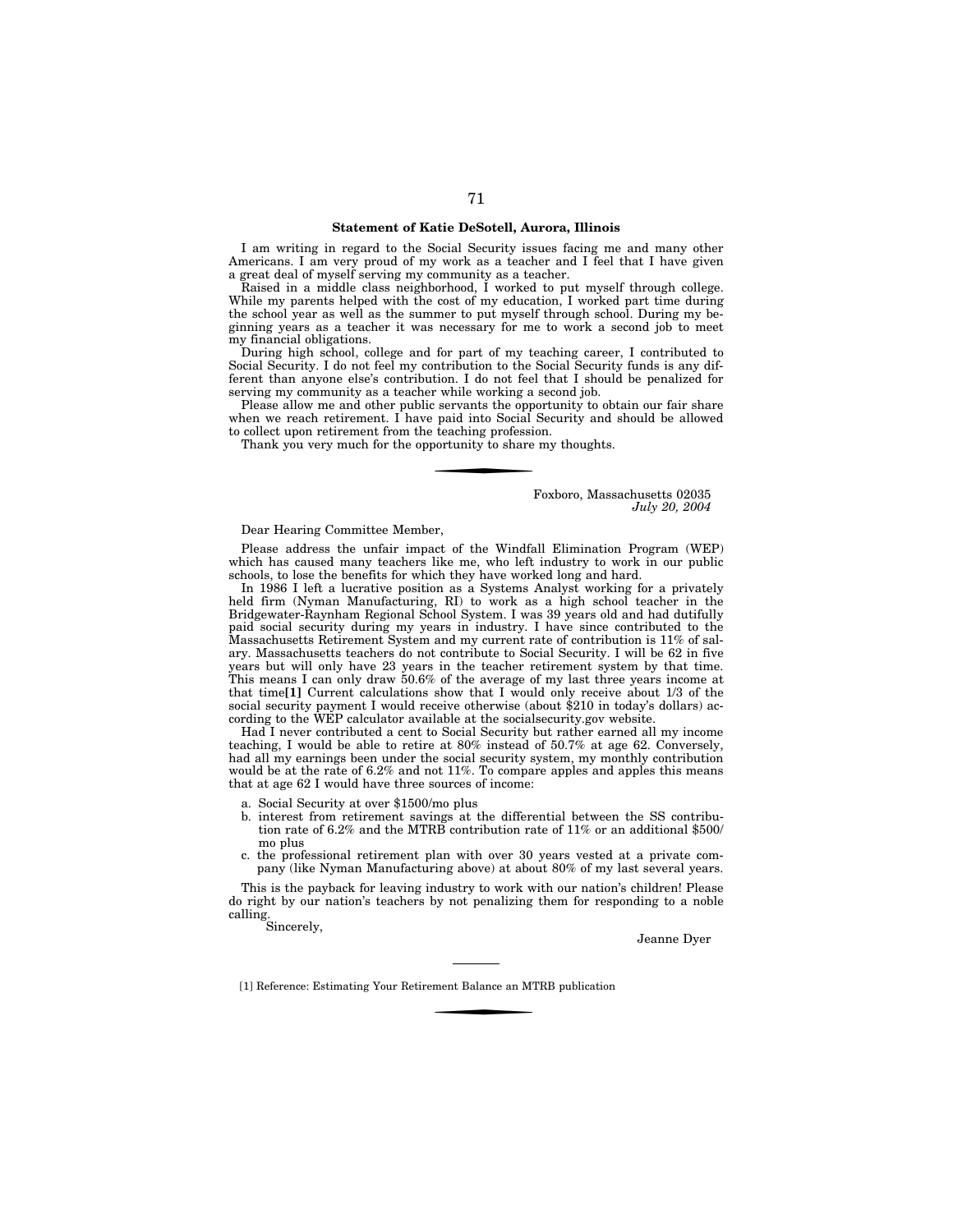### Statement of Katie DeSotell, Aurora, Illinois

I am writing in regard to the Social Security issues facing me and many other Americans. I am very proud of my work as a teacher and I feel that I have given a great deal of myself serving my community as a teacher.

Raised in a middle class neighborhood, I worked to put myself through college. While my parents helped with the cost of my education, I worked part time during the school year as well as the summer to put myself through school. During my beginning years as a teacher it was necessary for me to work a second job to meet my financial obligations.

During high school, college and for part of my teaching career, I contributed to Social Security. I do not feel my contribution to the Social Security funds is any different than anyone else's contribution. I do not feel that I should be penalized for serving my community as a teacher while working a second job.

Please allow me and other public servants the opportunity to obtain our fair share when we reach retirement. I have paid into Social Security and should be allowed to collect upon retirement from the teaching profession.

Thank you very much for the opportunity to share my thoughts.

---

Foxboro, Massachusetts 02035
*July 20, 2004*

Dear Hearing Committee Member,

Please address the unfair impact of the Windfall Elimination Program (WEP) which has caused many teachers like me, who left industry to work in our public schools, to lose the benefits for which they have worked long and hard.

In 1986 I left a lucrative position as a Systems Analyst working for a privately held firm (Nyman Manufacturing, RI) to work as a high school teacher in the Bridgewater-Raynham Regional School System. I was 39 years old and had dutifully paid social security during my years in industry. I have since contributed to the Massachusetts Retirement System and my current rate of contribution is 11% of salary. Massachusetts teachers do not contribute to Social Security. I will be 62 in five years but will only have 23 years in the teacher retirement system by that time. This means I can only draw 50.6% of the average of my last three years income at that time**[1]** Current calculations show that I would only receive about 1/3 of the social security payment I would receive otherwise (about $210 in today's dollars) according to the WEP calculator available at the socialsecurity.gov website.

Had I never contributed a cent to Social Security but rather earned all my income teaching, I would be able to retire at 80% instead of 50.7% at age 62. Conversely, had all my earnings been under the social security system, my monthly contribution would be at the rate of 6.2% and not 11%. To compare apples and apples this means that at age 62 I would have three sources of income:

a. Social Security at over $1500/mo plus
b. interest from retirement savings at the differential between the SS contribution rate of 6.2% and the MTRB contribution rate of 11% or an additional $500/mo plus
c. the professional retirement plan with over 30 years vested at a private company (like Nyman Manufacturing above) at about 80% of my last several years.

This is the payback for leaving industry to work with our nation's children! Please do right by our nation's teachers by not penalizing them for responding to a noble calling.

Sincerely,

Jeanne Dyer

---

[1] Reference: Estimating Your Retirement Balance an MTRB publication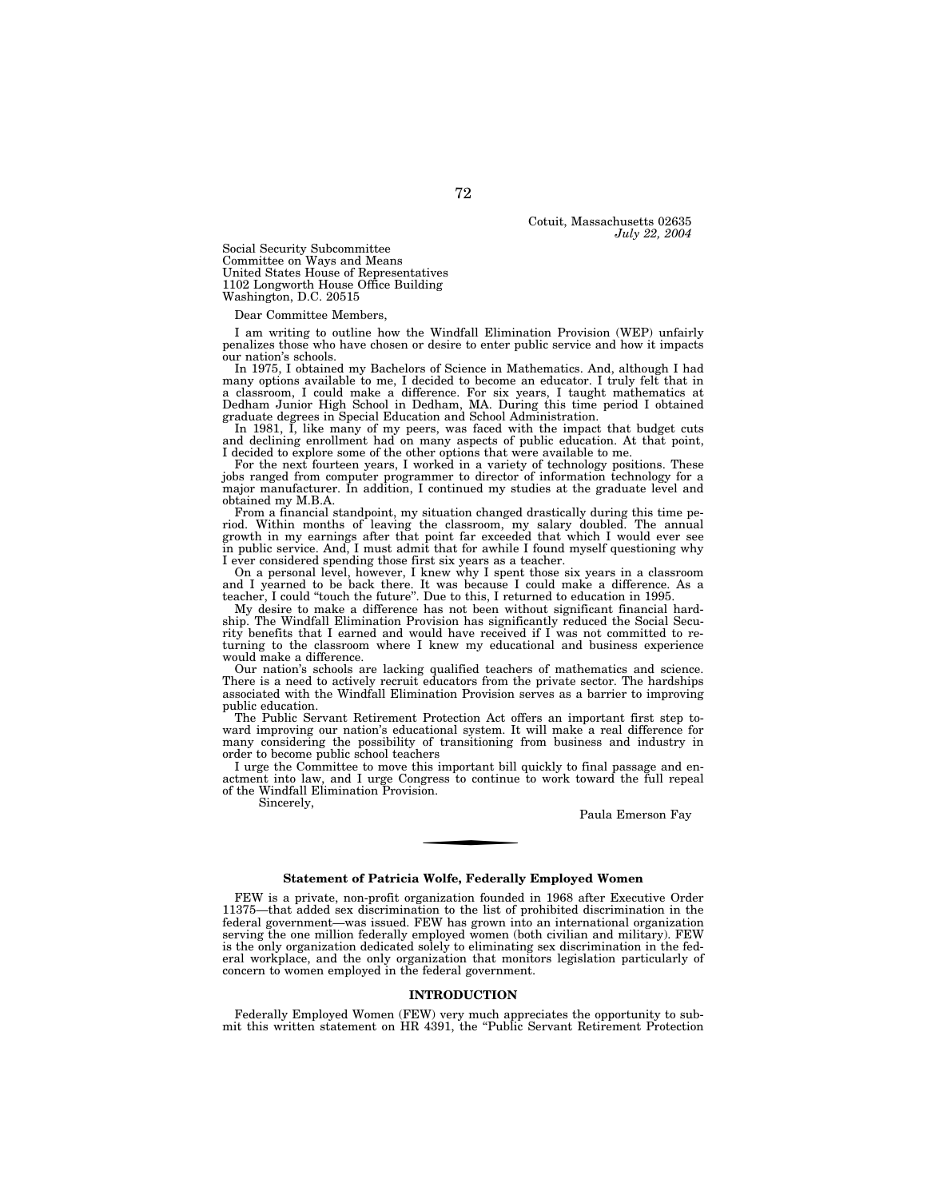Cotuit, Massachusetts 02635
*July 22, 2004*

Social Security Subcommittee
Committee on Ways and Means
United States House of Representatives
1102 Longworth House Office Building
Washington, D.C. 20515

Dear Committee Members,

I am writing to outline how the Windfall Elimination Provision (WEP) unfairly penalizes those who have chosen or desire to enter public service and how it impacts our nation's schools.

In 1975, I obtained my Bachelors of Science in Mathematics. And, although I had many options available to me, I decided to become an educator. I truly felt that in a classroom, I could make a difference. For six years, I taught mathematics at Dedham Junior High School in Dedham, MA. During this time period I obtained graduate degrees in Special Education and School Administration.

In 1981, I, like many of my peers, was faced with the impact that budget cuts and declining enrollment had on many aspects of public education. At that point, I decided to explore some of the other options that were available to me.

For the next fourteen years, I worked in a variety of technology positions. These jobs ranged from computer programmer to director of information technology for a major manufacturer. In addition, I continued my studies at the graduate level and obtained my M.B.A.

From a financial standpoint, my situation changed drastically during this time period. Within months of leaving the classroom, my salary doubled. The annual growth in my earnings after that point far exceeded that which I would ever see in public service. And, I must admit that for awhile I found myself questioning why I ever considered spending those first six years as a teacher.

On a personal level, however, I knew why I spent those six years in a classroom and I yearned to be back there. It was because I could make a difference. As a teacher, I could "touch the future". Due to this, I returned to education in 1995.

My desire to make a difference has not been without significant financial hardship. The Windfall Elimination Provision has significantly reduced the Social Security benefits that I earned and would have received if I was not committed to returning to the classroom where I knew my educational and business experience would make a difference.

Our nation's schools are lacking qualified teachers of mathematics and science. There is a need to actively recruit educators from the private sector. The hardships associated with the Windfall Elimination Provision serves as a barrier to improving public education.

The Public Servant Retirement Protection Act offers an important first step toward improving our nation's educational system. It will make a real difference for many considering the possibility of transitioning from business and industry in order to become public school teachers

I urge the Committee to move this important bill quickly to final passage and enactment into law, and I urge Congress to continue to work toward the full repeal of the Windfall Elimination Provision.

Sincerely,

Paula Emerson Fay

---

**Statement of Patricia Wolfe, Federally Employed Women**

FEW is a private, non-profit organization founded in 1968 after Executive Order 11375—that added sex discrimination to the list of prohibited discrimination in the federal government—was issued. FEW has grown into an international organization serving the one million federally employed women (both civilian and military). FEW is the only organization dedicated solely to eliminating sex discrimination in the federal workplace, and the only organization that monitors legislation particularly of concern to women employed in the federal government.

## INTRODUCTION

Federally Employed Women (FEW) very much appreciates the opportunity to submit this written statement on HR 4391, the "Public Servant Retirement Protection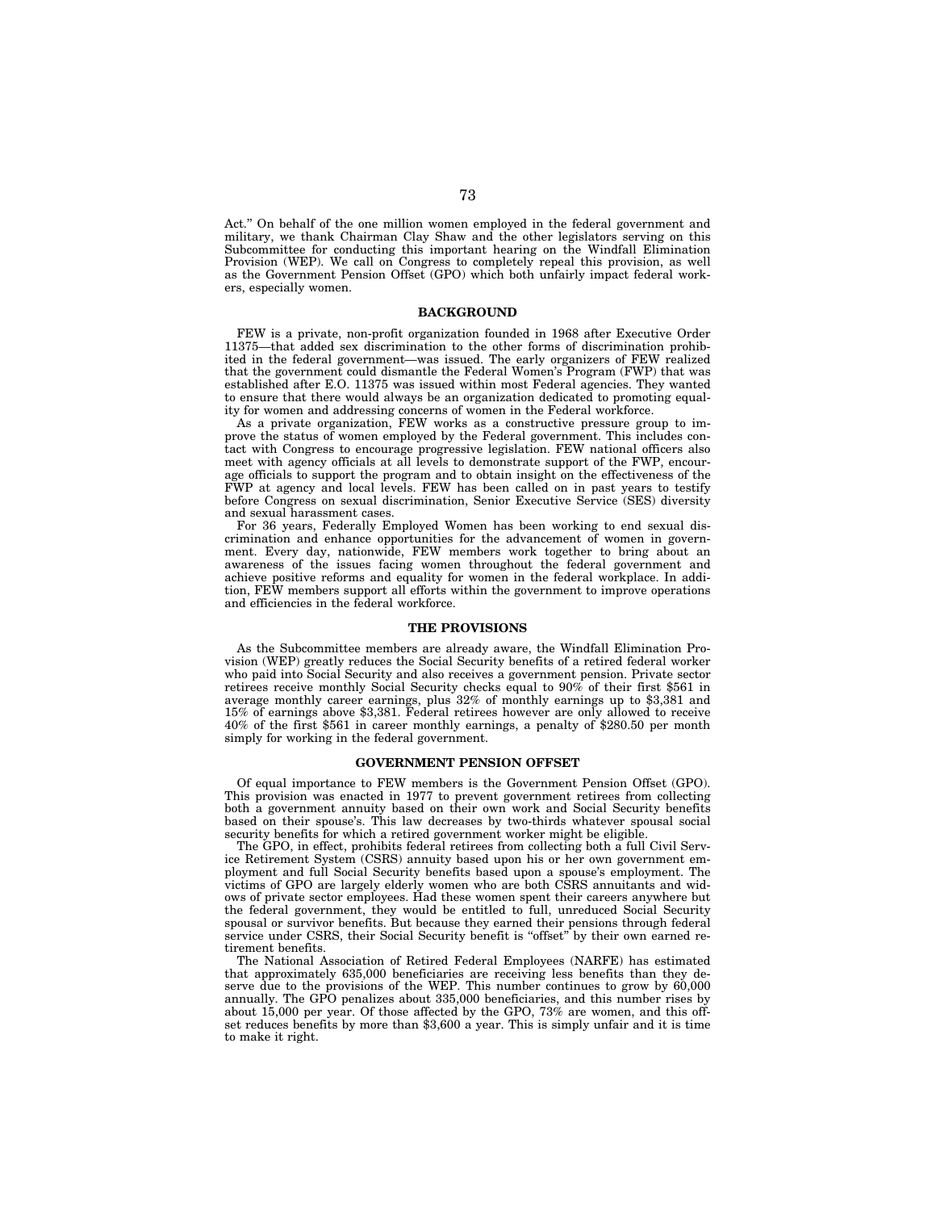Act." On behalf of the one million women employed in the federal government and military, we thank Chairman Clay Shaw and the other legislators serving on this Subcommittee for conducting this important hearing on the Windfall Elimination Provision (WEP). We call on Congress to completely repeal this provision, as well as the Government Pension Offset (GPO) which both unfairly impact federal workers, especially women.

## BACKGROUND

FEW is a private, non-profit organization founded in 1968 after Executive Order 11375—that added sex discrimination to the other forms of discrimination prohibited in the federal government—was issued. The early organizers of FEW realized that the government could dismantle the Federal Women's Program (FWP) that was established after E.O. 11375 was issued within most Federal agencies. They wanted to ensure that there would always be an organization dedicated to promoting equality for women and addressing concerns of women in the Federal workforce.

As a private organization, FEW works as a constructive pressure group to improve the status of women employed by the Federal government. This includes contact with Congress to encourage progressive legislation. FEW national officers also meet with agency officials at all levels to demonstrate support of the FWP, encourage officials to support the program and to obtain insight on the effectiveness of the FWP at agency and local levels. FEW has been called on in past years to testify before Congress on sexual discrimination, Senior Executive Service (SES) diversity and sexual harassment cases.

For 36 years, Federally Employed Women has been working to end sexual discrimination and enhance opportunities for the advancement of women in government. Every day, nationwide, FEW members work together to bring about an awareness of the issues facing women throughout the federal government and achieve positive reforms and equality for women in the federal workplace. In addition, FEW members support all efforts within the government to improve operations and efficiencies in the federal workforce.

## THE PROVISIONS

As the Subcommittee members are already aware, the Windfall Elimination Provision (WEP) greatly reduces the Social Security benefits of a retired federal worker who paid into Social Security and also receives a government pension. Private sector retirees receive monthly Social Security checks equal to 90% of their first $561 in average monthly career earnings, plus 32% of monthly earnings up to $3,381 and 15% of earnings above $3,381. Federal retirees however are only allowed to receive 40% of the first $561 in career monthly earnings, a penalty of $280.50 per month simply for working in the federal government.

## GOVERNMENT PENSION OFFSET

Of equal importance to FEW members is the Government Pension Offset (GPO). This provision was enacted in 1977 to prevent government retirees from collecting both a government annuity based on their own work and Social Security benefits based on their spouse's. This law decreases by two-thirds whatever spousal social security benefits for which a retired government worker might be eligible.

The GPO, in effect, prohibits federal retirees from collecting both a full Civil Service Retirement System (CSRS) annuity based upon his or her own government employment and full Social Security benefits based upon a spouse's employment. The victims of GPO are largely elderly women who are both CSRS annuitants and widows of private sector employees. Had these women spent their careers anywhere but the federal government, they would be entitled to full, unreduced Social Security spousal or survivor benefits. But because they earned their pensions through federal service under CSRS, their Social Security benefit is "offset" by their own earned retirement benefits.

The National Association of Retired Federal Employees (NARFE) has estimated that approximately 635,000 beneficiaries are receiving less benefits than they deserve due to the provisions of the WEP. This number continues to grow by 60,000 annually. The GPO penalizes about 335,000 beneficiaries, and this number rises by about 15,000 per year. Of those affected by the GPO, 73% are women, and this offset reduces benefits by more than $3,600 a year. This is simply unfair and it is time to make it right.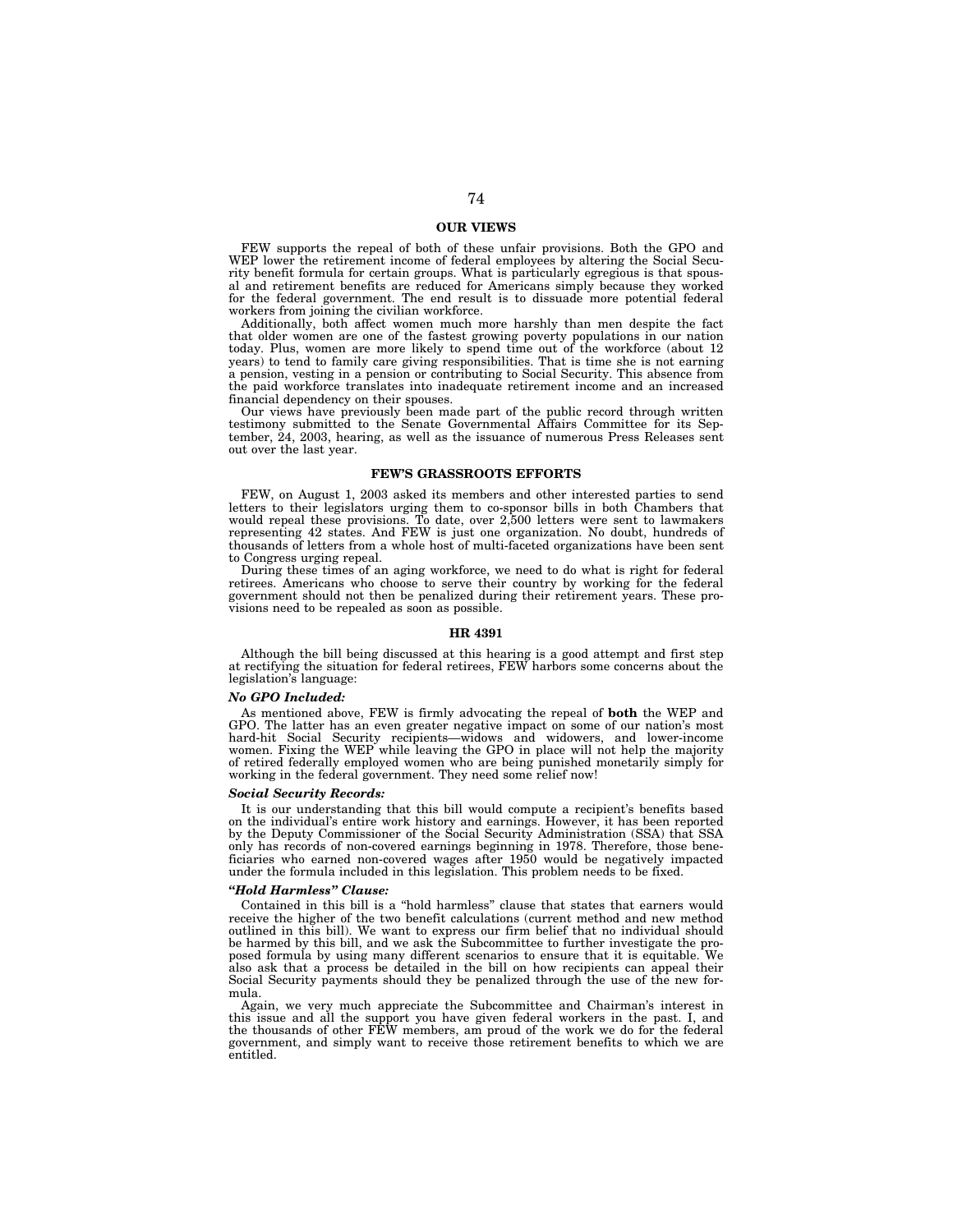## OUR VIEWS

FEW supports the repeal of both of these unfair provisions. Both the GPO and WEP lower the retirement income of federal employees by altering the Social Security benefit formula for certain groups. What is particularly egregious is that spousal and retirement benefits are reduced for Americans simply because they worked for the federal government. The end result is to dissuade more potential federal workers from joining the civilian workforce.

Additionally, both affect women much more harshly than men despite the fact that older women are one of the fastest growing poverty populations in our nation today. Plus, women are more likely to spend time out of the workforce (about 12 years) to tend to family care giving responsibilities. That is time she is not earning a pension, vesting in a pension or contributing to Social Security. This absence from the paid workforce translates into inadequate retirement income and an increased financial dependency on their spouses.

Our views have previously been made part of the public record through written testimony submitted to the Senate Governmental Affairs Committee for its September, 24, 2003, hearing, as well as the issuance of numerous Press Releases sent out over the last year.

## FEW'S GRASSROOTS EFFORTS

FEW, on August 1, 2003 asked its members and other interested parties to send letters to their legislators urging them to co-sponsor bills in both Chambers that would repeal these provisions. To date, over 2,500 letters were sent to lawmakers representing 42 states. And FEW is just one organization. No doubt, hundreds of thousands of letters from a whole host of multi-faceted organizations have been sent to Congress urging repeal.

During these times of an aging workforce, we need to do what is right for federal retirees. Americans who choose to serve their country by working for the federal government should not then be penalized during their retirement years. These provisions need to be repealed as soon as possible.

## HR 4391

Although the bill being discussed at this hearing is a good attempt and first step at rectifying the situation for federal retirees, FEW harbors some concerns about the legislation's language:

***No GPO Included:***

As mentioned above, FEW is firmly advocating the repeal of **both** the WEP and GPO. The latter has an even greater negative impact on some of our nation's most hard-hit Social Security recipients—widows and widowers, and lower-income women. Fixing the WEP while leaving the GPO in place will not help the majority of retired federally employed women who are being punished monetarily simply for working in the federal government. They need some relief now!

***Social Security Records:***

It is our understanding that this bill would compute a recipient's benefits based on the individual's entire work history and earnings. However, it has been reported by the Deputy Commissioner of the Social Security Administration (SSA) that SSA only has records of non-covered earnings beginning in 1978. Therefore, those beneficiaries who earned non-covered wages after 1950 would be negatively impacted under the formula included in this legislation. This problem needs to be fixed.

***"Hold Harmless" Clause:***

Contained in this bill is a "hold harmless" clause that states that earners would receive the higher of the two benefit calculations (current method and new method outlined in this bill). We want to express our firm belief that no individual should be harmed by this bill, and we ask the Subcommittee to further investigate the proposed formula by using many different scenarios to ensure that it is equitable. We also ask that a process be detailed in the bill on how recipients can appeal their Social Security payments should they be penalized through the use of the new formula.

Again, we very much appreciate the Subcommittee and Chairman's interest in this issue and all the support you have given federal workers in the past. I, and the thousands of other FEW members, am proud of the work we do for the federal government, and simply want to receive those retirement benefits to which we are entitled.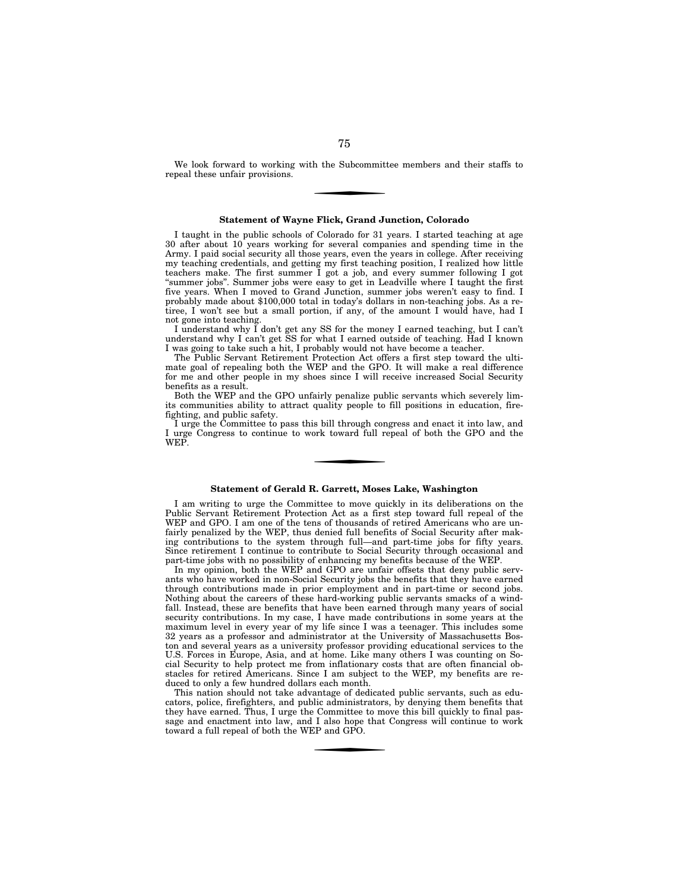We look forward to working with the Subcommittee members and their staffs to repeal these unfair provisions.

---

### Statement of Wayne Flick, Grand Junction, Colorado

I taught in the public schools of Colorado for 31 years. I started teaching at age 30 after about 10 years working for several companies and spending time in the Army. I paid social security all those years, even the years in college. After receiving my teaching credentials, and getting my first teaching position, I realized how little teachers make. The first summer I got a job, and every summer following I got "summer jobs". Summer jobs were easy to get in Leadville where I taught the first five years. When I moved to Grand Junction, summer jobs weren't easy to find. I probably made about $100,000 total in today's dollars in non-teaching jobs. As a retiree, I won't see but a small portion, if any, of the amount I would have, had I not gone into teaching.

I understand why I don't get any SS for the money I earned teaching, but I can't understand why I can't get SS for what I earned outside of teaching. Had I known I was going to take such a hit, I probably would not have become a teacher.

The Public Servant Retirement Protection Act offers a first step toward the ultimate goal of repealing both the WEP and the GPO. It will make a real difference for me and other people in my shoes since I will receive increased Social Security benefits as a result.

Both the WEP and the GPO unfairly penalize public servants which severely limits communities ability to attract quality people to fill positions in education, firefighting, and public safety.

I urge the Committee to pass this bill through congress and enact it into law, and I urge Congress to continue to work toward full repeal of both the GPO and the WEP.

---

### Statement of Gerald R. Garrett, Moses Lake, Washington

I am writing to urge the Committee to move quickly in its deliberations on the Public Servant Retirement Protection Act as a first step toward full repeal of the WEP and GPO. I am one of the tens of thousands of retired Americans who are unfairly penalized by the WEP, thus denied full benefits of Social Security after making contributions to the system through full—and part-time jobs for fifty years. Since retirement I continue to contribute to Social Security through occasional and part-time jobs with no possibility of enhancing my benefits because of the WEP.

In my opinion, both the WEP and GPO are unfair offsets that deny public servants who have worked in non-Social Security jobs the benefits that they have earned through contributions made in prior employment and in part-time or second jobs. Nothing about the careers of these hard-working public servants smacks of a windfall. Instead, these are benefits that have been earned through many years of social security contributions. In my case, I have made contributions in some years at the maximum level in every year of my life since I was a teenager. This includes some 32 years as a professor and administrator at the University of Massachusetts Boston and several years as a university professor providing educational services to the U.S. Forces in Europe, Asia, and at home. Like many others I was counting on Social Security to help protect me from inflationary costs that are often financial obstacles for retired Americans. Since I am subject to the WEP, my benefits are reduced to only a few hundred dollars each month.

This nation should not take advantage of dedicated public servants, such as educators, police, firefighters, and public administrators, by denying them benefits that they have earned. Thus, I urge the Committee to move this bill quickly to final passage and enactment into law, and I also hope that Congress will continue to work toward a full repeal of both the WEP and GPO.

---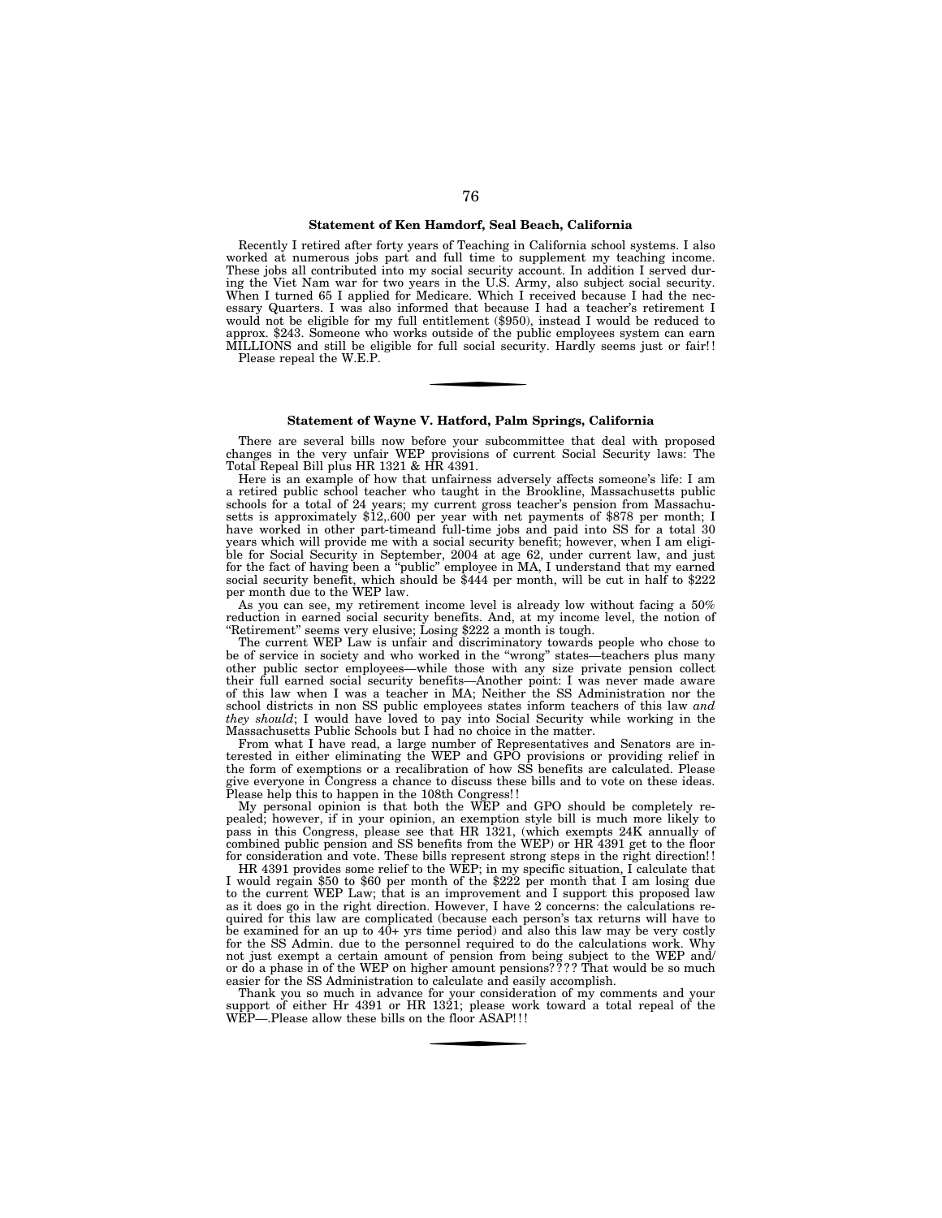**Statement of Ken Hamdorf, Seal Beach, California**

Recently I retired after forty years of Teaching in California school systems. I also worked at numerous jobs part and full time to supplement my teaching income. These jobs all contributed into my social security account. In addition I served during the Viet Nam war for two years in the U.S. Army, also subject social security. When I turned 65 I applied for Medicare. Which I received because I had the necessary Quarters. I was also informed that because I had a teacher's retirement I would not be eligible for my full entitlement ($950), instead I would be reduced to approx. $243. Someone who works outside of the public employees system can earn MILLIONS and still be eligible for full social security. Hardly seems just or fair!!

Please repeal the W.E.P.

---

**Statement of Wayne V. Hatford, Palm Springs, California**

There are several bills now before your subcommittee that deal with proposed changes in the very unfair WEP provisions of current Social Security laws: The Total Repeal Bill plus HR 1321 & HR 4391.

Here is an example of how that unfairness adversely affects someone's life: I am a retired public school teacher who taught in the Brookline, Massachusetts public schools for a total of 24 years; my current gross teacher's pension from Massachusetts is approximately $12,.600 per year with net payments of $878 per month; I have worked in other part-timeand full-time jobs and paid into SS for a total 30 years which will provide me with a social security benefit; however, when I am eligible for Social Security in September, 2004 at age 62, under current law, and just for the fact of having been a "public" employee in MA, I understand that my earned social security benefit, which should be $444 per month, will be cut in half to $222 per month due to the WEP law.

As you can see, my retirement income level is already low without facing a 50% reduction in earned social security benefits. And, at my income level, the notion of "Retirement" seems very elusive; Losing $222 a month is tough.

The current WEP Law is unfair and discriminatory towards people who chose to be of service in society and who worked in the "wrong" states—teachers plus many other public sector employees—while those with any size private pension collect their full earned social security benefits—Another point: I was never made aware of this law when I was a teacher in MA; Neither the SS Administration nor the school districts in non SS public employees states inform teachers of this law *and they should*; I would have loved to pay into Social Security while working in the Massachusetts Public Schools but I had no choice in the matter.

From what I have read, a large number of Representatives and Senators are interested in either eliminating the WEP and GPO provisions or providing relief in the form of exemptions or a recalibration of how SS benefits are calculated. Please give everyone in Congress a chance to discuss these bills and to vote on these ideas. Please help this to happen in the 108th Congress!!

My personal opinion is that both the WEP and GPO should be completely repealed; however, if in your opinion, an exemption style bill is much more likely to pass in this Congress, please see that HR 1321, (which exempts 24K annually of combined public pension and SS benefits from the WEP) or HR 4391 get to the floor for consideration and vote. These bills represent strong steps in the right direction!!

HR 4391 provides some relief to the WEP; in my specific situation, I calculate that I would regain $50 to $60 per month of the $222 per month that I am losing due to the current WEP Law; that is an improvement and I support this proposed law as it does go in the right direction. However, I have 2 concerns: the calculations required for this law are complicated (because each person's tax returns will have to be examined for an up to 40+ yrs time period) and also this law may be very costly for the SS Admin. due to the personnel required to do the calculations work. Why not just exempt a certain amount of pension from being subject to the WEP and/or do a phase in of the WEP on higher amount pensions???? That would be so much easier for the SS Administration to calculate and easily accomplish.

Thank you so much in advance for your consideration of my comments and your support of either Hr 4391 or HR 1321; please work toward a total repeal of the WEP—.Please allow these bills on the floor ASAP!!!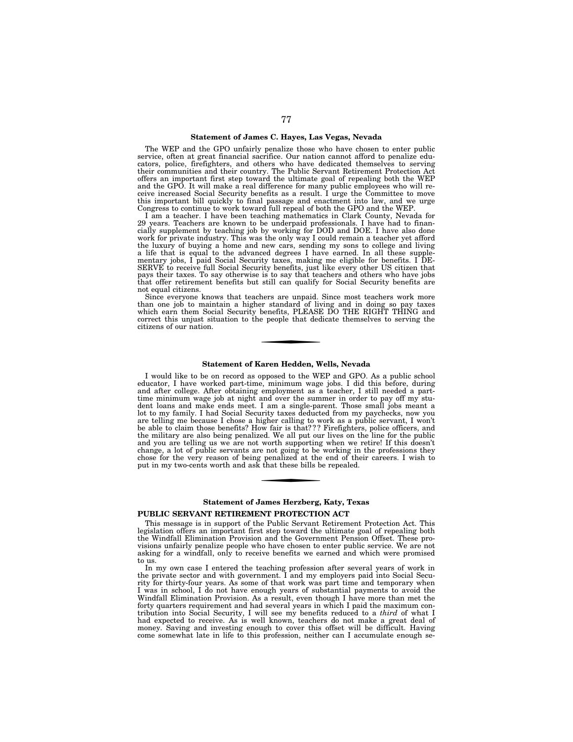### Statement of James C. Hayes, Las Vegas, Nevada

The WEP and the GPO unfairly penalize those who have chosen to enter public service, often at great financial sacrifice. Our nation cannot afford to penalize educators, police, firefighters, and others who have dedicated themselves to serving their communities and their country. The Public Servant Retirement Protection Act offers an important first step toward the ultimate goal of repealing both the WEP and the GPO. It will make a real difference for many public employees who will receive increased Social Security benefits as a result. I urge the Committee to move this important bill quickly to final passage and enactment into law, and we urge Congress to continue to work toward full repeal of both the GPO and the WEP.

I am a teacher. I have been teaching mathematics in Clark County, Nevada for 29 years. Teachers are known to be underpaid professionals. I have had to financially supplement by teaching job by working for DOD and DOE. I have also done work for private industry. This was the only way I could remain a teacher yet afford the luxury of buying a home and new cars, sending my sons to college and living a life that is equal to the advanced degrees I have earned. In all these supplementary jobs, I paid Social Security taxes, making me eligible for benefits. I DESERVE to receive full Social Security benefits, just like every other US citizen that pays their taxes. To say otherwise is to say that teachers and others who have jobs that offer retirement benefits but still can qualify for Social Security benefits are not equal citizens.

Since everyone knows that teachers are unpaid. Since most teachers work more than one job to maintain a higher standard of living and in doing so pay taxes which earn them Social Security benefits, PLEASE DO THE RIGHT THING and correct this unjust situation to the people that dedicate themselves to serving the citizens of our nation.

---

### Statement of Karen Hedden, Wells, Nevada

I would like to be on record as opposed to the WEP and GPO. As a public school educator, I have worked part-time, minimum wage jobs. I did this before, during and after college. After obtaining employment as a teacher, I still needed a part-time minimum wage job at night and over the summer in order to pay off my student loans and make ends meet. I am a single-parent. Those small jobs meant a lot to my family. I had Social Security taxes deducted from my paychecks, now you are telling me because I chose a higher calling to work as a public servant, I won't be able to claim those benefits? How fair is that??? Firefighters, police officers, and the military are also being penalized. We all put our lives on the line for the public and you are telling us we are not worth supporting when we retire! If this doesn't change, a lot of public servants are not going to be working in the professions they chose for the very reason of being penalized at the end of their careers. I wish to put in my two-cents worth and ask that these bills be repealed.

---

### Statement of James Herzberg, Katy, Texas

#### PUBLIC SERVANT RETIREMENT PROTECTION ACT

This message is in support of the Public Servant Retirement Protection Act. This legislation offers an important first step toward the ultimate goal of repealing both the Windfall Elimination Provision and the Government Pension Offset. These provisions unfairly penalize people who have chosen to enter public service. We are not asking for a windfall, only to receive benefits we earned and which were promised to us.

In my own case I entered the teaching profession after several years of work in the private sector and with government. I and my employers paid into Social Security for thirty-four years. As some of that work was part time and temporary when I was in school, I do not have enough years of substantial payments to avoid the Windfall Elimination Provision. As a result, even though I have more than met the forty quarters requirement and had several years in which I paid the maximum contribution into Social Security, I will see my benefits reduced to a *third* of what I had expected to receive. As is well known, teachers do not make a great deal of money. Saving and investing enough to cover this offset will be difficult. Having come somewhat late in life to this profession, neither can I accumulate enough se-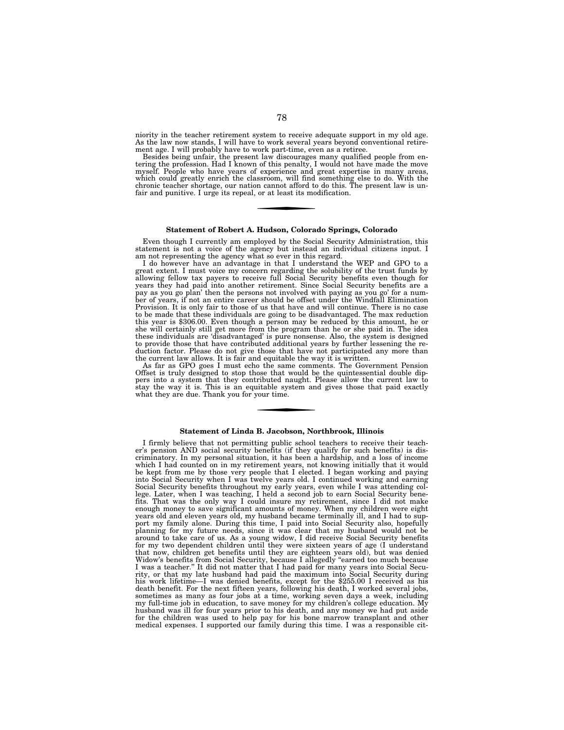niority in the teacher retirement system to receive adequate support in my old age. As the law now stands, I will have to work several years beyond conventional retirement age. I will probably have to work part-time, even as a retiree.

Besides being unfair, the present law discourages many qualified people from entering the profession. Had I known of this penalty, I would not have made the move myself. People who have years of experience and great expertise in many areas, which could greatly enrich the classroom, will find something else to do. With the chronic teacher shortage, our nation cannot afford to do this. The present law is unfair and punitive. I urge its repeal, or at least its modification.

---

### Statement of Robert A. Hudson, Colorado Springs, Colorado

Even though I currently am employed by the Social Security Administration, this statement is not a voice of the agency but instead an individual citizens input. I am not representing the agency what so ever in this regard.

I do however have an advantage in that I understand the WEP and GPO to a great extent. I must voice my concern regarding the solubility of the trust funds by allowing fellow tax payers to receive full Social Security benefits even though for years they had paid into another retirement. Since Social Security benefits are a pay as you go plan' then the persons not involved with paying as you go' for a number of years, if not an entire career should be offset under the Windfall Elimination Provision. It is only fair to those of us that have and will continue. There is no case to be made that these individuals are going to be disadvantaged. The max reduction this year is $306.00. Even though a person may be reduced by this amount, he or she will certainly still get more from the program than he or she paid in. The idea these individuals are 'disadvantaged' is pure nonsense. Also, the system is designed to provide those that have contributed additional years by further lessening the reduction factor. Please do not give those that have not participated any more than the current law allows. It is fair and equitable the way it is written.

As far as GPO goes I must echo the same comments. The Government Pension Offset is truly designed to stop those that would be the quintessential double dippers into a system that they contributed naught. Please allow the current law to stay the way it is. This is an equitable system and gives those that paid exactly what they are due. Thank you for your time.

---

### Statement of Linda B. Jacobson, Northbrook, Illinois

I firmly believe that not permitting public school teachers to receive their teacher's pension AND social security benefits (if they qualify for such benefits) is discriminatory. In my personal situation, it has been a hardship, and a loss of income which I had counted on in my retirement years, not knowing initially that it would be kept from me by those very people that I elected. I began working and paying into Social Security when I was twelve years old. I continued working and earning Social Security benefits throughout my early years, even while I was attending college. Later, when I was teaching, I held a second job to earn Social Security benefits. That was the only way I could insure my retirement, since I did not make enough money to save significant amounts of money. When my children were eight years old and eleven years old, my husband became terminally ill, and I had to support my family alone. During this time, I paid into Social Security also, hopefully planning for my future needs, since it was clear that my husband would not be around to take care of us. As a young widow, I did receive Social Security benefits for my two dependent children until they were sixteen years of age (I understand that now, children get benefits until they are eighteen years old), but was denied Widow's benefits from Social Security, because I allegedly "earned too much because I was a teacher." It did not matter that I had paid for many years into Social Security, or that my late husband had paid the maximum into Social Security during his work lifetime—I was denied benefits, except for the $255.00 I received as his death benefit. For the next fifteen years, following his death, I worked several jobs, sometimes as many as four jobs at a time, working seven days a week, including my full-time job in education, to save money for my children's college education. My husband was ill for four years prior to his death, and any money we had put aside for the children was used to help pay for his bone marrow transplant and other medical expenses. I supported our family during this time. I was a responsible cit-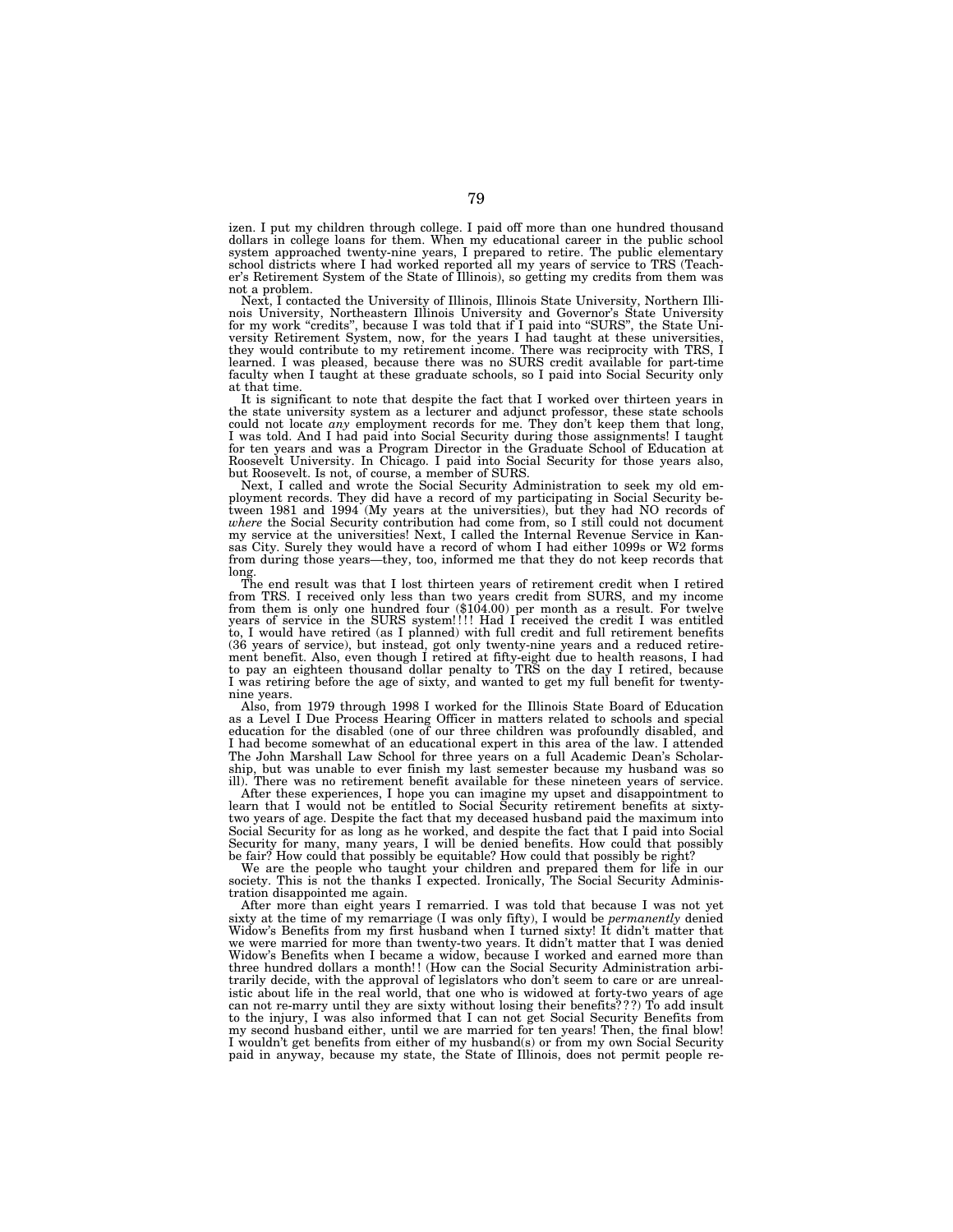izen. I put my children through college. I paid off more than one hundred thousand dollars in college loans for them. When my educational career in the public school system approached twenty-nine years, I prepared to retire. The public elementary school districts where I had worked reported all my years of service to TRS (Teacher's Retirement System of the State of Illinois), so getting my credits from them was not a problem.

Next, I contacted the University of Illinois, Illinois State University, Northern Illinois University, Northeastern Illinois University and Governor's State University for my work "credits", because I was told that if I paid into "SURS", the State University Retirement System, now, for the years I had taught at these universities, they would contribute to my retirement income. There was reciprocity with TRS, I learned. I was pleased, because there was no SURS credit available for part-time faculty when I taught at these graduate schools, so I paid into Social Security only at that time.

It is significant to note that despite the fact that I worked over thirteen years in the state university system as a lecturer and adjunct professor, these state schools could not locate *any* employment records for me. They don't keep them that long, I was told. And I had paid into Social Security during those assignments! I taught for ten years and was a Program Director in the Graduate School of Education at Roosevelt University. In Chicago. I paid into Social Security for those years also, but Roosevelt. Is not, of course, a member of SURS.

Next, I called and wrote the Social Security Administration to seek my old employment records. They did have a record of my participating in Social Security between 1981 and 1994 (My years at the universities), but they had NO records of *where* the Social Security contribution had come from, so I still could not document my service at the universities! Next, I called the Internal Revenue Service in Kansas City. Surely they would have a record of whom I had either 1099s or W2 forms from during those years—they, too, informed me that they do not keep records that long.

The end result was that I lost thirteen years of retirement credit when I retired from TRS. I received only less than two years credit from SURS, and my income from them is only one hundred four ($104.00) per month as a result. For twelve years of service in the SURS system!!!! Had I received the credit I was entitled to, I would have retired (as I planned) with full credit and full retirement benefits (36 years of service), but instead, got only twenty-nine years and a reduced retirement benefit. Also, even though I retired at fifty-eight due to health reasons, I had to pay an eighteen thousand dollar penalty to TRS on the day I retired, because I was retiring before the age of sixty, and wanted to get my full benefit for twenty-nine years.

Also, from 1979 through 1998 I worked for the Illinois State Board of Education as a Level I Due Process Hearing Officer in matters related to schools and special education for the disabled (one of our three children was profoundly disabled, and I had become somewhat of an educational expert in this area of the law. I attended The John Marshall Law School for three years on a full Academic Dean's Scholarship, but was unable to ever finish my last semester because my husband was so ill). There was no retirement benefit available for these nineteen years of service.

After these experiences, I hope you can imagine my upset and disappointment to learn that I would not be entitled to Social Security retirement benefits at sixty-two years of age. Despite the fact that my deceased husband paid the maximum into Social Security for as long as he worked, and despite the fact that I paid into Social Security for many, many years, I will be denied benefits. How could that possibly be fair? How could that possibly be equitable? How could that possibly be right?

We are the people who taught your children and prepared them for life in our society. This is not the thanks I expected. Ironically, The Social Security Administration disappointed me again.

After more than eight years I remarried. I was told that because I was not yet sixty at the time of my remarriage (I was only fifty), I would be *permanently* denied Widow's Benefits from my first husband when I turned sixty! It didn't matter that we were married for more than twenty-two years. It didn't matter that I was denied Widow's Benefits when I became a widow, because I worked and earned more than three hundred dollars a month!! (How can the Social Security Administration arbitrarily decide, with the approval of legislators who don't seem to care or are unrealistic about life in the real world, that one who is widowed at forty-two years of age can not re-marry until they are sixty without losing their benefits???) To add insult to the injury, I was also informed that I can not get Social Security Benefits from my second husband either, until we are married for ten years! Then, the final blow! I wouldn't get benefits from either of my husband(s) or from my own Social Security paid in anyway, because my state, the State of Illinois, does not permit people re-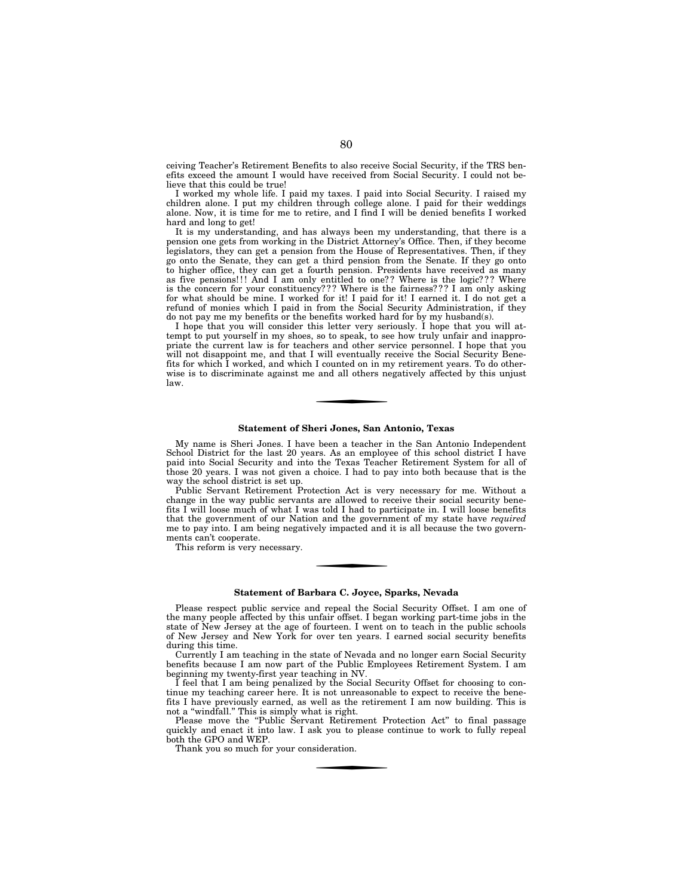ceiving Teacher's Retirement Benefits to also receive Social Security, if the TRS benefits exceed the amount I would have received from Social Security. I could not believe that this could be true!

I worked my whole life. I paid my taxes. I paid into Social Security. I raised my children alone. I put my children through college alone. I paid for their weddings alone. Now, it is time for me to retire, and I find I will be denied benefits I worked hard and long to get!

It is my understanding, and has always been my understanding, that there is a pension one gets from working in the District Attorney's Office. Then, if they become legislators, they can get a pension from the House of Representatives. Then, if they go onto the Senate, they can get a third pension from the Senate. If they go onto to higher office, they can get a fourth pension. Presidents have received as many as five pensions!!! And I am only entitled to one?? Where is the logic??? Where is the concern for your constituency??? Where is the fairness??? I am only asking for what should be mine. I worked for it! I paid for it! I earned it. I do not get a refund of monies which I paid in from the Social Security Administration, if they do not pay me my benefits or the benefits worked hard for by my husband(s).

I hope that you will consider this letter very seriously. I hope that you will attempt to put yourself in my shoes, so to speak, to see how truly unfair and inappropriate the current law is for teachers and other service personnel. I hope that you will not disappoint me, and that I will eventually receive the Social Security Benefits for which I worked, and which I counted on in my retirement years. To do otherwise is to discriminate against me and all others negatively affected by this unjust law.

---

### Statement of Sheri Jones, San Antonio, Texas

My name is Sheri Jones. I have been a teacher in the San Antonio Independent School District for the last 20 years. As an employee of this school district I have paid into Social Security and into the Texas Teacher Retirement System for all of those 20 years. I was not given a choice. I had to pay into both because that is the way the school district is set up.

Public Servant Retirement Protection Act is very necessary for me. Without a change in the way public servants are allowed to receive their social security benefits I will loose much of what I was told I had to participate in. I will loose benefits that the government of our Nation and the government of my state have *required* me to pay into. I am being negatively impacted and it is all because the two governments can't cooperate.

This reform is very necessary.

---

### Statement of Barbara C. Joyce, Sparks, Nevada

Please respect public service and repeal the Social Security Offset. I am one of the many people affected by this unfair offset. I began working part-time jobs in the state of New Jersey at the age of fourteen. I went on to teach in the public schools of New Jersey and New York for over ten years. I earned social security benefits during this time.

Currently I am teaching in the state of Nevada and no longer earn Social Security benefits because I am now part of the Public Employees Retirement System. I am beginning my twenty-first year teaching in NV.

I feel that I am being penalized by the Social Security Offset for choosing to continue my teaching career here. It is not unreasonable to expect to receive the benefits I have previously earned, as well as the retirement I am now building. This is not a "windfall." This is simply what is right.

Please move the "Public Servant Retirement Protection Act" to final passage quickly and enact it into law. I ask you to please continue to work to fully repeal both the GPO and WEP.

Thank you so much for your consideration.

---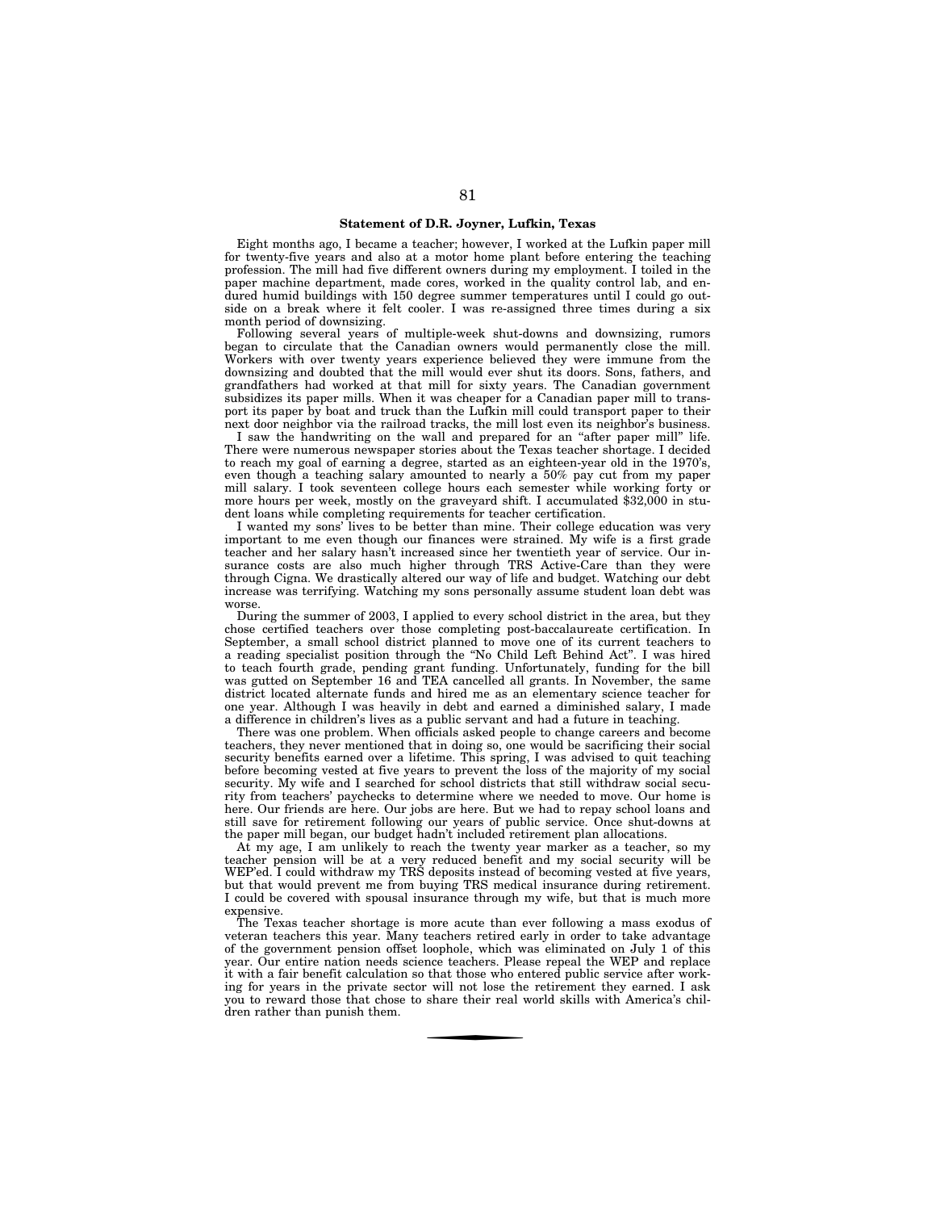## Statement of D.R. Joyner, Lufkin, Texas

Eight months ago, I became a teacher; however, I worked at the Lufkin paper mill for twenty-five years and also at a motor home plant before entering the teaching profession. The mill had five different owners during my employment. I toiled in the paper machine department, made cores, worked in the quality control lab, and endured humid buildings with 150 degree summer temperatures until I could go outside on a break where it felt cooler. I was re-assigned three times during a six month period of downsizing.

Following several years of multiple-week shut-downs and downsizing, rumors began to circulate that the Canadian owners would permanently close the mill. Workers with over twenty years experience believed they were immune from the downsizing and doubted that the mill would ever shut its doors. Sons, fathers, and grandfathers had worked at that mill for sixty years. The Canadian government subsidizes its paper mills. When it was cheaper for a Canadian paper mill to transport its paper by boat and truck than the Lufkin mill could transport paper to their next door neighbor via the railroad tracks, the mill lost even its neighbor's business.

I saw the handwriting on the wall and prepared for an "after paper mill" life. There were numerous newspaper stories about the Texas teacher shortage. I decided to reach my goal of earning a degree, started as an eighteen-year old in the 1970's, even though a teaching salary amounted to nearly a 50% pay cut from my paper mill salary. I took seventeen college hours each semester while working forty or more hours per week, mostly on the graveyard shift. I accumulated $32,000 in student loans while completing requirements for teacher certification.

I wanted my sons' lives to be better than mine. Their college education was very important to me even though our finances were strained. My wife is a first grade teacher and her salary hasn't increased since her twentieth year of service. Our insurance costs are also much higher through TRS Active-Care than they were through Cigna. We drastically altered our way of life and budget. Watching our debt increase was terrifying. Watching my sons personally assume student loan debt was worse.

During the summer of 2003, I applied to every school district in the area, but they chose certified teachers over those completing post-baccalaureate certification. In September, a small school district planned to move one of its current teachers to a reading specialist position through the "No Child Left Behind Act". I was hired to teach fourth grade, pending grant funding. Unfortunately, funding for the bill was gutted on September 16 and TEA cancelled all grants. In November, the same district located alternate funds and hired me as an elementary science teacher for one year. Although I was heavily in debt and earned a diminished salary, I made a difference in children's lives as a public servant and had a future in teaching.

There was one problem. When officials asked people to change careers and become teachers, they never mentioned that in doing so, one would be sacrificing their social security benefits earned over a lifetime. This spring, I was advised to quit teaching before becoming vested at five years to prevent the loss of the majority of my social security. My wife and I searched for school districts that still withdraw social security from teachers' paychecks to determine where we needed to move. Our home is here. Our friends are here. Our jobs are here. But we had to repay school loans and still save for retirement following our years of public service. Once shut-downs at the paper mill began, our budget hadn't included retirement plan allocations.

At my age, I am unlikely to reach the twenty year marker as a teacher, so my teacher pension will be at a very reduced benefit and my social security will be WEP'ed. I could withdraw my TRS deposits instead of becoming vested at five years, but that would prevent me from buying TRS medical insurance during retirement. I could be covered with spousal insurance through my wife, but that is much more expensive.

The Texas teacher shortage is more acute than ever following a mass exodus of veteran teachers this year. Many teachers retired early in order to take advantage of the government pension offset loophole, which was eliminated on July 1 of this year. Our entire nation needs science teachers. Please repeal the WEP and replace it with a fair benefit calculation so that those who entered public service after working for years in the private sector will not lose the retirement they earned. I ask you to reward those that chose to share their real world skills with America's children rather than punish them.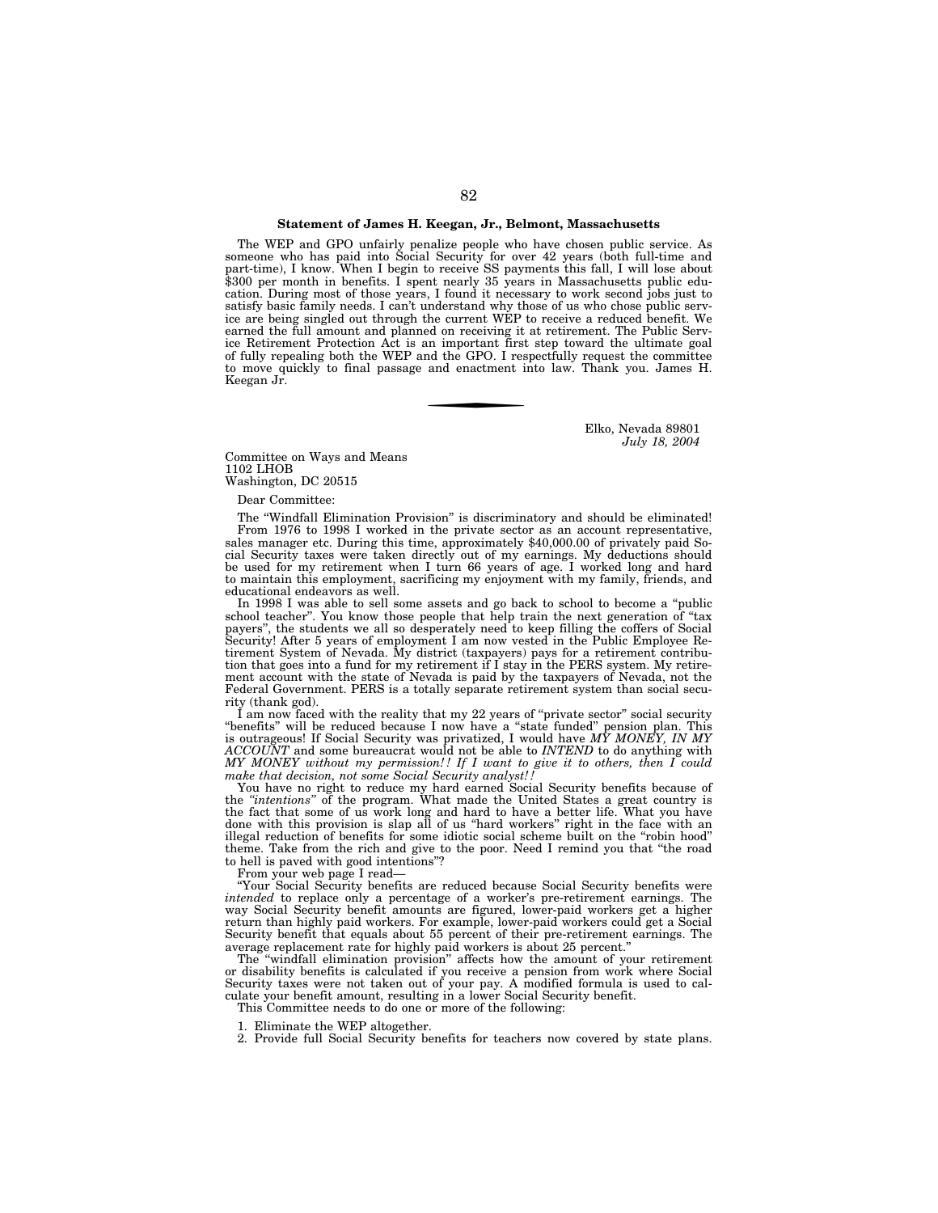**Statement of James H. Keegan, Jr., Belmont, Massachusetts**

The WEP and GPO unfairly penalize people who have chosen public service. As someone who has paid into Social Security for over 42 years (both full-time and part-time), I know. When I begin to receive SS payments this fall, I will lose about $300 per month in benefits. I spent nearly 35 years in Massachusetts public education. During most of those years, I found it necessary to work second jobs just to satisfy basic family needs. I can't understand why those of us who chose public service are being singled out through the current WEP to receive a reduced benefit. We earned the full amount and planned on receiving it at retirement. The Public Service Retirement Protection Act is an important first step toward the ultimate goal of fully repealing both the WEP and the GPO. I respectfully request the committee to move quickly to final passage and enactment into law. Thank you. James H. Keegan Jr.

---

Elko, Nevada 89801
*July 18, 2004*

Committee on Ways and Means
1102 LHOB
Washington, DC 20515

Dear Committee:

The "Windfall Elimination Provision" is discriminatory and should be eliminated!

From 1976 to 1998 I worked in the private sector as an account representative, sales manager etc. During this time, approximately $40,000.00 of privately paid Social Security taxes were taken directly out of my earnings. My deductions should be used for my retirement when I turn 66 years of age. I worked long and hard to maintain this employment, sacrificing my enjoyment with my family, friends, and educational endeavors as well.

In 1998 I was able to sell some assets and go back to school to become a "public school teacher". You know those people that help train the next generation of "tax payers", the students we all so desperately need to keep filling the coffers of Social Security! After 5 years of employment I am now vested in the Public Employee Retirement System of Nevada. My district (taxpayers) pays for a retirement contribution that goes into a fund for my retirement if I stay in the PERS system. My retirement account with the state of Nevada is paid by the taxpayers of Nevada, not the Federal Government. PERS is a totally separate retirement system than social security (thank god).

I am now faced with the reality that my 22 years of "private sector" social security "benefits" will be reduced because I now have a "state funded" pension plan. This is outrageous! If Social Security was privatized, I would have *MY MONEY, IN MY ACCOUNT* and some bureaucrat would not be able to *INTEND* to do anything with *MY MONEY without my permission!! If I want to give it to others, then I could make that decision, not some Social Security analyst!!*

You have no right to reduce my hard earned Social Security benefits because of the *"intentions"* of the program. What made the United States a great country is the fact that some of us work long and hard to have a better life. What you have done with this provision is slap all of us "hard workers" right in the face with an illegal reduction of benefits for some idiotic social scheme built on the "robin hood" theme. Take from the rich and give to the poor. Need I remind you that "the road to hell is paved with good intentions"?

From your web page I read—

"Your Social Security benefits are reduced because Social Security benefits were *intended* to replace only a percentage of a worker's pre-retirement earnings. The way Social Security benefit amounts are figured, lower-paid workers get a higher return than highly paid workers. For example, lower-paid workers could get a Social Security benefit that equals about 55 percent of their pre-retirement earnings. The average replacement rate for highly paid workers is about 25 percent."

The "windfall elimination provision" affects how the amount of your retirement or disability benefits is calculated if you receive a pension from work where Social Security taxes were not taken out of your pay. A modified formula is used to calculate your benefit amount, resulting in a lower Social Security benefit.

This Committee needs to do one or more of the following:

1. Eliminate the WEP altogether.
2. Provide full Social Security benefits for teachers now covered by state plans.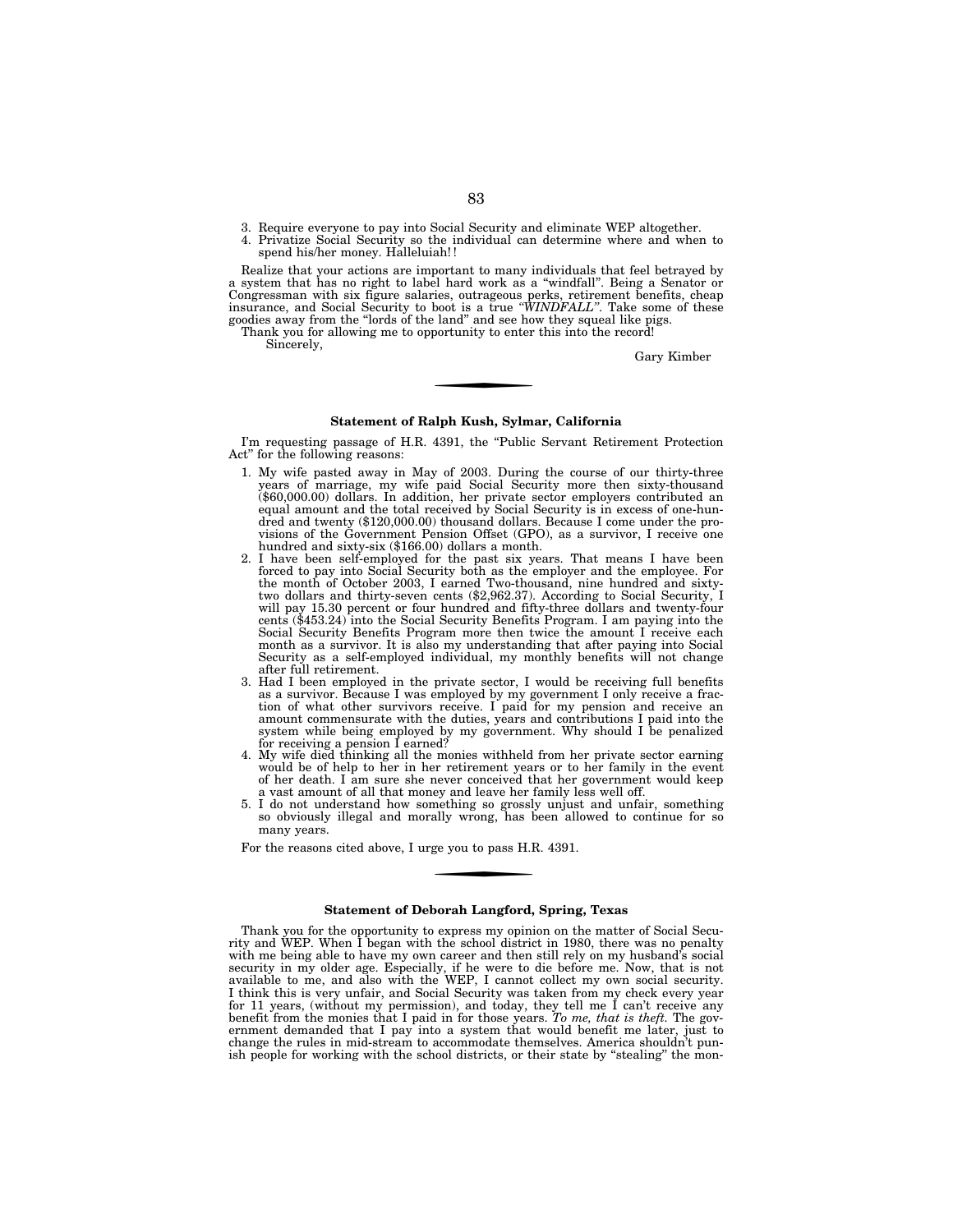3. Require everyone to pay into Social Security and eliminate WEP altogether.
4. Privatize Social Security so the individual can determine where and when to spend his/her money. Halleluiah!!

Realize that your actions are important to many individuals that feel betrayed by a system that has no right to label hard work as a "windfall". Being a Senator or Congressman with six figure salaries, outrageous perks, retirement benefits, cheap insurance, and Social Security to boot is a true "*WINDFALL*". Take some of these goodies away from the "lords of the land" and see how they squeal like pigs.

Thank you for allowing me to opportunity to enter this into the record!

Sincerely,

Gary Kimber

---

**Statement of Ralph Kush, Sylmar, California**

I'm requesting passage of H.R. 4391, the "Public Servant Retirement Protection Act" for the following reasons:

1. My wife pasted away in May of 2003. During the course of our thirty-three years of marriage, my wife paid Social Security more then sixty-thousand ($60,000.00) dollars. In addition, her private sector employers contributed an equal amount and the total received by Social Security is in excess of one-hundred and twenty ($120,000.00) thousand dollars. Because I come under the provisions of the Government Pension Offset (GPO), as a survivor, I receive one hundred and sixty-six ($166.00) dollars a month.
2. I have been self-employed for the past six years. That means I have been forced to pay into Social Security both as the employer and the employee. For the month of October 2003, I earned Two-thousand, nine hundred and sixty-two dollars and thirty-seven cents ($2,962.37). According to Social Security, I will pay 15.30 percent or four hundred and fifty-three dollars and twenty-four cents ($453.24) into the Social Security Benefits Program. I am paying into the Social Security Benefits Program more then twice the amount I receive each month as a survivor. It is also my understanding that after paying into Social Security as a self-employed individual, my monthly benefits will not change after full retirement.
3. Had I been employed in the private sector, I would be receiving full benefits as a survivor. Because I was employed by my government I only receive a fraction of what other survivors receive. I paid for my pension and receive an amount commensurate with the duties, years and contributions I paid into the system while being employed by my government. Why should I be penalized for receiving a pension I earned?
4. My wife died thinking all the monies withheld from her private sector earning would be of help to her in her retirement years or to her family in the event of her death. I am sure she never conceived that her government would keep a vast amount of all that money and leave her family less well off.
5. I do not understand how something so grossly unjust and unfair, something so obviously illegal and morally wrong, has been allowed to continue for so many years.

For the reasons cited above, I urge you to pass H.R. 4391.

---

**Statement of Deborah Langford, Spring, Texas**

Thank you for the opportunity to express my opinion on the matter of Social Security and WEP. When I began with the school district in 1980, there was no penalty with me being able to have my own career and then still rely on my husband's social security in my older age. Especially, if he were to die before me. Now, that is not available to me, and also with the WEP, I cannot collect my own social security. I think this is very unfair, and Social Security was taken from my check every year for 11 years, (without my permission), and today, they tell me I can't receive any benefit from the monies that I paid in for those years. *To me, that is theft.* The government demanded that I pay into a system that would benefit me later, just to change the rules in mid-stream to accommodate themselves. America shouldn't punish people for working with the school districts, or their state by "stealing" the mon-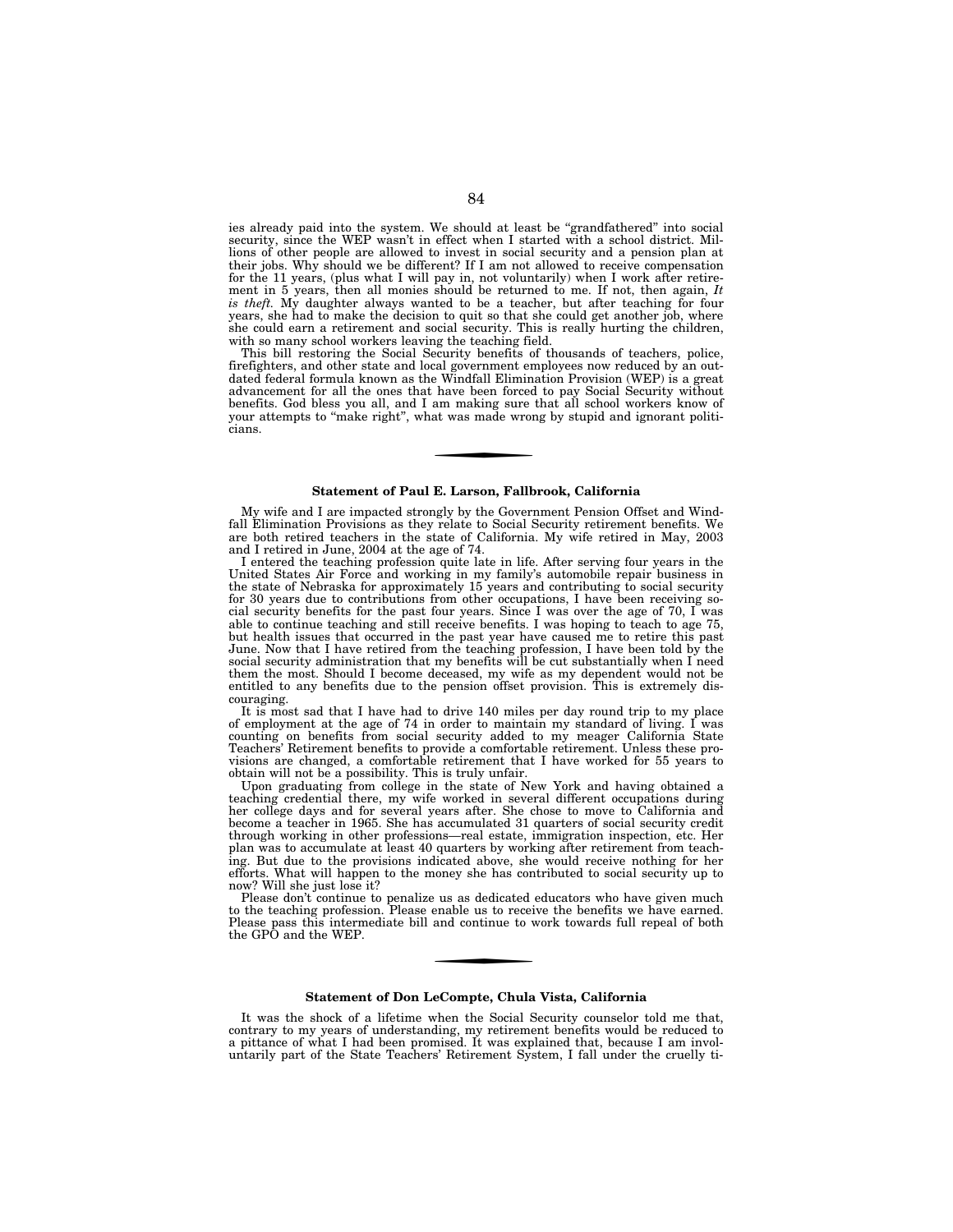ies already paid into the system. We should at least be "grandfathered" into social security, since the WEP wasn't in effect when I started with a school district. Millions of other people are allowed to invest in social security and a pension plan at their jobs. Why should we be different? If I am not allowed to receive compensation for the 11 years, (plus what I will pay in, not voluntarily) when I work after retirement in 5 years, then all monies should be returned to me. If not, then again, *It is theft.* My daughter always wanted to be a teacher, but after teaching for four years, she had to make the decision to quit so that she could get another job, where she could earn a retirement and social security. This is really hurting the children, with so many school workers leaving the teaching field.

This bill restoring the Social Security benefits of thousands of teachers, police, firefighters, and other state and local government employees now reduced by an outdated federal formula known as the Windfall Elimination Provision (WEP) is a great advancement for all the ones that have been forced to pay Social Security without benefits. God bless you all, and I am making sure that all school workers know of your attempts to "make right", what was made wrong by stupid and ignorant politicians.

---

**Statement of Paul E. Larson, Fallbrook, California**

My wife and I are impacted strongly by the Government Pension Offset and Windfall Elimination Provisions as they relate to Social Security retirement benefits. We are both retired teachers in the state of California. My wife retired in May, 2003 and I retired in June, 2004 at the age of 74.

I entered the teaching profession quite late in life. After serving four years in the United States Air Force and working in my family's automobile repair business in the state of Nebraska for approximately 15 years and contributing to social security for 30 years due to contributions from other occupations, I have been receiving social security benefits for the past four years. Since I was over the age of 70, I was able to continue teaching and still receive benefits. I was hoping to teach to age 75, but health issues that occurred in the past year have caused me to retire this past June. Now that I have retired from the teaching profession, I have been told by the social security administration that my benefits will be cut substantially when I need them the most. Should I become deceased, my wife as my dependent would not be entitled to any benefits due to the pension offset provision. This is extremely discouraging.

It is most sad that I have had to drive 140 miles per day round trip to my place of employment at the age of 74 in order to maintain my standard of living. I was counting on benefits from social security added to my meager California State Teachers' Retirement benefits to provide a comfortable retirement. Unless these provisions are changed, a comfortable retirement that I have worked for 55 years to obtain will not be a possibility. This is truly unfair.

Upon graduating from college in the state of New York and having obtained a teaching credential there, my wife worked in several different occupations during her college days and for several years after. She chose to move to California and become a teacher in 1965. She has accumulated 31 quarters of social security credit through working in other professions—real estate, immigration inspection, etc. Her plan was to accumulate at least 40 quarters by working after retirement from teaching. But due to the provisions indicated above, she would receive nothing for her efforts. What will happen to the money she has contributed to social security up to now? Will she just lose it?

Please don't continue to penalize us as dedicated educators who have given much to the teaching profession. Please enable us to receive the benefits we have earned. Please pass this intermediate bill and continue to work towards full repeal of both the GPO and the WEP.

---

**Statement of Don LeCompte, Chula Vista, California**

It was the shock of a lifetime when the Social Security counselor told me that, contrary to my years of understanding, my retirement benefits would be reduced to a pittance of what I had been promised. It was explained that, because I am involuntarily part of the State Teachers' Retirement System, I fall under the cruelly ti-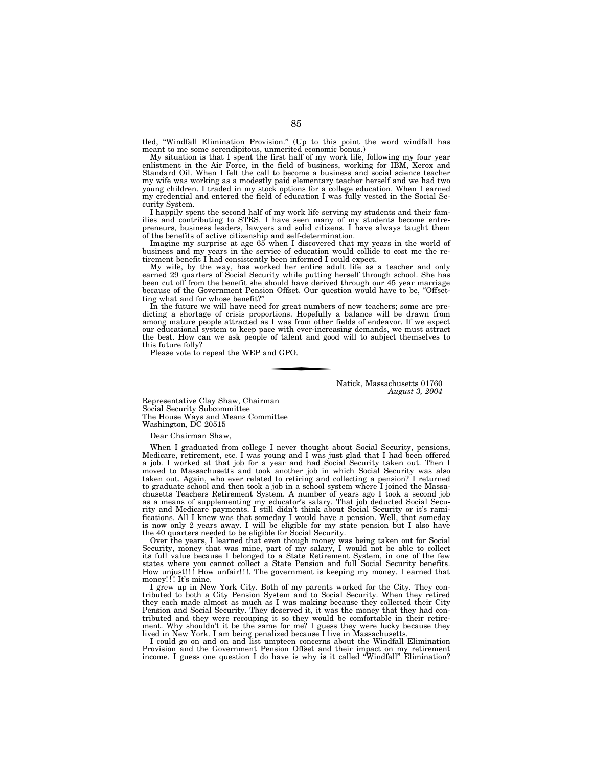tled, "Windfall Elimination Provision." (Up to this point the word windfall has meant to me some serendipitous, unmerited economic bonus.)

My situation is that I spent the first half of my work life, following my four year enlistment in the Air Force, in the field of business, working for IBM, Xerox and Standard Oil. When I felt the call to become a business and social science teacher my wife was working as a modestly paid elementary teacher herself and we had two young children. I traded in my stock options for a college education. When I earned my credential and entered the field of education I was fully vested in the Social Security System.

I happily spent the second half of my work life serving my students and their families and contributing to STRS. I have seen many of my students become entrepreneurs, business leaders, lawyers and solid citizens. I have always taught them of the benefits of active citizenship and self-determination.

Imagine my surprise at age 65 when I discovered that my years in the world of business and my years in the service of education would collide to cost me the retirement benefit I had consistently been informed I could expect.

My wife, by the way, has worked her entire adult life as a teacher and only earned 29 quarters of Social Security while putting herself through school. She has been cut off from the benefit she should have derived through our 45 year marriage because of the Government Pension Offset. Our question would have to be, "Offsetting what and for whose benefit?"

In the future we will have need for great numbers of new teachers; some are predicting a shortage of crisis proportions. Hopefully a balance will be drawn from among mature people attracted as I was from other fields of endeavor. If we expect our educational system to keep pace with ever-increasing demands, we must attract the best. How can we ask people of talent and good will to subject themselves to this future folly?

Please vote to repeal the WEP and GPO.

---

Natick, Massachusetts 01760
*August 3, 2004*

Representative Clay Shaw, Chairman
Social Security Subcommittee
The House Ways and Means Committee
Washington, DC 20515

Dear Chairman Shaw,

When I graduated from college I never thought about Social Security, pensions, Medicare, retirement, etc. I was young and I was just glad that I had been offered a job. I worked at that job for a year and had Social Security taken out. Then I moved to Massachusetts and took another job in which Social Security was also taken out. Again, who ever related to retiring and collecting a pension? I returned to graduate school and then took a job in a school system where I joined the Massachusetts Teachers Retirement System. A number of years ago I took a second job as a means of supplementing my educator's salary. That job deducted Social Security and Medicare payments. I still didn't think about Social Security or it's ramifications. All I knew was that someday I would have a pension. Well, that someday is now only 2 years away. I will be eligible for my state pension but I also have the 40 quarters needed to be eligible for Social Security.

Over the years, I learned that even though money was being taken out for Social Security, money that was mine, part of my salary, I would not be able to collect its full value because I belonged to a State Retirement System, in one of the few states where you cannot collect a State Pension and full Social Security benefits. How unjust!!! How unfair!!!. The government is keeping my money. I earned that money!!! It's mine.

I grew up in New York City. Both of my parents worked for the City. They contributed to both a City Pension System and to Social Security. When they retired they each made almost as much as I was making because they collected their City Pension and Social Security. They deserved it, it was the money that they had contributed and they were recouping it so they would be comfortable in their retirement. Why shouldn't it be the same for me? I guess they were lucky because they lived in New York. I am being penalized because I live in Massachusetts.

I could go on and on and list umpteen concerns about the Windfall Elimination Provision and the Government Pension Offset and their impact on my retirement income. I guess one question I do have is why is it called "Windfall" Elimination?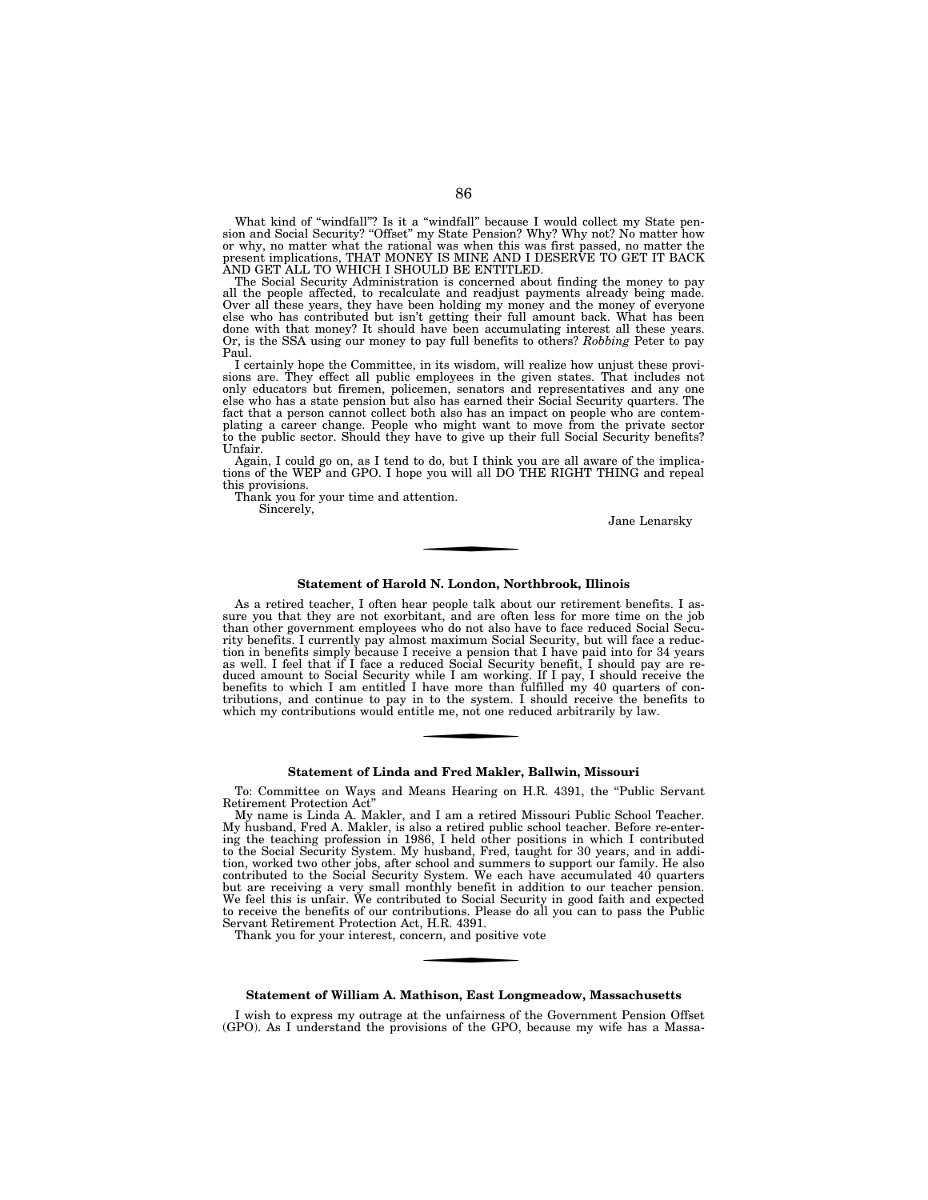What kind of "windfall"? Is it a "windfall" because I would collect my State pension and Social Security? "Offset" my State Pension? Why? Why not? No matter how or why, no matter what the rational was when this was first passed, no matter the present implications, THAT MONEY IS MINE AND I DESERVE TO GET IT BACK AND GET ALL TO WHICH I SHOULD BE ENTITLED.

The Social Security Administration is concerned about finding the money to pay all the people affected, to recalculate and readjust payments already being made. Over all these years, they have been holding my money and the money of everyone else who has contributed but isn't getting their full amount back. What has been done with that money? It should have been accumulating interest all these years. Or, is the SSA using our money to pay full benefits to others? *Robbing* Peter to pay Paul.

I certainly hope the Committee, in its wisdom, will realize how unjust these provisions are. They effect all public employees in the given states. That includes not only educators but firemen, policemen, senators and representatives and any one else who has a state pension but also has earned their Social Security quarters. The fact that a person cannot collect both also has an impact on people who are contemplating a career change. People who might want to move from the private sector to the public sector. Should they have to give up their full Social Security benefits? Unfair.

Again, I could go on, as I tend to do, but I think you are all aware of the implications of the WEP and GPO. I hope you will all DO THE RIGHT THING and repeal this provisions.

Thank you for your time and attention.

Sincerely,

Jane Lenarsky

---

### Statement of Harold N. London, Northbrook, Illinois

As a retired teacher, I often hear people talk about our retirement benefits. I assure you that they are not exorbitant, and are often less for more time on the job than other government employees who do not also have to face reduced Social Security benefits. I currently pay almost maximum Social Security, but will face a reduction in benefits simply because I receive a pension that I have paid into for 34 years as well. I feel that if I face a reduced Social Security benefit, I should pay are reduced amount to Social Security while I am working. If I pay, I should receive the benefits to which I am entitled I have more than fulfilled my 40 quarters of contributions, and continue to pay in to the system. I should receive the benefits to which my contributions would entitle me, not one reduced arbitrarily by law.

---

### Statement of Linda and Fred Makler, Ballwin, Missouri

To: Committee on Ways and Means Hearing on H.R. 4391, the "Public Servant Retirement Protection Act"

My name is Linda A. Makler, and I am a retired Missouri Public School Teacher. My husband, Fred A. Makler, is also a retired public school teacher. Before re-entering the teaching profession in 1986, I held other positions in which I contributed to the Social Security System. My husband, Fred, taught for 30 years, and in addition, worked two other jobs, after school and summers to support our family. He also contributed to the Social Security System. We each have accumulated 40 quarters but are receiving a very small monthly benefit in addition to our teacher pension. We feel this is unfair. We contributed to Social Security in good faith and expected to receive the benefits of our contributions. Please do all you can to pass the Public Servant Retirement Protection Act, H.R. 4391.

Thank you for your interest, concern, and positive vote

---

### Statement of William A. Mathison, East Longmeadow, Massachusetts

I wish to express my outrage at the unfairness of the Government Pension Offset (GPO). As I understand the provisions of the GPO, because my wife has a Massa-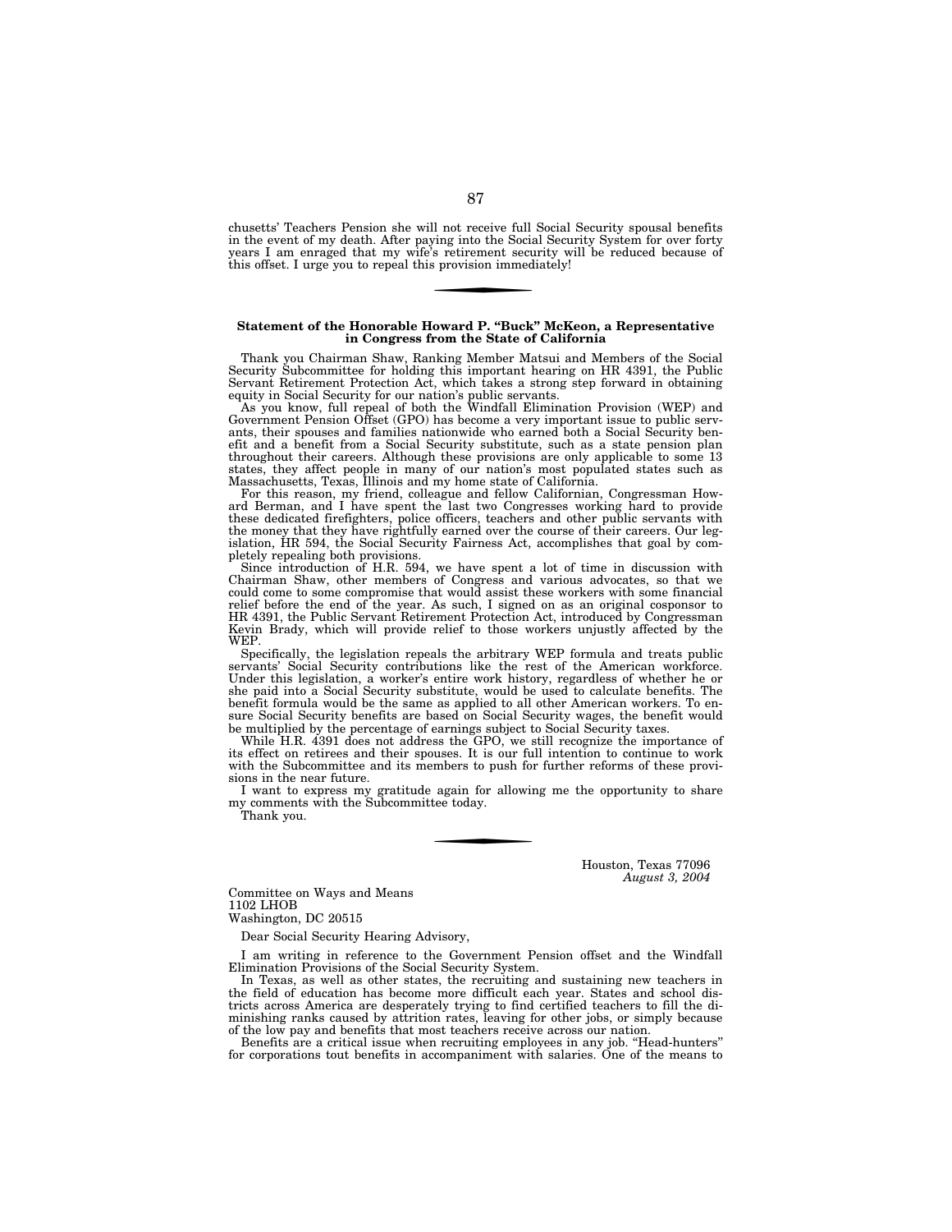chusetts' Teachers Pension she will not receive full Social Security spousal benefits in the event of my death. After paying into the Social Security System for over forty years I am enraged that my wife's retirement security will be reduced because of this offset. I urge you to repeal this provision immediately!

---

**Statement of the Honorable Howard P. "Buck" McKeon, a Representative in Congress from the State of California**

Thank you Chairman Shaw, Ranking Member Matsui and Members of the Social Security Subcommittee for holding this important hearing on HR 4391, the Public Servant Retirement Protection Act, which takes a strong step forward in obtaining equity in Social Security for our nation's public servants.

As you know, full repeal of both the Windfall Elimination Provision (WEP) and Government Pension Offset (GPO) has become a very important issue to public servants, their spouses and families nationwide who earned both a Social Security benefit and a benefit from a Social Security substitute, such as a state pension plan throughout their careers. Although these provisions are only applicable to some 13 states, they affect people in many of our nation's most populated states such as Massachusetts, Texas, Illinois and my home state of California.

For this reason, my friend, colleague and fellow Californian, Congressman Howard Berman, and I have spent the last two Congresses working hard to provide these dedicated firefighters, police officers, teachers and other public servants with the money that they have rightfully earned over the course of their careers. Our legislation, HR 594, the Social Security Fairness Act, accomplishes that goal by completely repealing both provisions.

Since introduction of H.R. 594, we have spent a lot of time in discussion with Chairman Shaw, other members of Congress and various advocates, so that we could come to some compromise that would assist these workers with some financial relief before the end of the year. As such, I signed on as an original cosponsor to HR 4391, the Public Servant Retirement Protection Act, introduced by Congressman Kevin Brady, which will provide relief to those workers unjustly affected by the WEP.

Specifically, the legislation repeals the arbitrary WEP formula and treats public servants' Social Security contributions like the rest of the American workforce. Under this legislation, a worker's entire work history, regardless of whether he or she paid into a Social Security substitute, would be used to calculate benefits. The benefit formula would be the same as applied to all other American workers. To ensure Social Security benefits are based on Social Security wages, the benefit would be multiplied by the percentage of earnings subject to Social Security taxes.

While H.R. 4391 does not address the GPO, we still recognize the importance of its effect on retirees and their spouses. It is our full intention to continue to work with the Subcommittee and its members to push for further reforms of these provisions in the near future.

I want to express my gratitude again for allowing me the opportunity to share my comments with the Subcommittee today.

Thank you.

---

Houston, Texas 77096
*August 3, 2004*

Committee on Ways and Means
1102 LHOB
Washington, DC 20515

Dear Social Security Hearing Advisory,

I am writing in reference to the Government Pension offset and the Windfall Elimination Provisions of the Social Security System.

In Texas, as well as other states, the recruiting and sustaining new teachers in the field of education has become more difficult each year. States and school districts across America are desperately trying to find certified teachers to fill the diminishing ranks caused by attrition rates, leaving for other jobs, or simply because of the low pay and benefits that most teachers receive across our nation.

Benefits are a critical issue when recruiting employees in any job. "Head-hunters" for corporations tout benefits in accompaniment with salaries. One of the means to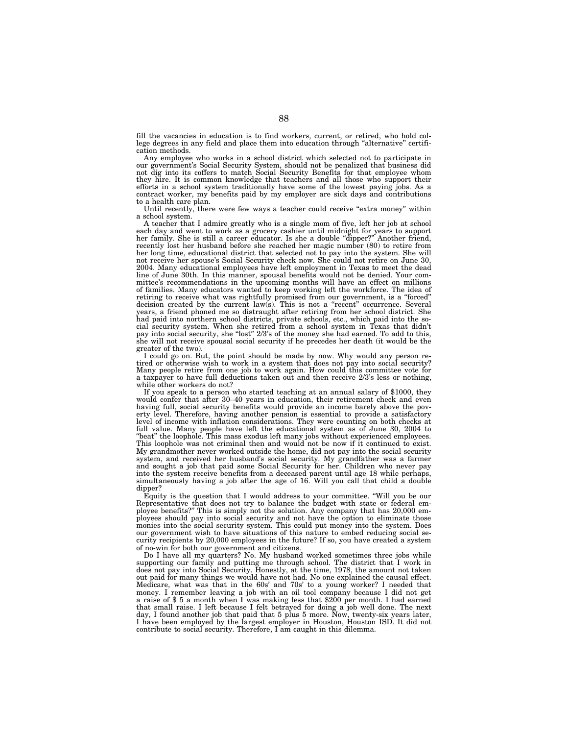fill the vacancies in education is to find workers, current, or retired, who hold college degrees in any field and place them into education through "alternative" certification methods.

Any employee who works in a school district which selected not to participate in our government's Social Security System, should not be penalized that business did not dig into its coffers to match Social Security Benefits for that employee whom they hire. It is common knowledge that teachers and all those who support their efforts in a school system traditionally have some of the lowest paying jobs. As a contract worker, my benefits paid by my employer are sick days and contributions to a health care plan.

Until recently, there were few ways a teacher could receive "extra money" within a school system.

A teacher that I admire greatly who is a single mom of five, left her job at school each day and went to work as a grocery cashier until midnight for years to support her family. She is still a career educator. Is she a double "dipper?" Another friend, recently lost her husband before she reached her magic number (80) to retire from her long time, educational district that selected not to pay into the system. She will not receive her spouse's Social Security check now. She could not retire on June 30, 2004. Many educational employees have left employment in Texas to meet the dead line of June 30th. In this manner, spousal benefits would not be denied. Your committee's recommendations in the upcoming months will have an effect on millions of families. Many educators wanted to keep working left the workforce. The idea of retiring to receive what was rightfully promised from our government, is a "forced" decision created by the current law(s). This is not a "recent" occurrence. Several years, a friend phoned me so distraught after retiring from her school district. She had paid into northern school districts, private schools, etc., which paid into the social security system. When she retired from a school system in Texas that didn't pay into social security, she "lost" 2/3's of the money she had earned. To add to this, she will not receive spousal social security if he precedes her death (it would be the greater of the two).

I could go on. But, the point should be made by now. Why would any person retired or otherwise wish to work in a system that does not pay into social security? Many people retire from one job to work again. How could this committee vote for a taxpayer to have full deductions taken out and then receive 2/3's less or nothing, while other workers do not?

If you speak to a person who started teaching at an annual salary of $1000, they would confer that after 30–40 years in education, their retirement check and even having full, social security benefits would provide an income barely above the poverty level. Therefore, having another pension is essential to provide a satisfactory level of income with inflation considerations. They were counting on both checks at full value. Many people have left the educational system as of June 30, 2004 to "beat" the loophole. This mass exodus left many jobs without experienced employees. This loophole was not criminal then and would not be now if it continued to exist. My grandmother never worked outside the home, did not pay into the social security system, and received her husband's social security. My grandfather was a farmer and sought a job that paid some Social Security for her. Children who never pay into the system receive benefits from a deceased parent until age 18 while perhaps, simultaneously having a job after the age of 16. Will you call that child a double dipper?

Equity is the question that I would address to your committee. "Will you be our Representative that does not try to balance the budget with state or federal employee benefits?" This is simply not the solution. Any company that has 20,000 employees should pay into social security and not have the option to eliminate those monies into the social security system. This could put money into the system. Does our government wish to have situations of this nature to embed reducing social security recipients by 20,000 employees in the future? If so, you have created a system of no-win for both our government and citizens.

Do I have all my quarters? No. My husband worked sometimes three jobs while supporting our family and putting me through school. The district that I work in does not pay into Social Security. Honestly, at the time, 1978, the amount not taken out paid for many things we would have not had. No one explained the causal effect. Medicare, what was that in the 60s' and 70s' to a young worker? I needed that money. I remember leaving a job with an oil tool company because I did not get a raise of $ 5 a month when I was making less that $200 per month. I had earned that small raise. I left because I felt betrayed for doing a job well done. The next day, I found another job that paid that 5 plus 5 more. Now, twenty-six years later, I have been employed by the largest employer in Houston, Houston ISD. It did not contribute to social security. Therefore, I am caught in this dilemma.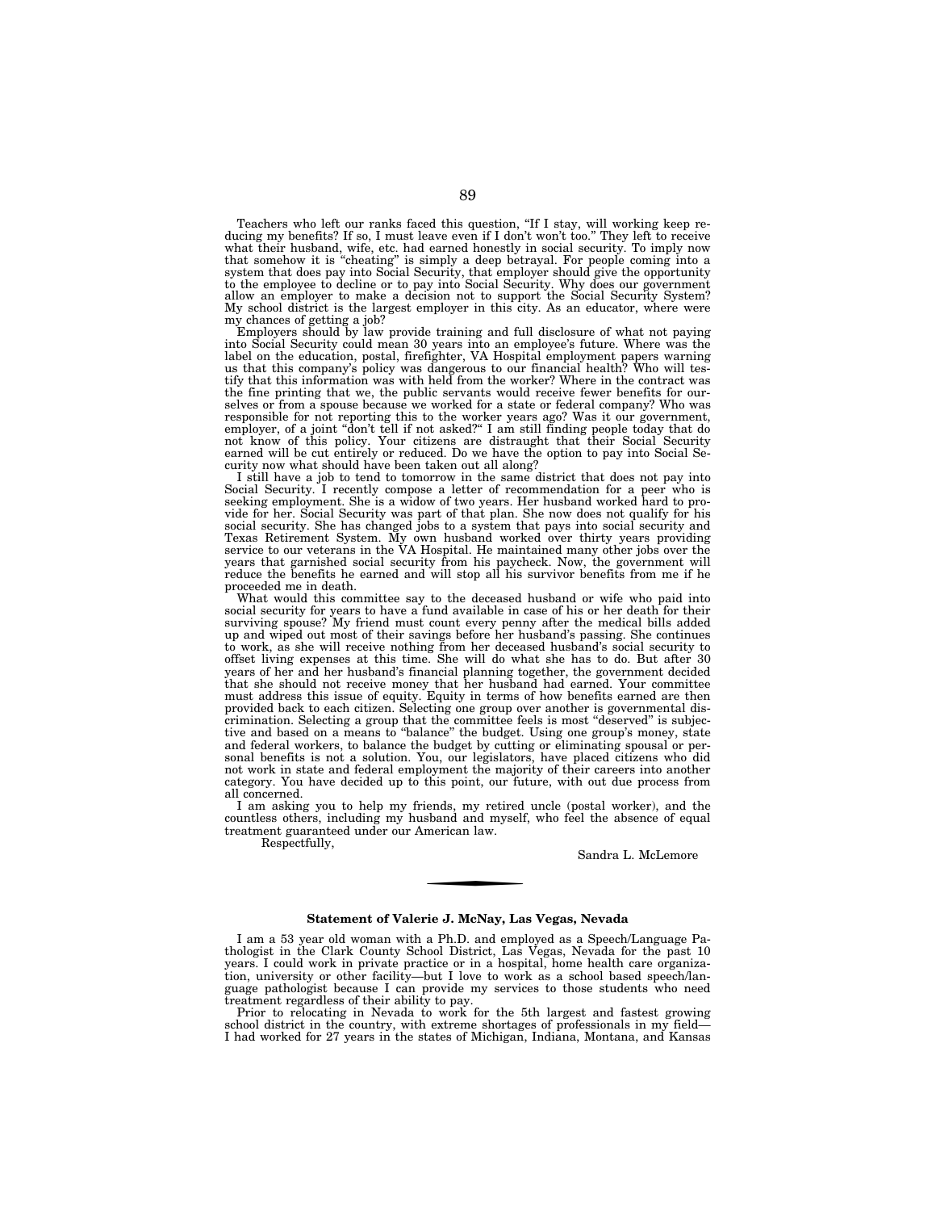Teachers who left our ranks faced this question, "If I stay, will working keep reducing my benefits? If so, I must leave even if I don't won't too." They left to receive what their husband, wife, etc. had earned honestly in social security. To imply now that somehow it is "cheating" is simply a deep betrayal. For people coming into a system that does pay into Social Security, that employer should give the opportunity to the employee to decline or to pay into Social Security. Why does our government allow an employer to make a decision not to support the Social Security System? My school district is the largest employer in this city. As an educator, where were my chances of getting a job?

Employers should by law provide training and full disclosure of what not paying into Social Security could mean 30 years into an employee's future. Where was the label on the education, postal, firefighter, VA Hospital employment papers warning us that this company's policy was dangerous to our financial health? Who will testify that this information was with held from the worker? Where in the contract was the fine printing that we, the public servants would receive fewer benefits for ourselves or from a spouse because we worked for a state or federal company? Who was responsible for not reporting this to the worker years ago? Was it our government, employer, of a joint "don't tell if not asked?" I am still finding people today that do not know of this policy. Your citizens are distraught that their Social Security earned will be cut entirely or reduced. Do we have the option to pay into Social Security now what should have been taken out all along?

I still have a job to tend to tomorrow in the same district that does not pay into Social Security. I recently compose a letter of recommendation for a peer who is seeking employment. She is a widow of two years. Her husband worked hard to provide for her. Social Security was part of that plan. She now does not qualify for his social security. She has changed jobs to a system that pays into social security and Texas Retirement System. My own husband worked over thirty years providing service to our veterans in the VA Hospital. He maintained many other jobs over the years that garnished social security from his paycheck. Now, the government will reduce the benefits he earned and will stop all his survivor benefits from me if he proceeded me in death.

What would this committee say to the deceased husband or wife who paid into social security for years to have a fund available in case of his or her death for their surviving spouse? My friend must count every penny after the medical bills added up and wiped out most of their savings before her husband's passing. She continues to work, as she will receive nothing from her deceased husband's social security to offset living expenses at this time. She will do what she has to do. But after 30 years of her and her husband's financial planning together, the government decided that she should not receive money that her husband had earned. Your committee must address this issue of equity. Equity in terms of how benefits earned are then provided back to each citizen. Selecting one group over another is governmental discrimination. Selecting a group that the committee feels is most "deserved" is subjective and based on a means to "balance" the budget. Using one group's money, state and federal workers, to balance the budget by cutting or eliminating spousal or personal benefits is not a solution. You, our legislators, have placed citizens who did not work in state and federal employment the majority of their careers into another category. You have decided up to this point, our future, with out due process from all concerned.

I am asking you to help my friends, my retired uncle (postal worker), and the countless others, including my husband and myself, who feel the absence of equal treatment guaranteed under our American law.

Respectfully,

Sandra L. McLemore

---

**Statement of Valerie J. McNay, Las Vegas, Nevada**

I am a 53 year old woman with a Ph.D. and employed as a Speech/Language Pathologist in the Clark County School District, Las Vegas, Nevada for the past 10 years. I could work in private practice or in a hospital, home health care organization, university or other facility—but I love to work as a school based speech/language pathologist because I can provide my services to those students who need treatment regardless of their ability to pay.

Prior to relocating in Nevada to work for the 5th largest and fastest growing school district in the country, with extreme shortages of professionals in my field—I had worked for 27 years in the states of Michigan, Indiana, Montana, and Kansas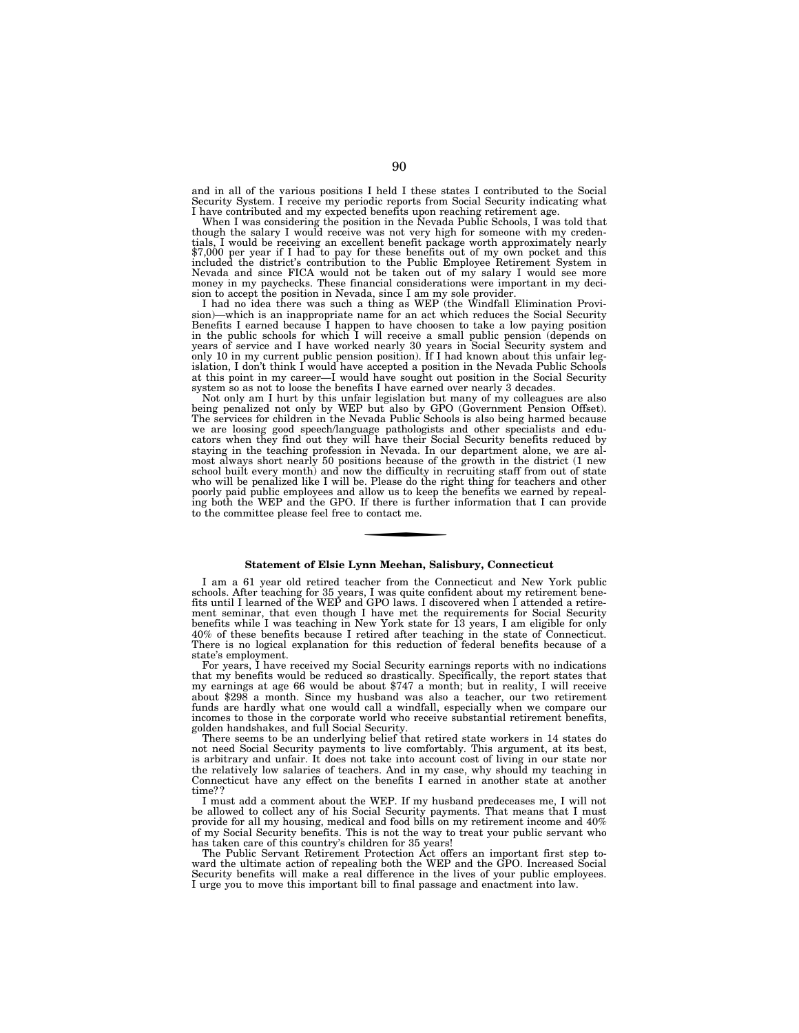and in all of the various positions I held I these states I contributed to the Social Security System. I receive my periodic reports from Social Security indicating what I have contributed and my expected benefits upon reaching retirement age.

When I was considering the position in the Nevada Public Schools, I was told that though the salary I would receive was not very high for someone with my credentials, I would be receiving an excellent benefit package worth approximately nearly $7,000 per year if I had to pay for these benefits out of my own pocket and this included the district's contribution to the Public Employee Retirement System in Nevada and since FICA would not be taken out of my salary I would see more money in my paychecks. These financial considerations were important in my decision to accept the position in Nevada, since I am my sole provider.

I had no idea there was such a thing as WEP (the Windfall Elimination Provision)—which is an inappropriate name for an act which reduces the Social Security Benefits I earned because I happen to have choosen to take a low paying position in the public schools for which I will receive a small public pension (depends on years of service and I have worked nearly 30 years in Social Security system and only 10 in my current public pension position). If I had known about this unfair legislation, I don't think I would have accepted a position in the Nevada Public Schools at this point in my career—I would have sought out position in the Social Security system so as not to loose the benefits I have earned over nearly 3 decades.

Not only am I hurt by this unfair legislation but many of my colleagues are also being penalized not only by WEP but also by GPO (Government Pension Offset). The services for children in the Nevada Public Schools is also being harmed because we are loosing good speech/language pathologists and other specialists and educators when they find out they will have their Social Security benefits reduced by staying in the teaching profession in Nevada. In our department alone, we are almost always short nearly 50 positions because of the growth in the district (1 new school built every month) and now the difficulty in recruiting staff from out of state who will be penalized like I will be. Please do the right thing for teachers and other poorly paid public employees and allow us to keep the benefits we earned by repealing both the WEP and the GPO. If there is further information that I can provide to the committee please feel free to contact me.

---

**Statement of Elsie Lynn Meehan, Salisbury, Connecticut**

I am a 61 year old retired teacher from the Connecticut and New York public schools. After teaching for 35 years, I was quite confident about my retirement benefits until I learned of the WEP and GPO laws. I discovered when I attended a retirement seminar, that even though I have met the requirements for Social Security benefits while I was teaching in New York state for 13 years, I am eligible for only 40% of these benefits because I retired after teaching in the state of Connecticut. There is no logical explanation for this reduction of federal benefits because of a state's employment.

For years, I have received my Social Security earnings reports with no indications that my benefits would be reduced so drastically. Specifically, the report states that my earnings at age 66 would be about $747 a month; but in reality, I will receive about $298 a month. Since my husband was also a teacher, our two retirement funds are hardly what one would call a windfall, especially when we compare our incomes to those in the corporate world who receive substantial retirement benefits, golden handshakes, and full Social Security.

There seems to be an underlying belief that retired state workers in 14 states do not need Social Security payments to live comfortably. This argument, at its best, is arbitrary and unfair. It does not take into account cost of living in our state nor the relatively low salaries of teachers. And in my case, why should my teaching in Connecticut have any effect on the benefits I earned in another state at another time??

I must add a comment about the WEP. If my husband predeceases me, I will not be allowed to collect any of his Social Security payments. That means that I must provide for all my housing, medical and food bills on my retirement income and 40% of my Social Security benefits. This is not the way to treat your public servant who has taken care of this country's children for 35 years!

The Public Servant Retirement Protection Act offers an important first step toward the ultimate action of repealing both the WEP and the GPO. Increased Social Security benefits will make a real difference in the lives of your public employees. I urge you to move this important bill to final passage and enactment into law.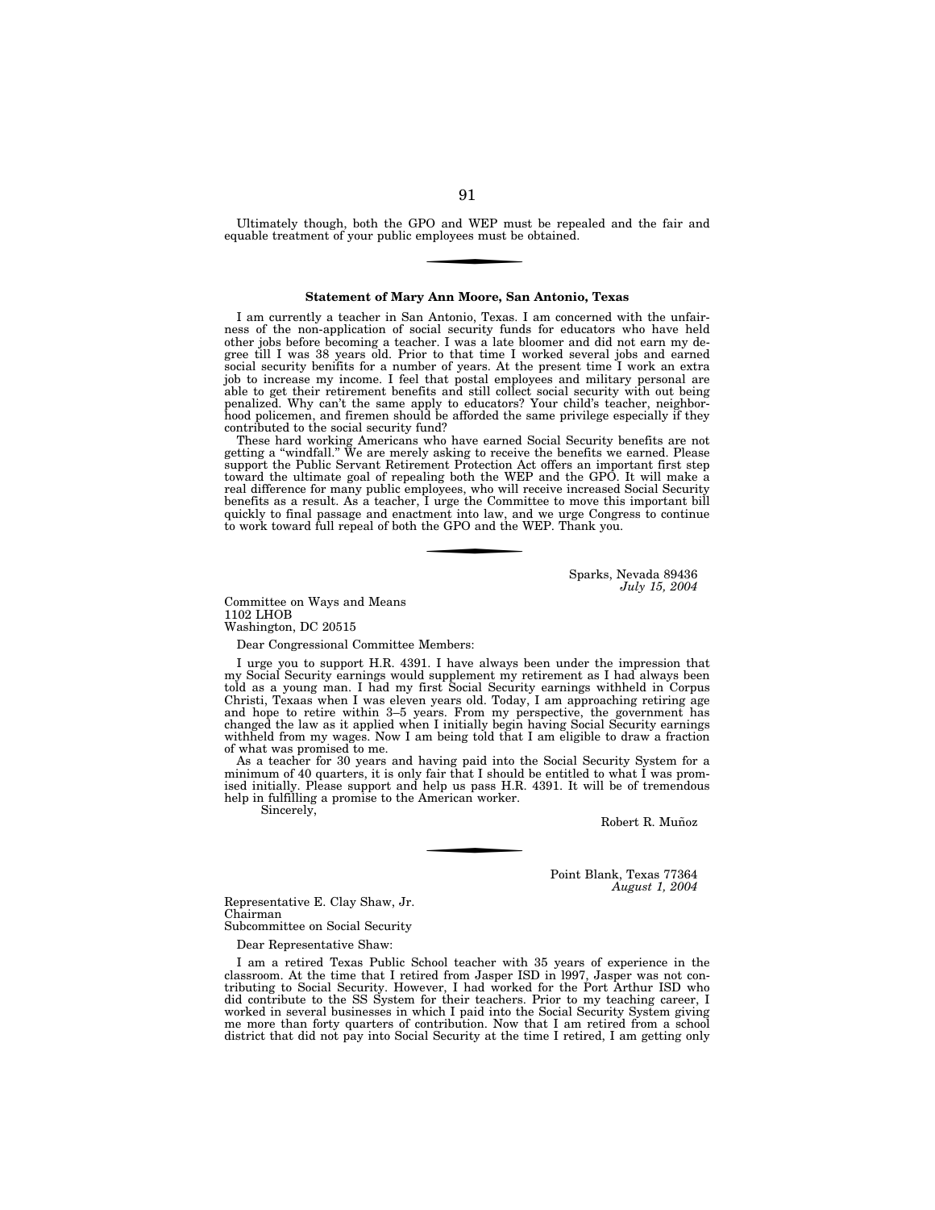Ultimately though, both the GPO and WEP must be repealed and the fair and equable treatment of your public employees must be obtained.

---

**Statement of Mary Ann Moore, San Antonio, Texas**

I am currently a teacher in San Antonio, Texas. I am concerned with the unfairness of the non-application of social security funds for educators who have held other jobs before becoming a teacher. I was a late bloomer and did not earn my degree till I was 38 years old. Prior to that time I worked several jobs and earned social security benifits for a number of years. At the present time I work an extra job to increase my income. I feel that postal employees and military personal are able to get their retirement benefits and still collect social security with out being penalized. Why can't the same apply to educators? Your child's teacher, neighborhood policemen, and firemen should be afforded the same privilege especially if they contributed to the social security fund?

These hard working Americans who have earned Social Security benefits are not getting a "windfall." We are merely asking to receive the benefits we earned. Please support the Public Servant Retirement Protection Act offers an important first step toward the ultimate goal of repealing both the WEP and the GPO. It will make a real difference for many public employees, who will receive increased Social Security benefits as a result. As a teacher, I urge the Committee to move this important bill quickly to final passage and enactment into law, and we urge Congress to continue to work toward full repeal of both the GPO and the WEP. Thank you.

---

Sparks, Nevada 89436
*July 15, 2004*

Committee on Ways and Means
1102 LHOB
Washington, DC 20515

Dear Congressional Committee Members:

I urge you to support H.R. 4391. I have always been under the impression that my Social Security earnings would supplement my retirement as I had always been told as a young man. I had my first Social Security earnings withheld in Corpus Christi, Texaas when I was eleven years old. Today, I am approaching retiring age and hope to retire within 3–5 years. From my perspective, the government has changed the law as it applied when I initially begin having Social Security earnings withheld from my wages. Now I am being told that I am eligible to draw a fraction of what was promised to me.

As a teacher for 30 years and having paid into the Social Security System for a minimum of 40 quarters, it is only fair that I should be entitled to what I was promised initially. Please support and help us pass H.R. 4391. It will be of tremendous help in fulfilling a promise to the American worker.

Sincerely,

Robert R. Muñoz

---

Point Blank, Texas 77364
*August 1, 2004*

Representative E. Clay Shaw, Jr.
Chairman
Subcommittee on Social Security

Dear Representative Shaw:

I am a retired Texas Public School teacher with 35 years of experience in the classroom. At the time that I retired from Jasper ISD in l997, Jasper was not contributing to Social Security. However, I had worked for the Port Arthur ISD who did contribute to the SS System for their teachers. Prior to my teaching career, I worked in several businesses in which I paid into the Social Security System giving me more than forty quarters of contribution. Now that I am retired from a school district that did not pay into Social Security at the time I retired, I am getting only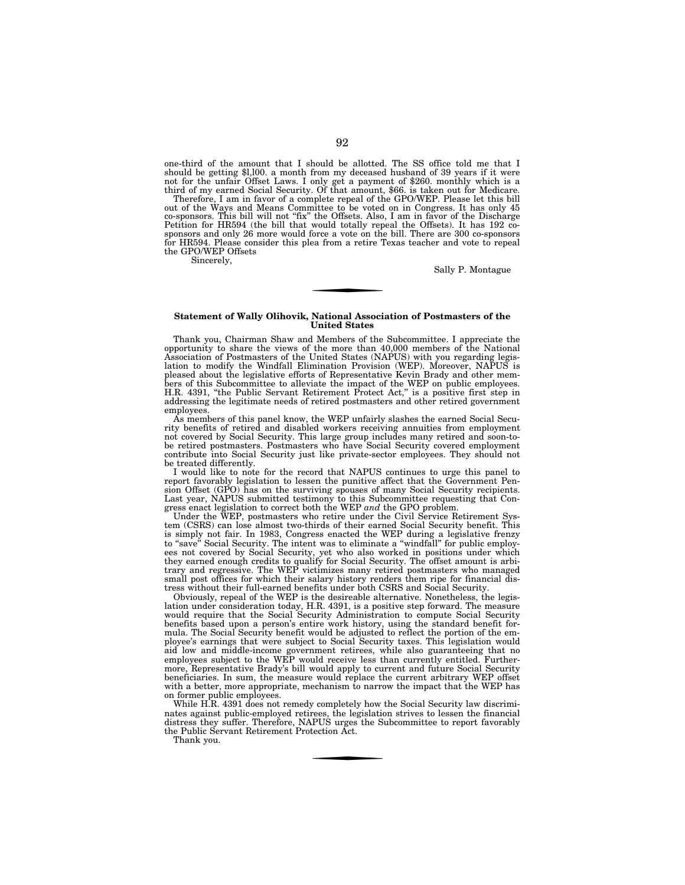one-third of the amount that I should be allotted. The SS office told me that I should be getting $l,l00. a month from my deceased husband of 39 years if it were not for the unfair Offset Laws. I only get a payment of $260. monthly which is a third of my earned Social Security. Of that amount, $66. is taken out for Medicare.

Therefore, I am in favor of a complete repeal of the GPO/WEP. Please let this bill out of the Ways and Means Committee to be voted on in Congress. It has only 45 co-sponsors. This bill will not "fix" the Offsets. Also, I am in favor of the Discharge Petition for HR594 (the bill that would totally repeal the Offsets). It has 192 co-sponsors and only 26 more would force a vote on the bill. There are 300 co-sponsors for HR594. Please consider this plea from a retire Texas teacher and vote to repeal the GPO/WEP Offsets

Sincerely,

Sally P. Montague

---

**Statement of Wally Olihovik, National Association of Postmasters of the United States**

Thank you, Chairman Shaw and Members of the Subcommittee. I appreciate the opportunity to share the views of the more than 40,000 members of the National Association of Postmasters of the United States (NAPUS) with you regarding legislation to modify the Windfall Elimination Provision (WEP). Moreover, NAPUS is pleased about the legislative efforts of Representative Kevin Brady and other members of this Subcommittee to alleviate the impact of the WEP on public employees. H.R. 4391, "the Public Servant Retirement Protect Act," is a positive first step in addressing the legitimate needs of retired postmasters and other retired government employees.

As members of this panel know, the WEP unfairly slashes the earned Social Security benefits of retired and disabled workers receiving annuities from employment not covered by Social Security. This large group includes many retired and soon-to-be retired postmasters. Postmasters who have Social Security covered employment contribute into Social Security just like private-sector employees. They should not be treated differently.

I would like to note for the record that NAPUS continues to urge this panel to report favorably legislation to lessen the punitive affect that the Government Pension Offset (GPO) has on the surviving spouses of many Social Security recipients. Last year, NAPUS submitted testimony to this Subcommittee requesting that Congress enact legislation to correct both the WEP *and* the GPO problem.

Under the WEP, postmasters who retire under the Civil Service Retirement System (CSRS) can lose almost two-thirds of their earned Social Security benefit. This is simply not fair. In 1983, Congress enacted the WEP during a legislative frenzy to "save" Social Security. The intent was to eliminate a "windfall" for public employees not covered by Social Security, yet who also worked in positions under which they earned enough credits to qualify for Social Security. The offset amount is arbitrary and regressive. The WEP victimizes many retired postmasters who managed small post offices for which their salary history renders them ripe for financial distress without their full-earned benefits under both CSRS and Social Security.

Obviously, repeal of the WEP is the desireable alternative. Nonetheless, the legislation under consideration today, H.R. 4391, is a positive step forward. The measure would require that the Social Security Administration to compute Social Security benefits based upon a person's entire work history, using the standard benefit formula. The Social Security benefit would be adjusted to reflect the portion of the employee's earnings that were subject to Social Security taxes. This legislation would aid low and middle-income government retirees, while also guaranteeing that no employees subject to the WEP would receive less than currently entitled. Furthermore, Representative Brady's bill would apply to current and future Social Security beneficiaries. In sum, the measure would replace the current arbitrary WEP offset with a better, more appropriate, mechanism to narrow the impact that the WEP has on former public employees.

While H.R. 4391 does not remedy completely how the Social Security law discriminates against public-employed retirees, the legislation strives to lessen the financial distress they suffer. Therefore, NAPUS urges the Subcommittee to report favorably the Public Servant Retirement Protection Act.

Thank you.

---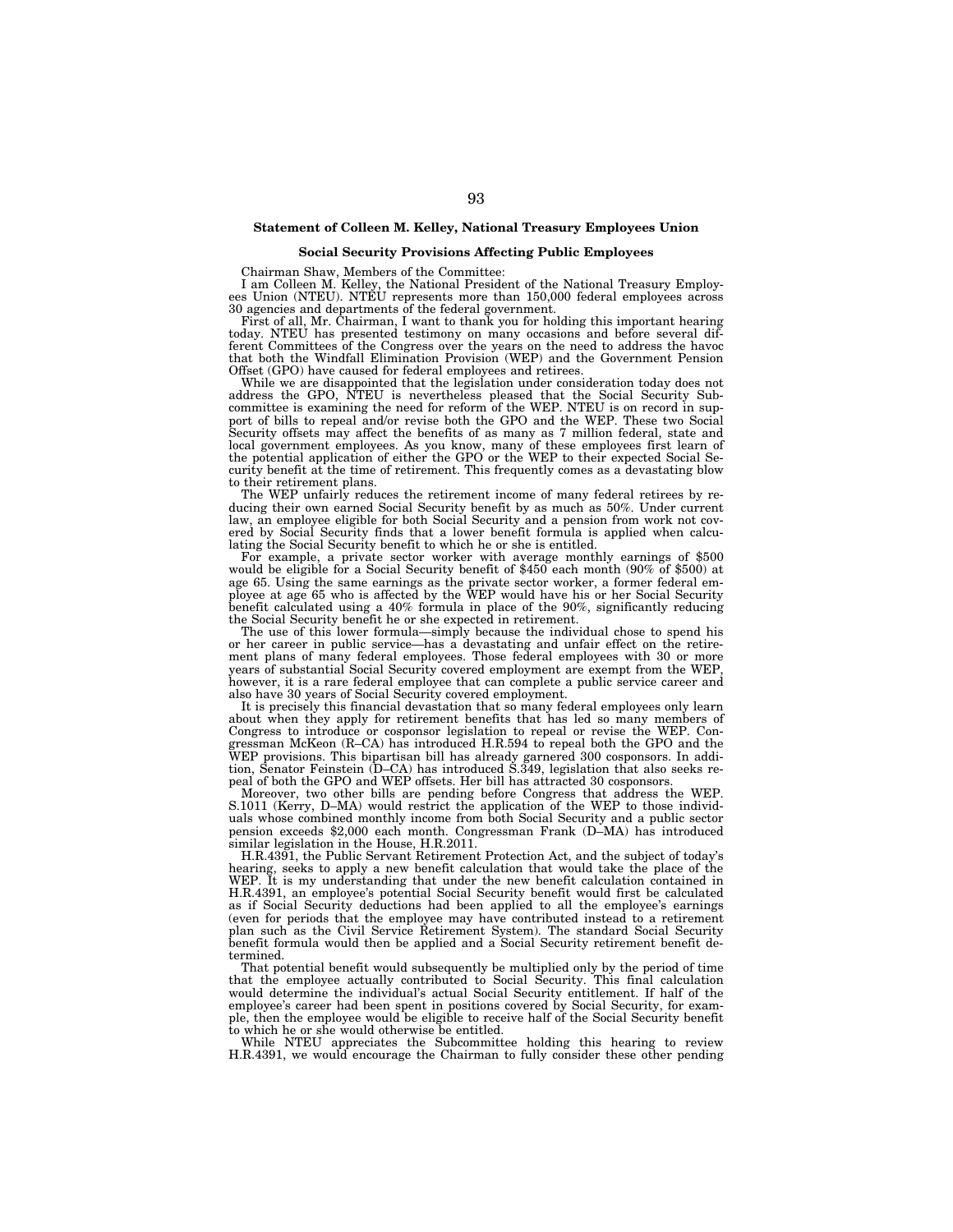**Statement of Colleen M. Kelley, National Treasury Employees Union**

**Social Security Provisions Affecting Public Employees**

Chairman Shaw, Members of the Committee:

I am Colleen M. Kelley, the National President of the National Treasury Employees Union (NTEU). NTEU represents more than 150,000 federal employees across 30 agencies and departments of the federal government.

First of all, Mr. Chairman, I want to thank you for holding this important hearing today. NTEU has presented testimony on many occasions and before several different Committees of the Congress over the years on the need to address the havoc that both the Windfall Elimination Provision (WEP) and the Government Pension Offset (GPO) have caused for federal employees and retirees.

While we are disappointed that the legislation under consideration today does not address the GPO, NTEU is nevertheless pleased that the Social Security Subcommittee is examining the need for reform of the WEP. NTEU is on record in support of bills to repeal and/or revise both the GPO and the WEP. These two Social Security offsets may affect the benefits of as many as 7 million federal, state and local government employees. As you know, many of these employees first learn of the potential application of either the GPO or the WEP to their expected Social Security benefit at the time of retirement. This frequently comes as a devastating blow to their retirement plans.

The WEP unfairly reduces the retirement income of many federal retirees by reducing their own earned Social Security benefit by as much as 50%. Under current law, an employee eligible for both Social Security and a pension from work not covered by Social Security finds that a lower benefit formula is applied when calculating the Social Security benefit to which he or she is entitled.

For example, a private sector worker with average monthly earnings of $500 would be eligible for a Social Security benefit of $450 each month (90% of $500) at age 65. Using the same earnings as the private sector worker, a former federal employee at age 65 who is affected by the WEP would have his or her Social Security benefit calculated using a 40% formula in place of the 90%, significantly reducing the Social Security benefit he or she expected in retirement.

The use of this lower formula—simply because the individual chose to spend his or her career in public service—has a devastating and unfair effect on the retirement plans of many federal employees. Those federal employees with 30 or more years of substantial Social Security covered employment are exempt from the WEP, however, it is a rare federal employee that can complete a public service career and also have 30 years of Social Security covered employment.

It is precisely this financial devastation that so many federal employees only learn about when they apply for retirement benefits that has led so many members of Congress to introduce or cosponsor legislation to repeal or revise the WEP. Congressman McKeon (R–CA) has introduced H.R.594 to repeal both the GPO and the WEP provisions. This bipartisan bill has already garnered 300 cosponsors. In addition, Senator Feinstein (D–CA) has introduced S.349, legislation that also seeks repeal of both the GPO and WEP offsets. Her bill has attracted 30 cosponsors.

Moreover, two other bills are pending before Congress that address the WEP. S.1011 (Kerry, D–MA) would restrict the application of the WEP to those individuals whose combined monthly income from both Social Security and a public sector pension exceeds $2,000 each month. Congressman Frank (D–MA) has introduced similar legislation in the House, H.R.2011.

H.R.4391, the Public Servant Retirement Protection Act, and the subject of today's hearing, seeks to apply a new benefit calculation that would take the place of the WEP. It is my understanding that under the new benefit calculation contained in H.R.4391, an employee's potential Social Security benefit would first be calculated as if Social Security deductions had been applied to all the employee's earnings (even for periods that the employee may have contributed instead to a retirement plan such as the Civil Service Retirement System). The standard Social Security benefit formula would then be applied and a Social Security retirement benefit determined.

That potential benefit would subsequently be multiplied only by the period of time that the employee actually contributed to Social Security. This final calculation would determine the individual's actual Social Security entitlement. If half of the employee's career had been spent in positions covered by Social Security, for example, then the employee would be eligible to receive half of the Social Security benefit to which he or she would otherwise be entitled.

While NTEU appreciates the Subcommittee holding this hearing to review H.R.4391, we would encourage the Chairman to fully consider these other pending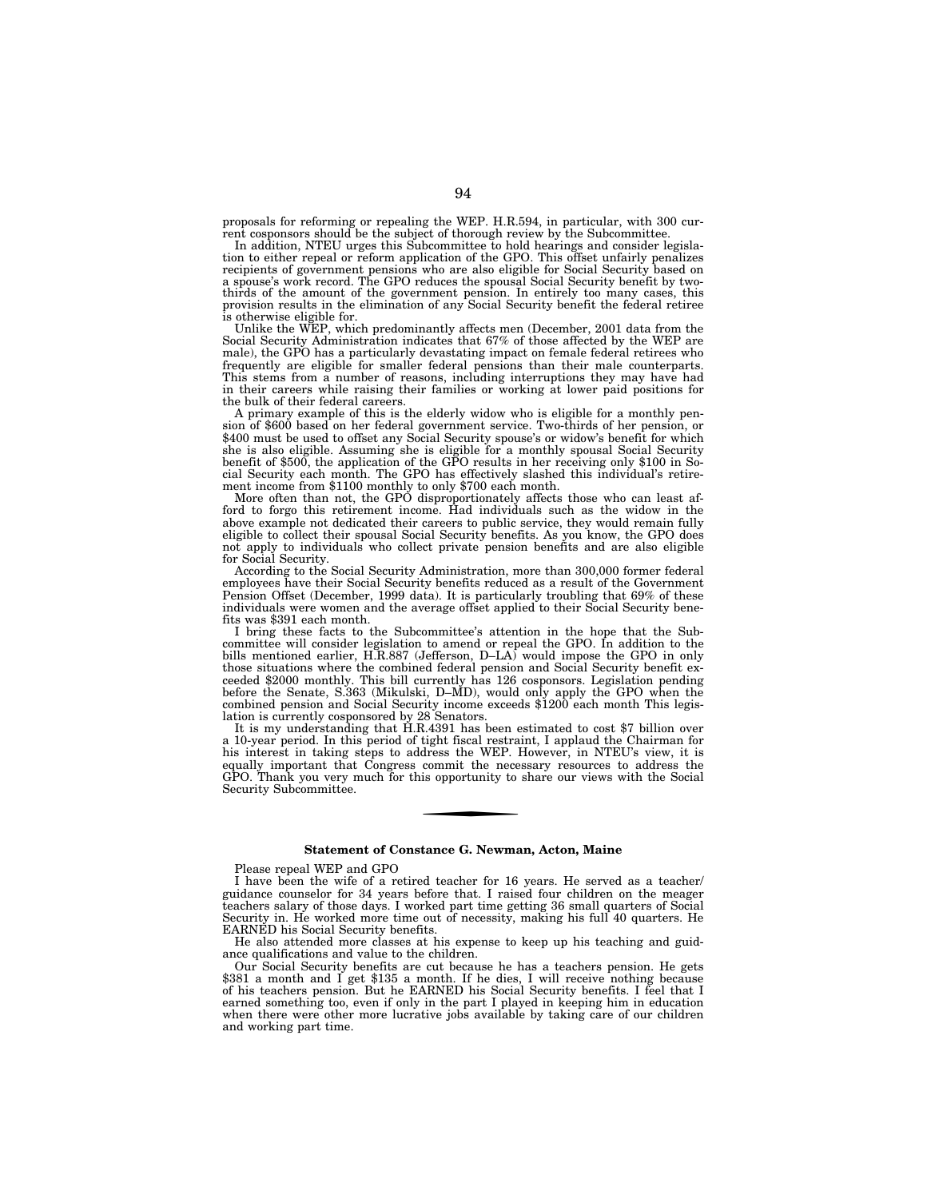proposals for reforming or repealing the WEP. H.R.594, in particular, with 300 current cosponsors should be the subject of thorough review by the Subcommittee.

In addition, NTEU urges this Subcommittee to hold hearings and consider legislation to either repeal or reform application of the GPO. This offset unfairly penalizes recipients of government pensions who are also eligible for Social Security based on a spouse's work record. The GPO reduces the spousal Social Security benefit by two-thirds of the amount of the government pension. In entirely too many cases, this provision results in the elimination of any Social Security benefit the federal retiree is otherwise eligible for.

Unlike the WEP, which predominantly affects men (December, 2001 data from the Social Security Administration indicates that 67% of those affected by the WEP are male), the GPO has a particularly devastating impact on female federal retirees who frequently are eligible for smaller federal pensions than their male counterparts. This stems from a number of reasons, including interruptions they may have had in their careers while raising their families or working at lower paid positions for the bulk of their federal careers.

A primary example of this is the elderly widow who is eligible for a monthly pension of $600 based on her federal government service. Two-thirds of her pension, or $400 must be used to offset any Social Security spouse's or widow's benefit for which she is also eligible. Assuming she is eligible for a monthly spousal Social Security benefit of $500, the application of the GPO results in her receiving only $100 in Social Security each month. The GPO has effectively slashed this individual's retirement income from $1100 monthly to only $700 each month.

More often than not, the GPO disproportionately affects those who can least afford to forgo this retirement income. Had individuals such as the widow in the above example not dedicated their careers to public service, they would remain fully eligible to collect their spousal Social Security benefits. As you know, the GPO does not apply to individuals who collect private pension benefits and are also eligible for Social Security.

According to the Social Security Administration, more than 300,000 former federal employees have their Social Security benefits reduced as a result of the Government Pension Offset (December, 1999 data). It is particularly troubling that 69% of these individuals were women and the average offset applied to their Social Security benefits was $391 each month.

I bring these facts to the Subcommittee's attention in the hope that the Subcommittee will consider legislation to amend or repeal the GPO. In addition to the bills mentioned earlier, H.R.887 (Jefferson, D–LA) would impose the GPO in only those situations where the combined federal pension and Social Security benefit exceeded $2000 monthly. This bill currently has 126 cosponsors. Legislation pending before the Senate, S.363 (Mikulski, D–MD), would only apply the GPO when the combined pension and Social Security income exceeds $1200 each month This legislation is currently cosponsored by 28 Senators.

It is my understanding that H.R.4391 has been estimated to cost $7 billion over a 10-year period. In this period of tight fiscal restraint, I applaud the Chairman for his interest in taking steps to address the WEP. However, in NTEU's view, it is equally important that Congress commit the necessary resources to address the GPO. Thank you very much for this opportunity to share our views with the Social Security Subcommittee.

---

**Statement of Constance G. Newman, Acton, Maine**

Please repeal WEP and GPO

I have been the wife of a retired teacher for 16 years. He served as a teacher/guidance counselor for 34 years before that. I raised four children on the meager teachers salary of those days. I worked part time getting 36 small quarters of Social Security in. He worked more time out of necessity, making his full 40 quarters. He EARNED his Social Security benefits.

He also attended more classes at his expense to keep up his teaching and guidance qualifications and value to the children.

Our Social Security benefits are cut because he has a teachers pension. He gets $381 a month and I get $135 a month. If he dies, I will receive nothing because of his teachers pension. But he EARNED his Social Security benefits. I feel that I earned something too, even if only in the part I played in keeping him in education when there were other more lucrative jobs available by taking care of our children and working part time.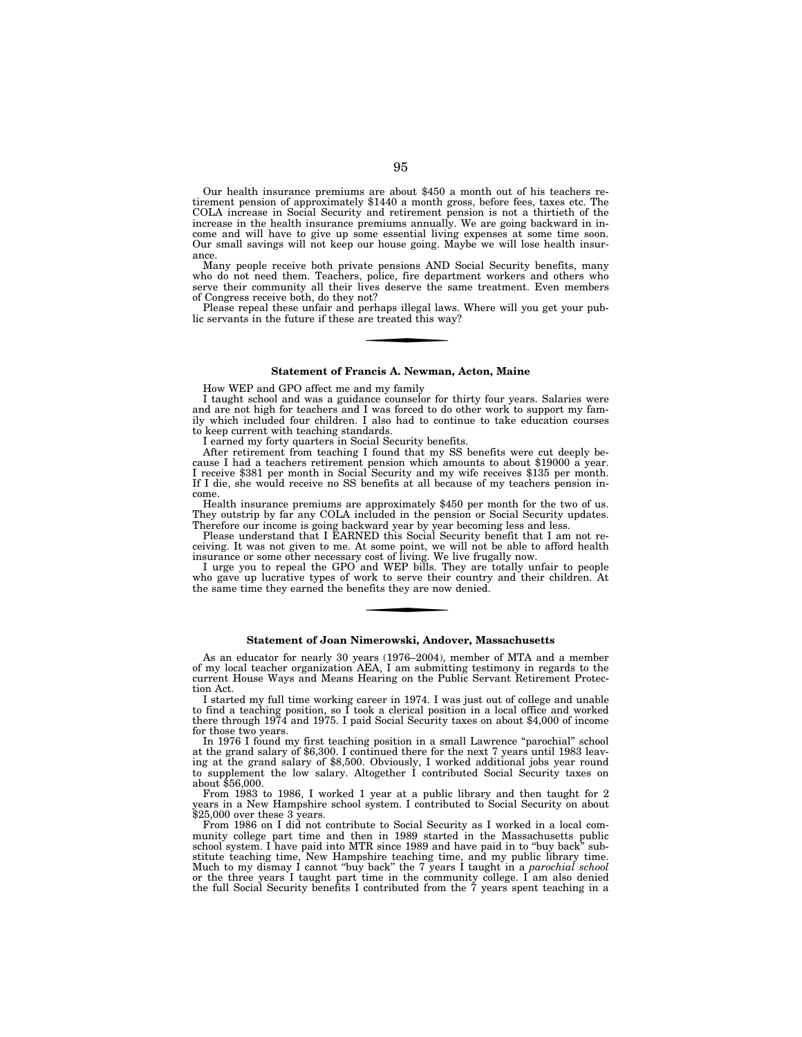Our health insurance premiums are about $450 a month out of his teachers retirement pension of approximately $1440 a month gross, before fees, taxes etc. The COLA increase in Social Security and retirement pension is not a thirtieth of the increase in the health insurance premiums annually. We are going backward in income and will have to give up some essential living expenses at some time soon. Our small savings will not keep our house going. Maybe we will lose health insurance.

Many people receive both private pensions AND Social Security benefits, many who do not need them. Teachers, police, fire department workers and others who serve their community all their lives deserve the same treatment. Even members of Congress receive both, do they not?

Please repeal these unfair and perhaps illegal laws. Where will you get your public servants in the future if these are treated this way?

---

**Statement of Francis A. Newman, Acton, Maine**

How WEP and GPO affect me and my family

I taught school and was a guidance counselor for thirty four years. Salaries were and are not high for teachers and I was forced to do other work to support my family which included four children. I also had to continue to take education courses to keep current with teaching standards.

I earned my forty quarters in Social Security benefits.

After retirement from teaching I found that my SS benefits were cut deeply because I had a teachers retirement pension which amounts to about $19000 a year. I receive $381 per month in Social Security and my wife receives $135 per month. If I die, she would receive no SS benefits at all because of my teachers pension income.

Health insurance premiums are approximately $450 per month for the two of us. They outstrip by far any COLA included in the pension or Social Security updates. Therefore our income is going backward year by year becoming less and less.

Please understand that I EARNED this Social Security benefit that I am not receiving. It was not given to me. At some point, we will not be able to afford health insurance or some other necessary cost of living. We live frugally now.

I urge you to repeal the GPO and WEP bills. They are totally unfair to people who gave up lucrative types of work to serve their country and their children. At the same time they earned the benefits they are now denied.

---

**Statement of Joan Nimerowski, Andover, Massachusetts**

As an educator for nearly 30 years (1976–2004), member of MTA and a member of my local teacher organization AEA, I am submitting testimony in regards to the current House Ways and Means Hearing on the Public Servant Retirement Protection Act.

I started my full time working career in 1974. I was just out of college and unable to find a teaching position, so I took a clerical position in a local office and worked there through 1974 and 1975. I paid Social Security taxes on about $4,000 of income for those two years.

In 1976 I found my first teaching position in a small Lawrence "parochial" school at the grand salary of $6,300. I continued there for the next 7 years until 1983 leaving at the grand salary of $8,500. Obviously, I worked additional jobs year round to supplement the low salary. Altogether I contributed Social Security taxes on about $56,000.

From 1983 to 1986, I worked 1 year at a public library and then taught for 2 years in a New Hampshire school system. I contributed to Social Security on about $25,000 over these 3 years.

From 1986 on I did not contribute to Social Security as I worked in a local community college part time and then in 1989 started in the Massachusetts public school system. I have paid into MTR since 1989 and have paid in to "buy back" substitute teaching time, New Hampshire teaching time, and my public library time. Much to my dismay I cannot "buy back" the 7 years I taught in a *parochial school* or the three years I taught part time in the community college. I am also denied the full Social Security benefits I contributed from the 7 years spent teaching in a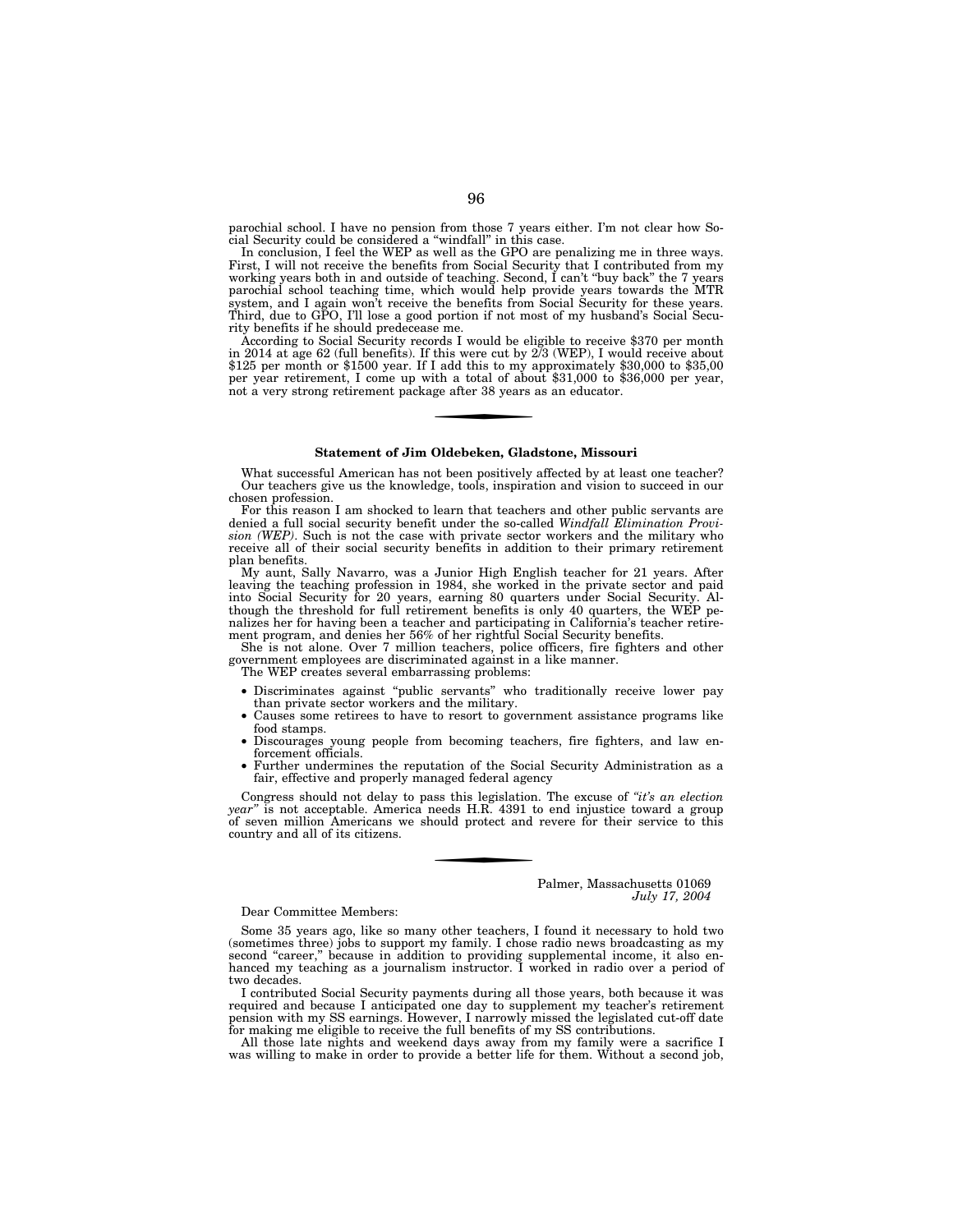parochial school. I have no pension from those 7 years either. I'm not clear how Social Security could be considered a "windfall" in this case.

In conclusion, I feel the WEP as well as the GPO are penalizing me in three ways. First, I will not receive the benefits from Social Security that I contributed from my working years both in and outside of teaching. Second, I can't "buy back" the 7 years parochial school teaching time, which would help provide years towards the MTR system, and I again won't receive the benefits from Social Security for these years. Third, due to GPO, I'll lose a good portion if not most of my husband's Social Security benefits if he should predecease me.

According to Social Security records I would be eligible to receive $370 per month in 2014 at age 62 (full benefits). If this were cut by 2/3 (WEP), I would receive about $125 per month or $1500 year. If I add this to my approximately $30,000 to $35,00 per year retirement, I come up with a total of about $31,000 to $36,000 per year, not a very strong retirement package after 38 years as an educator.

---

**Statement of Jim Oldebeken, Gladstone, Missouri**

What successful American has not been positively affected by at least one teacher? Our teachers give us the knowledge, tools, inspiration and vision to succeed in our chosen profession.

For this reason I am shocked to learn that teachers and other public servants are denied a full social security benefit under the so-called *Windfall Elimination Provision (WEP)*. Such is not the case with private sector workers and the military who receive all of their social security benefits in addition to their primary retirement plan benefits.

My aunt, Sally Navarro, was a Junior High English teacher for 21 years. After leaving the teaching profession in 1984, she worked in the private sector and paid into Social Security for 20 years, earning 80 quarters under Social Security. Although the threshold for full retirement benefits is only 40 quarters, the WEP penalizes her for having been a teacher and participating in California's teacher retirement program, and denies her 56% of her rightful Social Security benefits.

She is not alone. Over 7 million teachers, police officers, fire fighters and other government employees are discriminated against in a like manner.

The WEP creates several embarrassing problems:

- Discriminates against "public servants" who traditionally receive lower pay than private sector workers and the military.
- Causes some retirees to have to resort to government assistance programs like food stamps.
- Discourages young people from becoming teachers, fire fighters, and law enforcement officials.
- Further undermines the reputation of the Social Security Administration as a fair, effective and properly managed federal agency

Congress should not delay to pass this legislation. The excuse of *"it's an election year"* is not acceptable. America needs H.R. 4391 to end injustice toward a group of seven million Americans we should protect and revere for their service to this country and all of its citizens.

---

Palmer, Massachusetts 01069
*July 17, 2004*

Dear Committee Members:

Some 35 years ago, like so many other teachers, I found it necessary to hold two (sometimes three) jobs to support my family. I chose radio news broadcasting as my second "career," because in addition to providing supplemental income, it also enhanced my teaching as a journalism instructor. I worked in radio over a period of two decades.

I contributed Social Security payments during all those years, both because it was required and because I anticipated one day to supplement my teacher's retirement pension with my SS earnings. However, I narrowly missed the legislated cut-off date for making me eligible to receive the full benefits of my SS contributions.

All those late nights and weekend days away from my family were a sacrifice I was willing to make in order to provide a better life for them. Without a second job,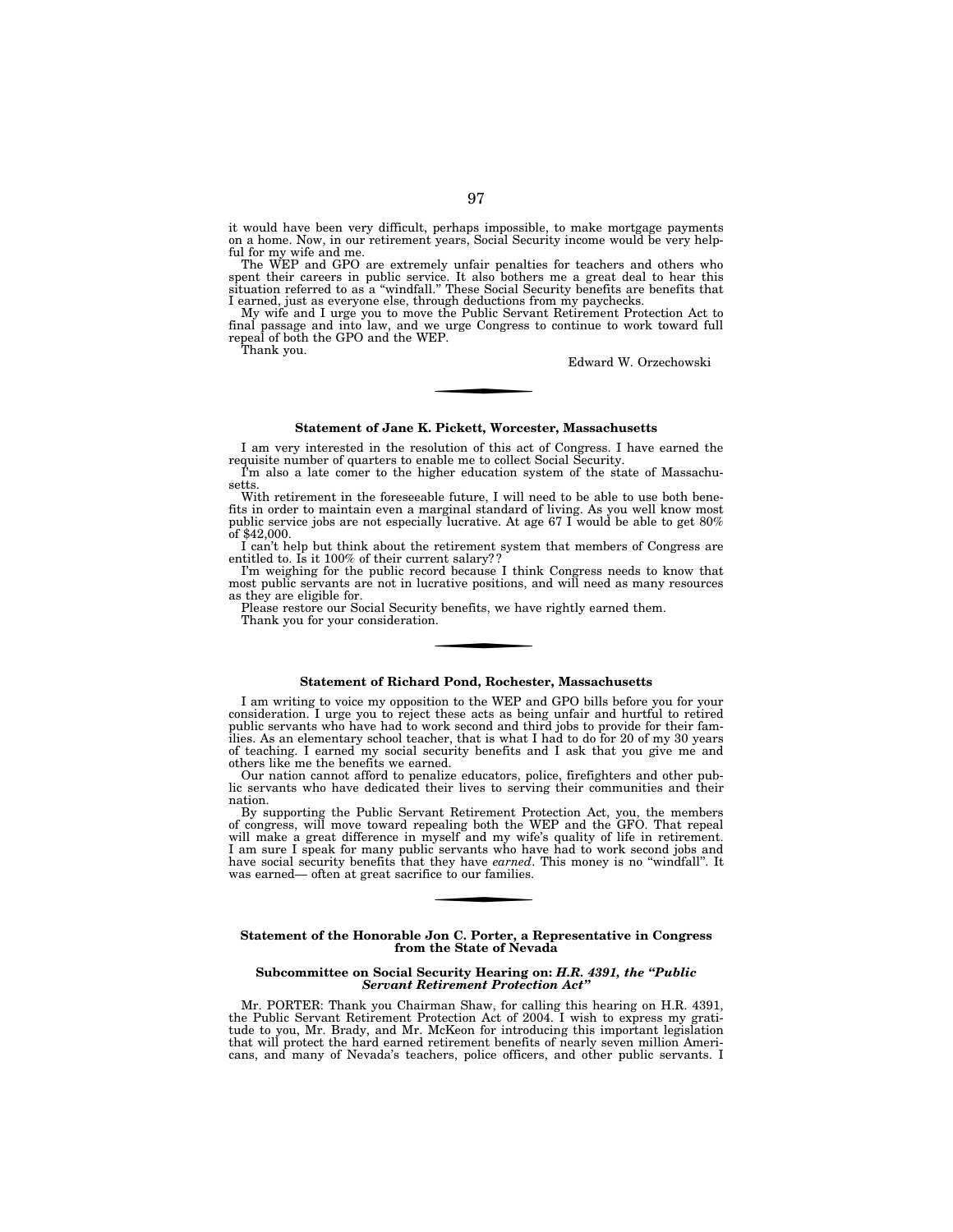it would have been very difficult, perhaps impossible, to make mortgage payments on a home. Now, in our retirement years, Social Security income would be very helpful for my wife and me.

The WEP and GPO are extremely unfair penalties for teachers and others who spent their careers in public service. It also bothers me a great deal to hear this situation referred to as a "windfall." These Social Security benefits are benefits that I earned, just as everyone else, through deductions from my paychecks.

My wife and I urge you to move the Public Servant Retirement Protection Act to final passage and into law, and we urge Congress to continue to work toward full repeal of both the GPO and the WEP.

Thank you.

Edward W. Orzechowski

---

**Statement of Jane K. Pickett, Worcester, Massachusetts**

I am very interested in the resolution of this act of Congress. I have earned the requisite number of quarters to enable me to collect Social Security.

I'm also a late comer to the higher education system of the state of Massachusetts.

With retirement in the foreseeable future, I will need to be able to use both benefits in order to maintain even a marginal standard of living. As you well know most public service jobs are not especially lucrative. At age 67 I would be able to get 80% of $42,000.

I can't help but think about the retirement system that members of Congress are entitled to. Is it 100% of their current salary??

I'm weighing for the public record because I think Congress needs to know that most public servants are not in lucrative positions, and will need as many resources as they are eligible for.

Please restore our Social Security benefits, we have rightly earned them.

Thank you for your consideration.

---

**Statement of Richard Pond, Rochester, Massachusetts**

I am writing to voice my opposition to the WEP and GPO bills before you for your consideration. I urge you to reject these acts as being unfair and hurtful to retired public servants who have had to work second and third jobs to provide for their families. As an elementary school teacher, that is what I had to do for 20 of my 30 years of teaching. I earned my social security benefits and I ask that you give me and others like me the benefits we earned.

Our nation cannot afford to penalize educators, police, firefighters and other public servants who have dedicated their lives to serving their communities and their nation.

By supporting the Public Servant Retirement Protection Act, you, the members of congress, will move toward repealing both the WEP and the GFO. That repeal will make a great difference in myself and my wife's quality of life in retirement. I am sure I speak for many public servants who have had to work second jobs and have social security benefits that they have *earned*. This money is no "windfall". It was earned— often at great sacrifice to our families.

---

**Statement of the Honorable Jon C. Porter, a Representative in Congress from the State of Nevada**

**Subcommittee on Social Security Hearing on: *H.R. 4391, the "Public Servant Retirement Protection Act"***

Mr. PORTER: Thank you Chairman Shaw, for calling this hearing on H.R. 4391, the Public Servant Retirement Protection Act of 2004. I wish to express my gratitude to you, Mr. Brady, and Mr. McKeon for introducing this important legislation that will protect the hard earned retirement benefits of nearly seven million Americans, and many of Nevada's teachers, police officers, and other public servants. I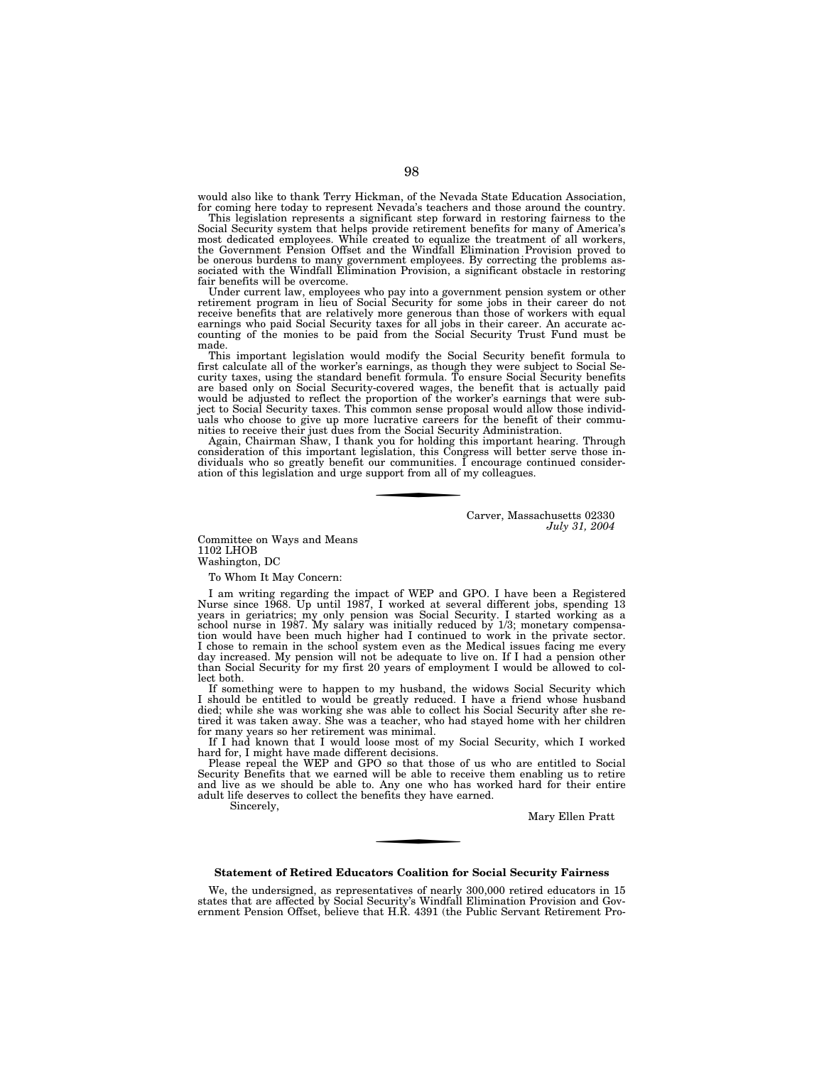would also like to thank Terry Hickman, of the Nevada State Education Association, for coming here today to represent Nevada's teachers and those around the country.

This legislation represents a significant step forward in restoring fairness to the Social Security system that helps provide retirement benefits for many of America's most dedicated employees. While created to equalize the treatment of all workers, the Government Pension Offset and the Windfall Elimination Provision proved to be onerous burdens to many government employees. By correcting the problems associated with the Windfall Elimination Provision, a significant obstacle in restoring fair benefits will be overcome.

Under current law, employees who pay into a government pension system or other retirement program in lieu of Social Security for some jobs in their career do not receive benefits that are relatively more generous than those of workers with equal earnings who paid Social Security taxes for all jobs in their career. An accurate accounting of the monies to be paid from the Social Security Trust Fund must be made.

This important legislation would modify the Social Security benefit formula to first calculate all of the worker's earnings, as though they were subject to Social Security taxes, using the standard benefit formula. To ensure Social Security benefits are based only on Social Security-covered wages, the benefit that is actually paid would be adjusted to reflect the proportion of the worker's earnings that were subject to Social Security taxes. This common sense proposal would allow those individuals who choose to give up more lucrative careers for the benefit of their communities to receive their just dues from the Social Security Administration.

Again, Chairman Shaw, I thank you for holding this important hearing. Through consideration of this important legislation, this Congress will better serve those individuals who so greatly benefit our communities. I encourage continued consideration of this legislation and urge support from all of my colleagues.

---

Carver, Massachusetts 02330
*July 31, 2004*

Committee on Ways and Means
1102 LHOB
Washington, DC

To Whom It May Concern:

I am writing regarding the impact of WEP and GPO. I have been a Registered Nurse since 1968. Up until 1987, I worked at several different jobs, spending 13 years in geriatrics; my only pension was Social Security. I started working as a school nurse in 1987. My salary was initially reduced by 1/3; monetary compensation would have been much higher had I continued to work in the private sector. I chose to remain in the school system even as the Medical issues facing me every day increased. My pension will not be adequate to live on. If I had a pension other than Social Security for my first 20 years of employment I would be allowed to collect both.

If something were to happen to my husband, the widows Social Security which I should be entitled to would be greatly reduced. I have a friend whose husband died; while she was working she was able to collect his Social Security after she retired it was taken away. She was a teacher, who had stayed home with her children for many years so her retirement was minimal.

If I had known that I would loose most of my Social Security, which I worked hard for, I might have made different decisions.

Please repeal the WEP and GPO so that those of us who are entitled to Social Security Benefits that we earned will be able to receive them enabling us to retire and live as we should be able to. Any one who has worked hard for their entire adult life deserves to collect the benefits they have earned.

Sincerely,

Mary Ellen Pratt

---

**Statement of Retired Educators Coalition for Social Security Fairness**

We, the undersigned, as representatives of nearly 300,000 retired educators in 15 states that are affected by Social Security's Windfall Elimination Provision and Government Pension Offset, believe that H.R. 4391 (the Public Servant Retirement Pro-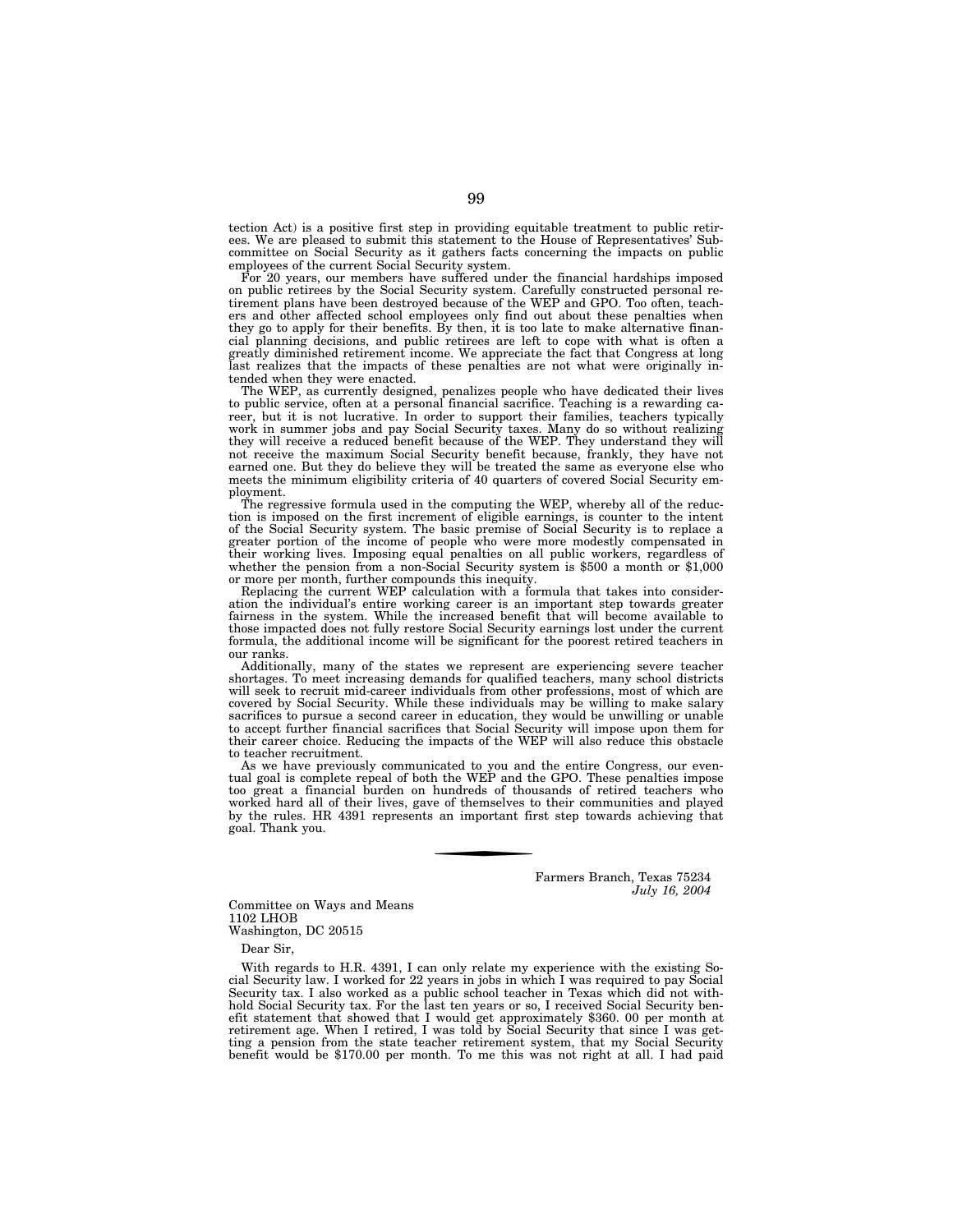tection Act) is a positive first step in providing equitable treatment to public retirees. We are pleased to submit this statement to the House of Representatives' Subcommittee on Social Security as it gathers facts concerning the impacts on public employees of the current Social Security system.

For 20 years, our members have suffered under the financial hardships imposed on public retirees by the Social Security system. Carefully constructed personal retirement plans have been destroyed because of the WEP and GPO. Too often, teachers and other affected school employees only find out about these penalties when they go to apply for their benefits. By then, it is too late to make alternative financial planning decisions, and public retirees are left to cope with what is often a greatly diminished retirement income. We appreciate the fact that Congress at long last realizes that the impacts of these penalties are not what were originally intended when they were enacted.

The WEP, as currently designed, penalizes people who have dedicated their lives to public service, often at a personal financial sacrifice. Teaching is a rewarding career, but it is not lucrative. In order to support their families, teachers typically work in summer jobs and pay Social Security taxes. Many do so without realizing they will receive a reduced benefit because of the WEP. They understand they will not receive the maximum Social Security benefit because, frankly, they have not earned one. But they do believe they will be treated the same as everyone else who meets the minimum eligibility criteria of 40 quarters of covered Social Security employment.

The regressive formula used in the computing the WEP, whereby all of the reduction is imposed on the first increment of eligible earnings, is counter to the intent of the Social Security system. The basic premise of Social Security is to replace a greater portion of the income of people who were more modestly compensated in their working lives. Imposing equal penalties on all public workers, regardless of whether the pension from a non-Social Security system is $500 a month or $1,000 or more per month, further compounds this inequity.

Replacing the current WEP calculation with a formula that takes into consideration the individual's entire working career is an important step towards greater fairness in the system. While the increased benefit that will become available to those impacted does not fully restore Social Security earnings lost under the current formula, the additional income will be significant for the poorest retired teachers in our ranks.

Additionally, many of the states we represent are experiencing severe teacher shortages. To meet increasing demands for qualified teachers, many school districts will seek to recruit mid-career individuals from other professions, most of which are covered by Social Security. While these individuals may be willing to make salary sacrifices to pursue a second career in education, they would be unwilling or unable to accept further financial sacrifices that Social Security will impose upon them for their career choice. Reducing the impacts of the WEP will also reduce this obstacle to teacher recruitment.

As we have previously communicated to you and the entire Congress, our eventual goal is complete repeal of both the WEP and the GPO. These penalties impose too great a financial burden on hundreds of thousands of retired teachers who worked hard all of their lives, gave of themselves to their communities and played by the rules. HR 4391 represents an important first step towards achieving that goal. Thank you.

---

Farmers Branch, Texas 75234
*July 16, 2004*

Committee on Ways and Means
1102 LHOB
Washington, DC 20515

Dear Sir,

With regards to H.R. 4391, I can only relate my experience with the existing Social Security law. I worked for 22 years in jobs in which I was required to pay Social Security tax. I also worked as a public school teacher in Texas which did not withhold Social Security tax. For the last ten years or so, I received Social Security benefit statement that showed that I would get approximately $360. 00 per month at retirement age. When I retired, I was told by Social Security that since I was getting a pension from the state teacher retirement system, that my Social Security benefit would be $170.00 per month. To me this was not right at all. I had paid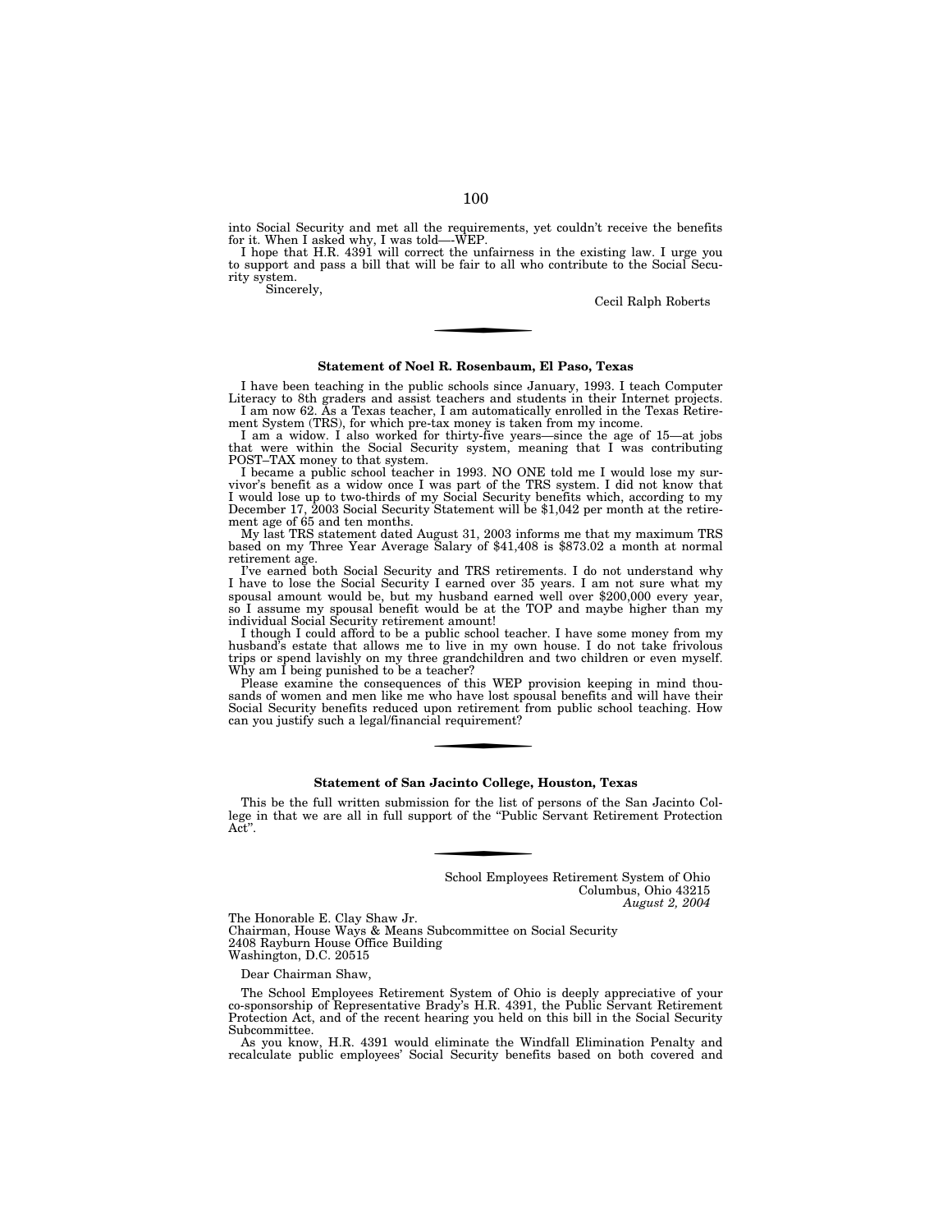into Social Security and met all the requirements, yet couldn't receive the benefits for it. When I asked why, I was told—-WEP.

I hope that H.R. 4391 will correct the unfairness in the existing law. I urge you to support and pass a bill that will be fair to all who contribute to the Social Security system.

Sincerely,

Cecil Ralph Roberts

---

**Statement of Noel R. Rosenbaum, El Paso, Texas**

I have been teaching in the public schools since January, 1993. I teach Computer Literacy to 8th graders and assist teachers and students in their Internet projects.

I am now 62. As a Texas teacher, I am automatically enrolled in the Texas Retirement System (TRS), for which pre-tax money is taken from my income.

I am a widow. I also worked for thirty-five years—since the age of 15—at jobs that were within the Social Security system, meaning that I was contributing POST–TAX money to that system.

I became a public school teacher in 1993. NO ONE told me I would lose my survivor's benefit as a widow once I was part of the TRS system. I did not know that I would lose up to two-thirds of my Social Security benefits which, according to my December 17, 2003 Social Security Statement will be $1,042 per month at the retirement age of 65 and ten months.

My last TRS statement dated August 31, 2003 informs me that my maximum TRS based on my Three Year Average Salary of $41,408 is $873.02 a month at normal retirement age.

I've earned both Social Security and TRS retirements. I do not understand why I have to lose the Social Security I earned over 35 years. I am not sure what my spousal amount would be, but my husband earned well over $200,000 every year, so I assume my spousal benefit would be at the TOP and maybe higher than my individual Social Security retirement amount!

I though I could afford to be a public school teacher. I have some money from my husband's estate that allows me to live in my own house. I do not take frivolous trips or spend lavishly on my three grandchildren and two children or even myself. Why am I being punished to be a teacher?

Please examine the consequences of this WEP provision keeping in mind thousands of women and men like me who have lost spousal benefits and will have their Social Security benefits reduced upon retirement from public school teaching. How can you justify such a legal/financial requirement?

---

**Statement of San Jacinto College, Houston, Texas**

This be the full written submission for the list of persons of the San Jacinto College in that we are all in full support of the "Public Servant Retirement Protection Act".

---

School Employees Retirement System of Ohio
Columbus, Ohio 43215
*August 2, 2004*

The Honorable E. Clay Shaw Jr.
Chairman, House Ways & Means Subcommittee on Social Security
2408 Rayburn House Office Building
Washington, D.C. 20515

Dear Chairman Shaw,

The School Employees Retirement System of Ohio is deeply appreciative of your co-sponsorship of Representative Brady's H.R. 4391, the Public Servant Retirement Protection Act, and of the recent hearing you held on this bill in the Social Security Subcommittee.

As you know, H.R. 4391 would eliminate the Windfall Elimination Penalty and recalculate public employees' Social Security benefits based on both covered and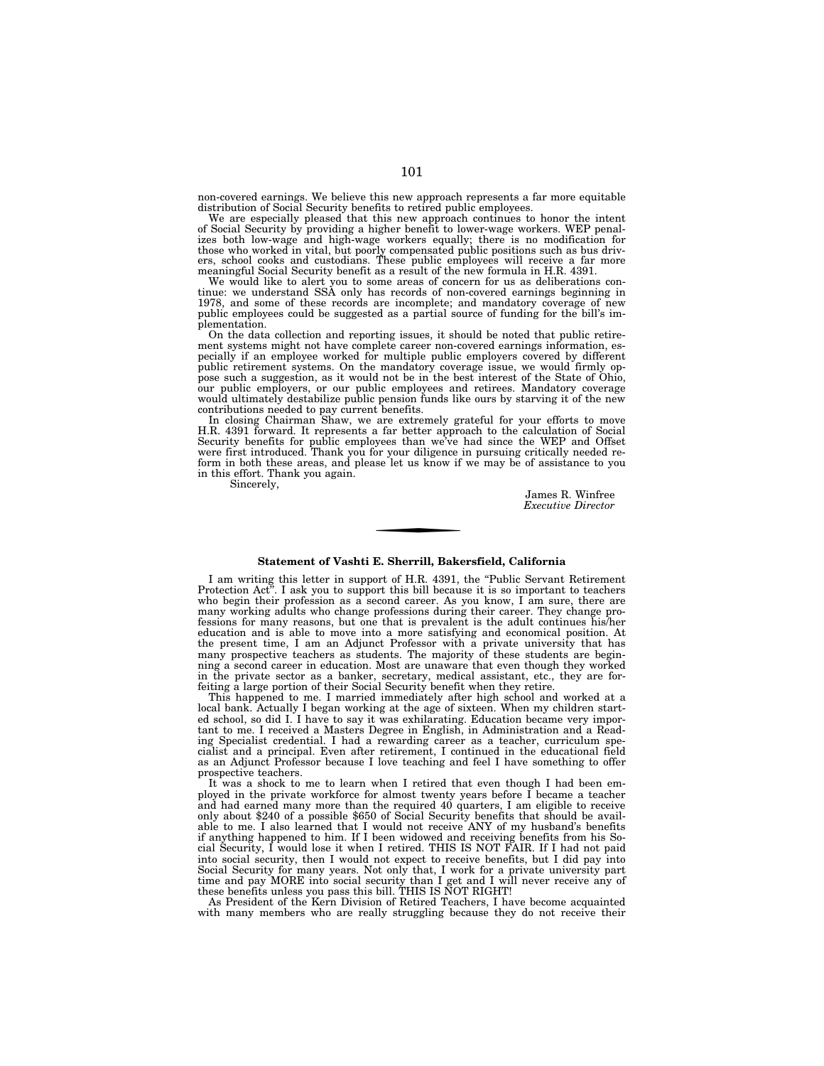non-covered earnings. We believe this new approach represents a far more equitable distribution of Social Security benefits to retired public employees.

We are especially pleased that this new approach continues to honor the intent of Social Security by providing a higher benefit to lower-wage workers. WEP penalizes both low-wage and high-wage workers equally; there is no modification for those who worked in vital, but poorly compensated public positions such as bus drivers, school cooks and custodians. These public employees will receive a far more meaningful Social Security benefit as a result of the new formula in H.R. 4391.

We would like to alert you to some areas of concern for us as deliberations continue: we understand SSA only has records of non-covered earnings beginning in 1978, and some of these records are incomplete; and mandatory coverage of new public employees could be suggested as a partial source of funding for the bill's implementation.

On the data collection and reporting issues, it should be noted that public retirement systems might not have complete career non-covered earnings information, especially if an employee worked for multiple public employers covered by different public retirement systems. On the mandatory coverage issue, we would firmly oppose such a suggestion, as it would not be in the best interest of the State of Ohio, our public employers, or our public employees and retirees. Mandatory coverage would ultimately destabilize public pension funds like ours by starving it of the new contributions needed to pay current benefits.

In closing Chairman Shaw, we are extremely grateful for your efforts to move H.R. 4391 forward. It represents a far better approach to the calculation of Social Security benefits for public employees than we've had since the WEP and Offset were first introduced. Thank you for your diligence in pursuing critically needed reform in both these areas, and please let us know if we may be of assistance to you in this effort. Thank you again.

Sincerely,

James R. Winfree
*Executive Director*

---

**Statement of Vashti E. Sherrill, Bakersfield, California**

I am writing this letter in support of H.R. 4391, the "Public Servant Retirement Protection Act". I ask you to support this bill because it is so important to teachers who begin their profession as a second career. As you know, I am sure, there are many working adults who change professions during their career. They change professions for many reasons, but one that is prevalent is the adult continues his/her education and is able to move into a more satisfying and economical position. At the present time, I am an Adjunct Professor with a private university that has many prospective teachers as students. The majority of these students are beginning a second career in education. Most are unaware that even though they worked in the private sector as a banker, secretary, medical assistant, etc., they are forfeiting a large portion of their Social Security benefit when they retire.

This happened to me. I married immediately after high school and worked at a local bank. Actually I began working at the age of sixteen. When my children started school, so did I. I have to say it was exhilarating. Education became very important to me. I received a Masters Degree in English, in Administration and a Reading Specialist credential. I had a rewarding career as a teacher, curriculum specialist and a principal. Even after retirement, I continued in the educational field as an Adjunct Professor because I love teaching and feel I have something to offer prospective teachers.

It was a shock to me to learn when I retired that even though I had been employed in the private workforce for almost twenty years before I became a teacher and had earned many more than the required 40 quarters, I am eligible to receive only about $240 of a possible $650 of Social Security benefits that should be available to me. I also learned that I would not receive ANY of my husband's benefits if anything happened to him. If I been widowed and receiving benefits from his Social Security, I would lose it when I retired. THIS IS NOT FAIR. If I had not paid into social security, then I would not expect to receive benefits, but I did pay into Social Security for many years. Not only that, I work for a private university part time and pay MORE into social security than I get and I will never receive any of these benefits unless you pass this bill. THIS IS NOT RIGHT!

As President of the Kern Division of Retired Teachers, I have become acquainted with many members who are really struggling because they do not receive their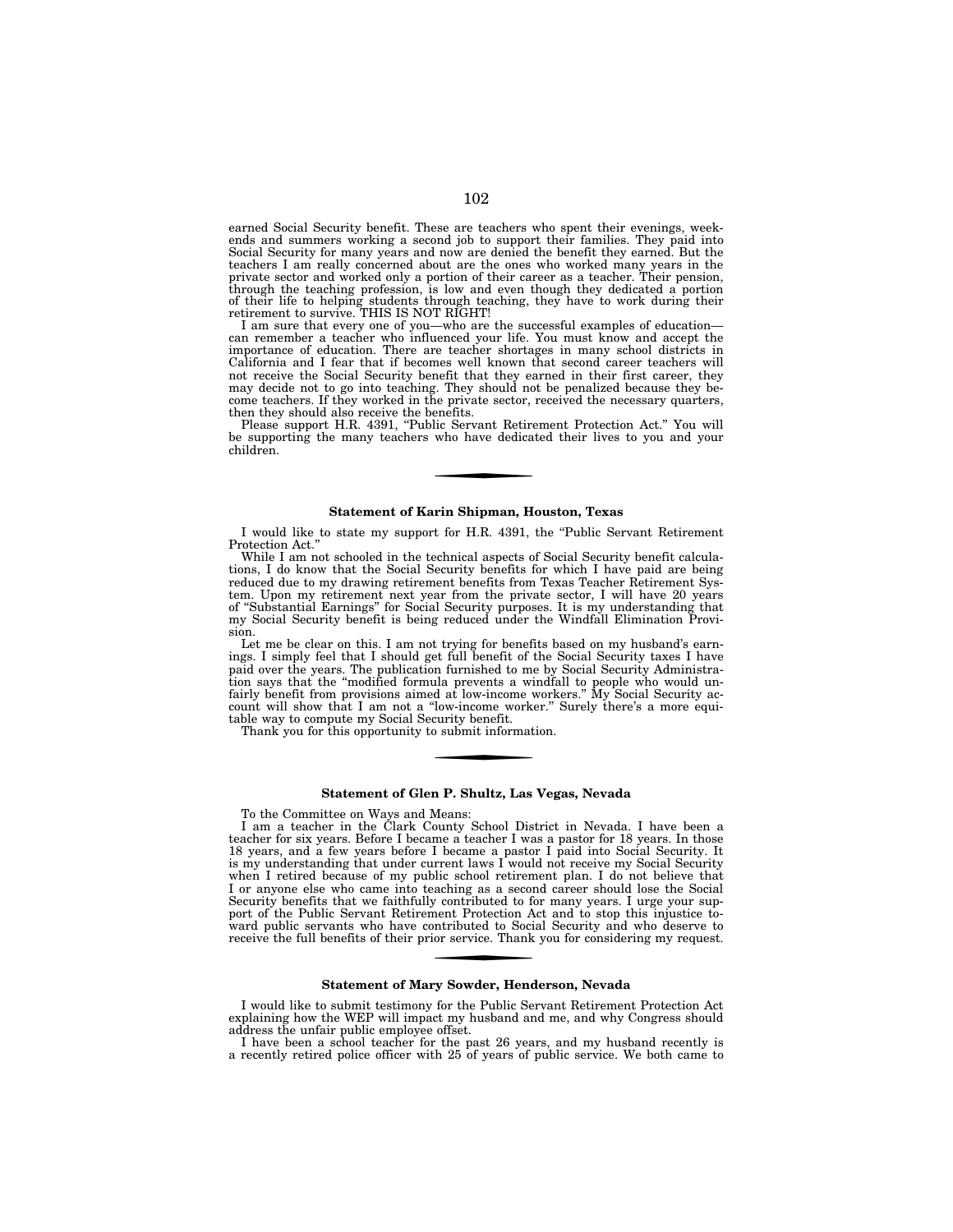earned Social Security benefit. These are teachers who spent their evenings, weekends and summers working a second job to support their families. They paid into Social Security for many years and now are denied the benefit they earned. But the teachers I am really concerned about are the ones who worked many years in the private sector and worked only a portion of their career as a teacher. Their pension, through the teaching profession, is low and even though they dedicated a portion of their life to helping students through teaching, they have to work during their retirement to survive. THIS IS NOT RIGHT!

I am sure that every one of you—who are the successful examples of education—can remember a teacher who influenced your life. You must know and accept the importance of education. There are teacher shortages in many school districts in California and I fear that if becomes well known that second career teachers will not receive the Social Security benefit that they earned in their first career, they may decide not to go into teaching. They should not be penalized because they become teachers. If they worked in the private sector, received the necessary quarters, then they should also receive the benefits.

Please support H.R. 4391, "Public Servant Retirement Protection Act." You will be supporting the many teachers who have dedicated their lives to you and your children.

---

### Statement of Karin Shipman, Houston, Texas

I would like to state my support for H.R. 4391, the "Public Servant Retirement Protection Act."

While I am not schooled in the technical aspects of Social Security benefit calculations, I do know that the Social Security benefits for which I have paid are being reduced due to my drawing retirement benefits from Texas Teacher Retirement System. Upon my retirement next year from the private sector, I will have 20 years of "Substantial Earnings" for Social Security purposes. It is my understanding that my Social Security benefit is being reduced under the Windfall Elimination Provision.

Let me be clear on this. I am not trying for benefits based on my husband's earnings. I simply feel that I should get full benefit of the Social Security taxes I have paid over the years. The publication furnished to me by Social Security Administration says that the "modified formula prevents a windfall to people who would unfairly benefit from provisions aimed at low-income workers." My Social Security account will show that I am not a "low-income worker." Surely there's a more equitable way to compute my Social Security benefit.

Thank you for this opportunity to submit information.

---

### Statement of Glen P. Shultz, Las Vegas, Nevada

To the Committee on Ways and Means:

I am a teacher in the Clark County School District in Nevada. I have been a teacher for six years. Before I became a teacher I was a pastor for 18 years. In those 18 years, and a few years before I became a pastor I paid into Social Security. It is my understanding that under current laws I would not receive my Social Security when I retired because of my public school retirement plan. I do not believe that I or anyone else who came into teaching as a second career should lose the Social Security benefits that we faithfully contributed to for many years. I urge your support of the Public Servant Retirement Protection Act and to stop this injustice toward public servants who have contributed to Social Security and who deserve to receive the full benefits of their prior service. Thank you for considering my request.

---

### Statement of Mary Sowder, Henderson, Nevada

I would like to submit testimony for the Public Servant Retirement Protection Act explaining how the WEP will impact my husband and me, and why Congress should address the unfair public employee offset.

I have been a school teacher for the past 26 years, and my husband recently is a recently retired police officer with 25 of years of public service. We both came to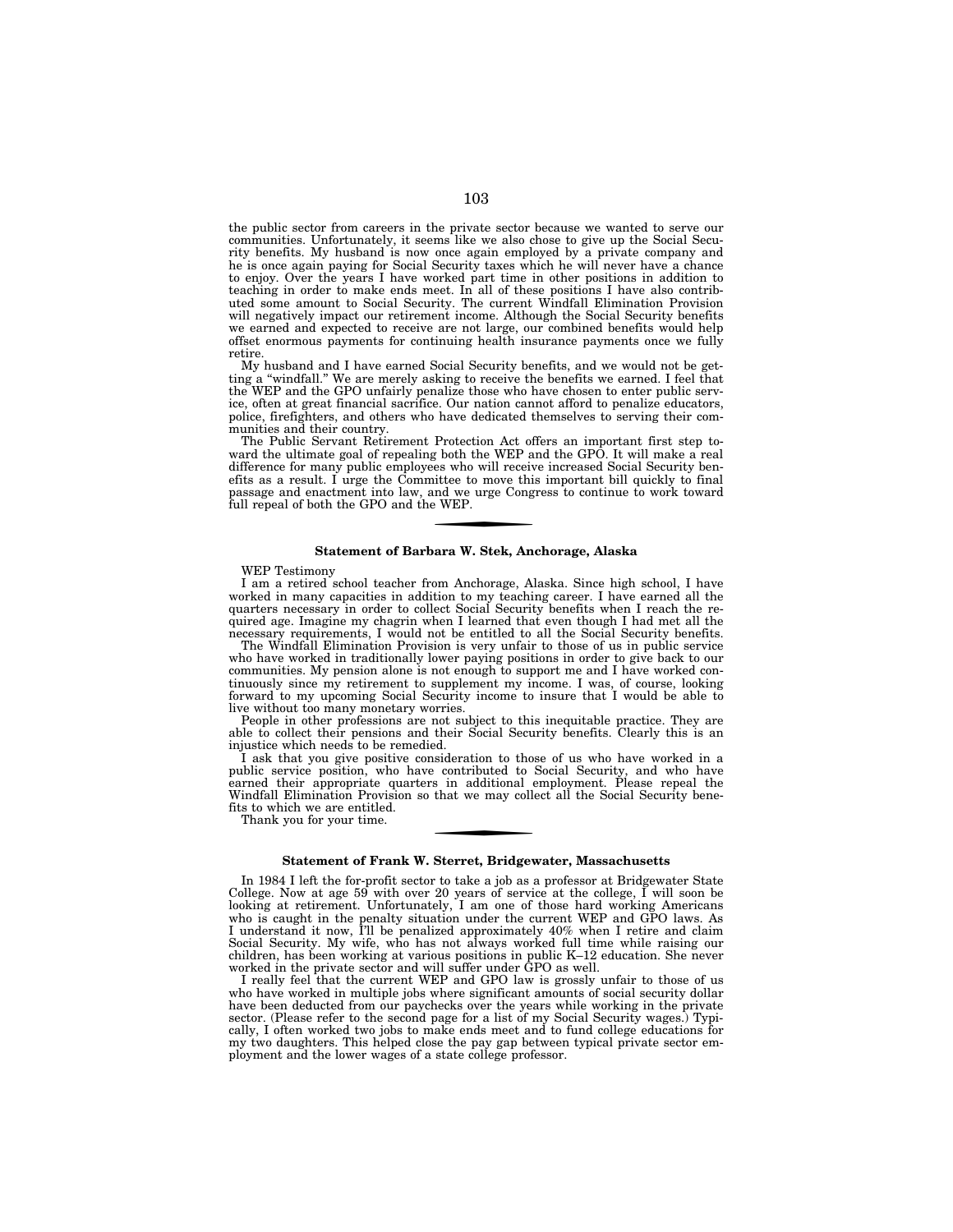the public sector from careers in the private sector because we wanted to serve our communities. Unfortunately, it seems like we also chose to give up the Social Security benefits. My husband is now once again employed by a private company and he is once again paying for Social Security taxes which he will never have a chance to enjoy. Over the years I have worked part time in other positions in addition to teaching in order to make ends meet. In all of these positions I have also contributed some amount to Social Security. The current Windfall Elimination Provision will negatively impact our retirement income. Although the Social Security benefits we earned and expected to receive are not large, our combined benefits would help offset enormous payments for continuing health insurance payments once we fully retire.

My husband and I have earned Social Security benefits, and we would not be getting a "windfall." We are merely asking to receive the benefits we earned. I feel that the WEP and the GPO unfairly penalize those who have chosen to enter public service, often at great financial sacrifice. Our nation cannot afford to penalize educators, police, firefighters, and others who have dedicated themselves to serving their communities and their country.

The Public Servant Retirement Protection Act offers an important first step toward the ultimate goal of repealing both the WEP and the GPO. It will make a real difference for many public employees who will receive increased Social Security benefits as a result. I urge the Committee to move this important bill quickly to final passage and enactment into law, and we urge Congress to continue to work toward full repeal of both the GPO and the WEP.

---

### Statement of Barbara W. Stek, Anchorage, Alaska

WEP Testimony

I am a retired school teacher from Anchorage, Alaska. Since high school, I have worked in many capacities in addition to my teaching career. I have earned all the quarters necessary in order to collect Social Security benefits when I reach the required age. Imagine my chagrin when I learned that even though I had met all the necessary requirements, I would not be entitled to all the Social Security benefits.

The Windfall Elimination Provision is very unfair to those of us in public service who have worked in traditionally lower paying positions in order to give back to our communities. My pension alone is not enough to support me and I have worked continuously since my retirement to supplement my income. I was, of course, looking forward to my upcoming Social Security income to insure that I would be able to live without too many monetary worries.

People in other professions are not subject to this inequitable practice. They are able to collect their pensions and their Social Security benefits. Clearly this is an injustice which needs to be remedied.

I ask that you give positive consideration to those of us who have worked in a public service position, who have contributed to Social Security, and who have earned their appropriate quarters in additional employment. Please repeal the Windfall Elimination Provision so that we may collect all the Social Security benefits to which we are entitled.

Thank you for your time.

---

### Statement of Frank W. Sterret, Bridgewater, Massachusetts

In 1984 I left the for-profit sector to take a job as a professor at Bridgewater State College. Now at age 59 with over 20 years of service at the college, I will soon be looking at retirement. Unfortunately, I am one of those hard working Americans who is caught in the penalty situation under the current WEP and GPO laws. As I understand it now, I'll be penalized approximately 40% when I retire and claim Social Security. My wife, who has not always worked full time while raising our children, has been working at various positions in public K–12 education. She never worked in the private sector and will suffer under GPO as well.

I really feel that the current WEP and GPO law is grossly unfair to those of us who have worked in multiple jobs where significant amounts of social security dollar have been deducted from our paychecks over the years while working in the private sector. (Please refer to the second page for a list of my Social Security wages.) Typically, I often worked two jobs to make ends meet and to fund college educations for my two daughters. This helped close the pay gap between typical private sector employment and the lower wages of a state college professor.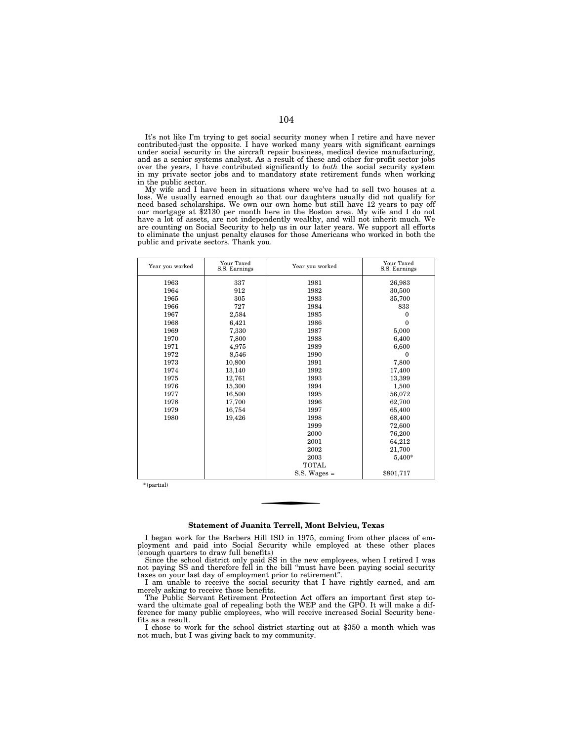It's not like I'm trying to get social security money when I retire and have never contributed-just the opposite. I have worked many years with significant earnings under social security in the aircraft repair business, medical device manufacturing, and as a senior systems analyst. As a result of these and other for-profit sector jobs over the years, I have contributed significantly to *both* the social security system in my private sector jobs and to mandatory state retirement funds when working in the public sector.

My wife and I have been in situations where we've had to sell two houses at a loss. We usually earned enough so that our daughters usually did not qualify for need based scholarships. We own our own home but still have 12 years to pay off our mortgage at $2130 per month here in the Boston area. My wife and I do not have a lot of assets, are not independently wealthy, and will not inherit much. We are counting on Social Security to help us in our later years. We support all efforts to eliminate the unjust penalty clauses for those Americans who worked in both the public and private sectors. Thank you.

| Year you worked | Your Taxed S.S. Earnings | Year you worked | Your Taxed S.S. Earnings |
|---|---|---|---|
| 1963 | 337 | 1981 | 26,983 |
| 1964 | 912 | 1982 | 30,500 |
| 1965 | 305 | 1983 | 35,700 |
| 1966 | 727 | 1984 | 833 |
| 1967 | 2,584 | 1985 | 0 |
| 1968 | 6,421 | 1986 | 0 |
| 1969 | 7,330 | 1987 | 5,000 |
| 1970 | 7,800 | 1988 | 6,400 |
| 1971 | 4,975 | 1989 | 6,600 |
| 1972 | 8,546 | 1990 | 0 |
| 1973 | 10,800 | 1991 | 7,800 |
| 1974 | 13,140 | 1992 | 17,400 |
| 1975 | 12,761 | 1993 | 13,399 |
| 1976 | 15,300 | 1994 | 1,500 |
| 1977 | 16,500 | 1995 | 56,072 |
| 1978 | 17,700 | 1996 | 62,700 |
| 1979 | 16,754 | 1997 | 65,400 |
| 1980 | 19,426 | 1998 | 68,400 |
| | | 1999 | 72,600 |
| | | 2000 | 76,200 |
| | | 2001 | 64,212 |
| | | 2002 | 21,700 |
| | | 2003 | 5,400* |
| | | TOTAL S.S. Wages = | $801,717 |

*(partial)

**Statement of Juanita Terrell, Mont Belvieu, Texas**

I began work for the Barbers Hill ISD in 1975, coming from other places of employment and paid into Social Security while employed at these other places (enough quarters to draw full benefits)

Since the school district only paid SS in the new employees, when I retired I was not paying SS and therefore fell in the bill "must have been paying social security taxes on your last day of employment prior to retirement".

I am unable to receive the social security that I have rightly earned, and am merely asking to receive those benefits.

The Public Servant Retirement Protection Act offers an important first step toward the ultimate goal of repealing both the WEP and the GPO. It will make a difference for many public employees, who will receive increased Social Security benefits as a result.

I chose to work for the school district starting out at $350 a month which was not much, but I was giving back to my community.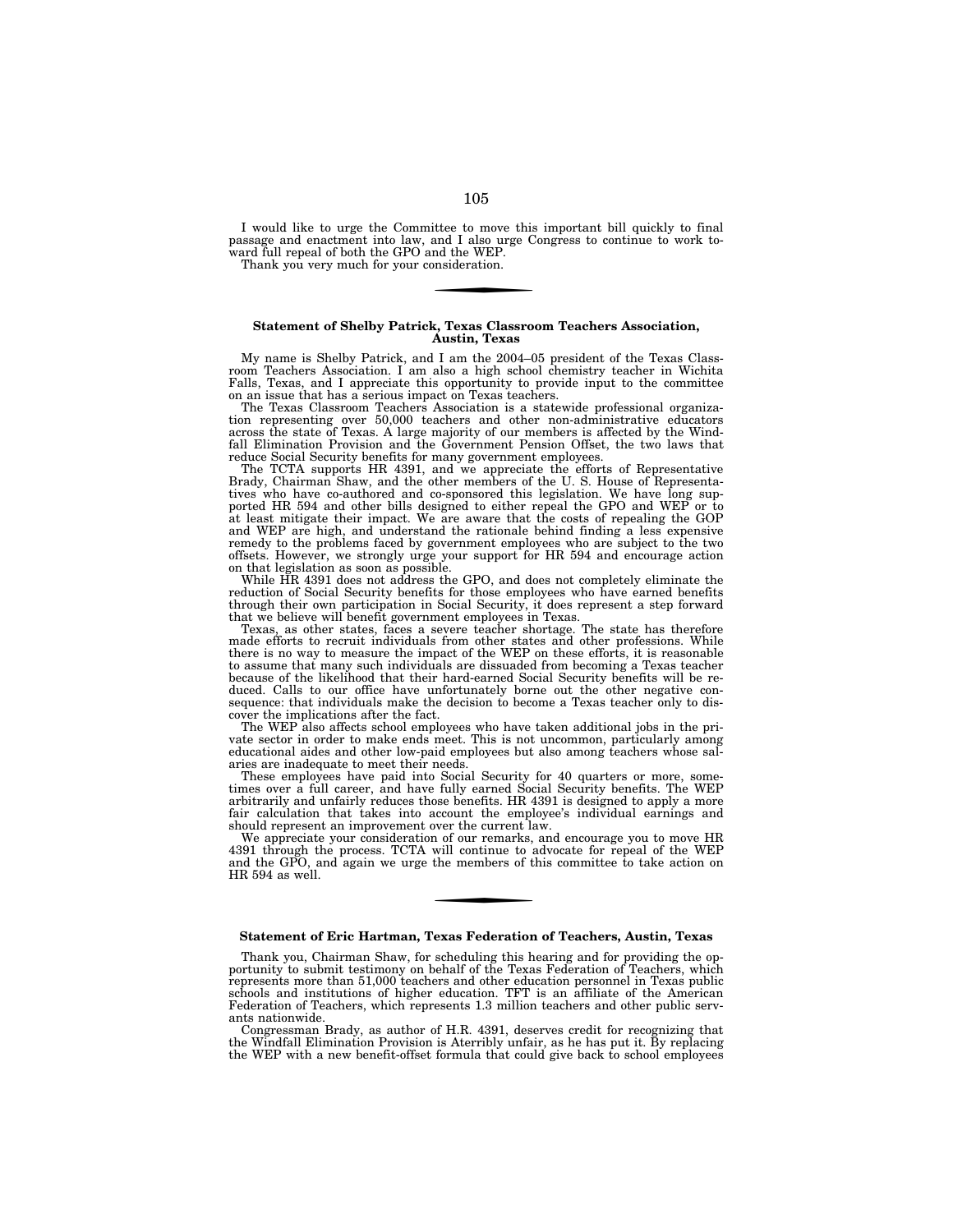I would like to urge the Committee to move this important bill quickly to final passage and enactment into law, and I also urge Congress to continue to work toward full repeal of both the GPO and the WEP.

Thank you very much for your consideration.

---

**Statement of Shelby Patrick, Texas Classroom Teachers Association, Austin, Texas**

My name is Shelby Patrick, and I am the 2004–05 president of the Texas Classroom Teachers Association. I am also a high school chemistry teacher in Wichita Falls, Texas, and I appreciate this opportunity to provide input to the committee on an issue that has a serious impact on Texas teachers.

The Texas Classroom Teachers Association is a statewide professional organization representing over 50,000 teachers and other non-administrative educators across the state of Texas. A large majority of our members is affected by the Windfall Elimination Provision and the Government Pension Offset, the two laws that reduce Social Security benefits for many government employees.

The TCTA supports HR 4391, and we appreciate the efforts of Representative Brady, Chairman Shaw, and the other members of the U. S. House of Representatives who have co-authored and co-sponsored this legislation. We have long supported HR 594 and other bills designed to either repeal the GPO and WEP or to at least mitigate their impact. We are aware that the costs of repealing the GOP and WEP are high, and understand the rationale behind finding a less expensive remedy to the problems faced by government employees who are subject to the two offsets. However, we strongly urge your support for HR 594 and encourage action on that legislation as soon as possible.

While HR 4391 does not address the GPO, and does not completely eliminate the reduction of Social Security benefits for those employees who have earned benefits through their own participation in Social Security, it does represent a step forward that we believe will benefit government employees in Texas.

Texas, as other states, faces a severe teacher shortage. The state has therefore made efforts to recruit individuals from other states and other professions. While there is no way to measure the impact of the WEP on these efforts, it is reasonable to assume that many such individuals are dissuaded from becoming a Texas teacher because of the likelihood that their hard-earned Social Security benefits will be reduced. Calls to our office have unfortunately borne out the other negative consequence: that individuals make the decision to become a Texas teacher only to discover the implications after the fact.

The WEP also affects school employees who have taken additional jobs in the private sector in order to make ends meet. This is not uncommon, particularly among educational aides and other low-paid employees but also among teachers whose salaries are inadequate to meet their needs.

These employees have paid into Social Security for 40 quarters or more, sometimes over a full career, and have fully earned Social Security benefits. The WEP arbitrarily and unfairly reduces those benefits. HR 4391 is designed to apply a more fair calculation that takes into account the employee's individual earnings and should represent an improvement over the current law.

We appreciate your consideration of our remarks, and encourage you to move HR 4391 through the process. TCTA will continue to advocate for repeal of the WEP and the GPO, and again we urge the members of this committee to take action on HR 594 as well.

---

**Statement of Eric Hartman, Texas Federation of Teachers, Austin, Texas**

Thank you, Chairman Shaw, for scheduling this hearing and for providing the opportunity to submit testimony on behalf of the Texas Federation of Teachers, which represents more than 51,000 teachers and other education personnel in Texas public schools and institutions of higher education. TFT is an affiliate of the American Federation of Teachers, which represents 1.3 million teachers and other public servants nationwide.

Congressman Brady, as author of H.R. 4391, deserves credit for recognizing that the Windfall Elimination Provision is Aterribly unfair, as he has put it. By replacing the WEP with a new benefit-offset formula that could give back to school employees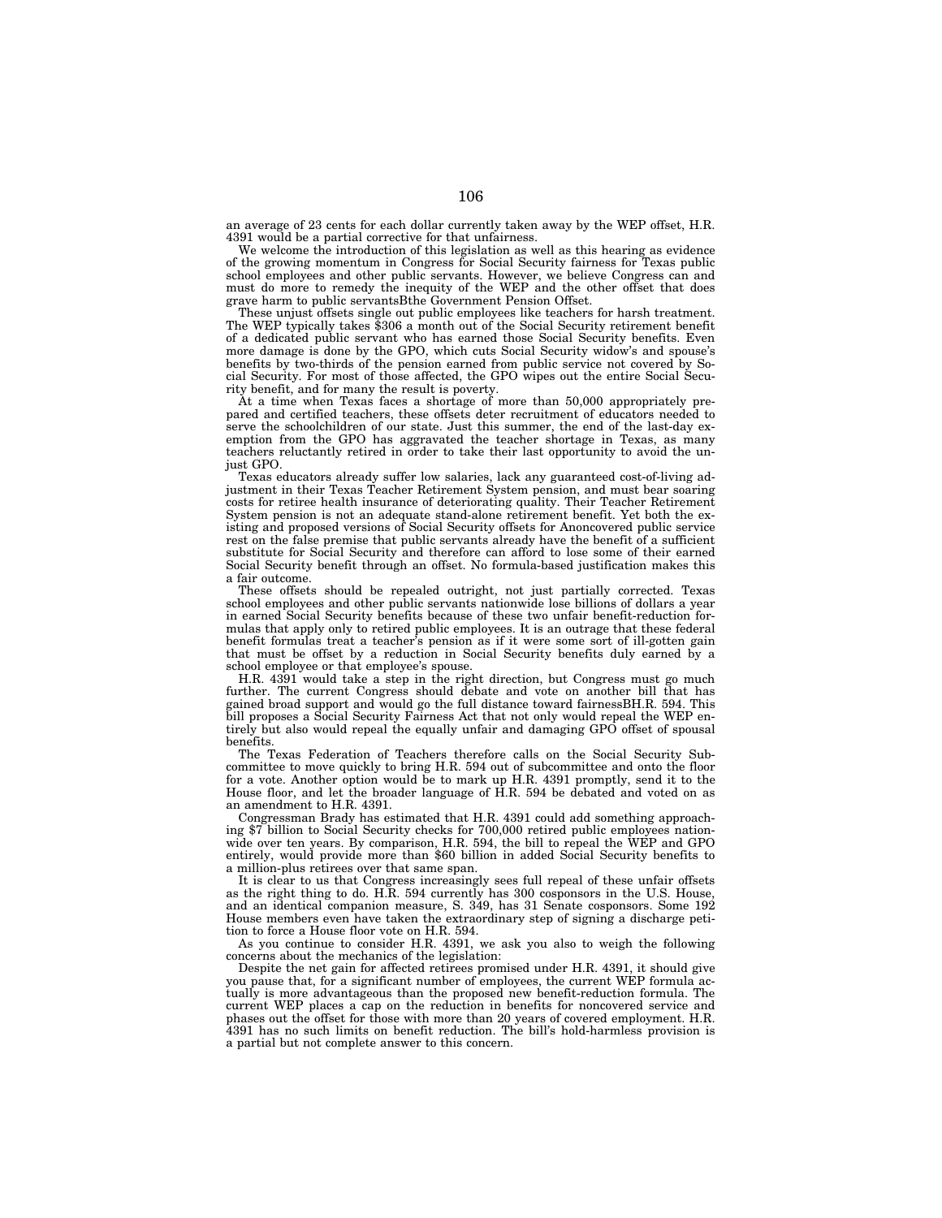an average of 23 cents for each dollar currently taken away by the WEP offset, H.R. 4391 would be a partial corrective for that unfairness.

We welcome the introduction of this legislation as well as this hearing as evidence of the growing momentum in Congress for Social Security fairness for Texas public school employees and other public servants. However, we believe Congress can and must do more to remedy the inequity of the WEP and the other offset that does grave harm to public servantsBthe Government Pension Offset.

These unjust offsets single out public employees like teachers for harsh treatment. The WEP typically takes $306 a month out of the Social Security retirement benefit of a dedicated public servant who has earned those Social Security benefits. Even more damage is done by the GPO, which cuts Social Security widow's and spouse's benefits by two-thirds of the pension earned from public service not covered by Social Security. For most of those affected, the GPO wipes out the entire Social Security benefit, and for many the result is poverty.

At a time when Texas faces a shortage of more than 50,000 appropriately prepared and certified teachers, these offsets deter recruitment of educators needed to serve the schoolchildren of our state. Just this summer, the end of the last-day exemption from the GPO has aggravated the teacher shortage in Texas, as many teachers reluctantly retired in order to take their last opportunity to avoid the unjust GPO.

Texas educators already suffer low salaries, lack any guaranteed cost-of-living adjustment in their Texas Teacher Retirement System pension, and must bear soaring costs for retiree health insurance of deteriorating quality. Their Teacher Retirement System pension is not an adequate stand-alone retirement benefit. Yet both the existing and proposed versions of Social Security offsets for Anoncovered public service rest on the false premise that public servants already have the benefit of a sufficient substitute for Social Security and therefore can afford to lose some of their earned Social Security benefit through an offset. No formula-based justification makes this a fair outcome.

These offsets should be repealed outright, not just partially corrected. Texas school employees and other public servants nationwide lose billions of dollars a year in earned Social Security benefits because of these two unfair benefit-reduction formulas that apply only to retired public employees. It is an outrage that these federal benefit formulas treat a teacher's pension as if it were some sort of ill-gotten gain that must be offset by a reduction in Social Security benefits duly earned by a school employee or that employee's spouse.

H.R. 4391 would take a step in the right direction, but Congress must go much further. The current Congress should debate and vote on another bill that has gained broad support and would go the full distance toward fairnessBH.R. 594. This bill proposes a Social Security Fairness Act that not only would repeal the WEP entirely but also would repeal the equally unfair and damaging GPO offset of spousal benefits.

The Texas Federation of Teachers therefore calls on the Social Security Subcommittee to move quickly to bring H.R. 594 out of subcommittee and onto the floor for a vote. Another option would be to mark up H.R. 4391 promptly, send it to the House floor, and let the broader language of H.R. 594 be debated and voted on as an amendment to H.R. 4391.

Congressman Brady has estimated that H.R. 4391 could add something approaching $7 billion to Social Security checks for 700,000 retired public employees nationwide over ten years. By comparison, H.R. 594, the bill to repeal the WEP and GPO entirely, would provide more than $60 billion in added Social Security benefits to a million-plus retirees over that same span.

It is clear to us that Congress increasingly sees full repeal of these unfair offsets as the right thing to do. H.R. 594 currently has 300 cosponsors in the U.S. House, and an identical companion measure, S. 349, has 31 Senate cosponsors. Some 192 House members even have taken the extraordinary step of signing a discharge petition to force a House floor vote on H.R. 594.

As you continue to consider H.R. 4391, we ask you also to weigh the following concerns about the mechanics of the legislation:

Despite the net gain for affected retirees promised under H.R. 4391, it should give you pause that, for a significant number of employees, the current WEP formula actually is more advantageous than the proposed new benefit-reduction formula. The current WEP places a cap on the reduction in benefits for noncovered service and phases out the offset for those with more than 20 years of covered employment. H.R. 4391 has no such limits on benefit reduction. The bill's hold-harmless provision is a partial but not complete answer to this concern.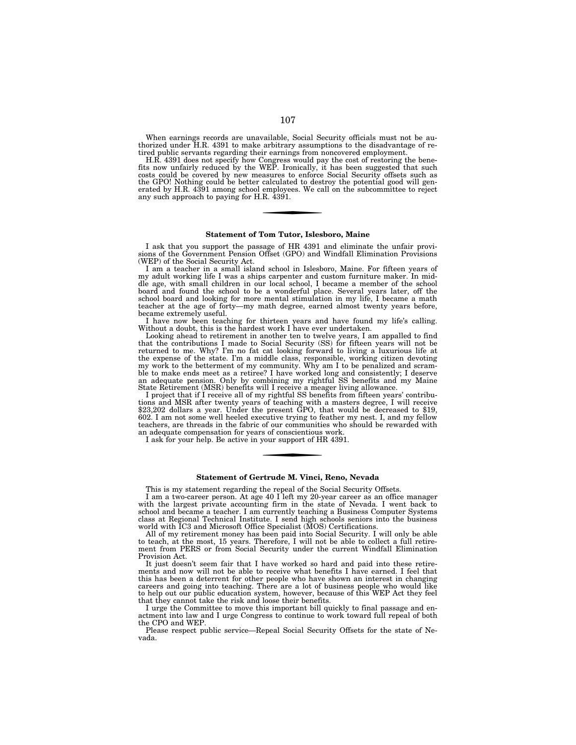When earnings records are unavailable, Social Security officials must not be authorized under H.R. 4391 to make arbitrary assumptions to the disadvantage of retired public servants regarding their earnings from noncovered employment.

H.R. 4391 does not specify how Congress would pay the cost of restoring the benefits now unfairly reduced by the WEP. Ironically, it has been suggested that such costs could be covered by new measures to enforce Social Security offsets such as the GPO! Nothing could be better calculated to destroy the potential good will generated by H.R. 4391 among school employees. We call on the subcommittee to reject any such approach to paying for H.R. 4391.

---

### Statement of Tom Tutor, Islesboro, Maine

I ask that you support the passage of HR 4391 and eliminate the unfair provisions of the Government Pension Offset (GPO) and Windfall Elimination Provisions (WEP) of the Social Security Act.

I am a teacher in a small island school in Islesboro, Maine. For fifteen years of my adult working life I was a ships carpenter and custom furniture maker. In middle age, with small children in our local school, I became a member of the school board and found the school to be a wonderful place. Several years later, off the school board and looking for more mental stimulation in my life, I became a math teacher at the age of forty—my math degree, earned almost twenty years before, became extremely useful.

I have now been teaching for thirteen years and have found my life's calling. Without a doubt, this is the hardest work I have ever undertaken.

Looking ahead to retirement in another ten to twelve years, I am appalled to find that the contributions I made to Social Security (SS) for fifteen years will not be returned to me. Why? I'm no fat cat looking forward to living a luxurious life at the expense of the state. I'm a middle class, responsible, working citizen devoting my work to the betterment of my community. Why am I to be penalized and scramble to make ends meet as a retiree? I have worked long and consistently; I deserve an adequate pension. Only by combining my rightful SS benefits and my Maine State Retirement (MSR) benefits will I receive a meager living allowance.

I project that if I receive all of my rightful SS benefits from fifteen years' contributions and MSR after twenty years of teaching with a masters degree, I will receive $23,202 dollars a year. Under the present GPO, that would be decreased to $19,602. I am not some well heeled executive trying to feather my nest. I, and my fellow teachers, are threads in the fabric of our communities who should be rewarded with an adequate compensation for years of conscientious work.

I ask for your help. Be active in your support of HR 4391.

---

### Statement of Gertrude M. Vinci, Reno, Nevada

This is my statement regarding the repeal of the Social Security Offsets.

I am a two-career person. At age 40 I left my 20-year career as an office manager with the largest private accounting firm in the state of Nevada. I went back to school and became a teacher. I am currently teaching a Business Computer Systems class at Regional Technical Institute. I send high schools seniors into the business world with IC3 and Microsoft Office Specialist (MOS) Certifications.

All of my retirement money has been paid into Social Security. I will only be able to teach, at the most, 15 years. Therefore, I will not be able to collect a full retirement from PERS or from Social Security under the current Windfall Elimination Provision Act.

It just doesn't seem fair that I have worked so hard and paid into these retirements and now will not be able to receive what benefits I have earned. I feel that this has been a deterrent for other people who have shown an interest in changing careers and going into teaching. There are a lot of business people who would like to help out our public education system, however, because of this WEP Act they feel that they cannot take the risk and loose their benefits.

I urge the Committee to move this important bill quickly to final passage and enactment into law and I urge Congress to continue to work toward full repeal of both the CPO and WEP.

Please respect public service—Repeal Social Security Offsets for the state of Nevada.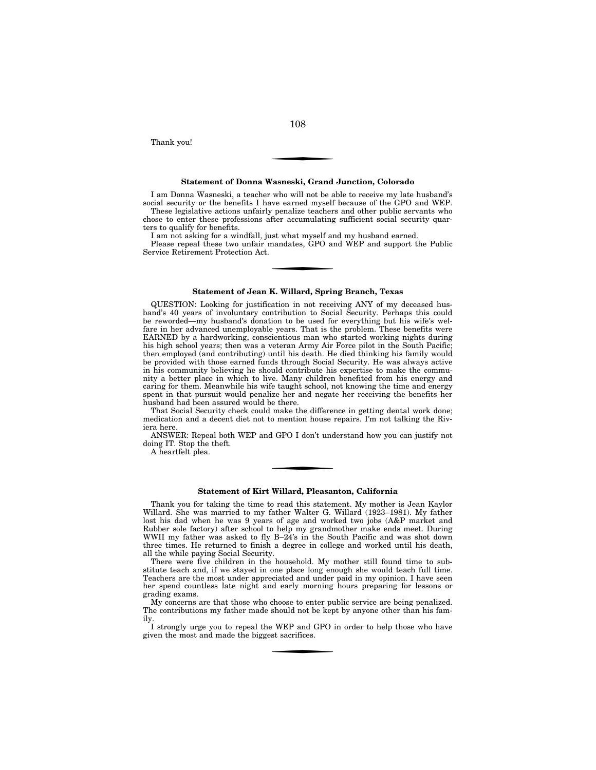Thank you!

---

**Statement of Donna Wasneski, Grand Junction, Colorado**

I am Donna Wasneski, a teacher who will not be able to receive my late husband's social security or the benefits I have earned myself because of the GPO and WEP.

These legislative actions unfairly penalize teachers and other public servants who chose to enter these professions after accumulating sufficient social security quarters to qualify for benefits.

I am not asking for a windfall, just what myself and my husband earned.

Please repeal these two unfair mandates, GPO and WEP and support the Public Service Retirement Protection Act.

---

**Statement of Jean K. Willard, Spring Branch, Texas**

QUESTION: Looking for justification in not receiving ANY of my deceased husband's 40 years of involuntary contribution to Social Security. Perhaps this could be reworded—my husband's donation to be used for everything but his wife's welfare in her advanced unemployable years. That is the problem. These benefits were EARNED by a hardworking, conscientious man who started working nights during his high school years; then was a veteran Army Air Force pilot in the South Pacific; then employed (and contributing) until his death. He died thinking his family would be provided with those earned funds through Social Security. He was always active in his community believing he should contribute his expertise to make the community a better place in which to live. Many children benefited from his energy and caring for them. Meanwhile his wife taught school, not knowing the time and energy spent in that pursuit would penalize her and negate her receiving the benefits her husband had been assured would be there.

That Social Security check could make the difference in getting dental work done; medication and a decent diet not to mention house repairs. I'm not talking the Riviera here.

ANSWER: Repeal both WEP and GPO I don't understand how you can justify not doing IT. Stop the theft.

A heartfelt plea.

---

**Statement of Kirt Willard, Pleasanton, California**

Thank you for taking the time to read this statement. My mother is Jean Kaylor Willard. She was married to my father Walter G. Willard (1923–1981). My father lost his dad when he was 9 years of age and worked two jobs (A&P market and Rubber sole factory) after school to help my grandmother make ends meet. During WWII my father was asked to fly B–24's in the South Pacific and was shot down three times. He returned to finish a degree in college and worked until his death, all the while paying Social Security.

There were five children in the household. My mother still found time to substitute teach and, if we stayed in one place long enough she would teach full time. Teachers are the most under appreciated and under paid in my opinion. I have seen her spend countless late night and early morning hours preparing for lessons or grading exams.

My concerns are that those who choose to enter public service are being penalized. The contributions my father made should not be kept by anyone other than his family.

I strongly urge you to repeal the WEP and GPO in order to help those who have given the most and made the biggest sacrifices.

---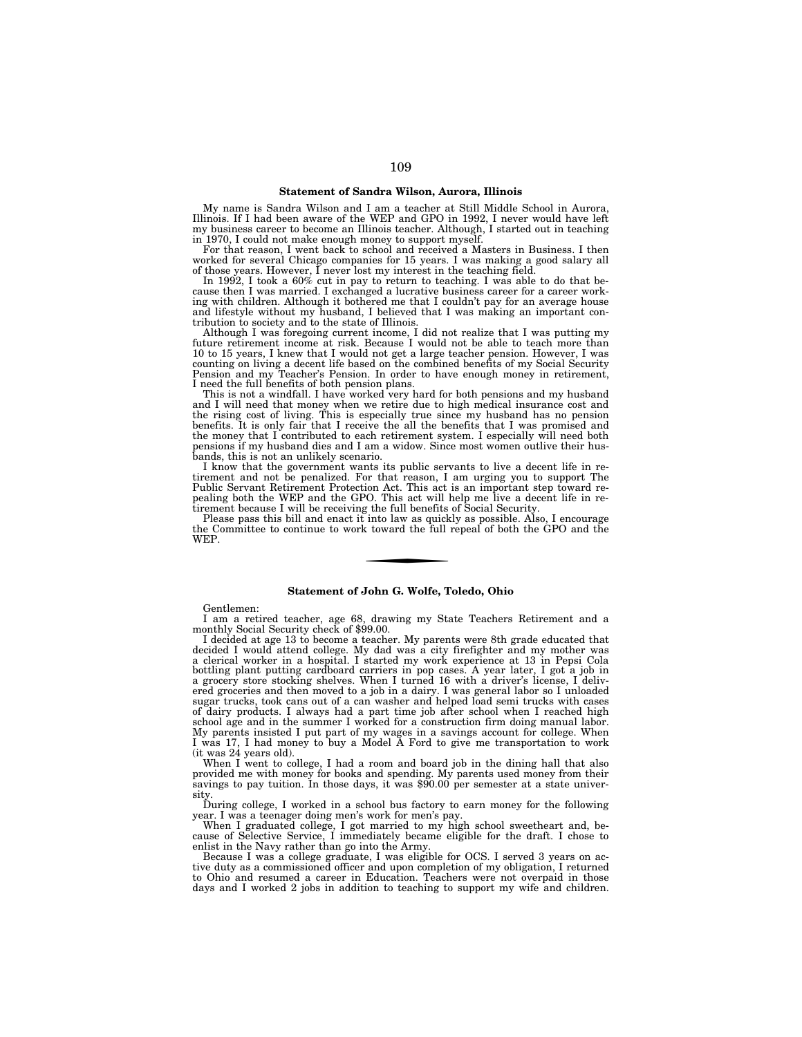## Statement of Sandra Wilson, Aurora, Illinois

My name is Sandra Wilson and I am a teacher at Still Middle School in Aurora, Illinois. If I had been aware of the WEP and GPO in 1992, I never would have left my business career to become an Illinois teacher. Although, I started out in teaching in 1970, I could not make enough money to support myself.

For that reason, I went back to school and received a Masters in Business. I then worked for several Chicago companies for 15 years. I was making a good salary all of those years. However, I never lost my interest in the teaching field.

In 1992, I took a 60% cut in pay to return to teaching. I was able to do that because then I was married. I exchanged a lucrative business career for a career working with children. Although it bothered me that I couldn't pay for an average house and lifestyle without my husband, I believed that I was making an important contribution to society and to the state of Illinois.

Although I was foregoing current income, I did not realize that I was putting my future retirement income at risk. Because I would not be able to teach more than 10 to 15 years, I knew that I would not get a large teacher pension. However, I was counting on living a decent life based on the combined benefits of my Social Security Pension and my Teacher's Pension. In order to have enough money in retirement, I need the full benefits of both pension plans.

This is not a windfall. I have worked very hard for both pensions and my husband and I will need that money when we retire due to high medical insurance cost and the rising cost of living. This is especially true since my husband has no pension benefits. It is only fair that I receive the all the benefits that I was promised and the money that I contributed to each retirement system. I especially will need both pensions if my husband dies and I am a widow. Since most women outlive their husbands, this is not an unlikely scenario.

I know that the government wants its public servants to live a decent life in retirement and not be penalized. For that reason, I am urging you to support The Public Servant Retirement Protection Act. This act is an important step toward repealing both the WEP and the GPO. This act will help me live a decent life in retirement because I will be receiving the full benefits of Social Security.

Please pass this bill and enact it into law as quickly as possible. Also, I encourage the Committee to continue to work toward the full repeal of both the GPO and the WEP.

---

## Statement of John G. Wolfe, Toledo, Ohio

Gentlemen:

I am a retired teacher, age 68, drawing my State Teachers Retirement and a monthly Social Security check of $99.00.

I decided at age 13 to become a teacher. My parents were 8th grade educated that decided I would attend college. My dad was a city firefighter and my mother was a clerical worker in a hospital. I started my work experience at 13 in Pepsi Cola bottling plant putting cardboard carriers in pop cases. A year later, I got a job in a grocery store stocking shelves. When I turned 16 with a driver's license, I delivered groceries and then moved to a job in a dairy. I was general labor so I unloaded sugar trucks, took cans out of a can washer and helped load semi trucks with cases of dairy products. I always had a part time job after school when I reached high school age and in the summer I worked for a construction firm doing manual labor. My parents insisted I put part of my wages in a savings account for college. When I was 17, I had money to buy a Model A Ford to give me transportation to work (it was 24 years old).

When I went to college, I had a room and board job in the dining hall that also provided me with money for books and spending. My parents used money from their savings to pay tuition. In those days, it was $90.00 per semester at a state university.

During college, I worked in a school bus factory to earn money for the following year. I was a teenager doing men's work for men's pay.

When I graduated college, I got married to my high school sweetheart and, because of Selective Service, I immediately became eligible for the draft. I chose to enlist in the Navy rather than go into the Army.

Because I was a college graduate, I was eligible for OCS. I served 3 years on active duty as a commissioned officer and upon completion of my obligation, I returned to Ohio and resumed a career in Education. Teachers were not overpaid in those days and I worked 2 jobs in addition to teaching to support my wife and children.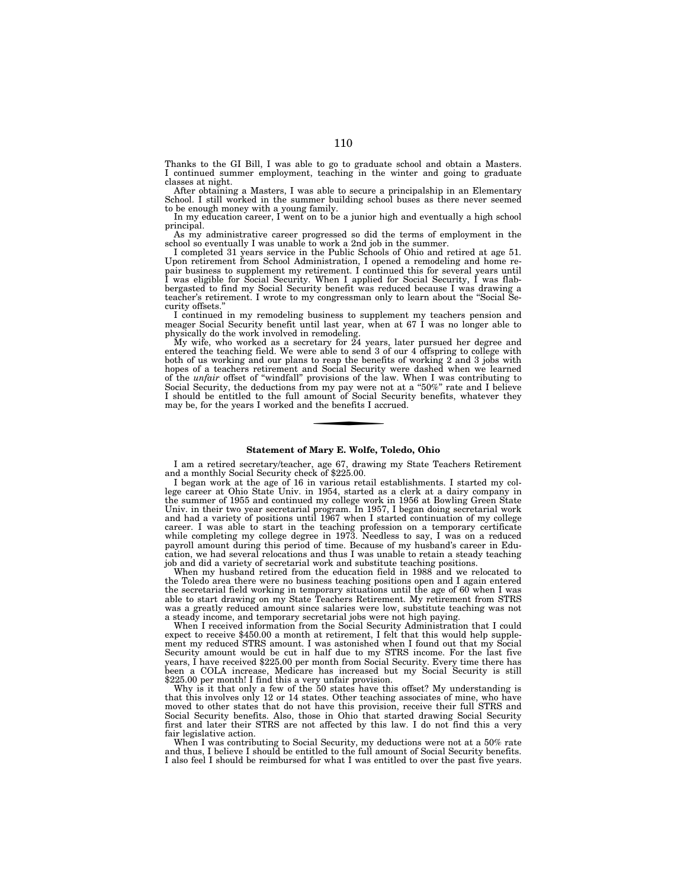Thanks to the GI Bill, I was able to go to graduate school and obtain a Masters. I continued summer employment, teaching in the winter and going to graduate classes at night.

After obtaining a Masters, I was able to secure a principalship in an Elementary School. I still worked in the summer building school buses as there never seemed to be enough money with a young family.

In my education career, I went on to be a junior high and eventually a high school principal.

As my administrative career progressed so did the terms of employment in the school so eventually I was unable to work a 2nd job in the summer.

I completed 31 years service in the Public Schools of Ohio and retired at age 51. Upon retirement from School Administration, I opened a remodeling and home repair business to supplement my retirement. I continued this for several years until I was eligible for Social Security. When I applied for Social Security, I was flabbergasted to find my Social Security benefit was reduced because I was drawing a teacher's retirement. I wrote to my congressman only to learn about the "Social Security offsets."

I continued in my remodeling business to supplement my teachers pension and meager Social Security benefit until last year, when at 67 I was no longer able to physically do the work involved in remodeling.

My wife, who worked as a secretary for 24 years, later pursued her degree and entered the teaching field. We were able to send 3 of our 4 offspring to college with both of us working and our plans to reap the benefits of working 2 and 3 jobs with hopes of a teachers retirement and Social Security were dashed when we learned of the *unfair* offset of "windfall" provisions of the law. When I was contributing to Social Security, the deductions from my pay were not at a "50%" rate and I believe I should be entitled to the full amount of Social Security benefits, whatever they may be, for the years I worked and the benefits I accrued.

---

**Statement of Mary E. Wolfe, Toledo, Ohio**

I am a retired secretary/teacher, age 67, drawing my State Teachers Retirement and a monthly Social Security check of $225.00.

I began work at the age of 16 in various retail establishments. I started my college career at Ohio State Univ. in 1954, started as a clerk at a dairy company in the summer of 1955 and continued my college work in 1956 at Bowling Green State Univ. in their two year secretarial program. In 1957, I began doing secretarial work and had a variety of positions until 1967 when I started continuation of my college career. I was able to start in the teaching profession on a temporary certificate while completing my college degree in 1973. Needless to say, I was on a reduced payroll amount during this period of time. Because of my husband's career in Education, we had several relocations and thus I was unable to retain a steady teaching job and did a variety of secretarial work and substitute teaching positions.

When my husband retired from the education field in 1988 and we relocated to the Toledo area there were no business teaching positions open and I again entered the secretarial field working in temporary situations until the age of 60 when I was able to start drawing on my State Teachers Retirement. My retirement from STRS was a greatly reduced amount since salaries were low, substitute teaching was not a steady income, and temporary secretarial jobs were not high paying.

When I received information from the Social Security Administration that I could expect to receive $450.00 a month at retirement, I felt that this would help supplement my reduced STRS amount. I was astonished when I found out that my Social Security amount would be cut in half due to my STRS income. For the last five years, I have received $225.00 per month from Social Security. Every time there has been a COLA increase, Medicare has increased but my Social Security is still $225.00 per month! I find this a very unfair provision.

Why is it that only a few of the 50 states have this offset? My understanding is that this involves only 12 or 14 states. Other teaching associates of mine, who have moved to other states that do not have this provision, receive their full STRS and Social Security benefits. Also, those in Ohio that started drawing Social Security first and later their STRS are not affected by this law. I do not find this a very fair legislative action.

When I was contributing to Social Security, my deductions were not at a 50% rate and thus, I believe I should be entitled to the full amount of Social Security benefits. I also feel I should be reimbursed for what I was entitled to over the past five years.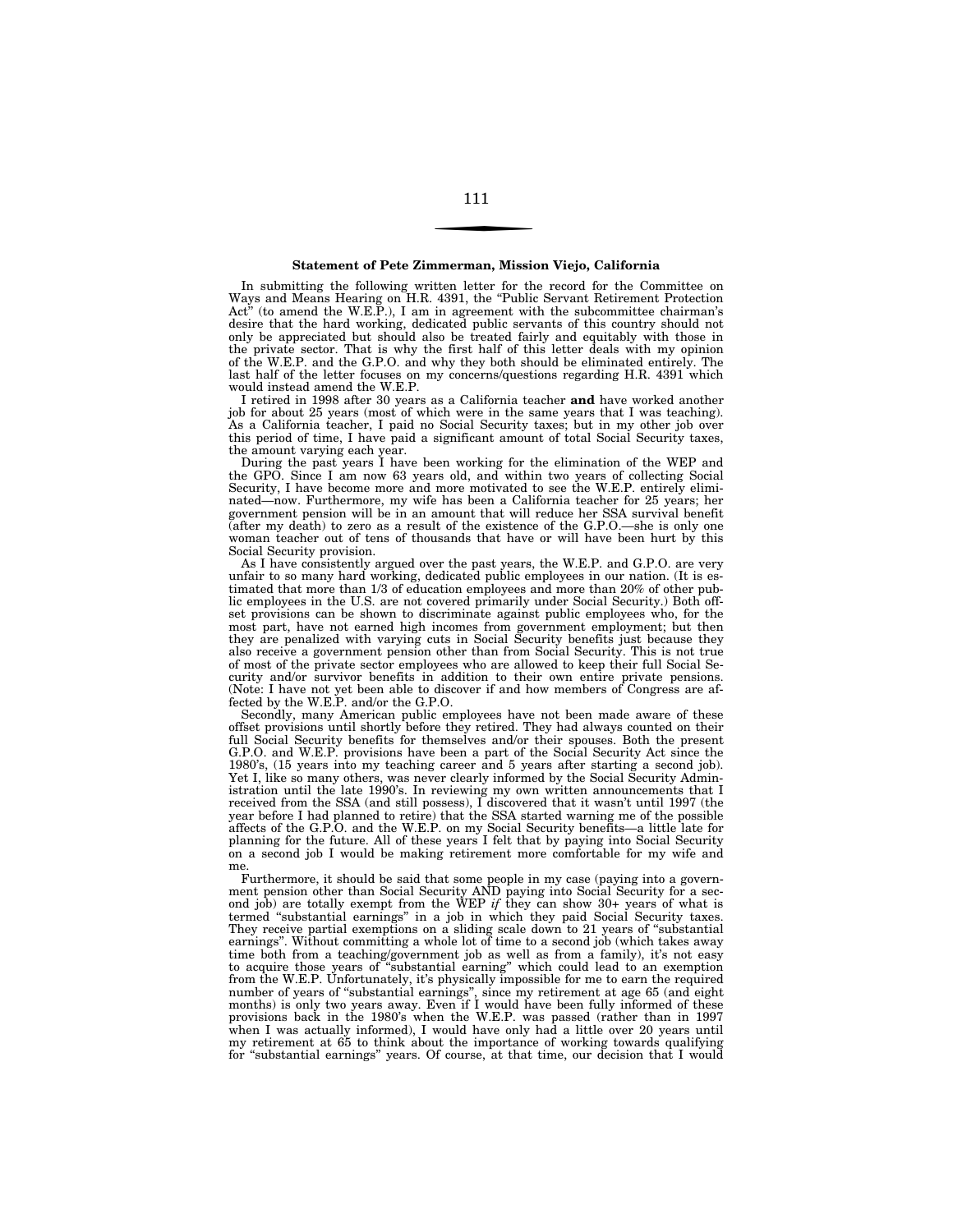**Statement of Pete Zimmerman, Mission Viejo, California**

In submitting the following written letter for the record for the Committee on Ways and Means Hearing on H.R. 4391, the "Public Servant Retirement Protection Act" (to amend the W.E.P.), I am in agreement with the subcommittee chairman's desire that the hard working, dedicated public servants of this country should not only be appreciated but should also be treated fairly and equitably with those in the private sector. That is why the first half of this letter deals with my opinion of the W.E.P. and the G.P.O. and why they both should be eliminated entirely. The last half of the letter focuses on my concerns/questions regarding H.R. 4391 which would instead amend the W.E.P.

I retired in 1998 after 30 years as a California teacher **and** have worked another job for about 25 years (most of which were in the same years that I was teaching). As a California teacher, I paid no Social Security taxes; but in my other job over this period of time, I have paid a significant amount of total Social Security taxes, the amount varying each year.

During the past years I have been working for the elimination of the WEP and the GPO. Since I am now 63 years old, and within two years of collecting Social Security, I have become more and more motivated to see the W.E.P. entirely eliminated—now. Furthermore, my wife has been a California teacher for 25 years; her government pension will be in an amount that will reduce her SSA survival benefit (after my death) to zero as a result of the existence of the G.P.O.—she is only one woman teacher out of tens of thousands that have or will have been hurt by this Social Security provision.

As I have consistently argued over the past years, the W.E.P. and G.P.O. are very unfair to so many hard working, dedicated public employees in our nation. (It is estimated that more than 1/3 of education employees and more than 20% of other public employees in the U.S. are not covered primarily under Social Security.) Both offset provisions can be shown to discriminate against public employees who, for the most part, have not earned high incomes from government employment; but then they are penalized with varying cuts in Social Security benefits just because they also receive a government pension other than from Social Security. This is not true of most of the private sector employees who are allowed to keep their full Social Security and/or survivor benefits in addition to their own entire private pensions. (Note: I have not yet been able to discover if and how members of Congress are affected by the W.E.P. and/or the G.P.O.

Secondly, many American public employees have not been made aware of these offset provisions until shortly before they retired. They had always counted on their full Social Security benefits for themselves and/or their spouses. Both the present G.P.O. and W.E.P. provisions have been a part of the Social Security Act since the 1980's, (15 years into my teaching career and 5 years after starting a second job). Yet I, like so many others, was never clearly informed by the Social Security Administration until the late 1990's. In reviewing my own written announcements that I received from the SSA (and still possess), I discovered that it wasn't until 1997 (the year before I had planned to retire) that the SSA started warning me of the possible affects of the G.P.O. and the W.E.P. on my Social Security benefits—a little late for planning for the future. All of these years I felt that by paying into Social Security on a second job I would be making retirement more comfortable for my wife and me.

Furthermore, it should be said that some people in my case (paying into a government pension other than Social Security AND paying into Social Security for a second job) are totally exempt from the WEP *if* they can show 30+ years of what is termed "substantial earnings" in a job in which they paid Social Security taxes. They receive partial exemptions on a sliding scale down to 21 years of "substantial earnings". Without committing a whole lot of time to a second job (which takes away time both from a teaching/government job as well as from a family), it's not easy to acquire those years of "substantial earning" which could lead to an exemption from the W.E.P. Unfortunately, it's physically impossible for me to earn the required number of years of "substantial earnings", since my retirement at age 65 (and eight months) is only two years away. Even if I would have been fully informed of these provisions back in the 1980's when the W.E.P. was passed (rather than in 1997 when I was actually informed), I would have only had a little over 20 years until my retirement at 65 to think about the importance of working towards qualifying for "substantial earnings" years. Of course, at that time, our decision that I would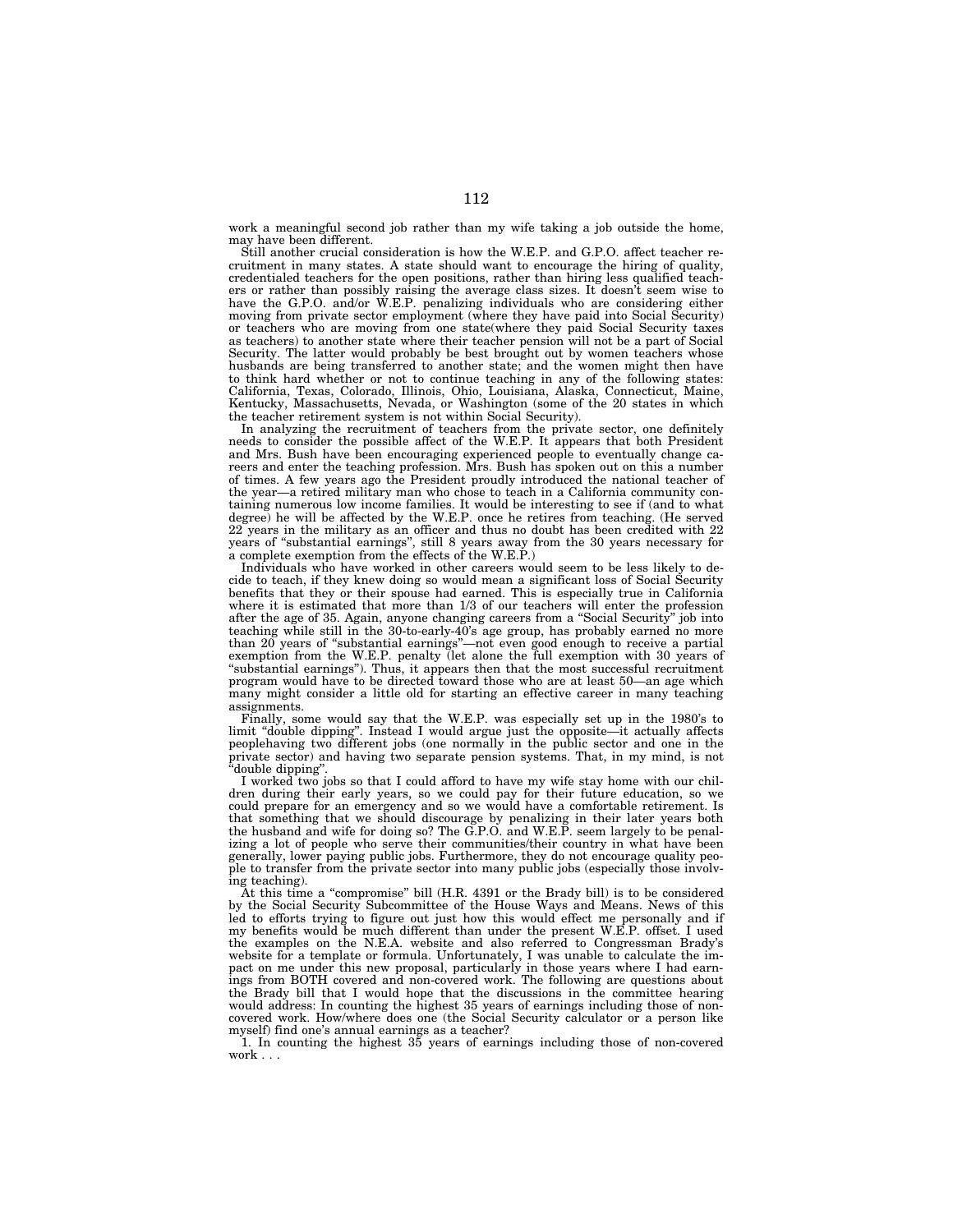work a meaningful second job rather than my wife taking a job outside the home, may have been different.

Still another crucial consideration is how the W.E.P. and G.P.O. affect teacher recruitment in many states. A state should want to encourage the hiring of quality, credentialed teachers for the open positions, rather than hiring less qualified teachers or rather than possibly raising the average class sizes. It doesn't seem wise to have the G.P.O. and/or W.E.P. penalizing individuals who are considering either moving from private sector employment (where they have paid into Social Security) or teachers who are moving from one state(where they paid Social Security taxes as teachers) to another state where their teacher pension will not be a part of Social Security. The latter would probably be best brought out by women teachers whose husbands are being transferred to another state; and the women might then have to think hard whether or not to continue teaching in any of the following states: California, Texas, Colorado, Illinois, Ohio, Louisiana, Alaska, Connecticut, Maine, Kentucky, Massachusetts, Nevada, or Washington (some of the 20 states in which the teacher retirement system is not within Social Security).

In analyzing the recruitment of teachers from the private sector, one definitely needs to consider the possible affect of the W.E.P. It appears that both President and Mrs. Bush have been encouraging experienced people to eventually change careers and enter the teaching profession. Mrs. Bush has spoken out on this a number of times. A few years ago the President proudly introduced the national teacher of the year—a retired military man who chose to teach in a California community containing numerous low income families. It would be interesting to see if (and to what degree) he will be affected by the W.E.P. once he retires from teaching. (He served 22 years in the military as an officer and thus no doubt has been credited with 22 years of "substantial earnings", still 8 years away from the 30 years necessary for a complete exemption from the effects of the W.E.P.)

Individuals who have worked in other careers would seem to be less likely to decide to teach, if they knew doing so would mean a significant loss of Social Security benefits that they or their spouse had earned. This is especially true in California where it is estimated that more than 1/3 of our teachers will enter the profession after the age of 35. Again, anyone changing careers from a "Social Security" job into teaching while still in the 30-to-early-40's age group, has probably earned no more than 20 years of "substantial earnings"—not even good enough to receive a partial exemption from the W.E.P. penalty (let alone the full exemption with 30 years of "substantial earnings"). Thus, it appears then that the most successful recruitment program would have to be directed toward those who are at least 50—an age which many might consider a little old for starting an effective career in many teaching assignments.

Finally, some would say that the W.E.P. was especially set up in the 1980's to limit "double dipping". Instead I would argue just the opposite—it actually affects peoplehaving two different jobs (one normally in the public sector and one in the private sector) and having two separate pension systems. That, in my mind, is not "double dipping".

I worked two jobs so that I could afford to have my wife stay home with our children during their early years, so we could pay for their future education, so we could prepare for an emergency and so we would have a comfortable retirement. Is that something that we should discourage by penalizing in their later years both the husband and wife for doing so? The G.P.O. and W.E.P. seem largely to be penalizing a lot of people who serve their communities/their country in what have been generally, lower paying public jobs. Furthermore, they do not encourage quality people to transfer from the private sector into many public jobs (especially those involving teaching).

At this time a "compromise" bill (H.R. 4391 or the Brady bill) is to be considered by the Social Security Subcommittee of the House Ways and Means. News of this led to efforts trying to figure out just how this would effect me personally and if my benefits would be much different than under the present W.E.P. offset. I used the examples on the N.E.A. website and also referred to Congressman Brady's website for a template or formula. Unfortunately, I was unable to calculate the impact on me under this new proposal, particularly in those years where I had earnings from BOTH covered and non-covered work. The following are questions about the Brady bill that I would hope that the discussions in the committee hearing would address: In counting the highest 35 years of earnings including those of non-covered work. How/where does one (the Social Security calculator or a person like myself) find one's annual earnings as a teacher?

1. In counting the highest 35 years of earnings including those of non-covered work . . .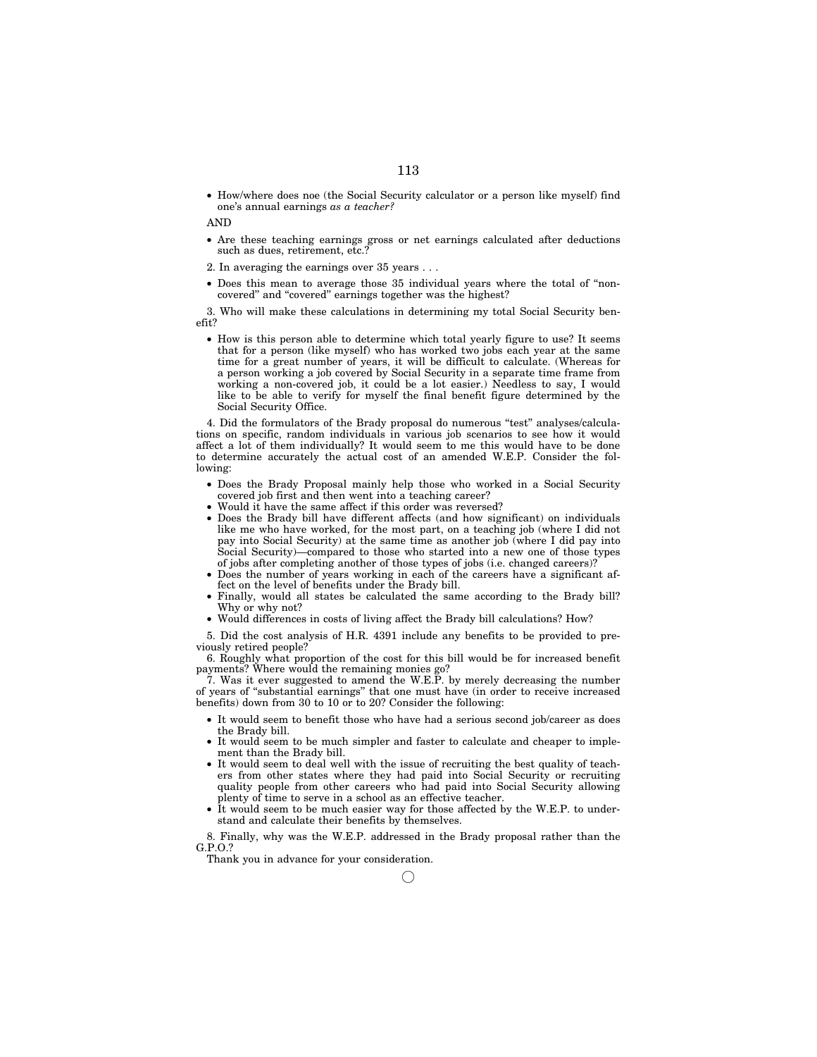- How/where does noe (the Social Security calculator or a person like myself) find one's annual earnings *as a teacher?*

AND

- Are these teaching earnings gross or net earnings calculated after deductions such as dues, retirement, etc.?

2. In averaging the earnings over 35 years . . .

- Does this mean to average those 35 individual years where the total of "non-covered" and "covered" earnings together was the highest?

3. Who will make these calculations in determining my total Social Security benefit?

- How is this person able to determine which total yearly figure to use? It seems that for a person (like myself) who has worked two jobs each year at the same time for a great number of years, it will be difficult to calculate. (Whereas for a person working a job covered by Social Security in a separate time frame from working a non-covered job, it could be a lot easier.) Needless to say, I would like to be able to verify for myself the final benefit figure determined by the Social Security Office.

4. Did the formulators of the Brady proposal do numerous "test" analyses/calculations on specific, random individuals in various job scenarios to see how it would affect a lot of them individually? It would seem to me this would have to be done to determine accurately the actual cost of an amended W.E.P. Consider the following:

- Does the Brady Proposal mainly help those who worked in a Social Security covered job first and then went into a teaching career?
- Would it have the same affect if this order was reversed?
- Does the Brady bill have different affects (and how significant) on individuals like me who have worked, for the most part, on a teaching job (where I did not pay into Social Security) at the same time as another job (where I did pay into Social Security)—compared to those who started into a new one of those types of jobs after completing another of those types of jobs (i.e. changed careers)?
- Does the number of years working in each of the careers have a significant affect on the level of benefits under the Brady bill.
- Finally, would all states be calculated the same according to the Brady bill? Why or why not?
- Would differences in costs of living affect the Brady bill calculations? How?

5. Did the cost analysis of H.R. 4391 include any benefits to be provided to previously retired people?

6. Roughly what proportion of the cost for this bill would be for increased benefit payments? Where would the remaining monies go?

7. Was it ever suggested to amend the W.E.P. by merely decreasing the number of years of "substantial earnings" that one must have (in order to receive increased benefits) down from 30 to 10 or to 20? Consider the following:

- It would seem to benefit those who have had a serious second job/career as does the Brady bill.
- It would seem to be much simpler and faster to calculate and cheaper to implement than the Brady bill.
- It would seem to deal well with the issue of recruiting the best quality of teachers from other states where they had paid into Social Security or recruiting quality people from other careers who had paid into Social Security allowing plenty of time to serve in a school as an effective teacher.
- It would seem to be much easier way for those affected by the W.E.P. to understand and calculate their benefits by themselves.

8. Finally, why was the W.E.P. addressed in the Brady proposal rather than the G.P.O.?

Thank you in advance for your consideration.